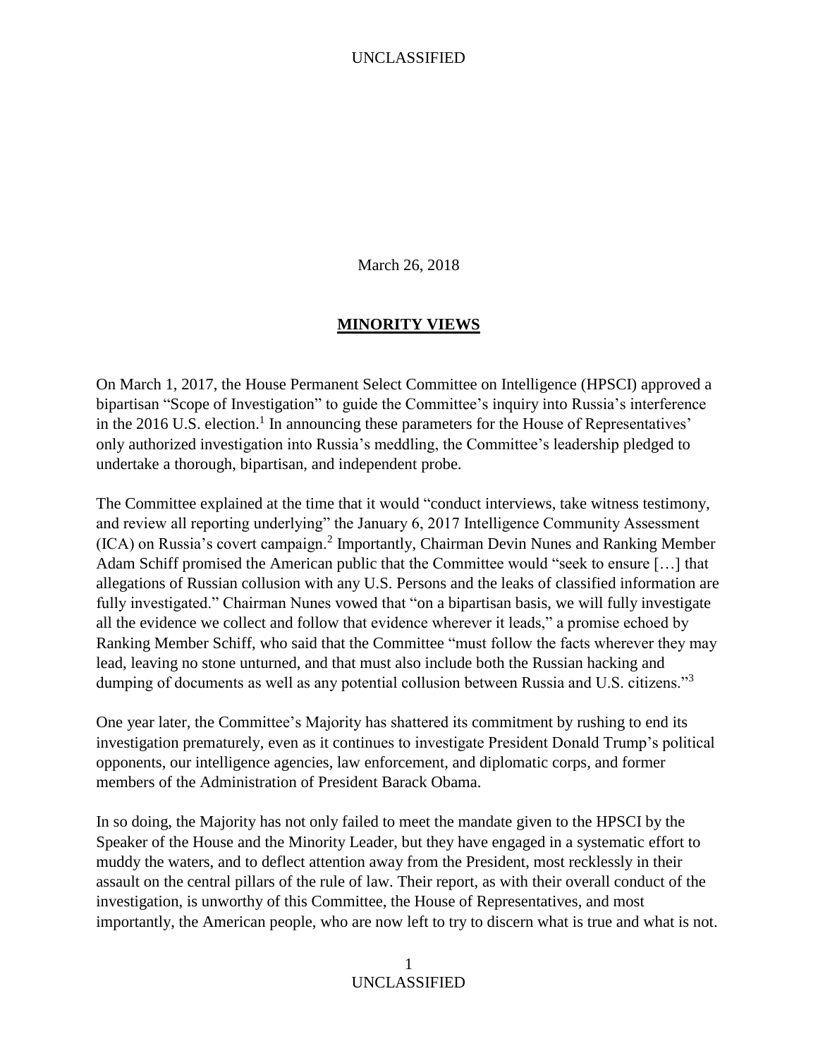March 26, 2018

## MINORITY VIEWS

On March 1, 2017, the House Permanent Select Committee on Intelligence (HPSCI) approved a bipartisan "Scope of Investigation" to guide the Committee's inquiry into Russia's interference in the 2016 U.S. election.[1] In announcing these parameters for the House of Representatives' only authorized investigation into Russia's meddling, the Committee's leadership pledged to undertake a thorough, bipartisan, and independent probe.

The Committee explained at the time that it would "conduct interviews, take witness testimony, and review all reporting underlying" the January 6, 2017 Intelligence Community Assessment (ICA) on Russia's covert campaign.[2] Importantly, Chairman Devin Nunes and Ranking Member Adam Schiff promised the American public that the Committee would "seek to ensure […] that allegations of Russian collusion with any U.S. Persons and the leaks of classified information are fully investigated." Chairman Nunes vowed that "on a bipartisan basis, we will fully investigate all the evidence we collect and follow that evidence wherever it leads," a promise echoed by Ranking Member Schiff, who said that the Committee "must follow the facts wherever they may lead, leaving no stone unturned, and that must also include both the Russian hacking and dumping of documents as well as any potential collusion between Russia and U.S. citizens."[3]

One year later, the Committee's Majority has shattered its commitment by rushing to end its investigation prematurely, even as it continues to investigate President Donald Trump's political opponents, our intelligence agencies, law enforcement, and diplomatic corps, and former members of the Administration of President Barack Obama.

In so doing, the Majority has not only failed to meet the mandate given to the HPSCI by the Speaker of the House and the Minority Leader, but they have engaged in a systematic effort to muddy the waters, and to deflect attention away from the President, most recklessly in their assault on the central pillars of the rule of law. Their report, as with their overall conduct of the investigation, is unworthy of this Committee, the House of Representatives, and most importantly, the American people, who are now left to try to discern what is true and what is not.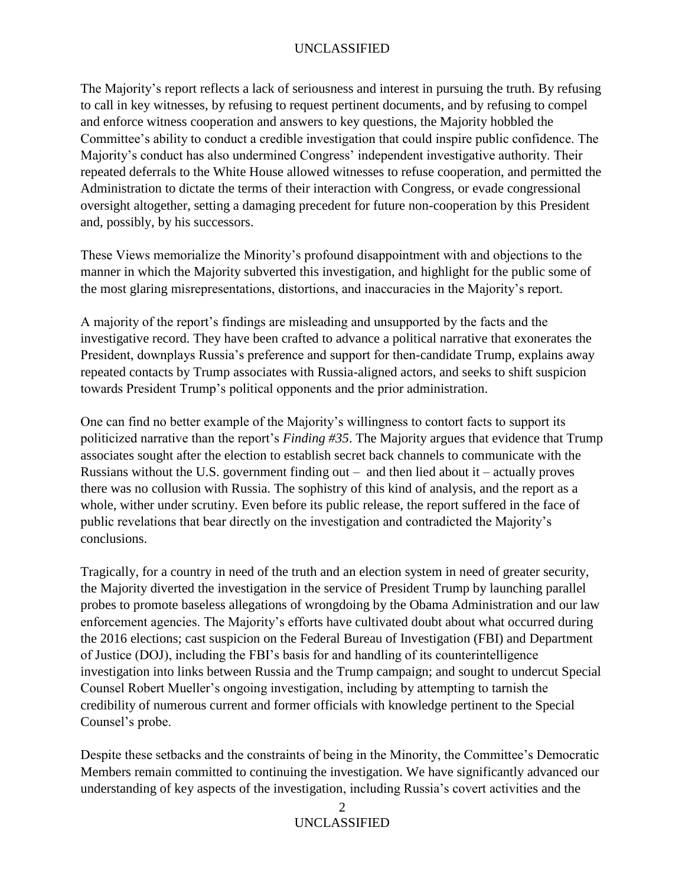The Majority's report reflects a lack of seriousness and interest in pursuing the truth. By refusing to call in key witnesses, by refusing to request pertinent documents, and by refusing to compel and enforce witness cooperation and answers to key questions, the Majority hobbled the Committee's ability to conduct a credible investigation that could inspire public confidence. The Majority's conduct has also undermined Congress' independent investigative authority. Their repeated deferrals to the White House allowed witnesses to refuse cooperation, and permitted the Administration to dictate the terms of their interaction with Congress, or evade congressional oversight altogether, setting a damaging precedent for future non-cooperation by this President and, possibly, by his successors.

These Views memorialize the Minority's profound disappointment with and objections to the manner in which the Majority subverted this investigation, and highlight for the public some of the most glaring misrepresentations, distortions, and inaccuracies in the Majority's report.

A majority of the report's findings are misleading and unsupported by the facts and the investigative record. They have been crafted to advance a political narrative that exonerates the President, downplays Russia's preference and support for then-candidate Trump, explains away repeated contacts by Trump associates with Russia-aligned actors, and seeks to shift suspicion towards President Trump's political opponents and the prior administration.

One can find no better example of the Majority's willingness to contort facts to support its politicized narrative than the report's *Finding #35*. The Majority argues that evidence that Trump associates sought after the election to establish secret back channels to communicate with the Russians without the U.S. government finding out – and then lied about it – actually proves there was no collusion with Russia. The sophistry of this kind of analysis, and the report as a whole, wither under scrutiny. Even before its public release, the report suffered in the face of public revelations that bear directly on the investigation and contradicted the Majority's conclusions.

Tragically, for a country in need of the truth and an election system in need of greater security, the Majority diverted the investigation in the service of President Trump by launching parallel probes to promote baseless allegations of wrongdoing by the Obama Administration and our law enforcement agencies. The Majority's efforts have cultivated doubt about what occurred during the 2016 elections; cast suspicion on the Federal Bureau of Investigation (FBI) and Department of Justice (DOJ), including the FBI's basis for and handling of its counterintelligence investigation into links between Russia and the Trump campaign; and sought to undercut Special Counsel Robert Mueller's ongoing investigation, including by attempting to tarnish the credibility of numerous current and former officials with knowledge pertinent to the Special Counsel's probe.

Despite these setbacks and the constraints of being in the Minority, the Committee's Democratic Members remain committed to continuing the investigation. We have significantly advanced our understanding of key aspects of the investigation, including Russia's covert activities and the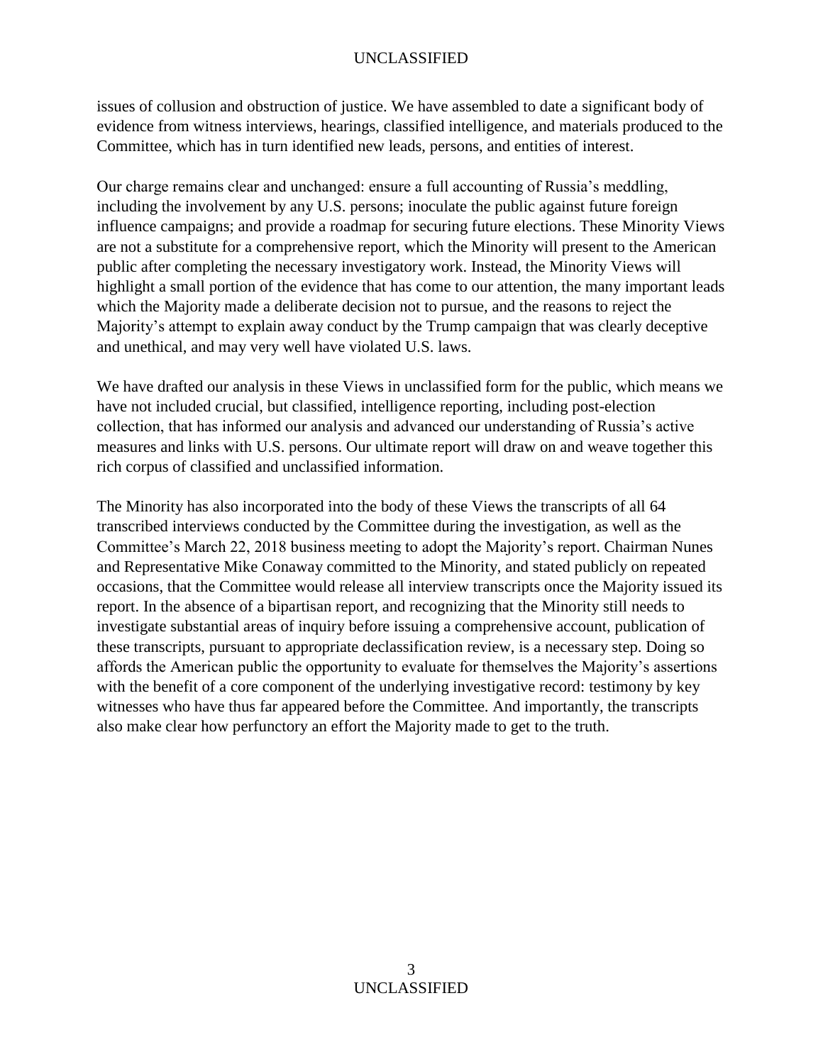issues of collusion and obstruction of justice. We have assembled to date a significant body of evidence from witness interviews, hearings, classified intelligence, and materials produced to the Committee, which has in turn identified new leads, persons, and entities of interest.

Our charge remains clear and unchanged: ensure a full accounting of Russia's meddling, including the involvement by any U.S. persons; inoculate the public against future foreign influence campaigns; and provide a roadmap for securing future elections. These Minority Views are not a substitute for a comprehensive report, which the Minority will present to the American public after completing the necessary investigatory work. Instead, the Minority Views will highlight a small portion of the evidence that has come to our attention, the many important leads which the Majority made a deliberate decision not to pursue, and the reasons to reject the Majority's attempt to explain away conduct by the Trump campaign that was clearly deceptive and unethical, and may very well have violated U.S. laws.

We have drafted our analysis in these Views in unclassified form for the public, which means we have not included crucial, but classified, intelligence reporting, including post-election collection, that has informed our analysis and advanced our understanding of Russia's active measures and links with U.S. persons. Our ultimate report will draw on and weave together this rich corpus of classified and unclassified information.

The Minority has also incorporated into the body of these Views the transcripts of all 64 transcribed interviews conducted by the Committee during the investigation, as well as the Committee's March 22, 2018 business meeting to adopt the Majority's report. Chairman Nunes and Representative Mike Conaway committed to the Minority, and stated publicly on repeated occasions, that the Committee would release all interview transcripts once the Majority issued its report. In the absence of a bipartisan report, and recognizing that the Minority still needs to investigate substantial areas of inquiry before issuing a comprehensive account, publication of these transcripts, pursuant to appropriate declassification review, is a necessary step. Doing so affords the American public the opportunity to evaluate for themselves the Majority's assertions with the benefit of a core component of the underlying investigative record: testimony by key witnesses who have thus far appeared before the Committee. And importantly, the transcripts also make clear how perfunctory an effort the Majority made to get to the truth.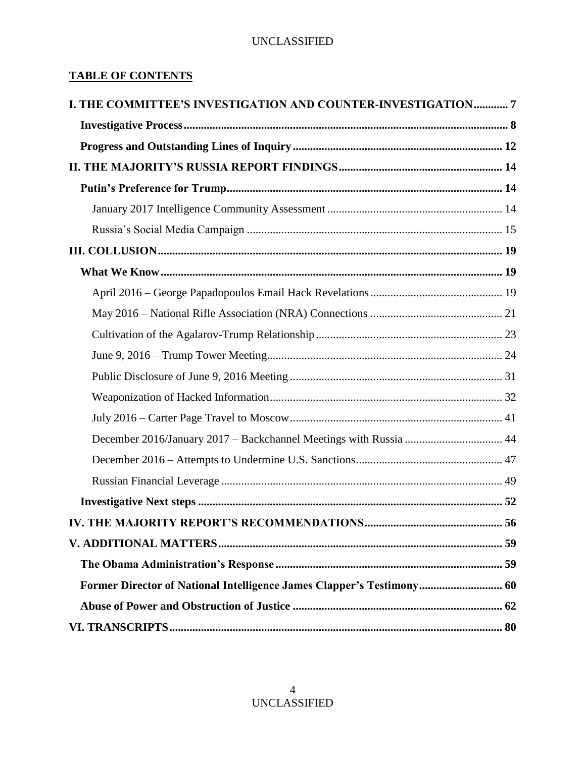## TABLE OF CONTENTS

**I. THE COMMITTEE'S INVESTIGATION AND COUNTER-INVESTIGATION ............ 7**

- **Investigative Process ............ 8**
- **Progress and Outstanding Lines of Inquiry ............ 12**

**II. THE MAJORITY'S RUSSIA REPORT FINDINGS ............ 14**

- **Putin's Preference for Trump ............ 14**
  - January 2017 Intelligence Community Assessment ............ 14
  - Russia's Social Media Campaign ............ 15

**III. COLLUSION ............ 19**

- **What We Know ............ 19**
  - April 2016 – George Papadopoulos Email Hack Revelations ............ 19
  - May 2016 – National Rifle Association (NRA) Connections ............ 21
  - Cultivation of the Agalarov-Trump Relationship ............ 23
  - June 9, 2016 – Trump Tower Meeting ............ 24
  - Public Disclosure of June 9, 2016 Meeting ............ 31
  - Weaponization of Hacked Information ............ 32
  - July 2016 – Carter Page Travel to Moscow ............ 41
  - December 2016/January 2017 – Backchannel Meetings with Russia ............ 44
  - December 2016 – Attempts to Undermine U.S. Sanctions ............ 47
  - Russian Financial Leverage ............ 49
- **Investigative Next steps ............ 52**

**IV. THE MAJORITY REPORT'S RECOMMENDATIONS ............ 56**

**V. ADDITIONAL MATTERS ............ 59**

- **The Obama Administration's Response ............ 59**
- **Former Director of National Intelligence James Clapper's Testimony ............ 60**
- **Abuse of Power and Obstruction of Justice ............ 62**

**VI. TRANSCRIPTS ............ 80**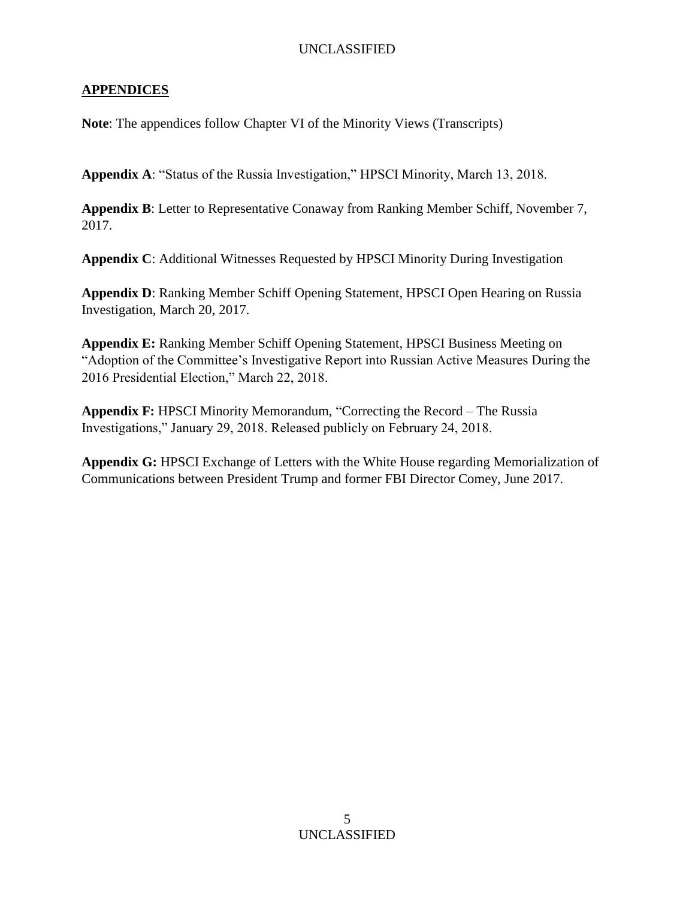## APPENDICES

**Note**: The appendices follow Chapter VI of the Minority Views (Transcripts)

**Appendix A**: "Status of the Russia Investigation," HPSCI Minority, March 13, 2018.

**Appendix B**: Letter to Representative Conaway from Ranking Member Schiff, November 7, 2017.

**Appendix C**: Additional Witnesses Requested by HPSCI Minority During Investigation

**Appendix D**: Ranking Member Schiff Opening Statement, HPSCI Open Hearing on Russia Investigation, March 20, 2017.

**Appendix E:** Ranking Member Schiff Opening Statement, HPSCI Business Meeting on "Adoption of the Committee's Investigative Report into Russian Active Measures During the 2016 Presidential Election," March 22, 2018.

**Appendix F:** HPSCI Minority Memorandum, "Correcting the Record – The Russia Investigations," January 29, 2018. Released publicly on February 24, 2018.

**Appendix G:** HPSCI Exchange of Letters with the White House regarding Memorialization of Communications between President Trump and former FBI Director Comey, June 2017.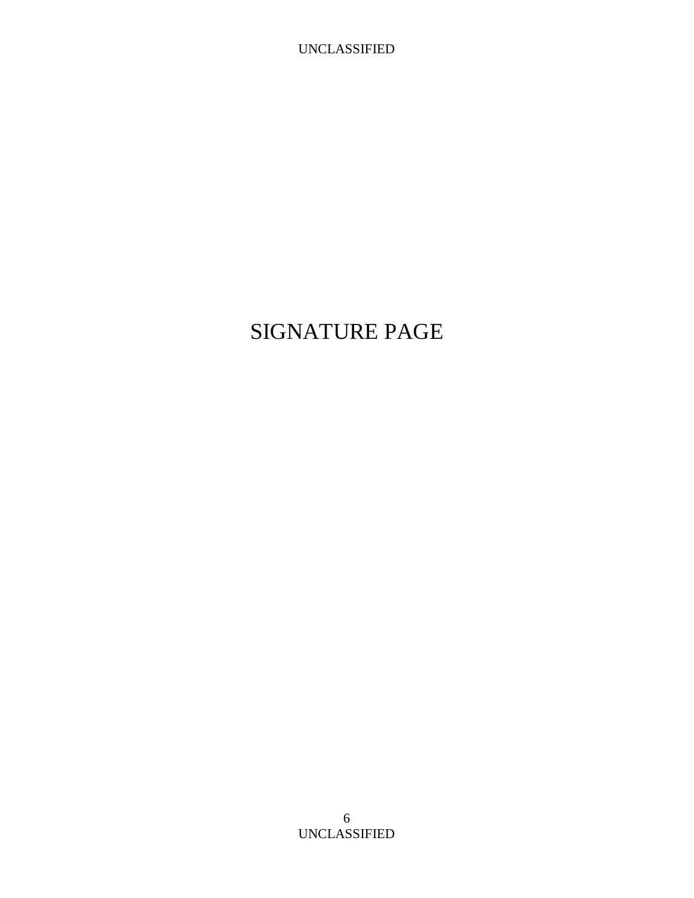# SIGNATURE PAGE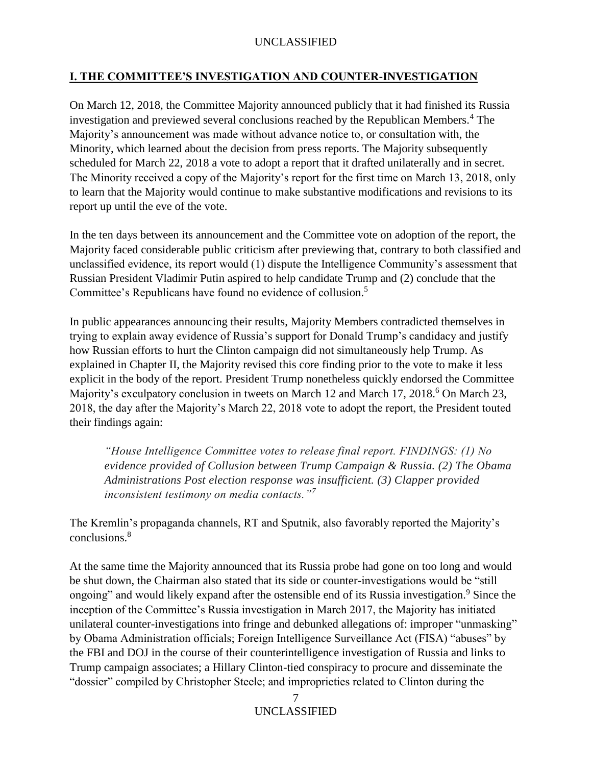## I. THE COMMITTEE'S INVESTIGATION AND COUNTER-INVESTIGATION

On March 12, 2018, the Committee Majority announced publicly that it had finished its Russia investigation and previewed several conclusions reached by the Republican Members.[4] The Majority's announcement was made without advance notice to, or consultation with, the Minority, which learned about the decision from press reports. The Majority subsequently scheduled for March 22, 2018 a vote to adopt a report that it drafted unilaterally and in secret. The Minority received a copy of the Majority's report for the first time on March 13, 2018, only to learn that the Majority would continue to make substantive modifications and revisions to its report up until the eve of the vote.

In the ten days between its announcement and the Committee vote on adoption of the report, the Majority faced considerable public criticism after previewing that, contrary to both classified and unclassified evidence, its report would (1) dispute the Intelligence Community's assessment that Russian President Vladimir Putin aspired to help candidate Trump and (2) conclude that the Committee's Republicans have found no evidence of collusion.[5]

In public appearances announcing their results, Majority Members contradicted themselves in trying to explain away evidence of Russia's support for Donald Trump's candidacy and justify how Russian efforts to hurt the Clinton campaign did not simultaneously help Trump. As explained in Chapter II, the Majority revised this core finding prior to the vote to make it less explicit in the body of the report. President Trump nonetheless quickly endorsed the Committee Majority's exculpatory conclusion in tweets on March 12 and March 17, 2018.[6] On March 23, 2018, the day after the Majority's March 22, 2018 vote to adopt the report, the President touted their findings again:

> *"House Intelligence Committee votes to release final report. FINDINGS: (1) No evidence provided of Collusion between Trump Campaign & Russia. (2) The Obama Administrations Post election response was insufficient. (3) Clapper provided inconsistent testimony on media contacts."*[7]

The Kremlin's propaganda channels, RT and Sputnik, also favorably reported the Majority's conclusions.[8]

At the same time the Majority announced that its Russia probe had gone on too long and would be shut down, the Chairman also stated that its side or counter-investigations would be "still ongoing" and would likely expand after the ostensible end of its Russia investigation.[9] Since the inception of the Committee's Russia investigation in March 2017, the Majority has initiated unilateral counter-investigations into fringe and debunked allegations of: improper "unmasking" by Obama Administration officials; Foreign Intelligence Surveillance Act (FISA) "abuses" by the FBI and DOJ in the course of their counterintelligence investigation of Russia and links to Trump campaign associates; a Hillary Clinton-tied conspiracy to procure and disseminate the "dossier" compiled by Christopher Steele; and improprieties related to Clinton during the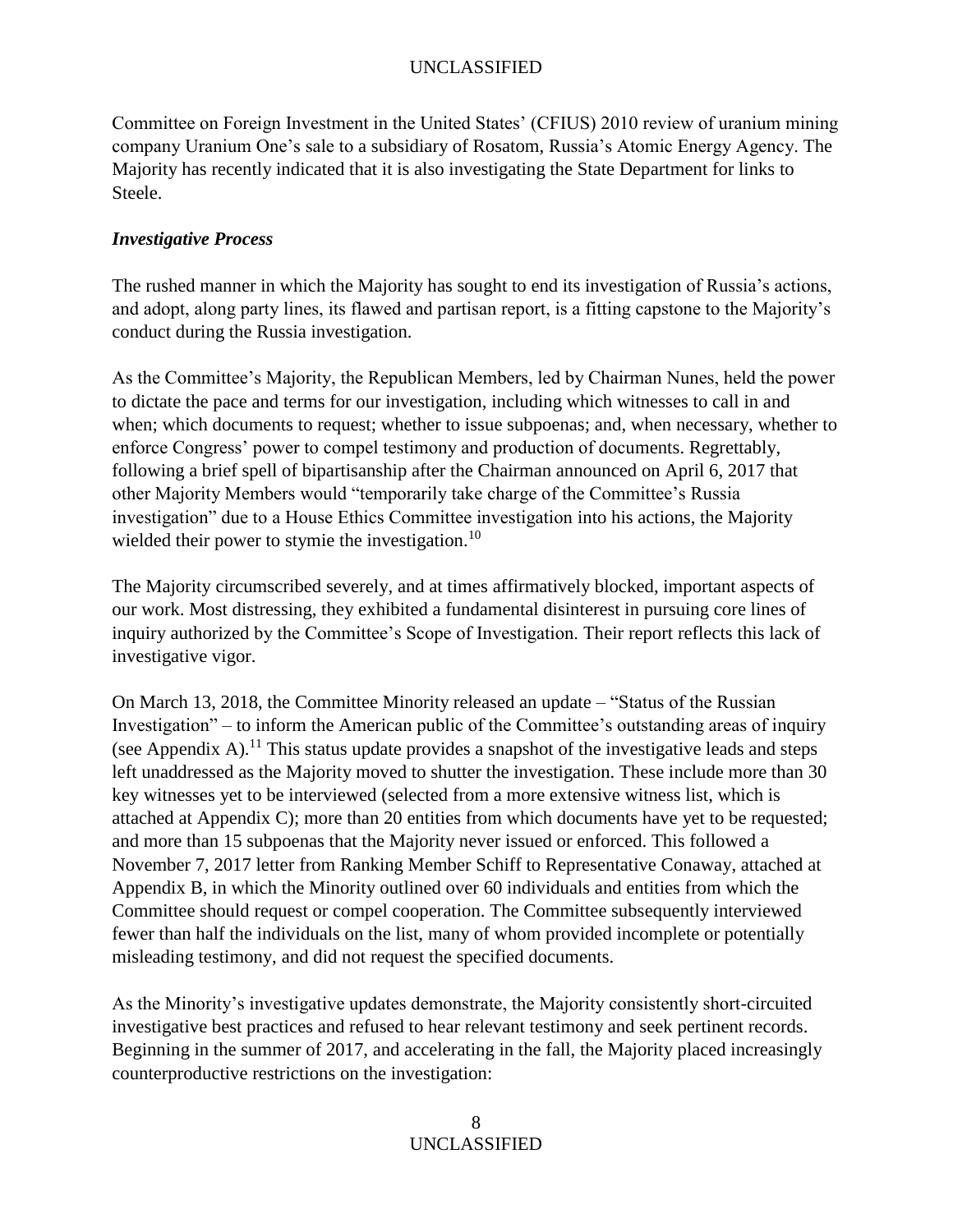Committee on Foreign Investment in the United States' (CFIUS) 2010 review of uranium mining company Uranium One's sale to a subsidiary of Rosatom, Russia's Atomic Energy Agency. The Majority has recently indicated that it is also investigating the State Department for links to Steele.

***Investigative Process***

The rushed manner in which the Majority has sought to end its investigation of Russia's actions, and adopt, along party lines, its flawed and partisan report, is a fitting capstone to the Majority's conduct during the Russia investigation.

As the Committee's Majority, the Republican Members, led by Chairman Nunes, held the power to dictate the pace and terms for our investigation, including which witnesses to call in and when; which documents to request; whether to issue subpoenas; and, when necessary, whether to enforce Congress' power to compel testimony and production of documents. Regrettably, following a brief spell of bipartisanship after the Chairman announced on April 6, 2017 that other Majority Members would "temporarily take charge of the Committee's Russia investigation" due to a House Ethics Committee investigation into his actions, the Majority wielded their power to stymie the investigation.[10]

The Majority circumscribed severely, and at times affirmatively blocked, important aspects of our work. Most distressing, they exhibited a fundamental disinterest in pursuing core lines of inquiry authorized by the Committee's Scope of Investigation. Their report reflects this lack of investigative vigor.

On March 13, 2018, the Committee Minority released an update – "Status of the Russian Investigation" – to inform the American public of the Committee's outstanding areas of inquiry (see Appendix A).[11] This status update provides a snapshot of the investigative leads and steps left unaddressed as the Majority moved to shutter the investigation. These include more than 30 key witnesses yet to be interviewed (selected from a more extensive witness list, which is attached at Appendix C); more than 20 entities from which documents have yet to be requested; and more than 15 subpoenas that the Majority never issued or enforced. This followed a November 7, 2017 letter from Ranking Member Schiff to Representative Conaway, attached at Appendix B, in which the Minority outlined over 60 individuals and entities from which the Committee should request or compel cooperation. The Committee subsequently interviewed fewer than half the individuals on the list, many of whom provided incomplete or potentially misleading testimony, and did not request the specified documents.

As the Minority's investigative updates demonstrate, the Majority consistently short-circuited investigative best practices and refused to hear relevant testimony and seek pertinent records. Beginning in the summer of 2017, and accelerating in the fall, the Majority placed increasingly counterproductive restrictions on the investigation: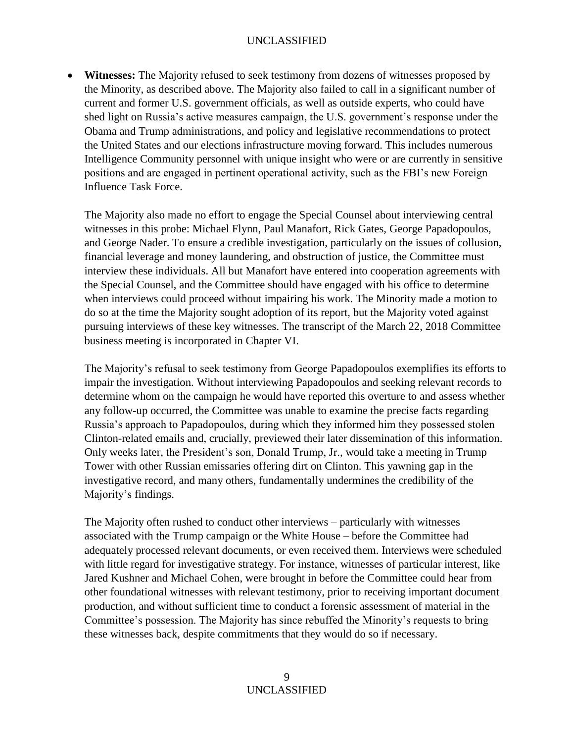- **Witnesses:** The Majority refused to seek testimony from dozens of witnesses proposed by the Minority, as described above. The Majority also failed to call in a significant number of current and former U.S. government officials, as well as outside experts, who could have shed light on Russia's active measures campaign, the U.S. government's response under the Obama and Trump administrations, and policy and legislative recommendations to protect the United States and our elections infrastructure moving forward. This includes numerous Intelligence Community personnel with unique insight who were or are currently in sensitive positions and are engaged in pertinent operational activity, such as the FBI's new Foreign Influence Task Force.

  The Majority also made no effort to engage the Special Counsel about interviewing central witnesses in this probe: Michael Flynn, Paul Manafort, Rick Gates, George Papadopoulos, and George Nader. To ensure a credible investigation, particularly on the issues of collusion, financial leverage and money laundering, and obstruction of justice, the Committee must interview these individuals. All but Manafort have entered into cooperation agreements with the Special Counsel, and the Committee should have engaged with his office to determine when interviews could proceed without impairing his work. The Minority made a motion to do so at the time the Majority sought adoption of its report, but the Majority voted against pursuing interviews of these key witnesses. The transcript of the March 22, 2018 Committee business meeting is incorporated in Chapter VI.

  The Majority's refusal to seek testimony from George Papadopoulos exemplifies its efforts to impair the investigation. Without interviewing Papadopoulos and seeking relevant records to determine whom on the campaign he would have reported this overture to and assess whether any follow-up occurred, the Committee was unable to examine the precise facts regarding Russia's approach to Papadopoulos, during which they informed him they possessed stolen Clinton-related emails and, crucially, previewed their later dissemination of this information. Only weeks later, the President's son, Donald Trump, Jr., would take a meeting in Trump Tower with other Russian emissaries offering dirt on Clinton. This yawning gap in the investigative record, and many others, fundamentally undermines the credibility of the Majority's findings.

  The Majority often rushed to conduct other interviews – particularly with witnesses associated with the Trump campaign or the White House – before the Committee had adequately processed relevant documents, or even received them. Interviews were scheduled with little regard for investigative strategy. For instance, witnesses of particular interest, like Jared Kushner and Michael Cohen, were brought in before the Committee could hear from other foundational witnesses with relevant testimony, prior to receiving important document production, and without sufficient time to conduct a forensic assessment of material in the Committee's possession. The Majority has since rebuffed the Minority's requests to bring these witnesses back, despite commitments that they would do so if necessary.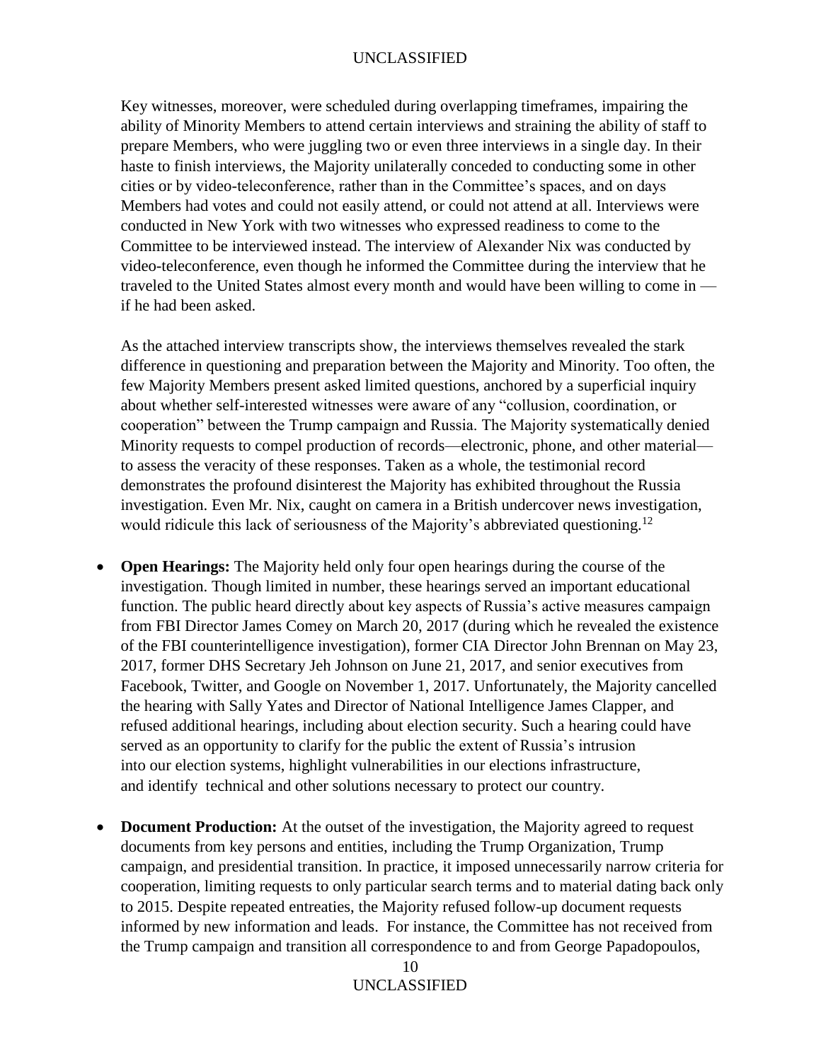Key witnesses, moreover, were scheduled during overlapping timeframes, impairing the ability of Minority Members to attend certain interviews and straining the ability of staff to prepare Members, who were juggling two or even three interviews in a single day. In their haste to finish interviews, the Majority unilaterally conceded to conducting some in other cities or by video-teleconference, rather than in the Committee's spaces, and on days Members had votes and could not easily attend, or could not attend at all. Interviews were conducted in New York with two witnesses who expressed readiness to come to the Committee to be interviewed instead. The interview of Alexander Nix was conducted by video-teleconference, even though he informed the Committee during the interview that he traveled to the United States almost every month and would have been willing to come in — if he had been asked.

As the attached interview transcripts show, the interviews themselves revealed the stark difference in questioning and preparation between the Majority and Minority. Too often, the few Majority Members present asked limited questions, anchored by a superficial inquiry about whether self-interested witnesses were aware of any "collusion, coordination, or cooperation" between the Trump campaign and Russia. The Majority systematically denied Minority requests to compel production of records—electronic, phone, and other material—to assess the veracity of these responses. Taken as a whole, the testimonial record demonstrates the profound disinterest the Majority has exhibited throughout the Russia investigation. Even Mr. Nix, caught on camera in a British undercover news investigation, would ridicule this lack of seriousness of the Majority's abbreviated questioning.[12]

- **Open Hearings:** The Majority held only four open hearings during the course of the investigation. Though limited in number, these hearings served an important educational function. The public heard directly about key aspects of Russia's active measures campaign from FBI Director James Comey on March 20, 2017 (during which he revealed the existence of the FBI counterintelligence investigation), former CIA Director John Brennan on May 23, 2017, former DHS Secretary Jeh Johnson on June 21, 2017, and senior executives from Facebook, Twitter, and Google on November 1, 2017. Unfortunately, the Majority cancelled the hearing with Sally Yates and Director of National Intelligence James Clapper, and refused additional hearings, including about election security. Such a hearing could have served as an opportunity to clarify for the public the extent of Russia's intrusion into our election systems, highlight vulnerabilities in our elections infrastructure, and identify technical and other solutions necessary to protect our country.

- **Document Production:** At the outset of the investigation, the Majority agreed to request documents from key persons and entities, including the Trump Organization, Trump campaign, and presidential transition. In practice, it imposed unnecessarily narrow criteria for cooperation, limiting requests to only particular search terms and to material dating back only to 2015. Despite repeated entreaties, the Majority refused follow-up document requests informed by new information and leads. For instance, the Committee has not received from the Trump campaign and transition all correspondence to and from George Papadopoulos,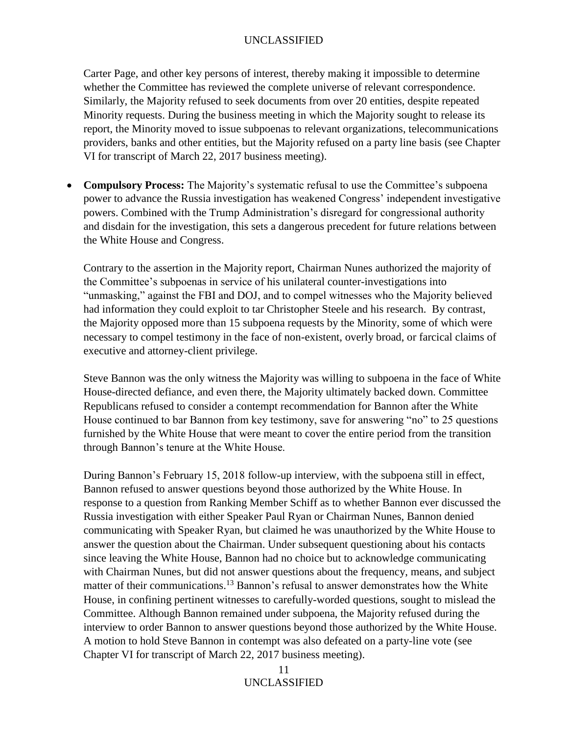Carter Page, and other key persons of interest, thereby making it impossible to determine whether the Committee has reviewed the complete universe of relevant correspondence. Similarly, the Majority refused to seek documents from over 20 entities, despite repeated Minority requests. During the business meeting in which the Majority sought to release its report, the Minority moved to issue subpoenas to relevant organizations, telecommunications providers, banks and other entities, but the Majority refused on a party line basis (see Chapter VI for transcript of March 22, 2017 business meeting).

- **Compulsory Process:** The Majority's systematic refusal to use the Committee's subpoena power to advance the Russia investigation has weakened Congress' independent investigative powers. Combined with the Trump Administration's disregard for congressional authority and disdain for the investigation, this sets a dangerous precedent for future relations between the White House and Congress.

  Contrary to the assertion in the Majority report, Chairman Nunes authorized the majority of the Committee's subpoenas in service of his unilateral counter-investigations into "unmasking," against the FBI and DOJ, and to compel witnesses who the Majority believed had information they could exploit to tar Christopher Steele and his research. By contrast, the Majority opposed more than 15 subpoena requests by the Minority, some of which were necessary to compel testimony in the face of non-existent, overly broad, or farcical claims of executive and attorney-client privilege.

  Steve Bannon was the only witness the Majority was willing to subpoena in the face of White House-directed defiance, and even there, the Majority ultimately backed down. Committee Republicans refused to consider a contempt recommendation for Bannon after the White House continued to bar Bannon from key testimony, save for answering "no" to 25 questions furnished by the White House that were meant to cover the entire period from the transition through Bannon's tenure at the White House.

  During Bannon's February 15, 2018 follow-up interview, with the subpoena still in effect, Bannon refused to answer questions beyond those authorized by the White House. In response to a question from Ranking Member Schiff as to whether Bannon ever discussed the Russia investigation with either Speaker Paul Ryan or Chairman Nunes, Bannon denied communicating with Speaker Ryan, but claimed he was unauthorized by the White House to answer the question about the Chairman. Under subsequent questioning about his contacts since leaving the White House, Bannon had no choice but to acknowledge communicating with Chairman Nunes, but did not answer questions about the frequency, means, and subject matter of their communications.[13] Bannon's refusal to answer demonstrates how the White House, in confining pertinent witnesses to carefully-worded questions, sought to mislead the Committee. Although Bannon remained under subpoena, the Majority refused during the interview to order Bannon to answer questions beyond those authorized by the White House. A motion to hold Steve Bannon in contempt was also defeated on a party-line vote (see Chapter VI for transcript of March 22, 2017 business meeting).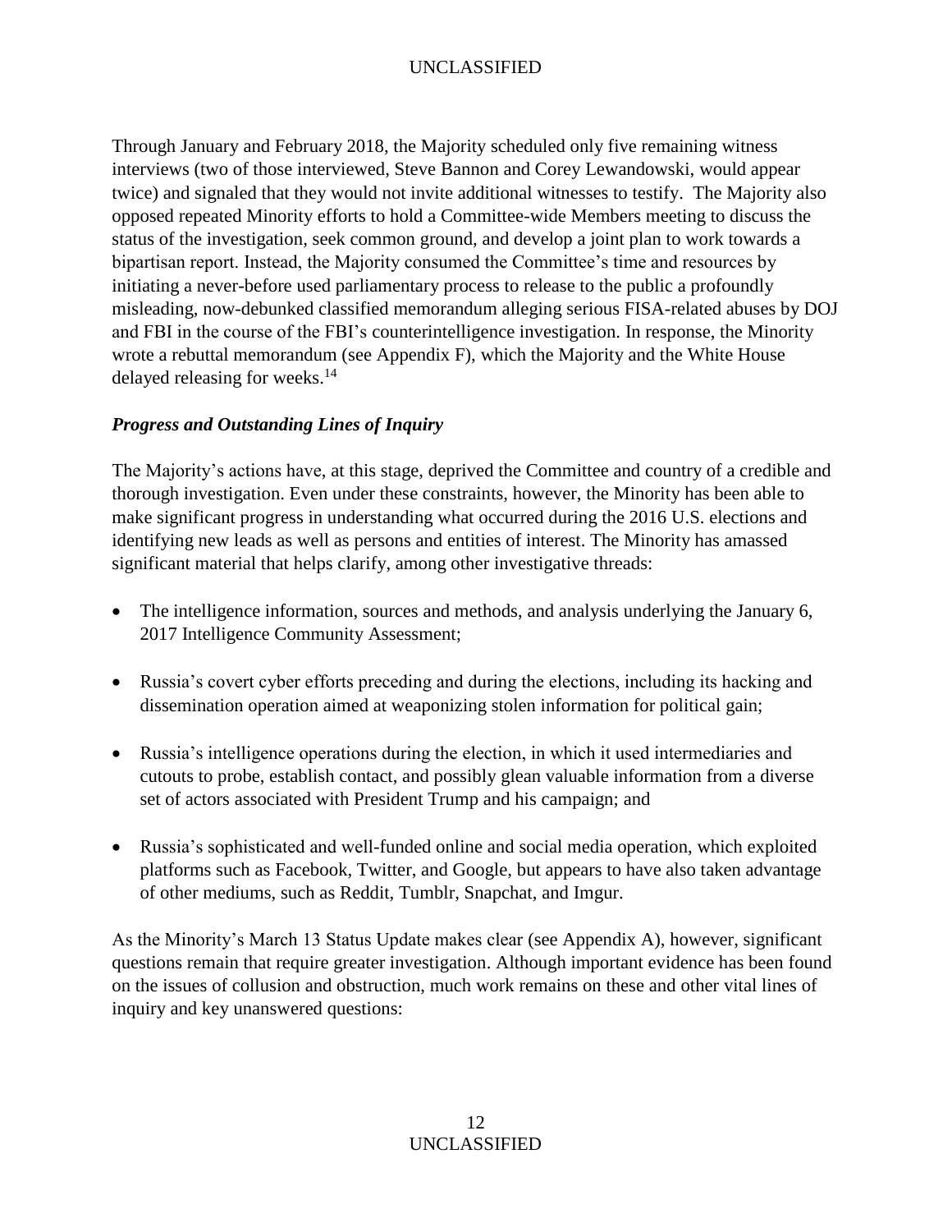Through January and February 2018, the Majority scheduled only five remaining witness interviews (two of those interviewed, Steve Bannon and Corey Lewandowski, would appear twice) and signaled that they would not invite additional witnesses to testify. The Majority also opposed repeated Minority efforts to hold a Committee-wide Members meeting to discuss the status of the investigation, seek common ground, and develop a joint plan to work towards a bipartisan report. Instead, the Majority consumed the Committee's time and resources by initiating a never-before used parliamentary process to release to the public a profoundly misleading, now-debunked classified memorandum alleging serious FISA-related abuses by DOJ and FBI in the course of the FBI's counterintelligence investigation. In response, the Minority wrote a rebuttal memorandum (see Appendix F), which the Majority and the White House delayed releasing for weeks.[14]

### *Progress and Outstanding Lines of Inquiry*

The Majority's actions have, at this stage, deprived the Committee and country of a credible and thorough investigation. Even under these constraints, however, the Minority has been able to make significant progress in understanding what occurred during the 2016 U.S. elections and identifying new leads as well as persons and entities of interest. The Minority has amassed significant material that helps clarify, among other investigative threads:

- The intelligence information, sources and methods, and analysis underlying the January 6, 2017 Intelligence Community Assessment;
- Russia's covert cyber efforts preceding and during the elections, including its hacking and dissemination operation aimed at weaponizing stolen information for political gain;
- Russia's intelligence operations during the election, in which it used intermediaries and cutouts to probe, establish contact, and possibly glean valuable information from a diverse set of actors associated with President Trump and his campaign; and
- Russia's sophisticated and well-funded online and social media operation, which exploited platforms such as Facebook, Twitter, and Google, but appears to have also taken advantage of other mediums, such as Reddit, Tumblr, Snapchat, and Imgur.

As the Minority's March 13 Status Update makes clear (see Appendix A), however, significant questions remain that require greater investigation. Although important evidence has been found on the issues of collusion and obstruction, much work remains on these and other vital lines of inquiry and key unanswered questions: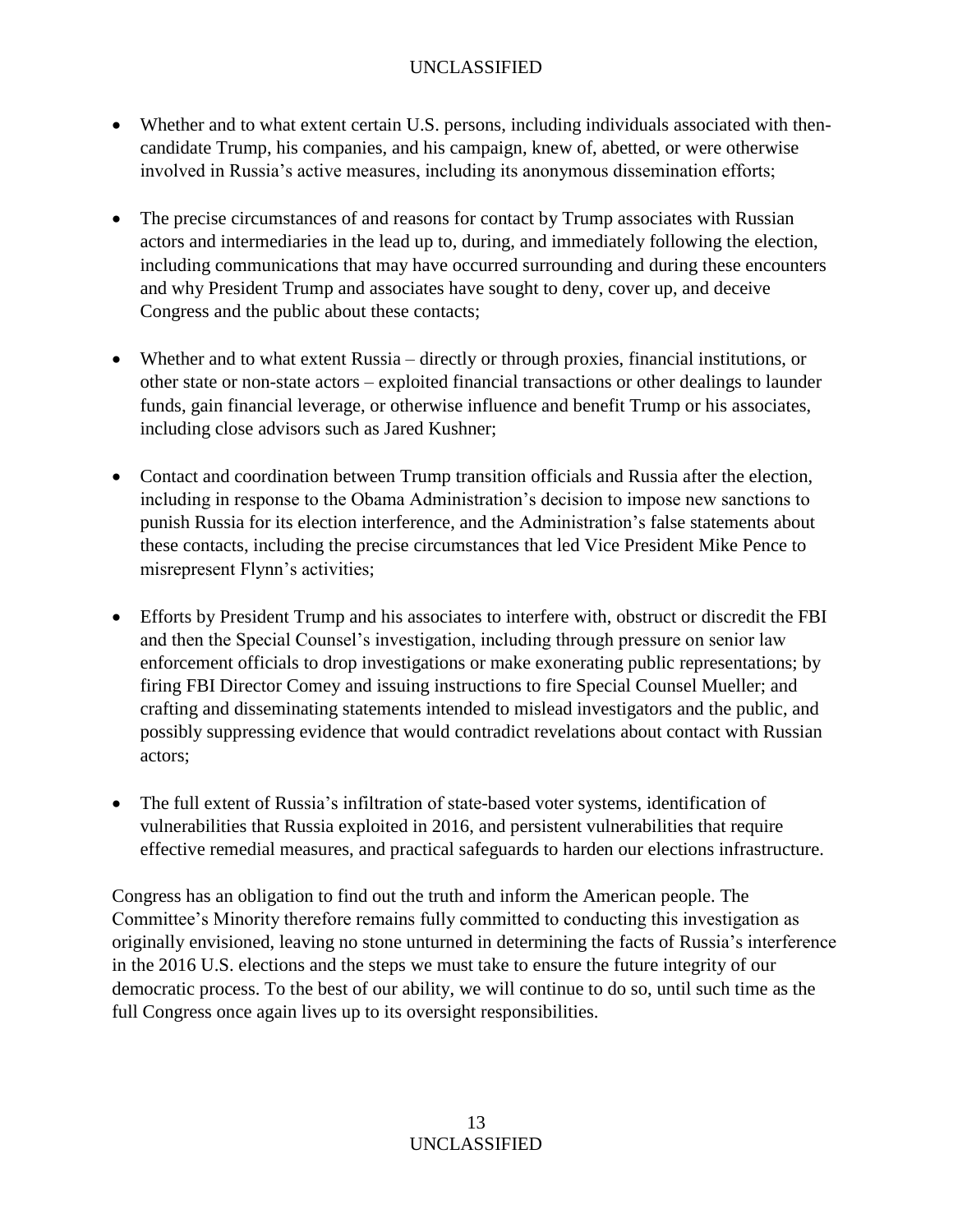- Whether and to what extent certain U.S. persons, including individuals associated with then-candidate Trump, his companies, and his campaign, knew of, abetted, or were otherwise involved in Russia's active measures, including its anonymous dissemination efforts;

- The precise circumstances of and reasons for contact by Trump associates with Russian actors and intermediaries in the lead up to, during, and immediately following the election, including communications that may have occurred surrounding and during these encounters and why President Trump and associates have sought to deny, cover up, and deceive Congress and the public about these contacts;

- Whether and to what extent Russia – directly or through proxies, financial institutions, or other state or non-state actors – exploited financial transactions or other dealings to launder funds, gain financial leverage, or otherwise influence and benefit Trump or his associates, including close advisors such as Jared Kushner;

- Contact and coordination between Trump transition officials and Russia after the election, including in response to the Obama Administration's decision to impose new sanctions to punish Russia for its election interference, and the Administration's false statements about these contacts, including the precise circumstances that led Vice President Mike Pence to misrepresent Flynn's activities;

- Efforts by President Trump and his associates to interfere with, obstruct or discredit the FBI and then the Special Counsel's investigation, including through pressure on senior law enforcement officials to drop investigations or make exonerating public representations; by firing FBI Director Comey and issuing instructions to fire Special Counsel Mueller; and crafting and disseminating statements intended to mislead investigators and the public, and possibly suppressing evidence that would contradict revelations about contact with Russian actors;

- The full extent of Russia's infiltration of state-based voter systems, identification of vulnerabilities that Russia exploited in 2016, and persistent vulnerabilities that require effective remedial measures, and practical safeguards to harden our elections infrastructure.

Congress has an obligation to find out the truth and inform the American people. The Committee's Minority therefore remains fully committed to conducting this investigation as originally envisioned, leaving no stone unturned in determining the facts of Russia's interference in the 2016 U.S. elections and the steps we must take to ensure the future integrity of our democratic process. To the best of our ability, we will continue to do so, until such time as the full Congress once again lives up to its oversight responsibilities.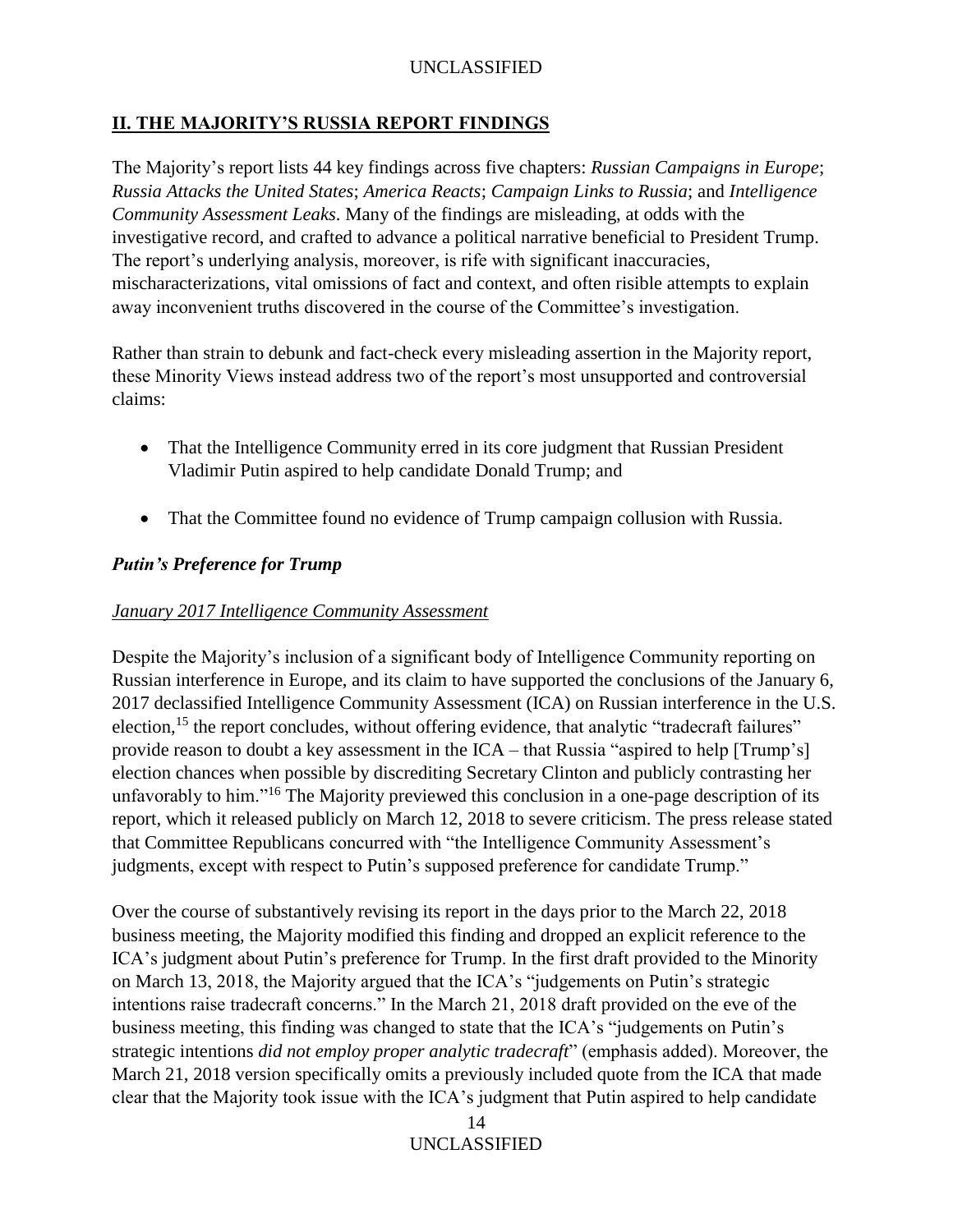## II. THE MAJORITY'S RUSSIA REPORT FINDINGS

The Majority's report lists 44 key findings across five chapters: *Russian Campaigns in Europe*; *Russia Attacks the United States*; *America Reacts*; *Campaign Links to Russia*; and *Intelligence Community Assessment Leaks*. Many of the findings are misleading, at odds with the investigative record, and crafted to advance a political narrative beneficial to President Trump. The report's underlying analysis, moreover, is rife with significant inaccuracies, mischaracterizations, vital omissions of fact and context, and often risible attempts to explain away inconvenient truths discovered in the course of the Committee's investigation.

Rather than strain to debunk and fact-check every misleading assertion in the Majority report, these Minority Views instead address two of the report's most unsupported and controversial claims:

- That the Intelligence Community erred in its core judgment that Russian President Vladimir Putin aspired to help candidate Donald Trump; and
- That the Committee found no evidence of Trump campaign collusion with Russia.

### *Putin's Preference for Trump*

#### January 2017 Intelligence Community Assessment

Despite the Majority's inclusion of a significant body of Intelligence Community reporting on Russian interference in Europe, and its claim to have supported the conclusions of the January 6, 2017 declassified Intelligence Community Assessment (ICA) on Russian interference in the U.S. election,[15] the report concludes, without offering evidence, that analytic "tradecraft failures" provide reason to doubt a key assessment in the ICA – that Russia "aspired to help [Trump's] election chances when possible by discrediting Secretary Clinton and publicly contrasting her unfavorably to him."[16] The Majority previewed this conclusion in a one-page description of its report, which it released publicly on March 12, 2018 to severe criticism. The press release stated that Committee Republicans concurred with "the Intelligence Community Assessment's judgments, except with respect to Putin's supposed preference for candidate Trump."

Over the course of substantively revising its report in the days prior to the March 22, 2018 business meeting, the Majority modified this finding and dropped an explicit reference to the ICA's judgment about Putin's preference for Trump. In the first draft provided to the Minority on March 13, 2018, the Majority argued that the ICA's "judgements on Putin's strategic intentions raise tradecraft concerns." In the March 21, 2018 draft provided on the eve of the business meeting, this finding was changed to state that the ICA's "judgements on Putin's strategic intentions *did not employ proper analytic tradecraft*" (emphasis added). Moreover, the March 21, 2018 version specifically omits a previously included quote from the ICA that made clear that the Majority took issue with the ICA's judgment that Putin aspired to help candidate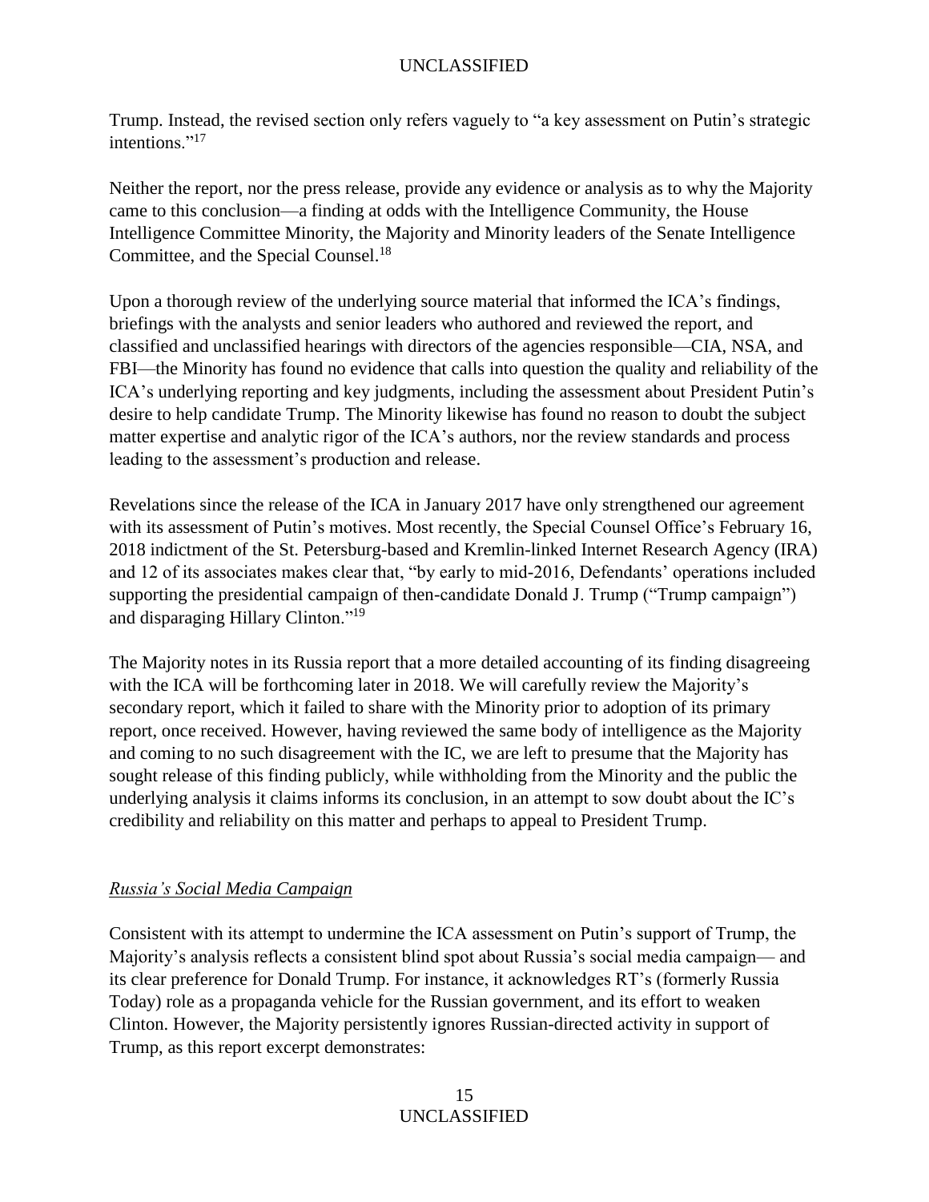Trump. Instead, the revised section only refers vaguely to "a key assessment on Putin's strategic intentions."[17]

Neither the report, nor the press release, provide any evidence or analysis as to why the Majority came to this conclusion—a finding at odds with the Intelligence Community, the House Intelligence Committee Minority, the Majority and Minority leaders of the Senate Intelligence Committee, and the Special Counsel.[18]

Upon a thorough review of the underlying source material that informed the ICA's findings, briefings with the analysts and senior leaders who authored and reviewed the report, and classified and unclassified hearings with directors of the agencies responsible—CIA, NSA, and FBI—the Minority has found no evidence that calls into question the quality and reliability of the ICA's underlying reporting and key judgments, including the assessment about President Putin's desire to help candidate Trump. The Minority likewise has found no reason to doubt the subject matter expertise and analytic rigor of the ICA's authors, nor the review standards and process leading to the assessment's production and release.

Revelations since the release of the ICA in January 2017 have only strengthened our agreement with its assessment of Putin's motives. Most recently, the Special Counsel Office's February 16, 2018 indictment of the St. Petersburg-based and Kremlin-linked Internet Research Agency (IRA) and 12 of its associates makes clear that, "by early to mid-2016, Defendants' operations included supporting the presidential campaign of then-candidate Donald J. Trump ("Trump campaign") and disparaging Hillary Clinton."[19]

The Majority notes in its Russia report that a more detailed accounting of its finding disagreeing with the ICA will be forthcoming later in 2018. We will carefully review the Majority's secondary report, which it failed to share with the Minority prior to adoption of its primary report, once received. However, having reviewed the same body of intelligence as the Majority and coming to no such disagreement with the IC, we are left to presume that the Majority has sought release of this finding publicly, while withholding from the Minority and the public the underlying analysis it claims informs its conclusion, in an attempt to sow doubt about the IC's credibility and reliability on this matter and perhaps to appeal to President Trump.

*Russia's Social Media Campaign*

Consistent with its attempt to undermine the ICA assessment on Putin's support of Trump, the Majority's analysis reflects a consistent blind spot about Russia's social media campaign— and its clear preference for Donald Trump. For instance, it acknowledges RT's (formerly Russia Today) role as a propaganda vehicle for the Russian government, and its effort to weaken Clinton. However, the Majority persistently ignores Russian-directed activity in support of Trump, as this report excerpt demonstrates: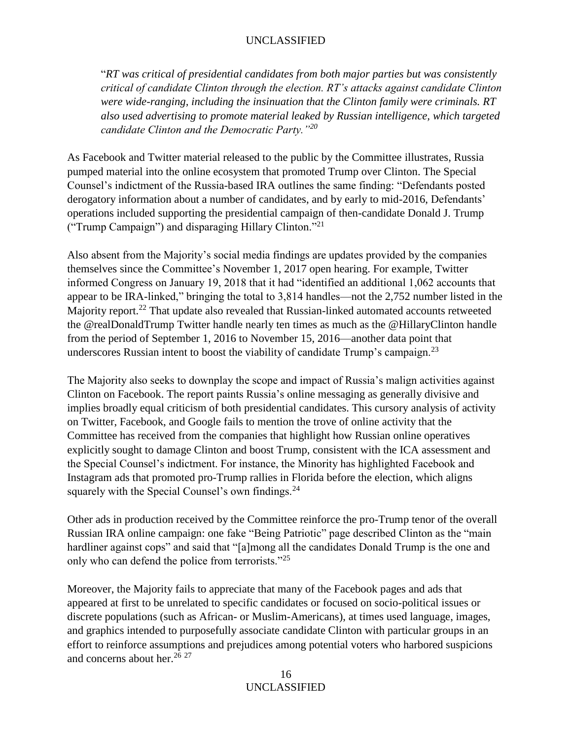"*RT was critical of presidential candidates from both major parties but was consistently critical of candidate Clinton through the election. RT's attacks against candidate Clinton were wide-ranging, including the insinuation that the Clinton family were criminals. RT also used advertising to promote material leaked by Russian intelligence, which targeted candidate Clinton and the Democratic Party."*[20]

As Facebook and Twitter material released to the public by the Committee illustrates, Russia pumped material into the online ecosystem that promoted Trump over Clinton. The Special Counsel's indictment of the Russia-based IRA outlines the same finding: "Defendants posted derogatory information about a number of candidates, and by early to mid-2016, Defendants' operations included supporting the presidential campaign of then-candidate Donald J. Trump ("Trump Campaign") and disparaging Hillary Clinton."[21]

Also absent from the Majority's social media findings are updates provided by the companies themselves since the Committee's November 1, 2017 open hearing. For example, Twitter informed Congress on January 19, 2018 that it had "identified an additional 1,062 accounts that appear to be IRA-linked," bringing the total to 3,814 handles—not the 2,752 number listed in the Majority report.[22] That update also revealed that Russian-linked automated accounts retweeted the @realDonaldTrump Twitter handle nearly ten times as much as the @HillaryClinton handle from the period of September 1, 2016 to November 15, 2016—another data point that underscores Russian intent to boost the viability of candidate Trump's campaign.[23]

The Majority also seeks to downplay the scope and impact of Russia's malign activities against Clinton on Facebook. The report paints Russia's online messaging as generally divisive and implies broadly equal criticism of both presidential candidates. This cursory analysis of activity on Twitter, Facebook, and Google fails to mention the trove of online activity that the Committee has received from the companies that highlight how Russian online operatives explicitly sought to damage Clinton and boost Trump, consistent with the ICA assessment and the Special Counsel's indictment. For instance, the Minority has highlighted Facebook and Instagram ads that promoted pro-Trump rallies in Florida before the election, which aligns squarely with the Special Counsel's own findings.[24]

Other ads in production received by the Committee reinforce the pro-Trump tenor of the overall Russian IRA online campaign: one fake "Being Patriotic" page described Clinton as the "main hardliner against cops" and said that "[a]mong all the candidates Donald Trump is the one and only who can defend the police from terrorists."[25]

Moreover, the Majority fails to appreciate that many of the Facebook pages and ads that appeared at first to be unrelated to specific candidates or focused on socio-political issues or discrete populations (such as African- or Muslim-Americans), at times used language, images, and graphics intended to purposefully associate candidate Clinton with particular groups in an effort to reinforce assumptions and prejudices among potential voters who harbored suspicions and concerns about her.[26] [27]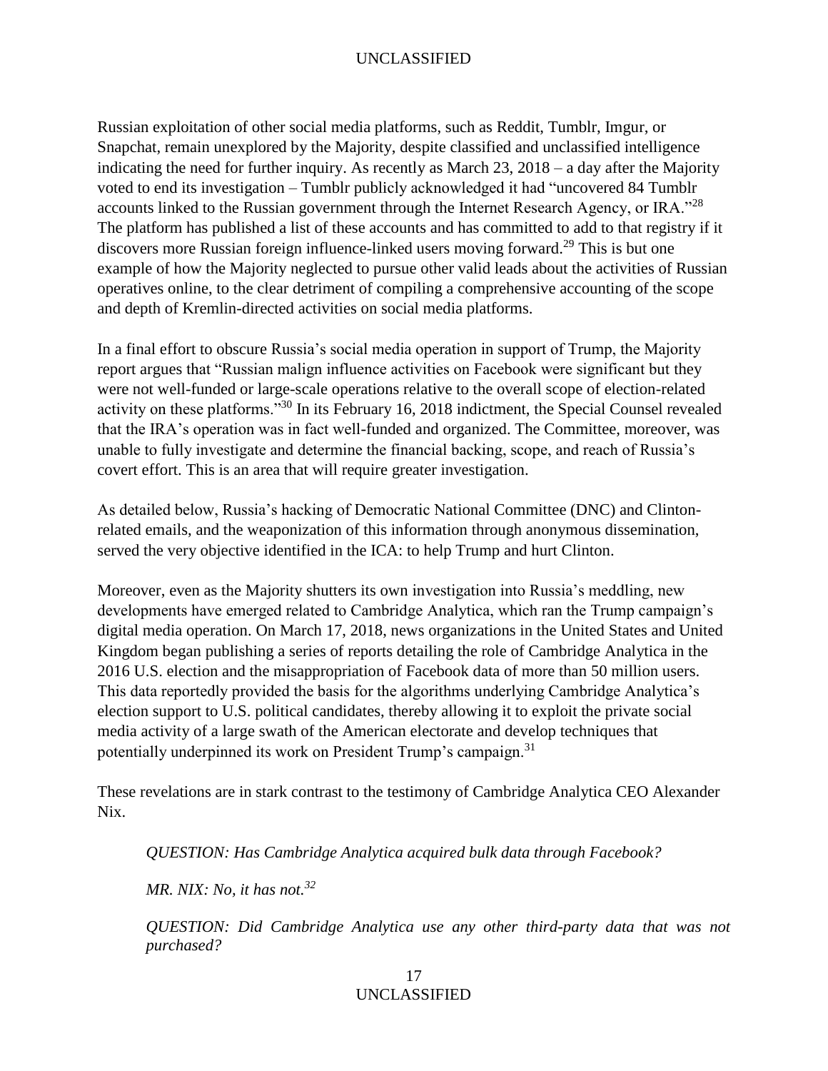Russian exploitation of other social media platforms, such as Reddit, Tumblr, Imgur, or Snapchat, remain unexplored by the Majority, despite classified and unclassified intelligence indicating the need for further inquiry. As recently as March 23, 2018 – a day after the Majority voted to end its investigation – Tumblr publicly acknowledged it had "uncovered 84 Tumblr accounts linked to the Russian government through the Internet Research Agency, or IRA."[28] The platform has published a list of these accounts and has committed to add to that registry if it discovers more Russian foreign influence-linked users moving forward.[29] This is but one example of how the Majority neglected to pursue other valid leads about the activities of Russian operatives online, to the clear detriment of compiling a comprehensive accounting of the scope and depth of Kremlin-directed activities on social media platforms.

In a final effort to obscure Russia's social media operation in support of Trump, the Majority report argues that "Russian malign influence activities on Facebook were significant but they were not well-funded or large-scale operations relative to the overall scope of election-related activity on these platforms."[30] In its February 16, 2018 indictment, the Special Counsel revealed that the IRA's operation was in fact well-funded and organized. The Committee, moreover, was unable to fully investigate and determine the financial backing, scope, and reach of Russia's covert effort. This is an area that will require greater investigation.

As detailed below, Russia's hacking of Democratic National Committee (DNC) and Clinton-related emails, and the weaponization of this information through anonymous dissemination, served the very objective identified in the ICA: to help Trump and hurt Clinton.

Moreover, even as the Majority shutters its own investigation into Russia's meddling, new developments have emerged related to Cambridge Analytica, which ran the Trump campaign's digital media operation. On March 17, 2018, news organizations in the United States and United Kingdom began publishing a series of reports detailing the role of Cambridge Analytica in the 2016 U.S. election and the misappropriation of Facebook data of more than 50 million users. This data reportedly provided the basis for the algorithms underlying Cambridge Analytica's election support to U.S. political candidates, thereby allowing it to exploit the private social media activity of a large swath of the American electorate and develop techniques that potentially underpinned its work on President Trump's campaign.[31]

These revelations are in stark contrast to the testimony of Cambridge Analytica CEO Alexander Nix.

> *QUESTION: Has Cambridge Analytica acquired bulk data through Facebook?*
>
> *MR. NIX: No, it has not.*[32]
>
> *QUESTION: Did Cambridge Analytica use any other third-party data that was not purchased?*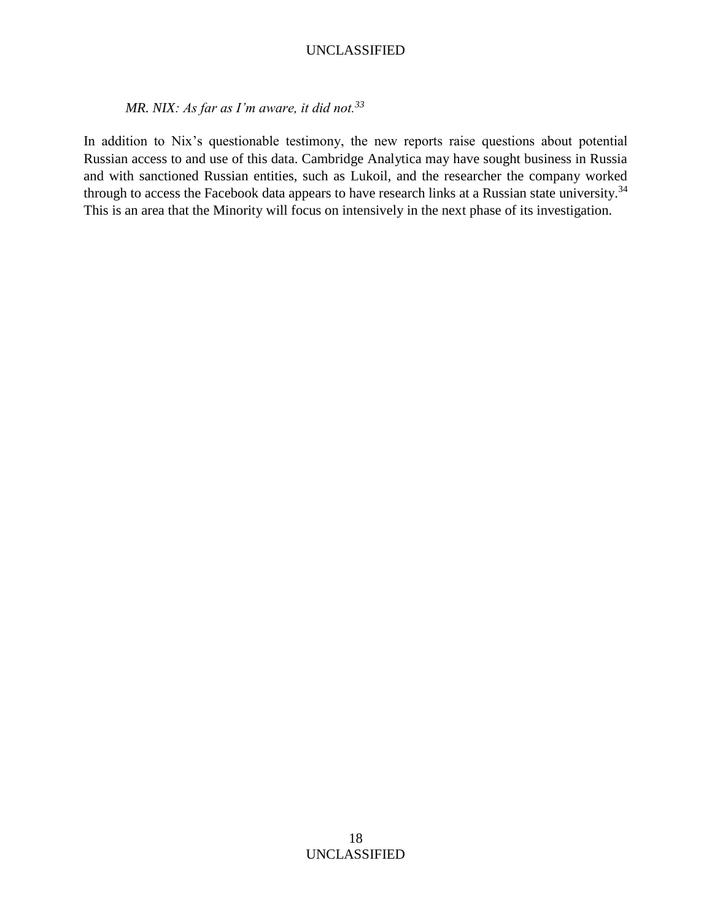*MR. NIX: As far as I'm aware, it did not.*[33]

In addition to Nix's questionable testimony, the new reports raise questions about potential Russian access to and use of this data. Cambridge Analytica may have sought business in Russia and with sanctioned Russian entities, such as Lukoil, and the researcher the company worked through to access the Facebook data appears to have research links at a Russian state university.[34] This is an area that the Minority will focus on intensively in the next phase of its investigation.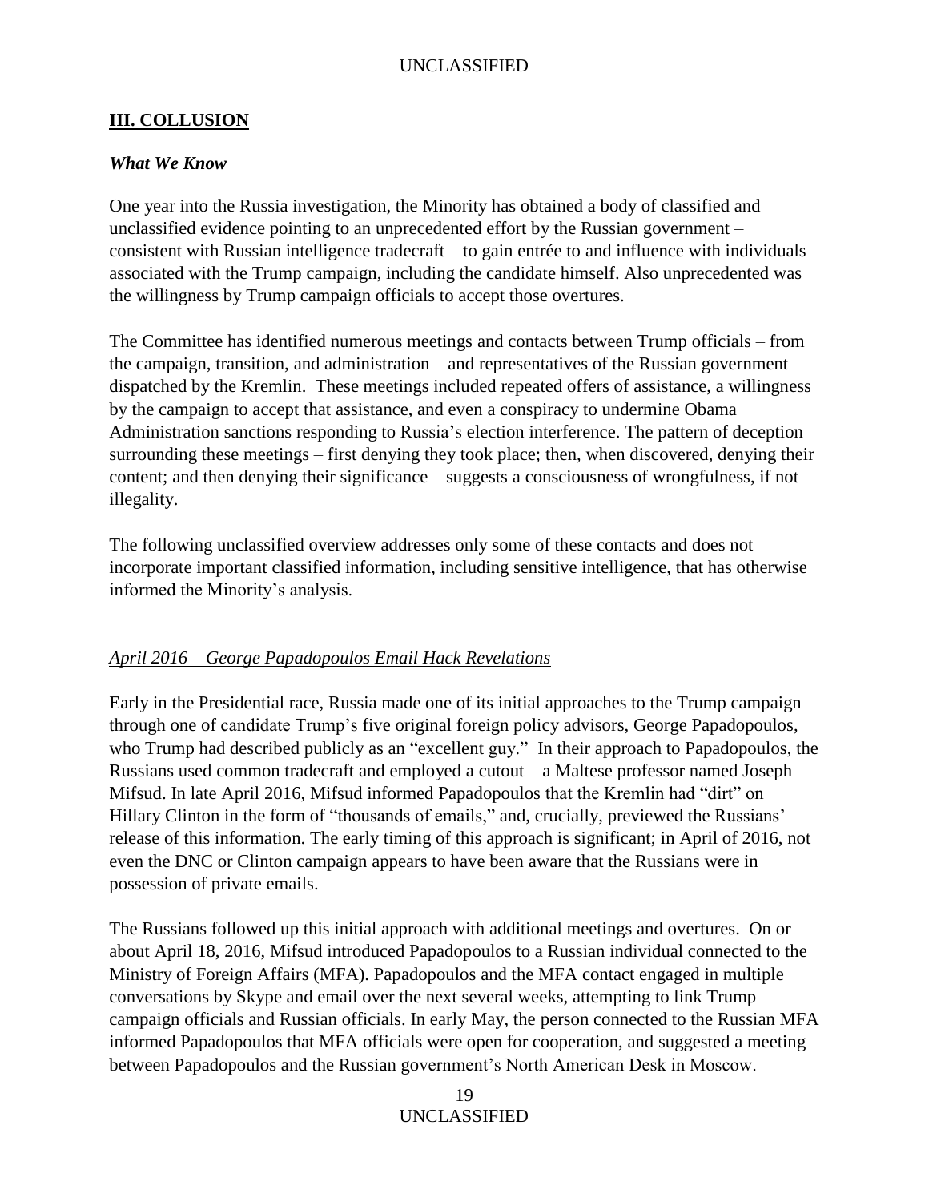## **III. COLLUSION**

### *What We Know*

One year into the Russia investigation, the Minority has obtained a body of classified and unclassified evidence pointing to an unprecedented effort by the Russian government – consistent with Russian intelligence tradecraft – to gain entrée to and influence with individuals associated with the Trump campaign, including the candidate himself. Also unprecedented was the willingness by Trump campaign officials to accept those overtures.

The Committee has identified numerous meetings and contacts between Trump officials – from the campaign, transition, and administration – and representatives of the Russian government dispatched by the Kremlin. These meetings included repeated offers of assistance, a willingness by the campaign to accept that assistance, and even a conspiracy to undermine Obama Administration sanctions responding to Russia's election interference. The pattern of deception surrounding these meetings – first denying they took place; then, when discovered, denying their content; and then denying their significance – suggests a consciousness of wrongfulness, if not illegality.

The following unclassified overview addresses only some of these contacts and does not incorporate important classified information, including sensitive intelligence, that has otherwise informed the Minority's analysis.

#### *April 2016 – George Papadopoulos Email Hack Revelations*

Early in the Presidential race, Russia made one of its initial approaches to the Trump campaign through one of candidate Trump's five original foreign policy advisors, George Papadopoulos, who Trump had described publicly as an "excellent guy." In their approach to Papadopoulos, the Russians used common tradecraft and employed a cutout—a Maltese professor named Joseph Mifsud. In late April 2016, Mifsud informed Papadopoulos that the Kremlin had "dirt" on Hillary Clinton in the form of "thousands of emails," and, crucially, previewed the Russians' release of this information. The early timing of this approach is significant; in April of 2016, not even the DNC or Clinton campaign appears to have been aware that the Russians were in possession of private emails.

The Russians followed up this initial approach with additional meetings and overtures. On or about April 18, 2016, Mifsud introduced Papadopoulos to a Russian individual connected to the Ministry of Foreign Affairs (MFA). Papadopoulos and the MFA contact engaged in multiple conversations by Skype and email over the next several weeks, attempting to link Trump campaign officials and Russian officials. In early May, the person connected to the Russian MFA informed Papadopoulos that MFA officials were open for cooperation, and suggested a meeting between Papadopoulos and the Russian government's North American Desk in Moscow.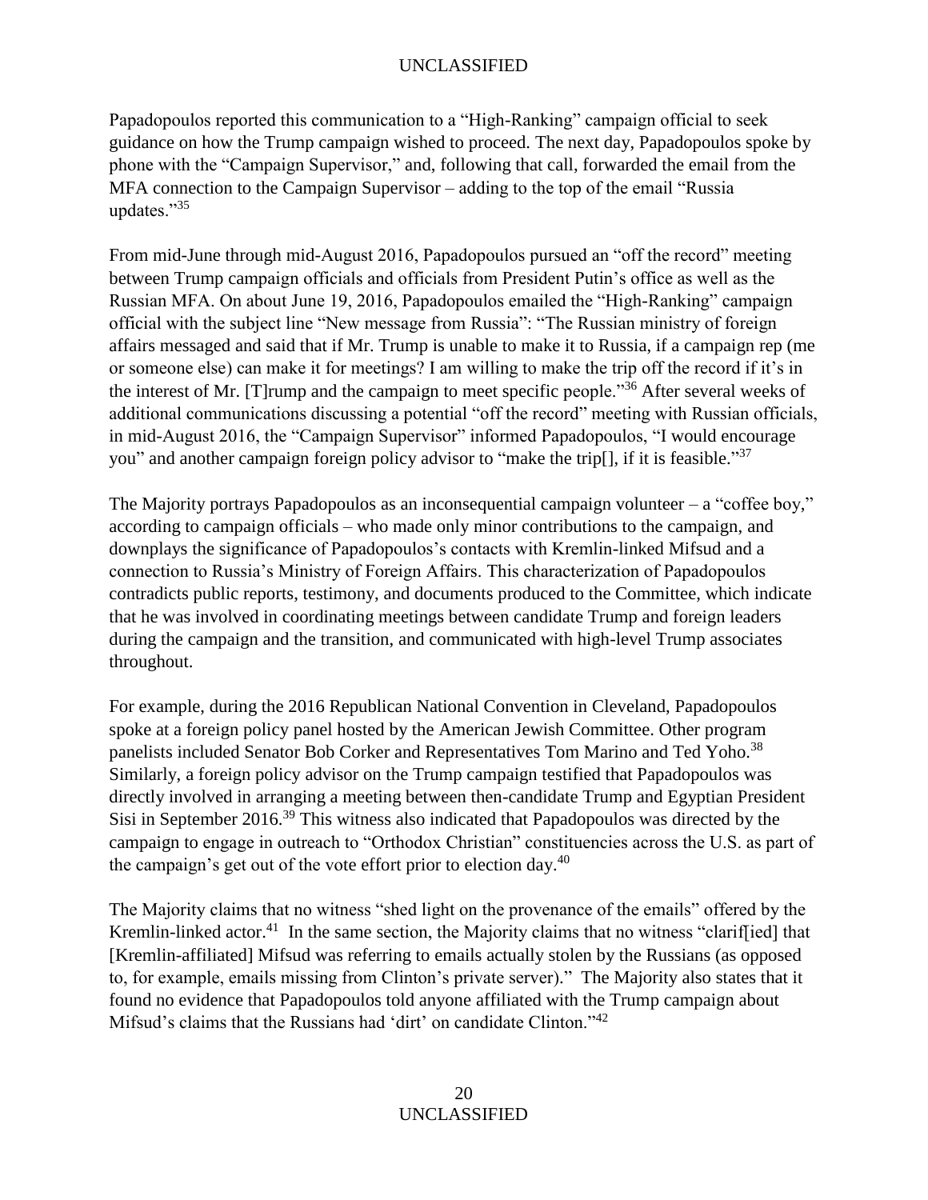Papadopoulos reported this communication to a "High-Ranking" campaign official to seek guidance on how the Trump campaign wished to proceed. The next day, Papadopoulos spoke by phone with the "Campaign Supervisor," and, following that call, forwarded the email from the MFA connection to the Campaign Supervisor – adding to the top of the email "Russia updates."[35]

From mid-June through mid-August 2016, Papadopoulos pursued an "off the record" meeting between Trump campaign officials and officials from President Putin's office as well as the Russian MFA. On about June 19, 2016, Papadopoulos emailed the "High-Ranking" campaign official with the subject line "New message from Russia": "The Russian ministry of foreign affairs messaged and said that if Mr. Trump is unable to make it to Russia, if a campaign rep (me or someone else) can make it for meetings? I am willing to make the trip off the record if it's in the interest of Mr. [T]rump and the campaign to meet specific people."[36] After several weeks of additional communications discussing a potential "off the record" meeting with Russian officials, in mid-August 2016, the "Campaign Supervisor" informed Papadopoulos, "I would encourage you" and another campaign foreign policy advisor to "make the trip[], if it is feasible."[37]

The Majority portrays Papadopoulos as an inconsequential campaign volunteer – a "coffee boy," according to campaign officials – who made only minor contributions to the campaign, and downplays the significance of Papadopoulos's contacts with Kremlin-linked Mifsud and a connection to Russia's Ministry of Foreign Affairs. This characterization of Papadopoulos contradicts public reports, testimony, and documents produced to the Committee, which indicate that he was involved in coordinating meetings between candidate Trump and foreign leaders during the campaign and the transition, and communicated with high-level Trump associates throughout.

For example, during the 2016 Republican National Convention in Cleveland, Papadopoulos spoke at a foreign policy panel hosted by the American Jewish Committee. Other program panelists included Senator Bob Corker and Representatives Tom Marino and Ted Yoho.[38] Similarly, a foreign policy advisor on the Trump campaign testified that Papadopoulos was directly involved in arranging a meeting between then-candidate Trump and Egyptian President Sisi in September 2016.[39] This witness also indicated that Papadopoulos was directed by the campaign to engage in outreach to "Orthodox Christian" constituencies across the U.S. as part of the campaign's get out of the vote effort prior to election day.[40]

The Majority claims that no witness "shed light on the provenance of the emails" offered by the Kremlin-linked actor.[41] In the same section, the Majority claims that no witness "clarif[ied] that [Kremlin-affiliated] Mifsud was referring to emails actually stolen by the Russians (as opposed to, for example, emails missing from Clinton's private server)." The Majority also states that it found no evidence that Papadopoulos told anyone affiliated with the Trump campaign about Mifsud's claims that the Russians had 'dirt' on candidate Clinton."[42]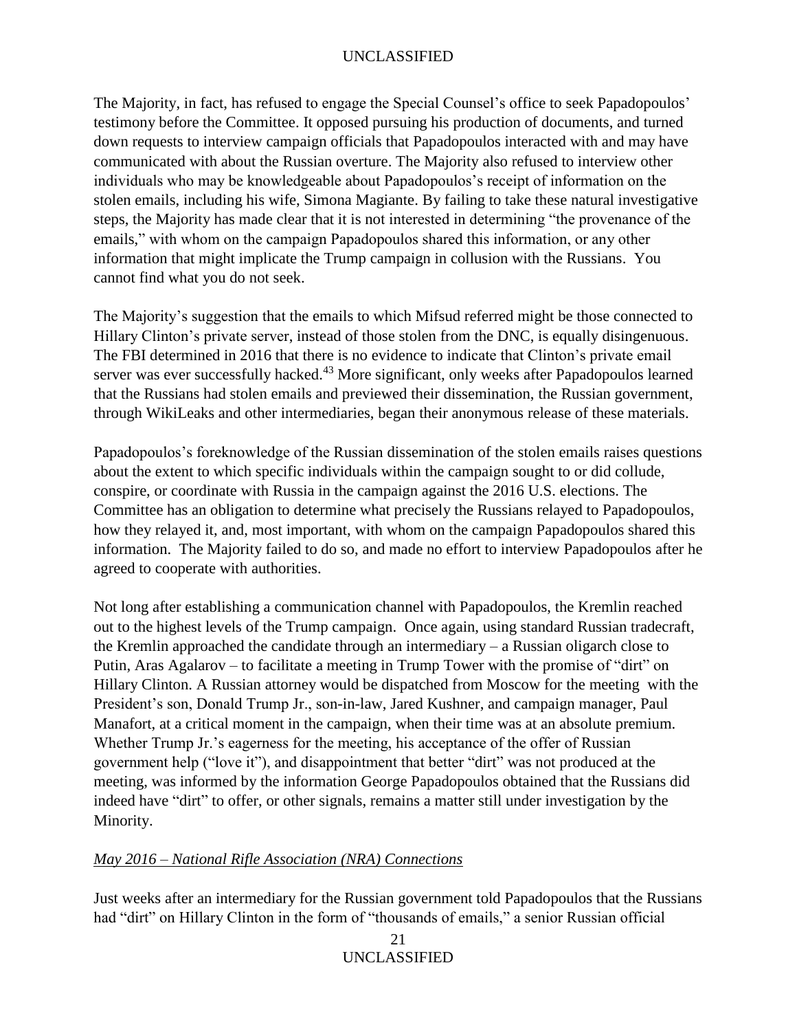The Majority, in fact, has refused to engage the Special Counsel's office to seek Papadopoulos' testimony before the Committee. It opposed pursuing his production of documents, and turned down requests to interview campaign officials that Papadopoulos interacted with and may have communicated with about the Russian overture. The Majority also refused to interview other individuals who may be knowledgeable about Papadopoulos's receipt of information on the stolen emails, including his wife, Simona Magiante. By failing to take these natural investigative steps, the Majority has made clear that it is not interested in determining "the provenance of the emails," with whom on the campaign Papadopoulos shared this information, or any other information that might implicate the Trump campaign in collusion with the Russians. You cannot find what you do not seek.

The Majority's suggestion that the emails to which Mifsud referred might be those connected to Hillary Clinton's private server, instead of those stolen from the DNC, is equally disingenuous. The FBI determined in 2016 that there is no evidence to indicate that Clinton's private email server was ever successfully hacked.[43] More significant, only weeks after Papadopoulos learned that the Russians had stolen emails and previewed their dissemination, the Russian government, through WikiLeaks and other intermediaries, began their anonymous release of these materials.

Papadopoulos's foreknowledge of the Russian dissemination of the stolen emails raises questions about the extent to which specific individuals within the campaign sought to or did collude, conspire, or coordinate with Russia in the campaign against the 2016 U.S. elections. The Committee has an obligation to determine what precisely the Russians relayed to Papadopoulos, how they relayed it, and, most important, with whom on the campaign Papadopoulos shared this information. The Majority failed to do so, and made no effort to interview Papadopoulos after he agreed to cooperate with authorities.

Not long after establishing a communication channel with Papadopoulos, the Kremlin reached out to the highest levels of the Trump campaign. Once again, using standard Russian tradecraft, the Kremlin approached the candidate through an intermediary – a Russian oligarch close to Putin, Aras Agalarov – to facilitate a meeting in Trump Tower with the promise of "dirt" on Hillary Clinton. A Russian attorney would be dispatched from Moscow for the meeting with the President's son, Donald Trump Jr., son-in-law, Jared Kushner, and campaign manager, Paul Manafort, at a critical moment in the campaign, when their time was at an absolute premium. Whether Trump Jr.'s eagerness for the meeting, his acceptance of the offer of Russian government help ("love it"), and disappointment that better "dirt" was not produced at the meeting, was informed by the information George Papadopoulos obtained that the Russians did indeed have "dirt" to offer, or other signals, remains a matter still under investigation by the Minority.

*May 2016 – National Rifle Association (NRA) Connections*

Just weeks after an intermediary for the Russian government told Papadopoulos that the Russians had "dirt" on Hillary Clinton in the form of "thousands of emails," a senior Russian official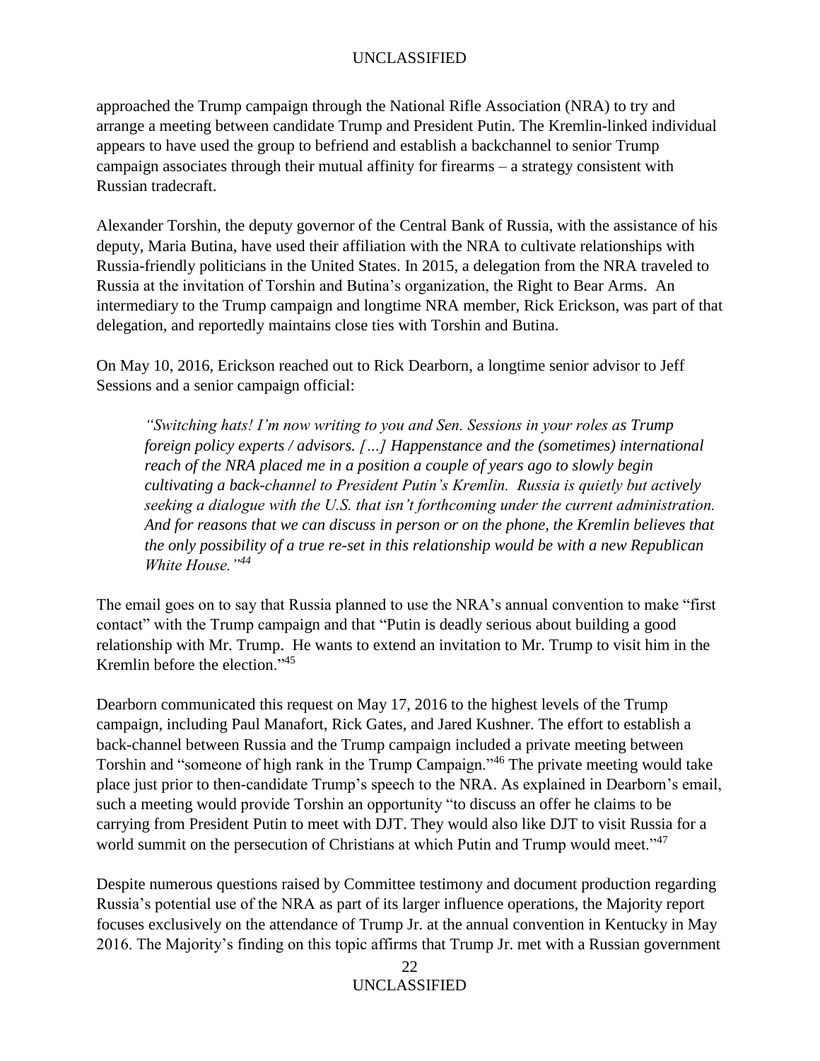approached the Trump campaign through the National Rifle Association (NRA) to try and arrange a meeting between candidate Trump and President Putin. The Kremlin-linked individual appears to have used the group to befriend and establish a backchannel to senior Trump campaign associates through their mutual affinity for firearms – a strategy consistent with Russian tradecraft.

Alexander Torshin, the deputy governor of the Central Bank of Russia, with the assistance of his deputy, Maria Butina, have used their affiliation with the NRA to cultivate relationships with Russia-friendly politicians in the United States. In 2015, a delegation from the NRA traveled to Russia at the invitation of Torshin and Butina's organization, the Right to Bear Arms. An intermediary to the Trump campaign and longtime NRA member, Rick Erickson, was part of that delegation, and reportedly maintains close ties with Torshin and Butina.

On May 10, 2016, Erickson reached out to Rick Dearborn, a longtime senior advisor to Jeff Sessions and a senior campaign official:

> *"Switching hats! I'm now writing to you and Sen. Sessions in your roles as Trump foreign policy experts / advisors. […] Happenstance and the (sometimes) international reach of the NRA placed me in a position a couple of years ago to slowly begin cultivating a back-channel to President Putin's Kremlin. Russia is quietly but actively seeking a dialogue with the U.S. that isn't forthcoming under the current administration. And for reasons that we can discuss in person or on the phone, the Kremlin believes that the only possibility of a true re-set in this relationship would be with a new Republican White House."*[44]

The email goes on to say that Russia planned to use the NRA's annual convention to make "first contact" with the Trump campaign and that "Putin is deadly serious about building a good relationship with Mr. Trump. He wants to extend an invitation to Mr. Trump to visit him in the Kremlin before the election."[45]

Dearborn communicated this request on May 17, 2016 to the highest levels of the Trump campaign, including Paul Manafort, Rick Gates, and Jared Kushner. The effort to establish a back-channel between Russia and the Trump campaign included a private meeting between Torshin and "someone of high rank in the Trump Campaign."[46] The private meeting would take place just prior to then-candidate Trump's speech to the NRA. As explained in Dearborn's email, such a meeting would provide Torshin an opportunity "to discuss an offer he claims to be carrying from President Putin to meet with DJT. They would also like DJT to visit Russia for a world summit on the persecution of Christians at which Putin and Trump would meet."[47]

Despite numerous questions raised by Committee testimony and document production regarding Russia's potential use of the NRA as part of its larger influence operations, the Majority report focuses exclusively on the attendance of Trump Jr. at the annual convention in Kentucky in May 2016. The Majority's finding on this topic affirms that Trump Jr. met with a Russian government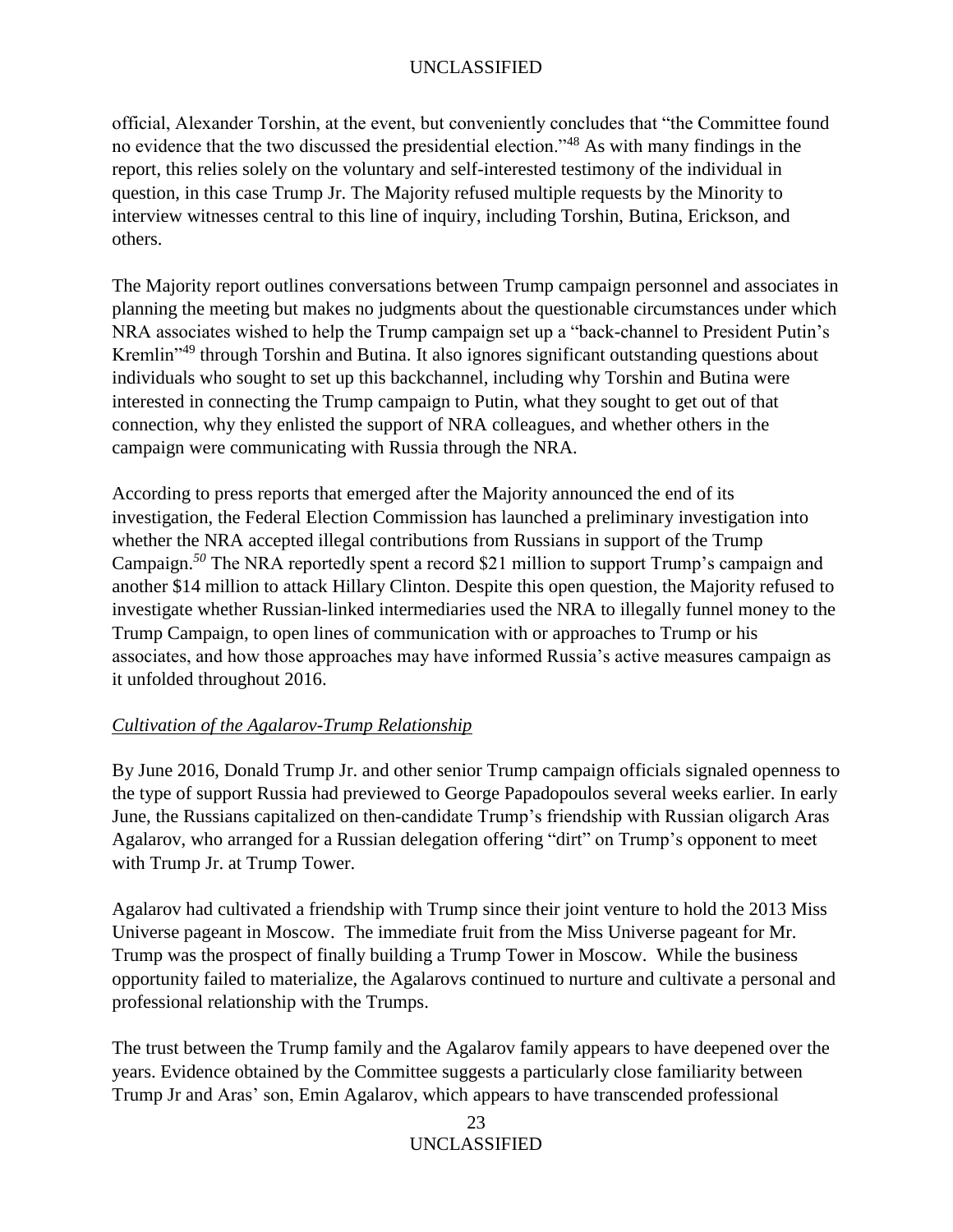official, Alexander Torshin, at the event, but conveniently concludes that "the Committee found no evidence that the two discussed the presidential election."[48] As with many findings in the report, this relies solely on the voluntary and self-interested testimony of the individual in question, in this case Trump Jr. The Majority refused multiple requests by the Minority to interview witnesses central to this line of inquiry, including Torshin, Butina, Erickson, and others.

The Majority report outlines conversations between Trump campaign personnel and associates in planning the meeting but makes no judgments about the questionable circumstances under which NRA associates wished to help the Trump campaign set up a "back-channel to President Putin's Kremlin"[49] through Torshin and Butina. It also ignores significant outstanding questions about individuals who sought to set up this backchannel, including why Torshin and Butina were interested in connecting the Trump campaign to Putin, what they sought to get out of that connection, why they enlisted the support of NRA colleagues, and whether others in the campaign were communicating with Russia through the NRA.

According to press reports that emerged after the Majority announced the end of its investigation, the Federal Election Commission has launched a preliminary investigation into whether the NRA accepted illegal contributions from Russians in support of the Trump Campaign.[50] The NRA reportedly spent a record $21 million to support Trump's campaign and another $14 million to attack Hillary Clinton. Despite this open question, the Majority refused to investigate whether Russian-linked intermediaries used the NRA to illegally funnel money to the Trump Campaign, to open lines of communication with or approaches to Trump or his associates, and how those approaches may have informed Russia's active measures campaign as it unfolded throughout 2016.

*Cultivation of the Agalarov-Trump Relationship*

By June 2016, Donald Trump Jr. and other senior Trump campaign officials signaled openness to the type of support Russia had previewed to George Papadopoulos several weeks earlier. In early June, the Russians capitalized on then-candidate Trump's friendship with Russian oligarch Aras Agalarov, who arranged for a Russian delegation offering "dirt" on Trump's opponent to meet with Trump Jr. at Trump Tower.

Agalarov had cultivated a friendship with Trump since their joint venture to hold the 2013 Miss Universe pageant in Moscow. The immediate fruit from the Miss Universe pageant for Mr. Trump was the prospect of finally building a Trump Tower in Moscow. While the business opportunity failed to materialize, the Agalarovs continued to nurture and cultivate a personal and professional relationship with the Trumps.

The trust between the Trump family and the Agalarov family appears to have deepened over the years. Evidence obtained by the Committee suggests a particularly close familiarity between Trump Jr and Aras' son, Emin Agalarov, which appears to have transcended professional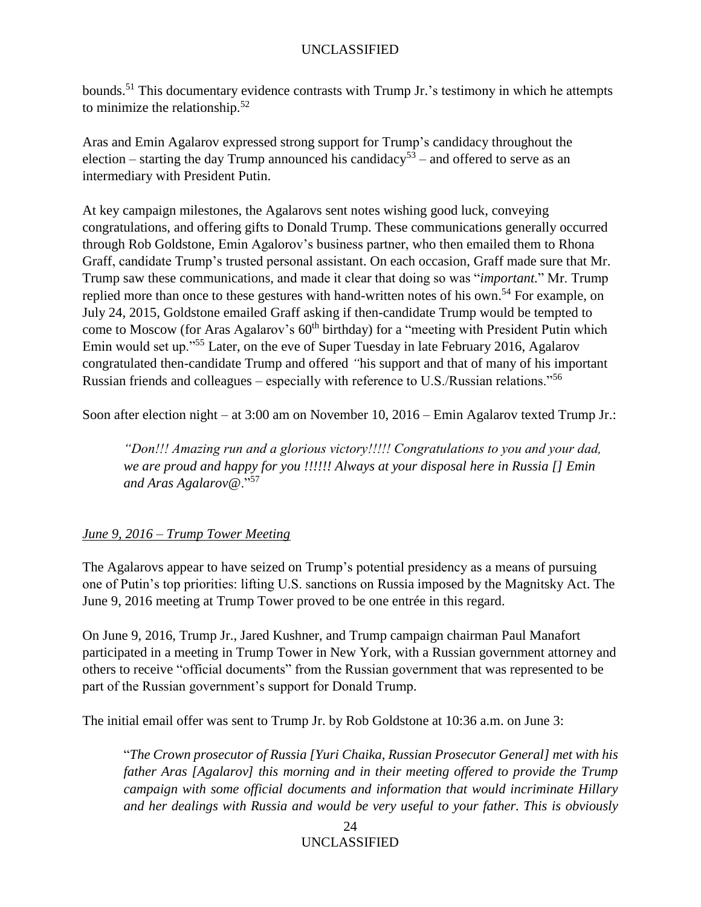bounds.[51] This documentary evidence contrasts with Trump Jr.'s testimony in which he attempts to minimize the relationship.[52]

Aras and Emin Agalarov expressed strong support for Trump's candidacy throughout the election – starting the day Trump announced his candidacy[53] – and offered to serve as an intermediary with President Putin.

At key campaign milestones, the Agalarovs sent notes wishing good luck, conveying congratulations, and offering gifts to Donald Trump. These communications generally occurred through Rob Goldstone, Emin Agalorov's business partner, who then emailed them to Rhona Graff, candidate Trump's trusted personal assistant. On each occasion, Graff made sure that Mr. Trump saw these communications, and made it clear that doing so was "*important.*" Mr. Trump replied more than once to these gestures with hand-written notes of his own.[54] For example, on July 24, 2015, Goldstone emailed Graff asking if then-candidate Trump would be tempted to come to Moscow (for Aras Agalarov's 60th birthday) for a "meeting with President Putin which Emin would set up."[55] Later, on the eve of Super Tuesday in late February 2016, Agalarov congratulated then-candidate Trump and offered *"*his support and that of many of his important Russian friends and colleagues – especially with reference to U.S./Russian relations."[56]

Soon after election night – at 3:00 am on November 10, 2016 – Emin Agalarov texted Trump Jr.:

> *"Don!!! Amazing run and a glorious victory!!!!! Congratulations to you and your dad, we are proud and happy for you !!!!!! Always at your disposal here in Russia [] Emin and Aras Agalarov@.*"[57]

*June 9, 2016 – Trump Tower Meeting*

The Agalarovs appear to have seized on Trump's potential presidency as a means of pursuing one of Putin's top priorities: lifting U.S. sanctions on Russia imposed by the Magnitsky Act. The June 9, 2016 meeting at Trump Tower proved to be one entrée in this regard.

On June 9, 2016, Trump Jr., Jared Kushner, and Trump campaign chairman Paul Manafort participated in a meeting in Trump Tower in New York, with a Russian government attorney and others to receive "official documents" from the Russian government that was represented to be part of the Russian government's support for Donald Trump.

The initial email offer was sent to Trump Jr. by Rob Goldstone at 10:36 a.m. on June 3:

> "*The Crown prosecutor of Russia [Yuri Chaika, Russian Prosecutor General] met with his father Aras [Agalarov] this morning and in their meeting offered to provide the Trump campaign with some official documents and information that would incriminate Hillary and her dealings with Russia and would be very useful to your father. This is obviously*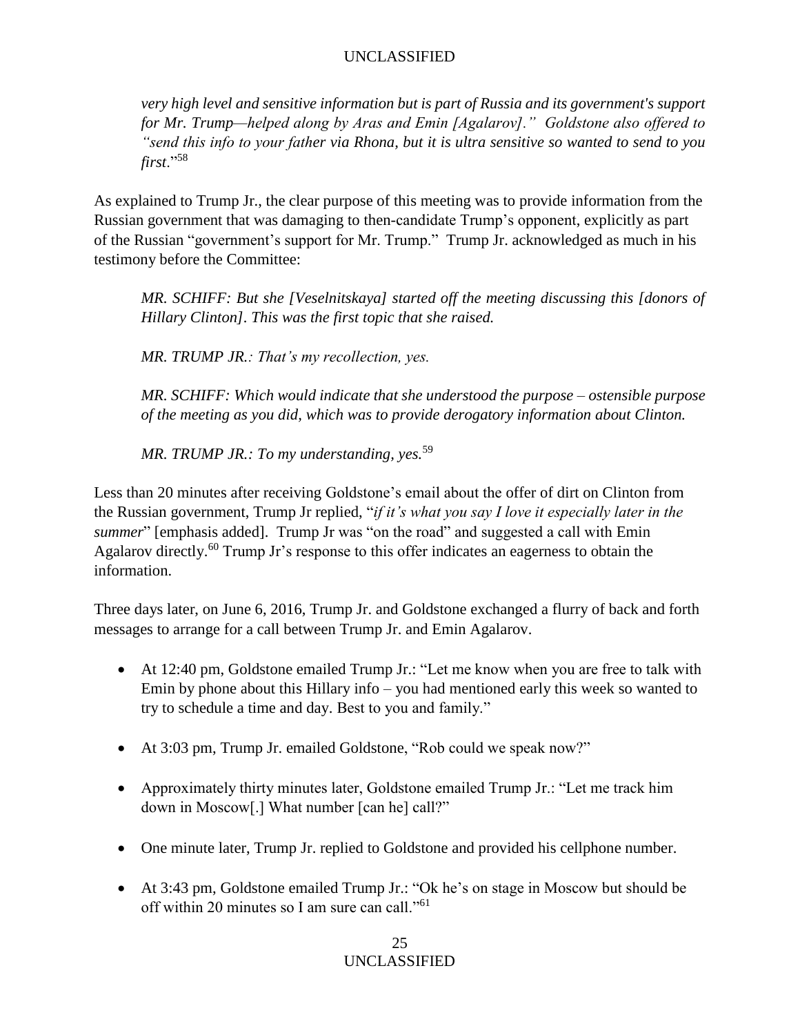*very high level and sensitive information but is part of Russia and its government's support for Mr. Trump—helped along by Aras and Emin [Agalarov]." Goldstone also offered to "send this info to your father via Rhona, but it is ultra sensitive so wanted to send to you first*."[58]

As explained to Trump Jr., the clear purpose of this meeting was to provide information from the Russian government that was damaging to then-candidate Trump's opponent, explicitly as part of the Russian "government's support for Mr. Trump." Trump Jr. acknowledged as much in his testimony before the Committee:

> *MR. SCHIFF: But she [Veselnitskaya] started off the meeting discussing this [donors of Hillary Clinton]. This was the first topic that she raised.*
>
> *MR. TRUMP JR.: That's my recollection, yes.*
>
> *MR. SCHIFF: Which would indicate that she understood the purpose – ostensible purpose of the meeting as you did, which was to provide derogatory information about Clinton.*
>
> *MR. TRUMP JR.: To my understanding, yes.*[59]

Less than 20 minutes after receiving Goldstone's email about the offer of dirt on Clinton from the Russian government, Trump Jr replied, "*if it's what you say I love it especially later in the summer*" [emphasis added]. Trump Jr was "on the road" and suggested a call with Emin Agalarov directly.[60] Trump Jr's response to this offer indicates an eagerness to obtain the information.

Three days later, on June 6, 2016, Trump Jr. and Goldstone exchanged a flurry of back and forth messages to arrange for a call between Trump Jr. and Emin Agalarov.

- At 12:40 pm, Goldstone emailed Trump Jr.: "Let me know when you are free to talk with Emin by phone about this Hillary info – you had mentioned early this week so wanted to try to schedule a time and day. Best to you and family."
- At 3:03 pm, Trump Jr. emailed Goldstone, "Rob could we speak now?"
- Approximately thirty minutes later, Goldstone emailed Trump Jr.: "Let me track him down in Moscow[.] What number [can he] call?"
- One minute later, Trump Jr. replied to Goldstone and provided his cellphone number.
- At 3:43 pm, Goldstone emailed Trump Jr.: "Ok he's on stage in Moscow but should be off within 20 minutes so I am sure can call."[61]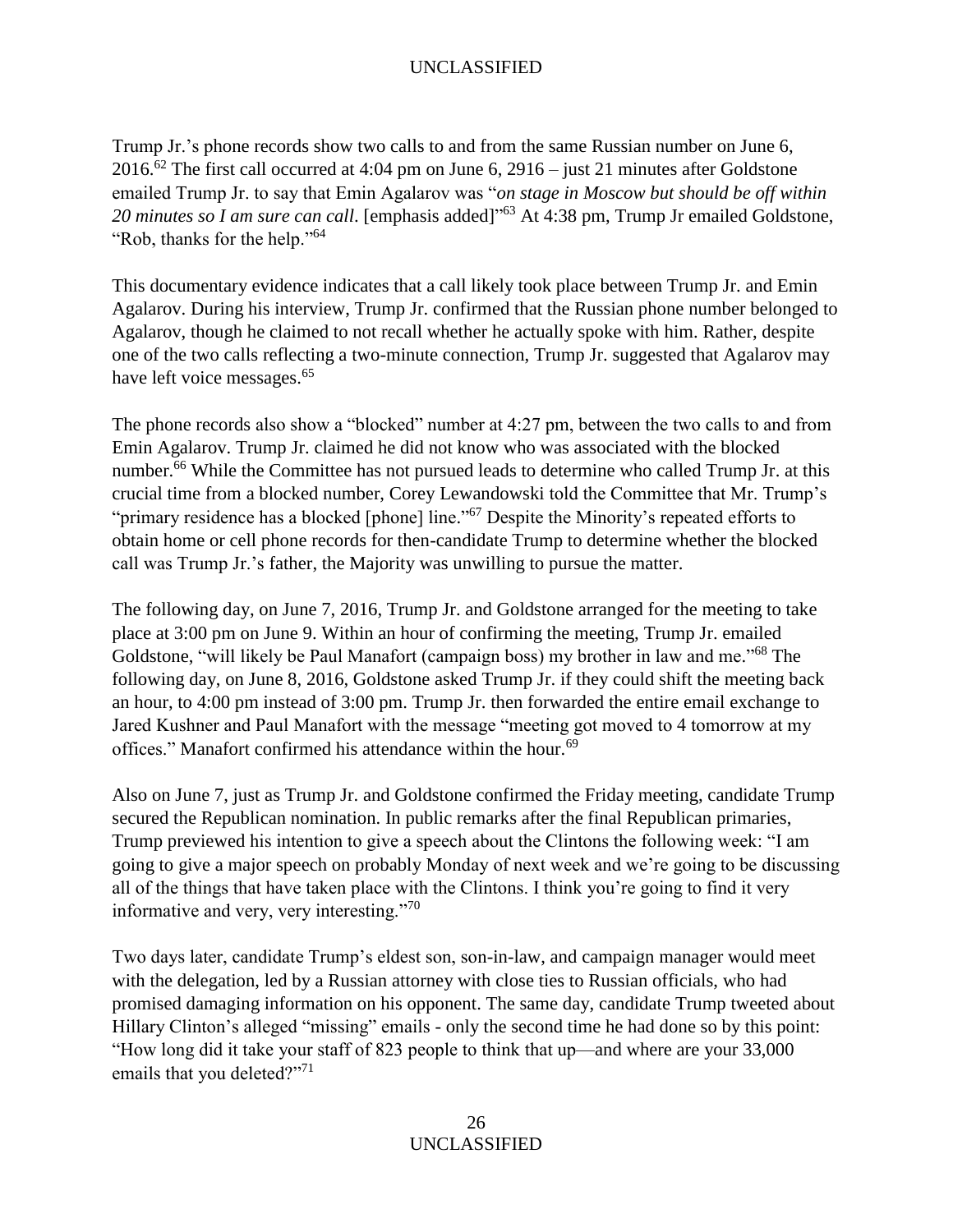Trump Jr.'s phone records show two calls to and from the same Russian number on June 6, 2016.[62] The first call occurred at 4:04 pm on June 6, 2916 – just 21 minutes after Goldstone emailed Trump Jr. to say that Emin Agalarov was "*on stage in Moscow but should be off within 20 minutes so I am sure can call*. [emphasis added]"[63] At 4:38 pm, Trump Jr emailed Goldstone, "Rob, thanks for the help."[64]

This documentary evidence indicates that a call likely took place between Trump Jr. and Emin Agalarov. During his interview, Trump Jr. confirmed that the Russian phone number belonged to Agalarov, though he claimed to not recall whether he actually spoke with him. Rather, despite one of the two calls reflecting a two-minute connection, Trump Jr. suggested that Agalarov may have left voice messages.[65]

The phone records also show a "blocked" number at 4:27 pm, between the two calls to and from Emin Agalarov. Trump Jr. claimed he did not know who was associated with the blocked number.[66] While the Committee has not pursued leads to determine who called Trump Jr. at this crucial time from a blocked number, Corey Lewandowski told the Committee that Mr. Trump's "primary residence has a blocked [phone] line."[67] Despite the Minority's repeated efforts to obtain home or cell phone records for then-candidate Trump to determine whether the blocked call was Trump Jr.'s father, the Majority was unwilling to pursue the matter.

The following day, on June 7, 2016, Trump Jr. and Goldstone arranged for the meeting to take place at 3:00 pm on June 9. Within an hour of confirming the meeting, Trump Jr. emailed Goldstone, "will likely be Paul Manafort (campaign boss) my brother in law and me."[68] The following day, on June 8, 2016, Goldstone asked Trump Jr. if they could shift the meeting back an hour, to 4:00 pm instead of 3:00 pm. Trump Jr. then forwarded the entire email exchange to Jared Kushner and Paul Manafort with the message "meeting got moved to 4 tomorrow at my offices." Manafort confirmed his attendance within the hour.[69]

Also on June 7, just as Trump Jr. and Goldstone confirmed the Friday meeting, candidate Trump secured the Republican nomination. In public remarks after the final Republican primaries, Trump previewed his intention to give a speech about the Clintons the following week: "I am going to give a major speech on probably Monday of next week and we're going to be discussing all of the things that have taken place with the Clintons. I think you're going to find it very informative and very, very interesting."[70]

Two days later, candidate Trump's eldest son, son-in-law, and campaign manager would meet with the delegation, led by a Russian attorney with close ties to Russian officials, who had promised damaging information on his opponent. The same day, candidate Trump tweeted about Hillary Clinton's alleged "missing" emails - only the second time he had done so by this point: "How long did it take your staff of 823 people to think that up—and where are your 33,000 emails that you deleted?"[71]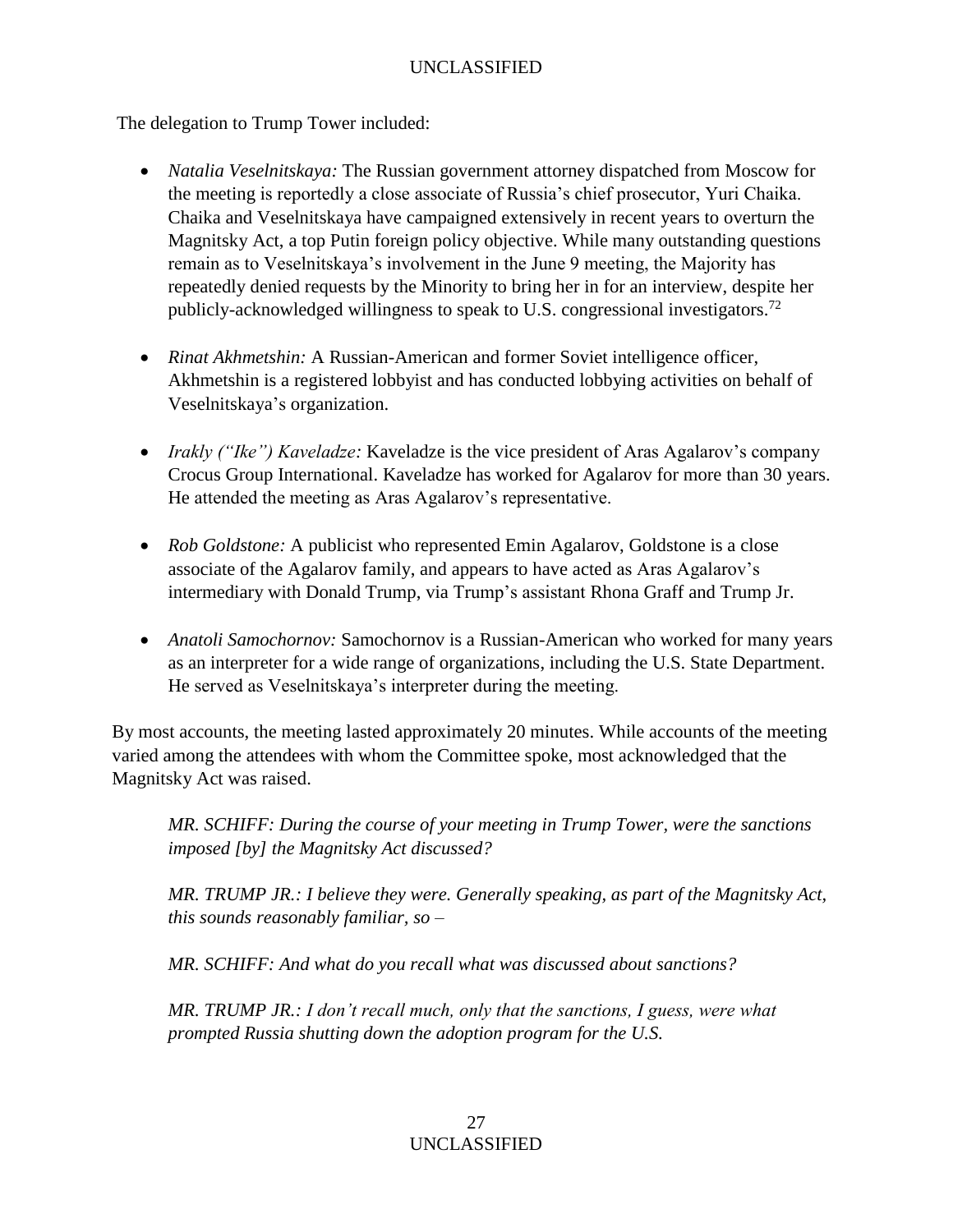The delegation to Trump Tower included:

- *Natalia Veselnitskaya:* The Russian government attorney dispatched from Moscow for the meeting is reportedly a close associate of Russia's chief prosecutor, Yuri Chaika. Chaika and Veselnitskaya have campaigned extensively in recent years to overturn the Magnitsky Act, a top Putin foreign policy objective. While many outstanding questions remain as to Veselnitskaya's involvement in the June 9 meeting, the Majority has repeatedly denied requests by the Minority to bring her in for an interview, despite her publicly-acknowledged willingness to speak to U.S. congressional investigators.[72]

- *Rinat Akhmetshin:* A Russian-American and former Soviet intelligence officer, Akhmetshin is a registered lobbyist and has conducted lobbying activities on behalf of Veselnitskaya's organization.

- *Irakly ("Ike") Kaveladze:* Kaveladze is the vice president of Aras Agalarov's company Crocus Group International. Kaveladze has worked for Agalarov for more than 30 years. He attended the meeting as Aras Agalarov's representative.

- *Rob Goldstone:* A publicist who represented Emin Agalarov, Goldstone is a close associate of the Agalarov family, and appears to have acted as Aras Agalarov's intermediary with Donald Trump, via Trump's assistant Rhona Graff and Trump Jr.

- *Anatoli Samochornov:* Samochornov is a Russian-American who worked for many years as an interpreter for a wide range of organizations, including the U.S. State Department. He served as Veselnitskaya's interpreter during the meeting.

By most accounts, the meeting lasted approximately 20 minutes. While accounts of the meeting varied among the attendees with whom the Committee spoke, most acknowledged that the Magnitsky Act was raised.

> *MR. SCHIFF: During the course of your meeting in Trump Tower, were the sanctions imposed [by] the Magnitsky Act discussed?*
>
> *MR. TRUMP JR.: I believe they were. Generally speaking, as part of the Magnitsky Act, this sounds reasonably familiar, so –*
>
> *MR. SCHIFF: And what do you recall what was discussed about sanctions?*
>
> *MR. TRUMP JR.: I don't recall much, only that the sanctions, I guess, were what prompted Russia shutting down the adoption program for the U.S.*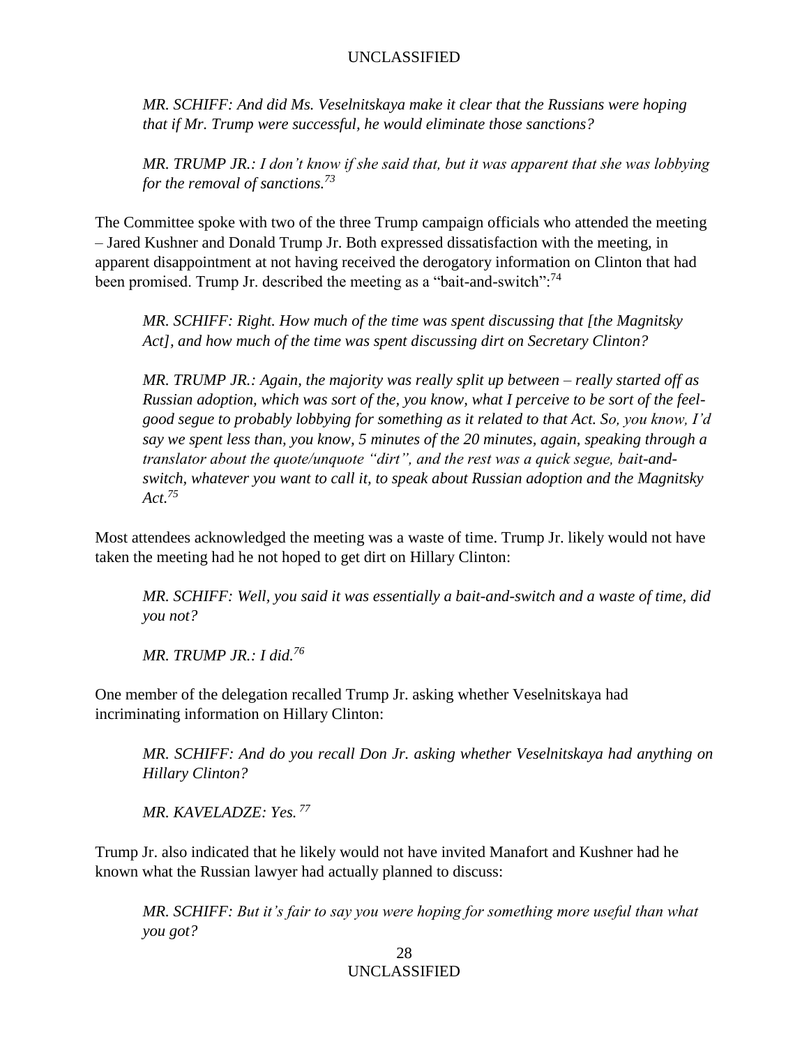*MR. SCHIFF: And did Ms. Veselnitskaya make it clear that the Russians were hoping that if Mr. Trump were successful, he would eliminate those sanctions?*

*MR. TRUMP JR.: I don't know if she said that, but it was apparent that she was lobbying for the removal of sanctions.*[73]

The Committee spoke with two of the three Trump campaign officials who attended the meeting – Jared Kushner and Donald Trump Jr. Both expressed dissatisfaction with the meeting, in apparent disappointment at not having received the derogatory information on Clinton that had been promised. Trump Jr. described the meeting as a "bait-and-switch":[74]

*MR. SCHIFF: Right. How much of the time was spent discussing that [the Magnitsky Act], and how much of the time was spent discussing dirt on Secretary Clinton?*

*MR. TRUMP JR.: Again, the majority was really split up between – really started off as Russian adoption, which was sort of the, you know, what I perceive to be sort of the feel-good segue to probably lobbying for something as it related to that Act. So, you know, I'd say we spent less than, you know, 5 minutes of the 20 minutes, again, speaking through a translator about the quote/unquote "dirt", and the rest was a quick segue, bait-and-switch, whatever you want to call it, to speak about Russian adoption and the Magnitsky Act.*[75]

Most attendees acknowledged the meeting was a waste of time. Trump Jr. likely would not have taken the meeting had he not hoped to get dirt on Hillary Clinton:

*MR. SCHIFF: Well, you said it was essentially a bait-and-switch and a waste of time, did you not?*

*MR. TRUMP JR.: I did.*[76]

One member of the delegation recalled Trump Jr. asking whether Veselnitskaya had incriminating information on Hillary Clinton:

*MR. SCHIFF: And do you recall Don Jr. asking whether Veselnitskaya had anything on Hillary Clinton?*

*MR. KAVELADZE: Yes.*[77]

Trump Jr. also indicated that he likely would not have invited Manafort and Kushner had he known what the Russian lawyer had actually planned to discuss:

*MR. SCHIFF: But it's fair to say you were hoping for something more useful than what you got?*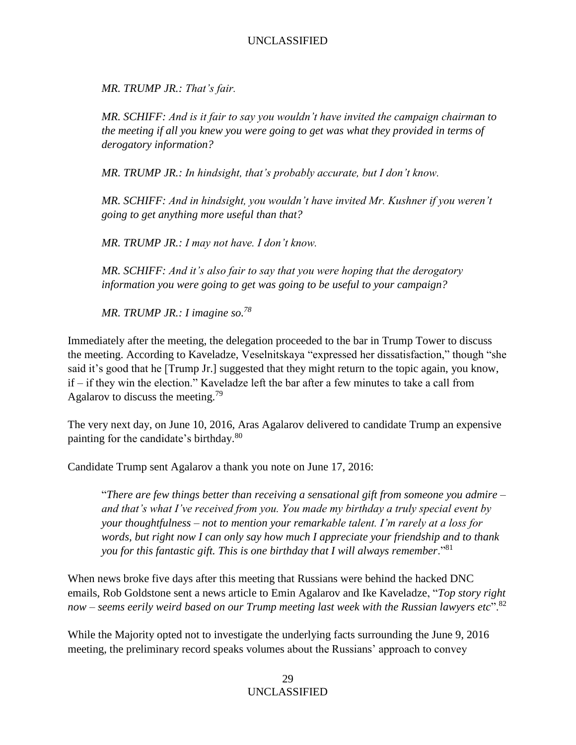*MR. TRUMP JR.: That's fair.*

*MR. SCHIFF: And is it fair to say you wouldn't have invited the campaign chairman to the meeting if all you knew you were going to get was what they provided in terms of derogatory information?*

*MR. TRUMP JR.: In hindsight, that's probably accurate, but I don't know.*

*MR. SCHIFF: And in hindsight, you wouldn't have invited Mr. Kushner if you weren't going to get anything more useful than that?*

*MR. TRUMP JR.: I may not have. I don't know.*

*MR. SCHIFF: And it's also fair to say that you were hoping that the derogatory information you were going to get was going to be useful to your campaign?*

*MR. TRUMP JR.: I imagine so.*[78]

Immediately after the meeting, the delegation proceeded to the bar in Trump Tower to discuss the meeting. According to Kaveladze, Veselnitskaya "expressed her dissatisfaction," though "she said it's good that he [Trump Jr.] suggested that they might return to the topic again, you know, if – if they win the election." Kaveladze left the bar after a few minutes to take a call from Agalarov to discuss the meeting.[79]

The very next day, on June 10, 2016, Aras Agalarov delivered to candidate Trump an expensive painting for the candidate's birthday.[80]

Candidate Trump sent Agalarov a thank you note on June 17, 2016:

"*There are few things better than receiving a sensational gift from someone you admire – and that's what I've received from you. You made my birthday a truly special event by your thoughtfulness – not to mention your remarkable talent. I'm rarely at a loss for words, but right now I can only say how much I appreciate your friendship and to thank you for this fantastic gift. This is one birthday that I will always remember*."[81]

When news broke five days after this meeting that Russians were behind the hacked DNC emails, Rob Goldstone sent a news article to Emin Agalarov and Ike Kaveladze, "*Top story right now – seems eerily weird based on our Trump meeting last week with the Russian lawyers etc*".[82]

While the Majority opted not to investigate the underlying facts surrounding the June 9, 2016 meeting, the preliminary record speaks volumes about the Russians' approach to convey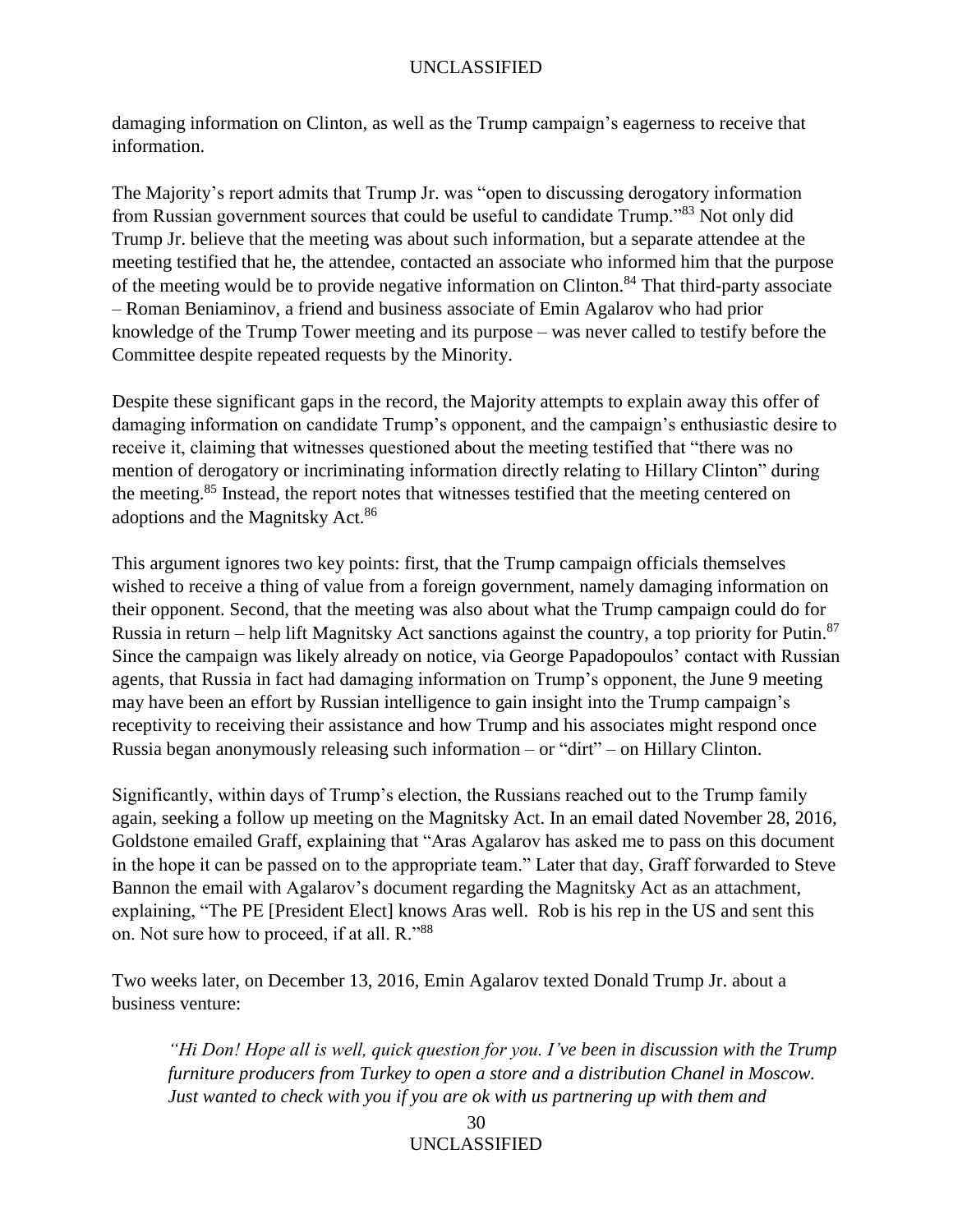damaging information on Clinton, as well as the Trump campaign's eagerness to receive that information.

The Majority's report admits that Trump Jr. was "open to discussing derogatory information from Russian government sources that could be useful to candidate Trump."[83] Not only did Trump Jr. believe that the meeting was about such information, but a separate attendee at the meeting testified that he, the attendee, contacted an associate who informed him that the purpose of the meeting would be to provide negative information on Clinton.[84] That third-party associate – Roman Beniaminov, a friend and business associate of Emin Agalarov who had prior knowledge of the Trump Tower meeting and its purpose – was never called to testify before the Committee despite repeated requests by the Minority.

Despite these significant gaps in the record, the Majority attempts to explain away this offer of damaging information on candidate Trump's opponent, and the campaign's enthusiastic desire to receive it, claiming that witnesses questioned about the meeting testified that "there was no mention of derogatory or incriminating information directly relating to Hillary Clinton" during the meeting.[85] Instead, the report notes that witnesses testified that the meeting centered on adoptions and the Magnitsky Act.[86]

This argument ignores two key points: first, that the Trump campaign officials themselves wished to receive a thing of value from a foreign government, namely damaging information on their opponent. Second, that the meeting was also about what the Trump campaign could do for Russia in return – help lift Magnitsky Act sanctions against the country, a top priority for Putin.[87] Since the campaign was likely already on notice, via George Papadopoulos' contact with Russian agents, that Russia in fact had damaging information on Trump's opponent, the June 9 meeting may have been an effort by Russian intelligence to gain insight into the Trump campaign's receptivity to receiving their assistance and how Trump and his associates might respond once Russia began anonymously releasing such information – or "dirt" – on Hillary Clinton.

Significantly, within days of Trump's election, the Russians reached out to the Trump family again, seeking a follow up meeting on the Magnitsky Act. In an email dated November 28, 2016, Goldstone emailed Graff, explaining that "Aras Agalarov has asked me to pass on this document in the hope it can be passed on to the appropriate team." Later that day, Graff forwarded to Steve Bannon the email with Agalarov's document regarding the Magnitsky Act as an attachment, explaining, "The PE [President Elect] knows Aras well. Rob is his rep in the US and sent this on. Not sure how to proceed, if at all. R."[88]

Two weeks later, on December 13, 2016, Emin Agalarov texted Donald Trump Jr. about a business venture:

> *"Hi Don! Hope all is well, quick question for you. I've been in discussion with the Trump furniture producers from Turkey to open a store and a distribution Chanel in Moscow. Just wanted to check with you if you are ok with us partnering up with them and*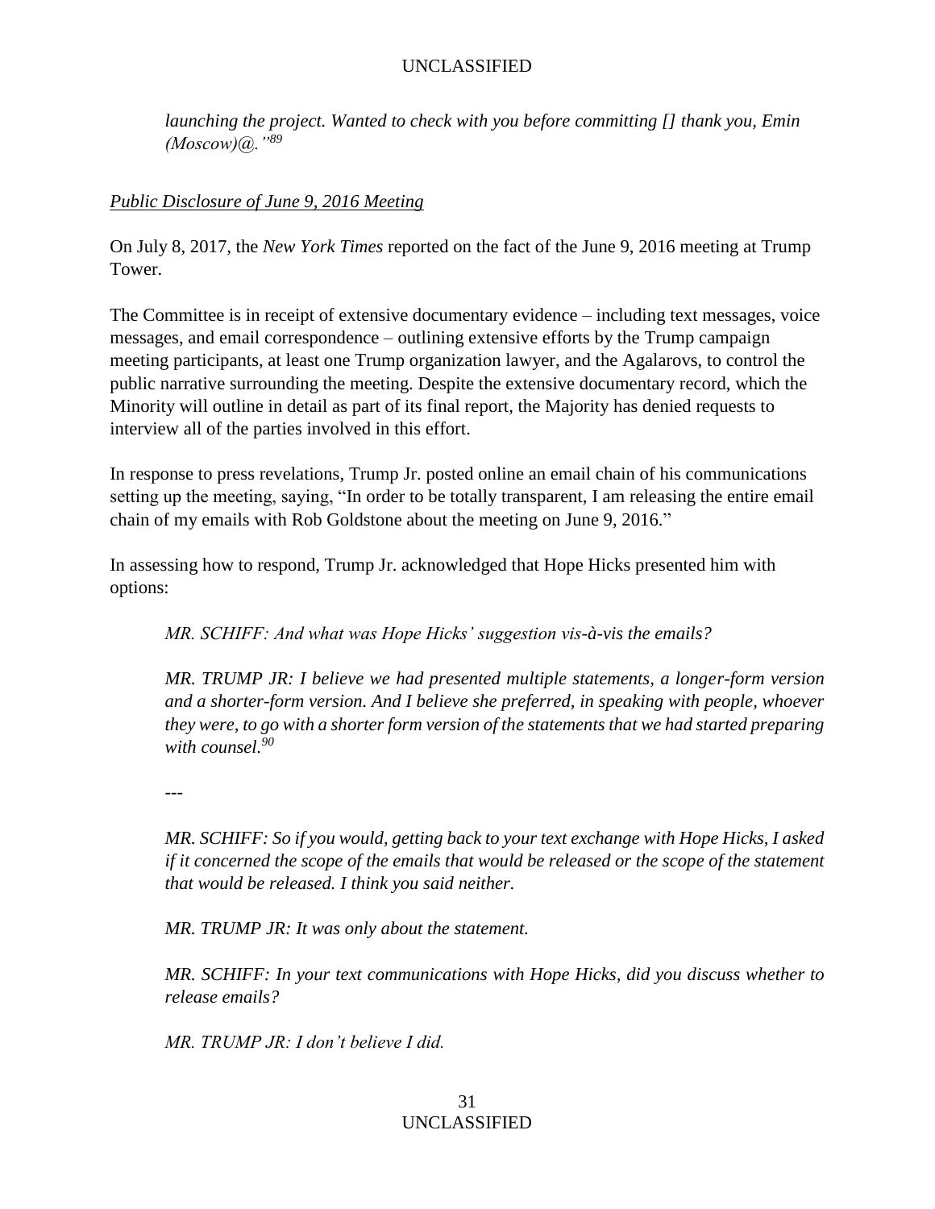*launching the project. Wanted to check with you before committing [] thank you, Emin (Moscow)@."*[89]

<u>*Public Disclosure of June 9, 2016 Meeting*</u>

On July 8, 2017, the *New York Times* reported on the fact of the June 9, 2016 meeting at Trump Tower.

The Committee is in receipt of extensive documentary evidence – including text messages, voice messages, and email correspondence – outlining extensive efforts by the Trump campaign meeting participants, at least one Trump organization lawyer, and the Agalarovs, to control the public narrative surrounding the meeting. Despite the extensive documentary record, which the Minority will outline in detail as part of its final report, the Majority has denied requests to interview all of the parties involved in this effort.

In response to press revelations, Trump Jr. posted online an email chain of his communications setting up the meeting, saying, "In order to be totally transparent, I am releasing the entire email chain of my emails with Rob Goldstone about the meeting on June 9, 2016."

In assessing how to respond, Trump Jr. acknowledged that Hope Hicks presented him with options:

> *MR. SCHIFF: And what was Hope Hicks' suggestion vis-à-vis the emails?*
>
> *MR. TRUMP JR: I believe we had presented multiple statements, a longer-form version and a shorter-form version. And I believe she preferred, in speaking with people, whoever they were, to go with a shorter form version of the statements that we had started preparing with counsel.*[90]
>
> ---
>
> *MR. SCHIFF: So if you would, getting back to your text exchange with Hope Hicks, I asked if it concerned the scope of the emails that would be released or the scope of the statement that would be released. I think you said neither.*
>
> *MR. TRUMP JR: It was only about the statement.*
>
> *MR. SCHIFF: In your text communications with Hope Hicks, did you discuss whether to release emails?*
>
> *MR. TRUMP JR: I don't believe I did.*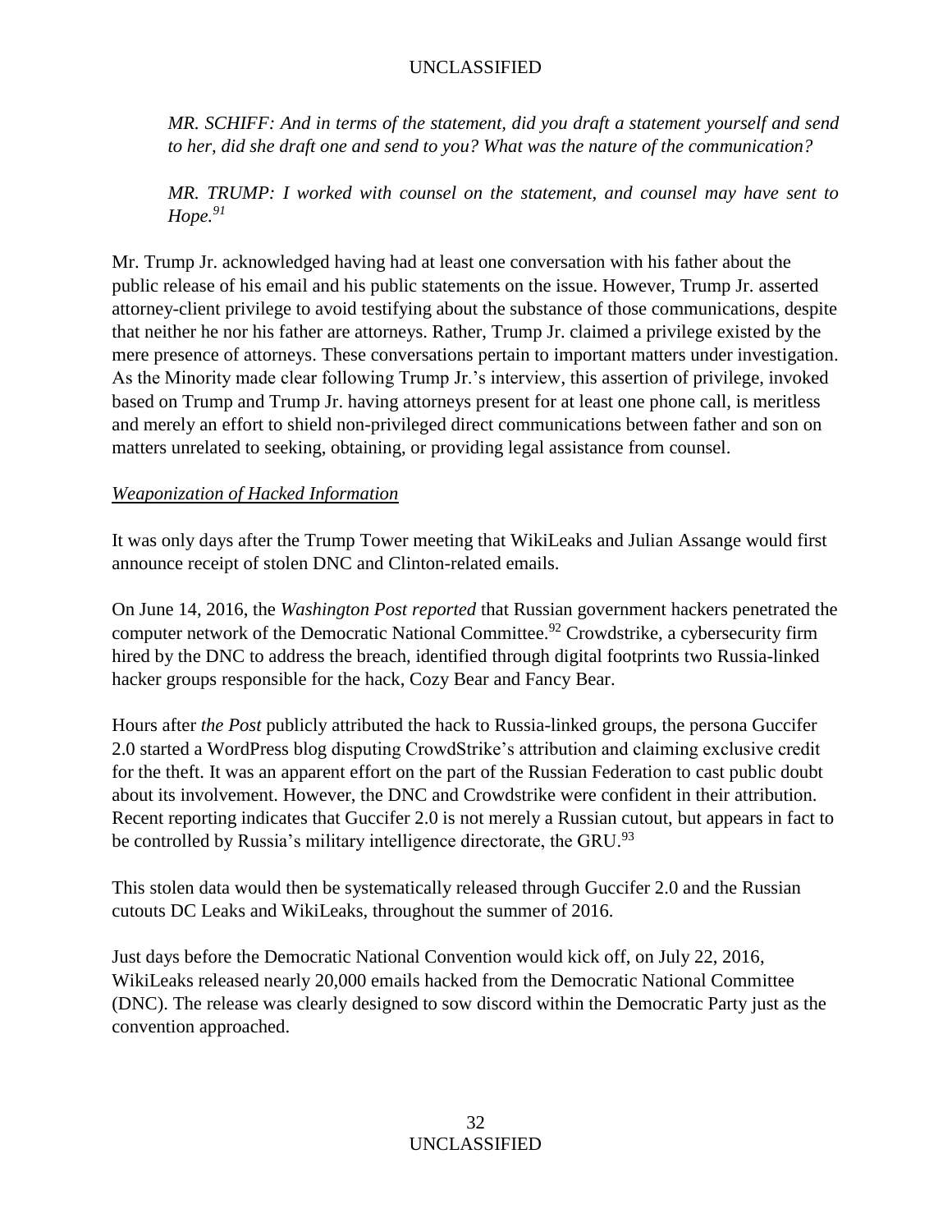*MR. SCHIFF: And in terms of the statement, did you draft a statement yourself and send to her, did she draft one and send to you? What was the nature of the communication?*

*MR. TRUMP: I worked with counsel on the statement, and counsel may have sent to Hope.*[91]

Mr. Trump Jr. acknowledged having had at least one conversation with his father about the public release of his email and his public statements on the issue. However, Trump Jr. asserted attorney-client privilege to avoid testifying about the substance of those communications, despite that neither he nor his father are attorneys. Rather, Trump Jr. claimed a privilege existed by the mere presence of attorneys. These conversations pertain to important matters under investigation. As the Minority made clear following Trump Jr.'s interview, this assertion of privilege, invoked based on Trump and Trump Jr. having attorneys present for at least one phone call, is meritless and merely an effort to shield non-privileged direct communications between father and son on matters unrelated to seeking, obtaining, or providing legal assistance from counsel.

<u>*Weaponization of Hacked Information*</u>

It was only days after the Trump Tower meeting that WikiLeaks and Julian Assange would first announce receipt of stolen DNC and Clinton-related emails.

On June 14, 2016, the *Washington Post reported* that Russian government hackers penetrated the computer network of the Democratic National Committee.[92] Crowdstrike, a cybersecurity firm hired by the DNC to address the breach, identified through digital footprints two Russia-linked hacker groups responsible for the hack, Cozy Bear and Fancy Bear.

Hours after *the Post* publicly attributed the hack to Russia-linked groups, the persona Guccifer 2.0 started a WordPress blog disputing CrowdStrike's attribution and claiming exclusive credit for the theft. It was an apparent effort on the part of the Russian Federation to cast public doubt about its involvement. However, the DNC and Crowdstrike were confident in their attribution. Recent reporting indicates that Guccifer 2.0 is not merely a Russian cutout, but appears in fact to be controlled by Russia's military intelligence directorate, the GRU.[93]

This stolen data would then be systematically released through Guccifer 2.0 and the Russian cutouts DC Leaks and WikiLeaks, throughout the summer of 2016.

Just days before the Democratic National Convention would kick off, on July 22, 2016, WikiLeaks released nearly 20,000 emails hacked from the Democratic National Committee (DNC). The release was clearly designed to sow discord within the Democratic Party just as the convention approached.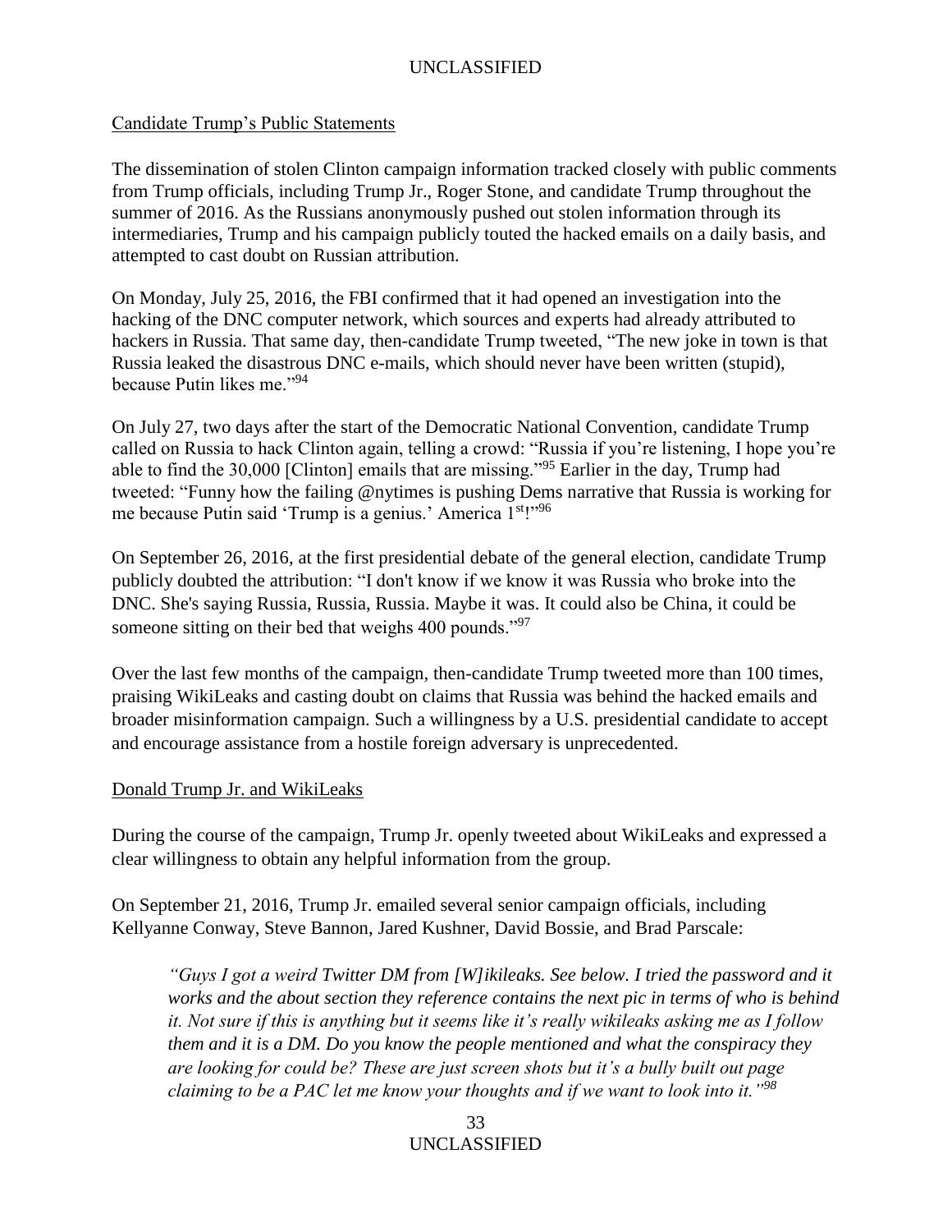Candidate Trump's Public Statements

The dissemination of stolen Clinton campaign information tracked closely with public comments from Trump officials, including Trump Jr., Roger Stone, and candidate Trump throughout the summer of 2016. As the Russians anonymously pushed out stolen information through its intermediaries, Trump and his campaign publicly touted the hacked emails on a daily basis, and attempted to cast doubt on Russian attribution.

On Monday, July 25, 2016, the FBI confirmed that it had opened an investigation into the hacking of the DNC computer network, which sources and experts had already attributed to hackers in Russia. That same day, then-candidate Trump tweeted, "The new joke in town is that Russia leaked the disastrous DNC e-mails, which should never have been written (stupid), because Putin likes me."[94]

On July 27, two days after the start of the Democratic National Convention, candidate Trump called on Russia to hack Clinton again, telling a crowd: "Russia if you're listening, I hope you're able to find the 30,000 [Clinton] emails that are missing."[95] Earlier in the day, Trump had tweeted: "Funny how the failing @nytimes is pushing Dems narrative that Russia is working for me because Putin said 'Trump is a genius.' America 1st!"[96]

On September 26, 2016, at the first presidential debate of the general election, candidate Trump publicly doubted the attribution: "I don't know if we know it was Russia who broke into the DNC. She's saying Russia, Russia, Russia. Maybe it was. It could also be China, it could be someone sitting on their bed that weighs 400 pounds."[97]

Over the last few months of the campaign, then-candidate Trump tweeted more than 100 times, praising WikiLeaks and casting doubt on claims that Russia was behind the hacked emails and broader misinformation campaign. Such a willingness by a U.S. presidential candidate to accept and encourage assistance from a hostile foreign adversary is unprecedented.

Donald Trump Jr. and WikiLeaks

During the course of the campaign, Trump Jr. openly tweeted about WikiLeaks and expressed a clear willingness to obtain any helpful information from the group.

On September 21, 2016, Trump Jr. emailed several senior campaign officials, including Kellyanne Conway, Steve Bannon, Jared Kushner, David Bossie, and Brad Parscale:

> *"Guys I got a weird Twitter DM from [W]ikileaks. See below. I tried the password and it works and the about section they reference contains the next pic in terms of who is behind it. Not sure if this is anything but it seems like it's really wikileaks asking me as I follow them and it is a DM. Do you know the people mentioned and what the conspiracy they are looking for could be? These are just screen shots but it's a bully built out page claiming to be a PAC let me know your thoughts and if we want to look into it."*[98]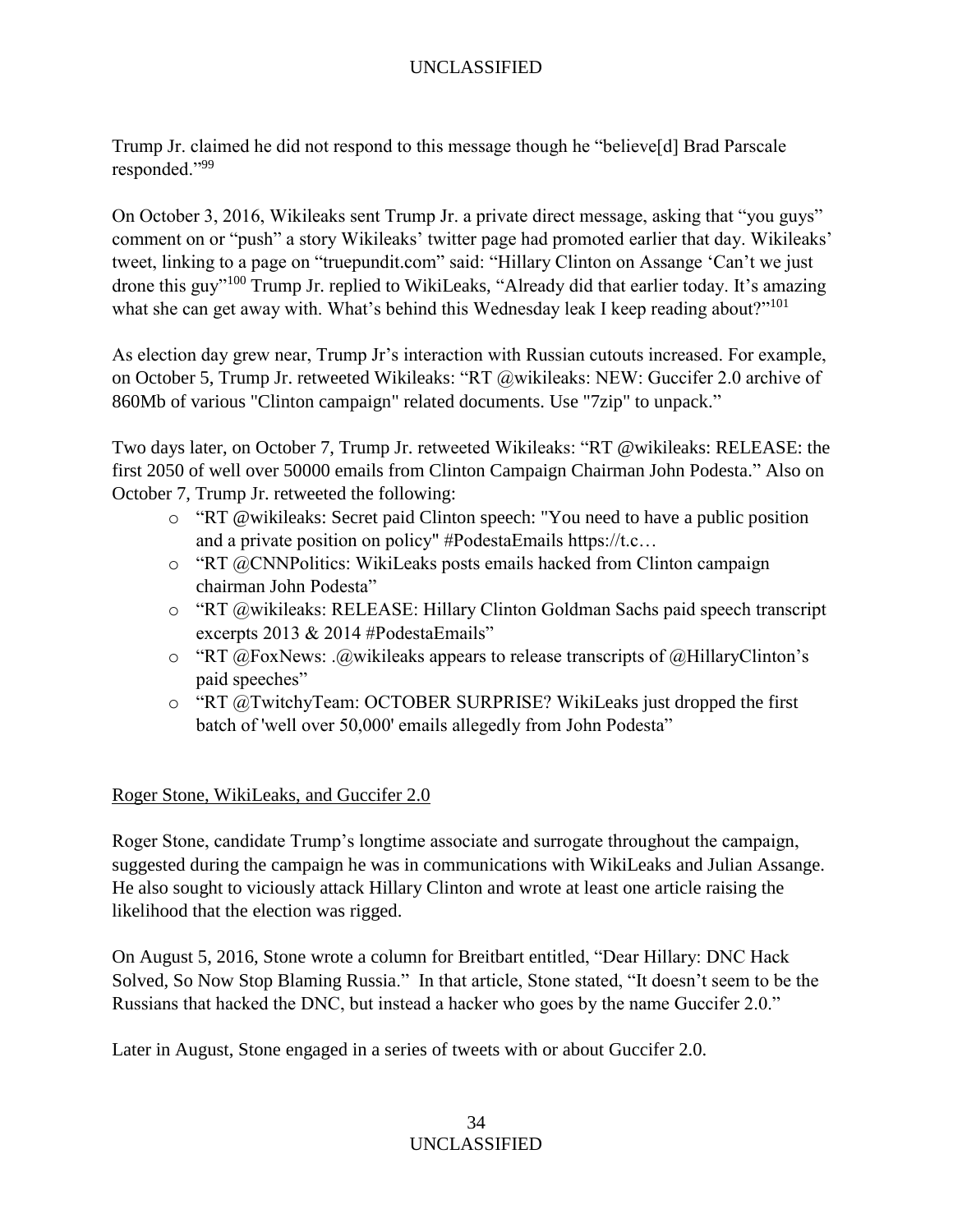Trump Jr. claimed he did not respond to this message though he "believe[d] Brad Parscale responded."[99]

On October 3, 2016, Wikileaks sent Trump Jr. a private direct message, asking that "you guys" comment on or "push" a story Wikileaks' twitter page had promoted earlier that day. Wikileaks' tweet, linking to a page on "truepundit.com" said: "Hillary Clinton on Assange 'Can't we just drone this guy"[100] Trump Jr. replied to WikiLeaks, "Already did that earlier today. It's amazing what she can get away with. What's behind this Wednesday leak I keep reading about?"[101]

As election day grew near, Trump Jr's interaction with Russian cutouts increased. For example, on October 5, Trump Jr. retweeted Wikileaks: "RT @wikileaks: NEW: Guccifer 2.0 archive of 860Mb of various "Clinton campaign" related documents. Use "7zip" to unpack."

Two days later, on October 7, Trump Jr. retweeted Wikileaks: "RT @wikileaks: RELEASE: the first 2050 of well over 50000 emails from Clinton Campaign Chairman John Podesta." Also on October 7, Trump Jr. retweeted the following:

- "RT @wikileaks: Secret paid Clinton speech: "You need to have a public position and a private position on policy" #PodestaEmails https://t.c…
- "RT @CNNPolitics: WikiLeaks posts emails hacked from Clinton campaign chairman John Podesta"
- "RT @wikileaks: RELEASE: Hillary Clinton Goldman Sachs paid speech transcript excerpts 2013 & 2014 #PodestaEmails"
- "RT @FoxNews: .@wikileaks appears to release transcripts of @HillaryClinton's paid speeches"
- "RT @TwitchyTeam: OCTOBER SURPRISE? WikiLeaks just dropped the first batch of 'well over 50,000' emails allegedly from John Podesta"

<u>Roger Stone, WikiLeaks, and Guccifer 2.0</u>

Roger Stone, candidate Trump's longtime associate and surrogate throughout the campaign, suggested during the campaign he was in communications with WikiLeaks and Julian Assange. He also sought to viciously attack Hillary Clinton and wrote at least one article raising the likelihood that the election was rigged.

On August 5, 2016, Stone wrote a column for Breitbart entitled, "Dear Hillary: DNC Hack Solved, So Now Stop Blaming Russia." In that article, Stone stated, "It doesn't seem to be the Russians that hacked the DNC, but instead a hacker who goes by the name Guccifer 2.0."

Later in August, Stone engaged in a series of tweets with or about Guccifer 2.0.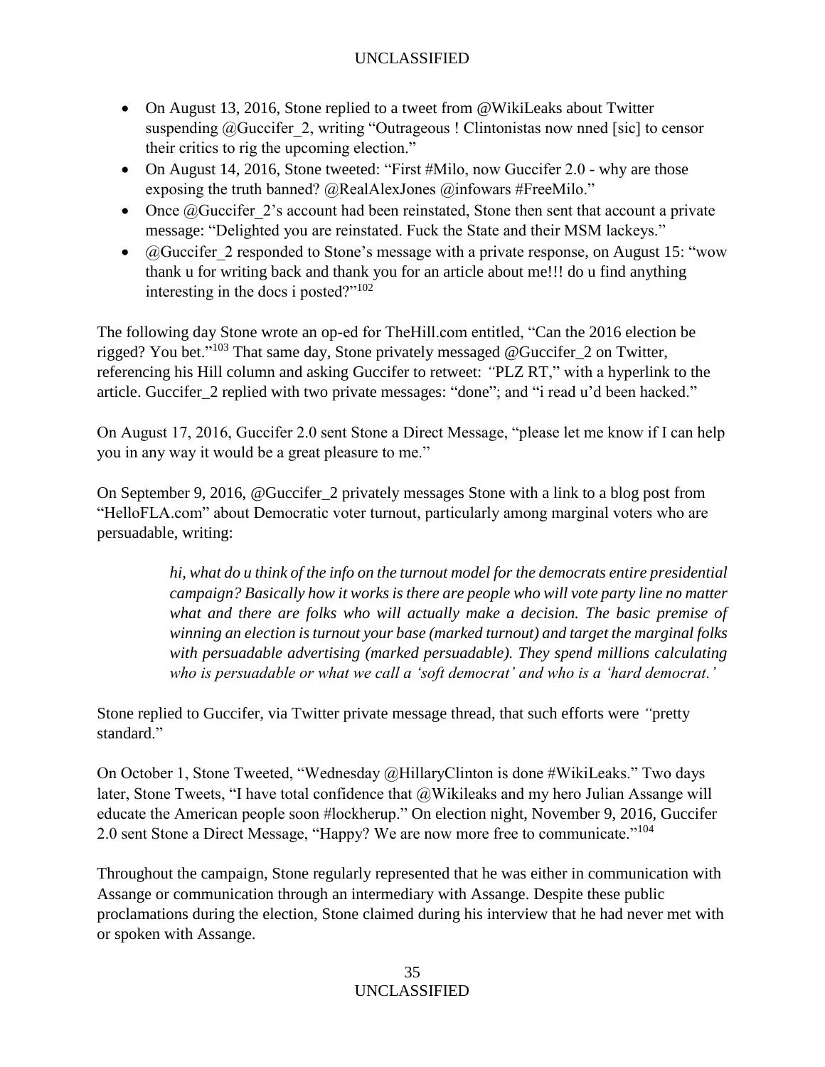- On August 13, 2016, Stone replied to a tweet from @WikiLeaks about Twitter suspending @Guccifer_2, writing "Outrageous ! Clintonistas now nned [sic] to censor their critics to rig the upcoming election."
- On August 14, 2016, Stone tweeted: "First #Milo, now Guccifer 2.0 - why are those exposing the truth banned? @RealAlexJones @infowars #FreeMilo."
- Once @Guccifer_2's account had been reinstated, Stone then sent that account a private message: "Delighted you are reinstated. Fuck the State and their MSM lackeys."
- @Guccifer_2 responded to Stone's message with a private response, on August 15: "wow thank u for writing back and thank you for an article about me!!! do u find anything interesting in the docs i posted?"[102]

The following day Stone wrote an op-ed for TheHill.com entitled, "Can the 2016 election be rigged? You bet."[103] That same day, Stone privately messaged @Guccifer_2 on Twitter, referencing his Hill column and asking Guccifer to retweet: *"*PLZ RT," with a hyperlink to the article. Guccifer_2 replied with two private messages: "done"; and "i read u'd been hacked."

On August 17, 2016, Guccifer 2.0 sent Stone a Direct Message, "please let me know if I can help you in any way it would be a great pleasure to me."

On September 9, 2016, @Guccifer_2 privately messages Stone with a link to a blog post from "HelloFLA.com" about Democratic voter turnout, particularly among marginal voters who are persuadable, writing:

> *hi, what do u think of the info on the turnout model for the democrats entire presidential campaign? Basically how it works is there are people who will vote party line no matter what and there are folks who will actually make a decision. The basic premise of winning an election is turnout your base (marked turnout) and target the marginal folks with persuadable advertising (marked persuadable). They spend millions calculating who is persuadable or what we call a 'soft democrat' and who is a 'hard democrat.'*

Stone replied to Guccifer, via Twitter private message thread, that such efforts were *"*pretty standard."

On October 1, Stone Tweeted, "Wednesday @HillaryClinton is done #WikiLeaks." Two days later, Stone Tweets, "I have total confidence that @Wikileaks and my hero Julian Assange will educate the American people soon #lockherup." On election night, November 9, 2016, Guccifer 2.0 sent Stone a Direct Message, "Happy? We are now more free to communicate."[104]

Throughout the campaign, Stone regularly represented that he was either in communication with Assange or communication through an intermediary with Assange. Despite these public proclamations during the election, Stone claimed during his interview that he had never met with or spoken with Assange.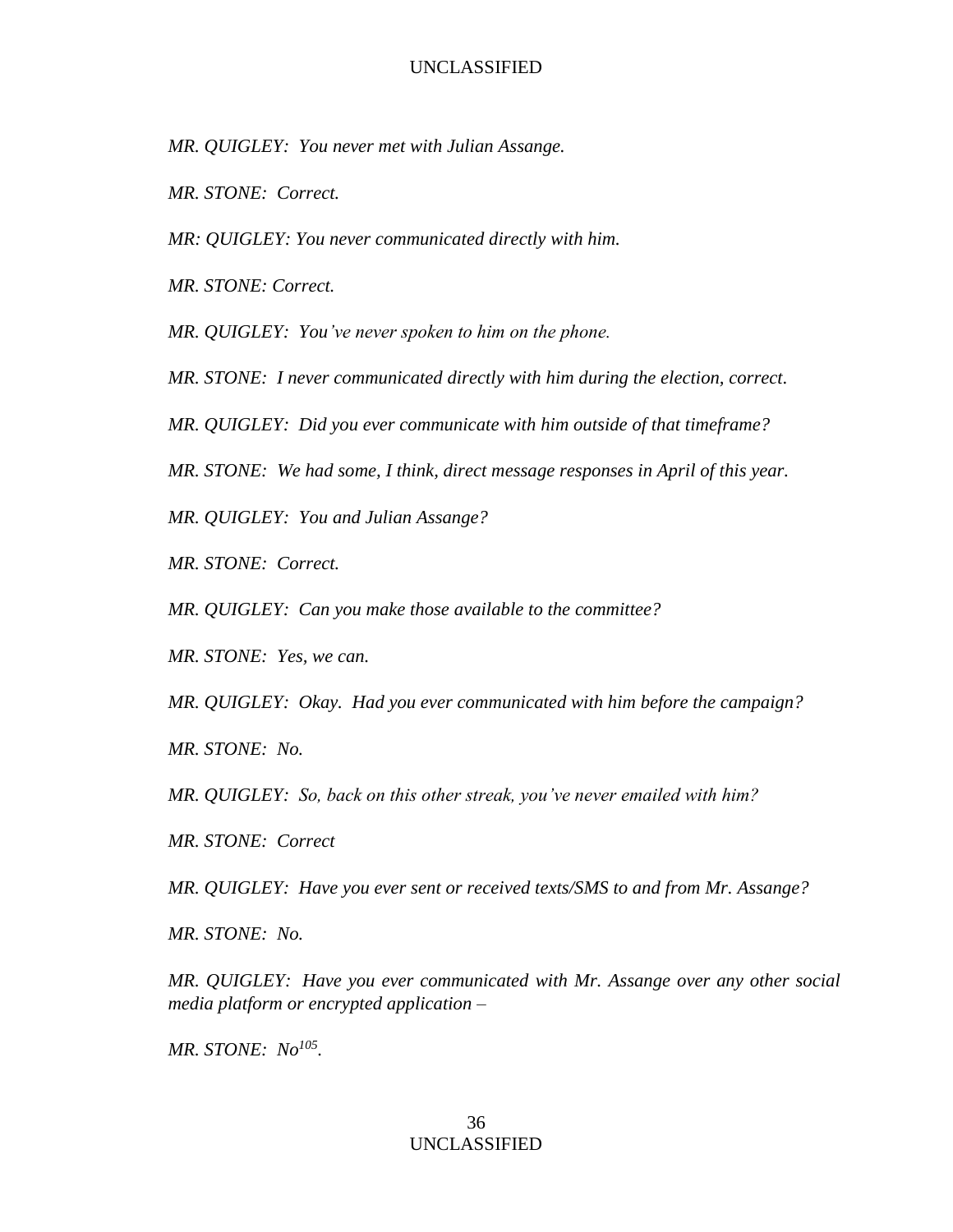*MR. QUIGLEY: You never met with Julian Assange.*

*MR. STONE: Correct.*

*MR: QUIGLEY: You never communicated directly with him.*

*MR. STONE: Correct.*

*MR. QUIGLEY: You've never spoken to him on the phone.*

*MR. STONE: I never communicated directly with him during the election, correct.*

*MR. QUIGLEY: Did you ever communicate with him outside of that timeframe?*

*MR. STONE: We had some, I think, direct message responses in April of this year.*

*MR. QUIGLEY: You and Julian Assange?*

*MR. STONE: Correct.*

*MR. QUIGLEY: Can you make those available to the committee?*

*MR. STONE: Yes, we can.*

*MR. QUIGLEY: Okay. Had you ever communicated with him before the campaign?*

*MR. STONE: No.*

*MR. QUIGLEY: So, back on this other streak, you've never emailed with him?*

*MR. STONE: Correct*

*MR. QUIGLEY: Have you ever sent or received texts/SMS to and from Mr. Assange?*

*MR. STONE: No.*

*MR. QUIGLEY: Have you ever communicated with Mr. Assange over any other social media platform or encrypted application –*

*MR. STONE: No*[105]*.*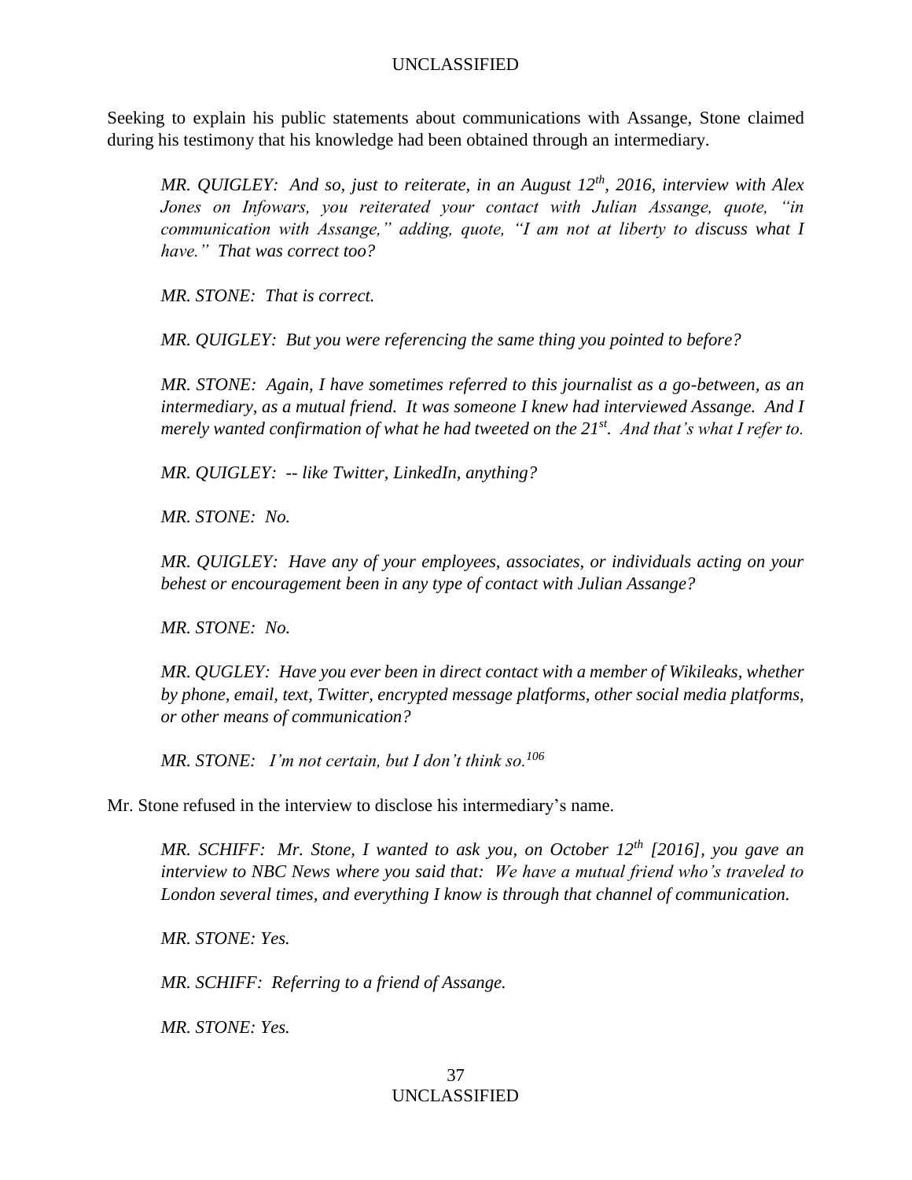Seeking to explain his public statements about communications with Assange, Stone claimed during his testimony that his knowledge had been obtained through an intermediary.

> *MR. QUIGLEY: And so, just to reiterate, in an August 12th, 2016, interview with Alex Jones on Infowars, you reiterated your contact with Julian Assange, quote, "in communication with Assange," adding, quote, "I am not at liberty to discuss what I have." That was correct too?*
>
> *MR. STONE: That is correct.*
>
> *MR. QUIGLEY: But you were referencing the same thing you pointed to before?*
>
> *MR. STONE: Again, I have sometimes referred to this journalist as a go-between, as an intermediary, as a mutual friend. It was someone I knew had interviewed Assange. And I merely wanted confirmation of what he had tweeted on the 21st. And that's what I refer to.*
>
> *MR. QUIGLEY: -- like Twitter, LinkedIn, anything?*
>
> *MR. STONE: No.*
>
> *MR. QUIGLEY: Have any of your employees, associates, or individuals acting on your behest or encouragement been in any type of contact with Julian Assange?*
>
> *MR. STONE: No.*
>
> *MR. QUGLEY: Have you ever been in direct contact with a member of Wikileaks, whether by phone, email, text, Twitter, encrypted message platforms, other social media platforms, or other means of communication?*
>
> *MR. STONE: I'm not certain, but I don't think so.*[106]

Mr. Stone refused in the interview to disclose his intermediary's name.

> *MR. SCHIFF: Mr. Stone, I wanted to ask you, on October 12th [2016], you gave an interview to NBC News where you said that: We have a mutual friend who's traveled to London several times, and everything I know is through that channel of communication.*
>
> *MR. STONE: Yes.*
>
> *MR. SCHIFF: Referring to a friend of Assange.*
>
> *MR. STONE: Yes.*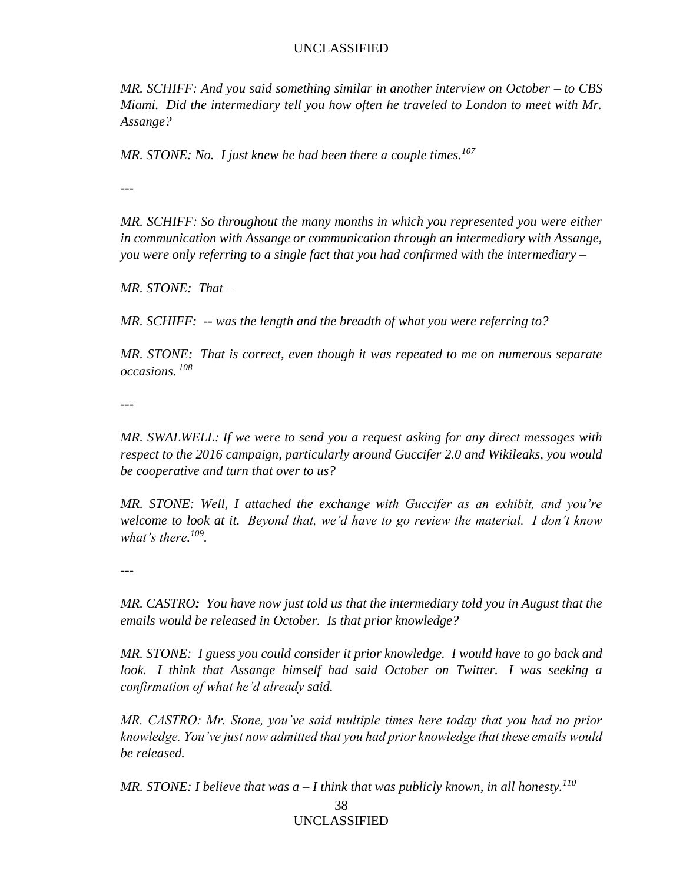*MR. SCHIFF: And you said something similar in another interview on October – to CBS Miami. Did the intermediary tell you how often he traveled to London to meet with Mr. Assange?*

*MR. STONE: No. I just knew he had been there a couple times.*[107]

*---*

*MR. SCHIFF: So throughout the many months in which you represented you were either in communication with Assange or communication through an intermediary with Assange, you were only referring to a single fact that you had confirmed with the intermediary –*

*MR. STONE: That –*

*MR. SCHIFF: -- was the length and the breadth of what you were referring to?*

*MR. STONE: That is correct, even though it was repeated to me on numerous separate occasions.* [108]

*---*

*MR. SWALWELL: If we were to send you a request asking for any direct messages with respect to the 2016 campaign, particularly around Guccifer 2.0 and Wikileaks, you would be cooperative and turn that over to us?*

*MR. STONE: Well, I attached the exchange with Guccifer as an exhibit, and you're welcome to look at it. Beyond that, we'd have to go review the material. I don't know what's there.*[109].

*---*

*MR. CASTRO**:** You have now just told us that the intermediary told you in August that the emails would be released in October. Is that prior knowledge?*

*MR. STONE: I guess you could consider it prior knowledge. I would have to go back and look. I think that Assange himself had said October on Twitter. I was seeking a confirmation of what he'd already said.*

*MR. CASTRO: Mr. Stone, you've said multiple times here today that you had no prior knowledge. You've just now admitted that you had prior knowledge that these emails would be released.*

*MR. STONE: I believe that was a – I think that was publicly known, in all honesty.*[110]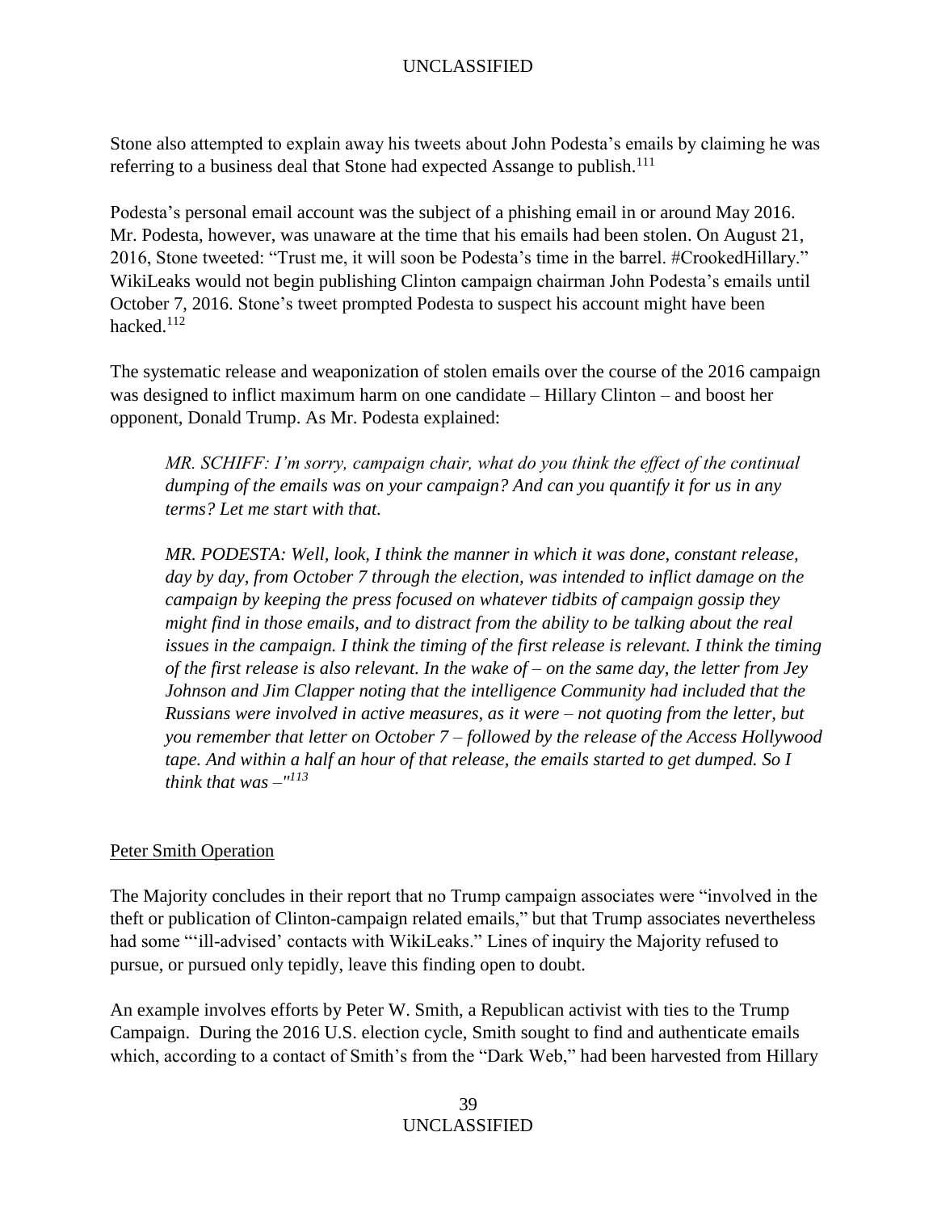Stone also attempted to explain away his tweets about John Podesta's emails by claiming he was referring to a business deal that Stone had expected Assange to publish.[111]

Podesta's personal email account was the subject of a phishing email in or around May 2016. Mr. Podesta, however, was unaware at the time that his emails had been stolen. On August 21, 2016, Stone tweeted: "Trust me, it will soon be Podesta's time in the barrel. #CrookedHillary." WikiLeaks would not begin publishing Clinton campaign chairman John Podesta's emails until October 7, 2016. Stone's tweet prompted Podesta to suspect his account might have been hacked.[112]

The systematic release and weaponization of stolen emails over the course of the 2016 campaign was designed to inflict maximum harm on one candidate – Hillary Clinton – and boost her opponent, Donald Trump. As Mr. Podesta explained:

> *MR. SCHIFF: I'm sorry, campaign chair, what do you think the effect of the continual dumping of the emails was on your campaign? And can you quantify it for us in any terms? Let me start with that.*
>
> *MR. PODESTA: Well, look, I think the manner in which it was done, constant release, day by day, from October 7 through the election, was intended to inflict damage on the campaign by keeping the press focused on whatever tidbits of campaign gossip they might find in those emails, and to distract from the ability to be talking about the real issues in the campaign. I think the timing of the first release is relevant. I think the timing of the first release is also relevant. In the wake of – on the same day, the letter from Jey Johnson and Jim Clapper noting that the intelligence Community had included that the Russians were involved in active measures, as it were – not quoting from the letter, but you remember that letter on October 7 – followed by the release of the Access Hollywood tape. And within a half an hour of that release, the emails started to get dumped. So I think that was –"*[113]

Peter Smith Operation

The Majority concludes in their report that no Trump campaign associates were "involved in the theft or publication of Clinton-campaign related emails," but that Trump associates nevertheless had some "'ill-advised' contacts with WikiLeaks." Lines of inquiry the Majority refused to pursue, or pursued only tepidly, leave this finding open to doubt.

An example involves efforts by Peter W. Smith, a Republican activist with ties to the Trump Campaign. During the 2016 U.S. election cycle, Smith sought to find and authenticate emails which, according to a contact of Smith's from the "Dark Web," had been harvested from Hillary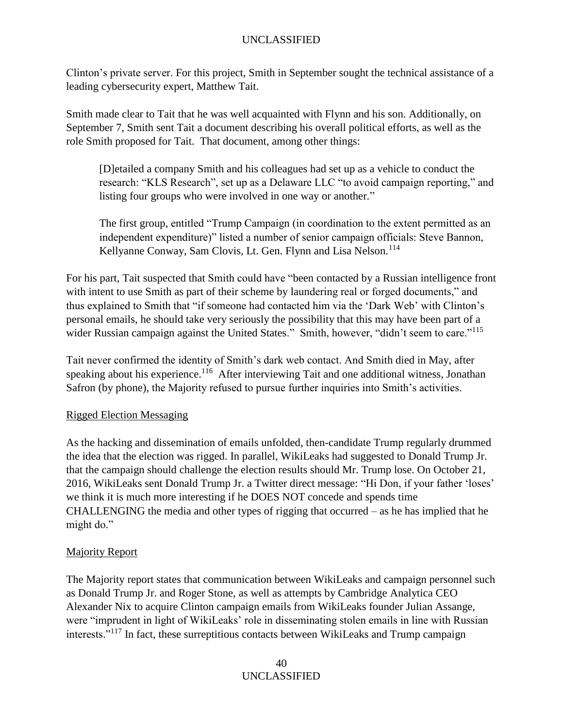Clinton's private server. For this project, Smith in September sought the technical assistance of a leading cybersecurity expert, Matthew Tait.

Smith made clear to Tait that he was well acquainted with Flynn and his son. Additionally, on September 7, Smith sent Tait a document describing his overall political efforts, as well as the role Smith proposed for Tait. That document, among other things:

> [D]etailed a company Smith and his colleagues had set up as a vehicle to conduct the research: "KLS Research", set up as a Delaware LLC "to avoid campaign reporting," and listing four groups who were involved in one way or another."
>
> The first group, entitled "Trump Campaign (in coordination to the extent permitted as an independent expenditure)" listed a number of senior campaign officials: Steve Bannon, Kellyanne Conway, Sam Clovis, Lt. Gen. Flynn and Lisa Nelson.[114]

For his part, Tait suspected that Smith could have "been contacted by a Russian intelligence front with intent to use Smith as part of their scheme by laundering real or forged documents," and thus explained to Smith that "if someone had contacted him via the 'Dark Web' with Clinton's personal emails, he should take very seriously the possibility that this may have been part of a wider Russian campaign against the United States." Smith, however, "didn't seem to care."[115]

Tait never confirmed the identity of Smith's dark web contact. And Smith died in May, after speaking about his experience.[116] After interviewing Tait and one additional witness, Jonathan Safron (by phone), the Majority refused to pursue further inquiries into Smith's activities.

<u>Rigged Election Messaging</u>

As the hacking and dissemination of emails unfolded, then-candidate Trump regularly drummed the idea that the election was rigged. In parallel, WikiLeaks had suggested to Donald Trump Jr. that the campaign should challenge the election results should Mr. Trump lose. On October 21, 2016, WikiLeaks sent Donald Trump Jr. a Twitter direct message: "Hi Don, if your father 'loses' we think it is much more interesting if he DOES NOT concede and spends time CHALLENGING the media and other types of rigging that occurred – as he has implied that he might do."

<u>Majority Report</u>

The Majority report states that communication between WikiLeaks and campaign personnel such as Donald Trump Jr. and Roger Stone, as well as attempts by Cambridge Analytica CEO Alexander Nix to acquire Clinton campaign emails from WikiLeaks founder Julian Assange, were "imprudent in light of WikiLeaks' role in disseminating stolen emails in line with Russian interests."[117] In fact, these surreptitious contacts between WikiLeaks and Trump campaign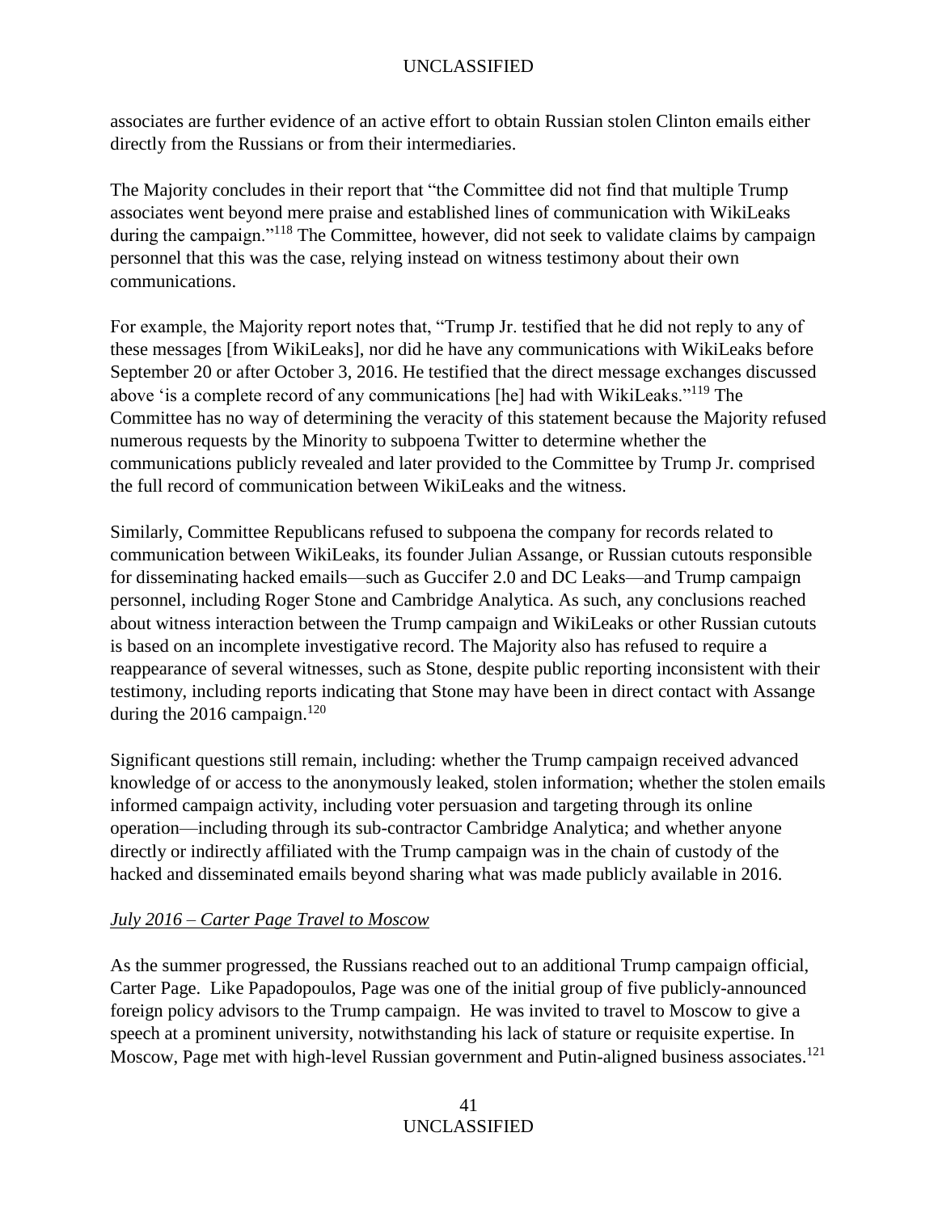associates are further evidence of an active effort to obtain Russian stolen Clinton emails either directly from the Russians or from their intermediaries.

The Majority concludes in their report that "the Committee did not find that multiple Trump associates went beyond mere praise and established lines of communication with WikiLeaks during the campaign."[118] The Committee, however, did not seek to validate claims by campaign personnel that this was the case, relying instead on witness testimony about their own communications.

For example, the Majority report notes that, "Trump Jr. testified that he did not reply to any of these messages [from WikiLeaks], nor did he have any communications with WikiLeaks before September 20 or after October 3, 2016. He testified that the direct message exchanges discussed above 'is a complete record of any communications [he] had with WikiLeaks."[119] The Committee has no way of determining the veracity of this statement because the Majority refused numerous requests by the Minority to subpoena Twitter to determine whether the communications publicly revealed and later provided to the Committee by Trump Jr. comprised the full record of communication between WikiLeaks and the witness.

Similarly, Committee Republicans refused to subpoena the company for records related to communication between WikiLeaks, its founder Julian Assange, or Russian cutouts responsible for disseminating hacked emails—such as Guccifer 2.0 and DC Leaks—and Trump campaign personnel, including Roger Stone and Cambridge Analytica. As such, any conclusions reached about witness interaction between the Trump campaign and WikiLeaks or other Russian cutouts is based on an incomplete investigative record. The Majority also has refused to require a reappearance of several witnesses, such as Stone, despite public reporting inconsistent with their testimony, including reports indicating that Stone may have been in direct contact with Assange during the 2016 campaign.[120]

Significant questions still remain, including: whether the Trump campaign received advanced knowledge of or access to the anonymously leaked, stolen information; whether the stolen emails informed campaign activity, including voter persuasion and targeting through its online operation—including through its sub-contractor Cambridge Analytica; and whether anyone directly or indirectly affiliated with the Trump campaign was in the chain of custody of the hacked and disseminated emails beyond sharing what was made publicly available in 2016.

*July 2016 – Carter Page Travel to Moscow*

As the summer progressed, the Russians reached out to an additional Trump campaign official, Carter Page. Like Papadopoulos, Page was one of the initial group of five publicly-announced foreign policy advisors to the Trump campaign. He was invited to travel to Moscow to give a speech at a prominent university, notwithstanding his lack of stature or requisite expertise. In Moscow, Page met with high-level Russian government and Putin-aligned business associates.[121]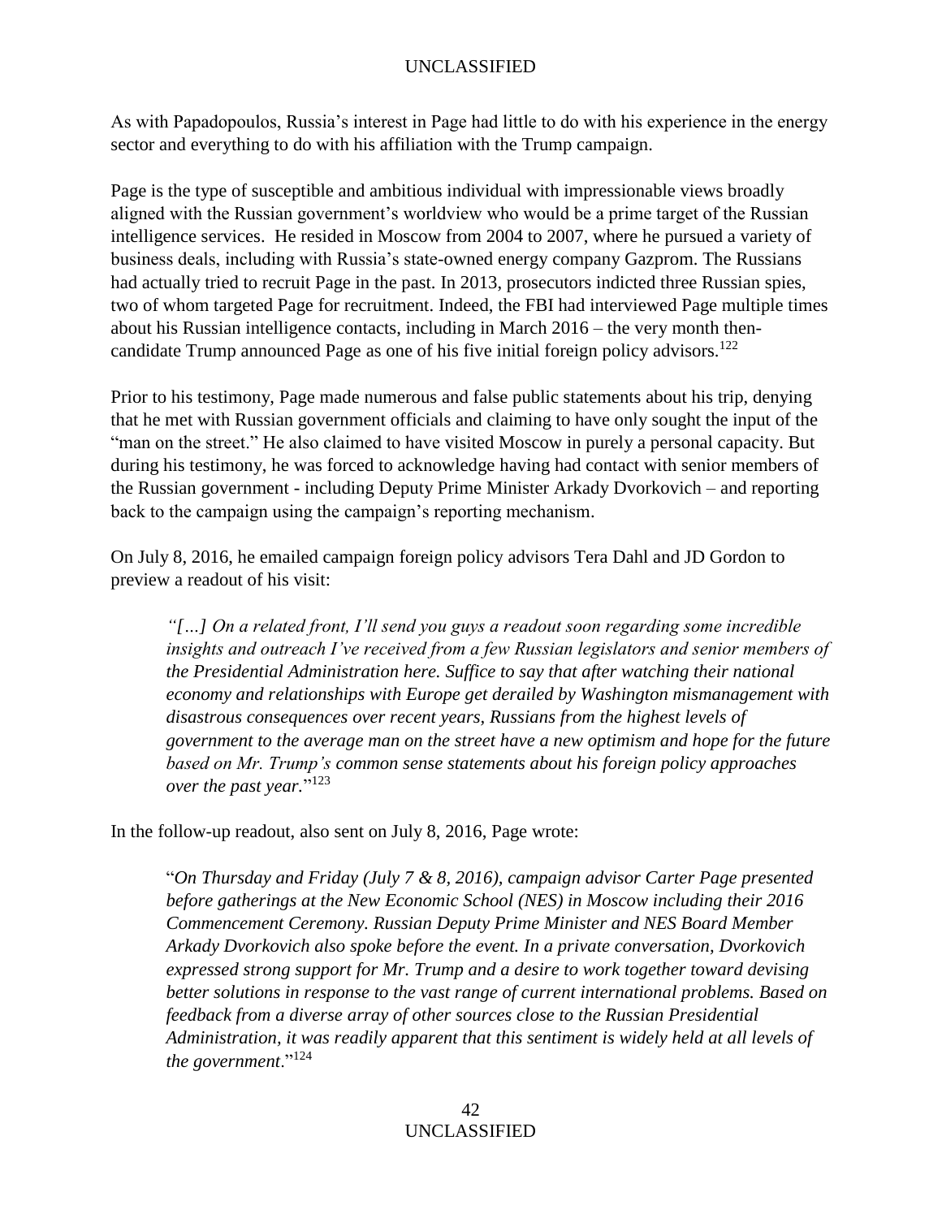As with Papadopoulos, Russia's interest in Page had little to do with his experience in the energy sector and everything to do with his affiliation with the Trump campaign.

Page is the type of susceptible and ambitious individual with impressionable views broadly aligned with the Russian government's worldview who would be a prime target of the Russian intelligence services. He resided in Moscow from 2004 to 2007, where he pursued a variety of business deals, including with Russia's state-owned energy company Gazprom. The Russians had actually tried to recruit Page in the past. In 2013, prosecutors indicted three Russian spies, two of whom targeted Page for recruitment. Indeed, the FBI had interviewed Page multiple times about his Russian intelligence contacts, including in March 2016 – the very month then-candidate Trump announced Page as one of his five initial foreign policy advisors.[122]

Prior to his testimony, Page made numerous and false public statements about his trip, denying that he met with Russian government officials and claiming to have only sought the input of the "man on the street." He also claimed to have visited Moscow in purely a personal capacity. But during his testimony, he was forced to acknowledge having had contact with senior members of the Russian government - including Deputy Prime Minister Arkady Dvorkovich – and reporting back to the campaign using the campaign's reporting mechanism.

On July 8, 2016, he emailed campaign foreign policy advisors Tera Dahl and JD Gordon to preview a readout of his visit:

> *"[…] On a related front, I'll send you guys a readout soon regarding some incredible insights and outreach I've received from a few Russian legislators and senior members of the Presidential Administration here. Suffice to say that after watching their national economy and relationships with Europe get derailed by Washington mismanagement with disastrous consequences over recent years, Russians from the highest levels of government to the average man on the street have a new optimism and hope for the future based on Mr. Trump's common sense statements about his foreign policy approaches over the past year.*"[123]

In the follow-up readout, also sent on July 8, 2016, Page wrote:

> "*On Thursday and Friday (July 7 & 8, 2016), campaign advisor Carter Page presented before gatherings at the New Economic School (NES) in Moscow including their 2016 Commencement Ceremony. Russian Deputy Prime Minister and NES Board Member Arkady Dvorkovich also spoke before the event. In a private conversation, Dvorkovich expressed strong support for Mr. Trump and a desire to work together toward devising better solutions in response to the vast range of current international problems. Based on feedback from a diverse array of other sources close to the Russian Presidential Administration, it was readily apparent that this sentiment is widely held at all levels of the government*."[124]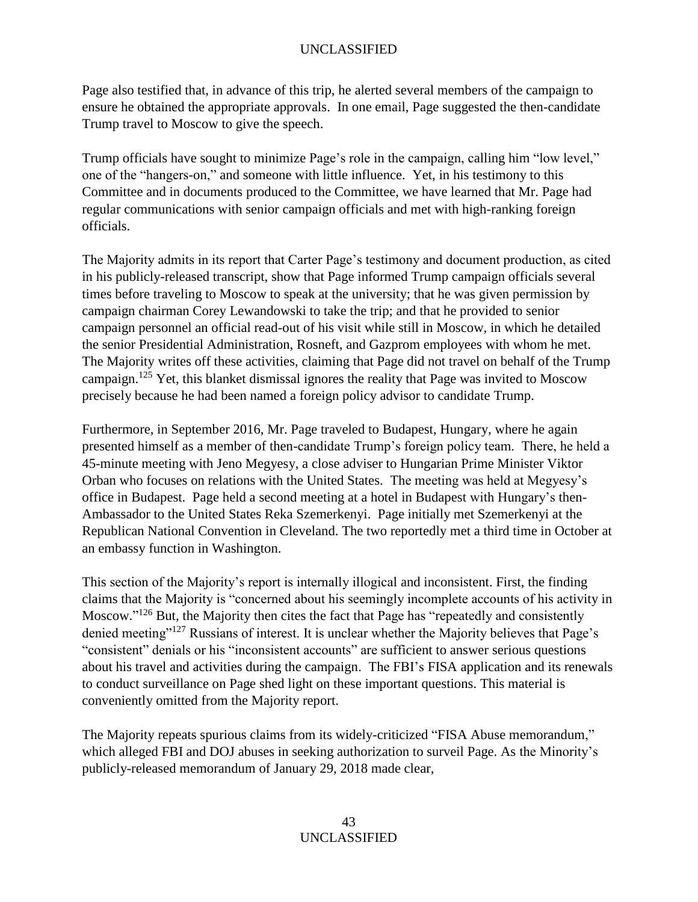Page also testified that, in advance of this trip, he alerted several members of the campaign to ensure he obtained the appropriate approvals. In one email, Page suggested the then-candidate Trump travel to Moscow to give the speech.

Trump officials have sought to minimize Page's role in the campaign, calling him "low level," one of the "hangers-on," and someone with little influence. Yet, in his testimony to this Committee and in documents produced to the Committee, we have learned that Mr. Page had regular communications with senior campaign officials and met with high-ranking foreign officials.

The Majority admits in its report that Carter Page's testimony and document production, as cited in his publicly-released transcript, show that Page informed Trump campaign officials several times before traveling to Moscow to speak at the university; that he was given permission by campaign chairman Corey Lewandowski to take the trip; and that he provided to senior campaign personnel an official read-out of his visit while still in Moscow, in which he detailed the senior Presidential Administration, Rosneft, and Gazprom employees with whom he met. The Majority writes off these activities, claiming that Page did not travel on behalf of the Trump campaign.[125] Yet, this blanket dismissal ignores the reality that Page was invited to Moscow precisely because he had been named a foreign policy advisor to candidate Trump.

Furthermore, in September 2016, Mr. Page traveled to Budapest, Hungary, where he again presented himself as a member of then-candidate Trump's foreign policy team. There, he held a 45-minute meeting with Jeno Megyesy, a close adviser to Hungarian Prime Minister Viktor Orban who focuses on relations with the United States. The meeting was held at Megyesy's office in Budapest. Page held a second meeting at a hotel in Budapest with Hungary's then-Ambassador to the United States Reka Szemerkenyi. Page initially met Szemerkenyi at the Republican National Convention in Cleveland. The two reportedly met a third time in October at an embassy function in Washington.

This section of the Majority's report is internally illogical and inconsistent. First, the finding claims that the Majority is "concerned about his seemingly incomplete accounts of his activity in Moscow."[126] But, the Majority then cites the fact that Page has "repeatedly and consistently denied meeting"[127] Russians of interest. It is unclear whether the Majority believes that Page's "consistent" denials or his "inconsistent accounts" are sufficient to answer serious questions about his travel and activities during the campaign. The FBI's FISA application and its renewals to conduct surveillance on Page shed light on these important questions. This material is conveniently omitted from the Majority report.

The Majority repeats spurious claims from its widely-criticized "FISA Abuse memorandum," which alleged FBI and DOJ abuses in seeking authorization to surveil Page. As the Minority's publicly-released memorandum of January 29, 2018 made clear,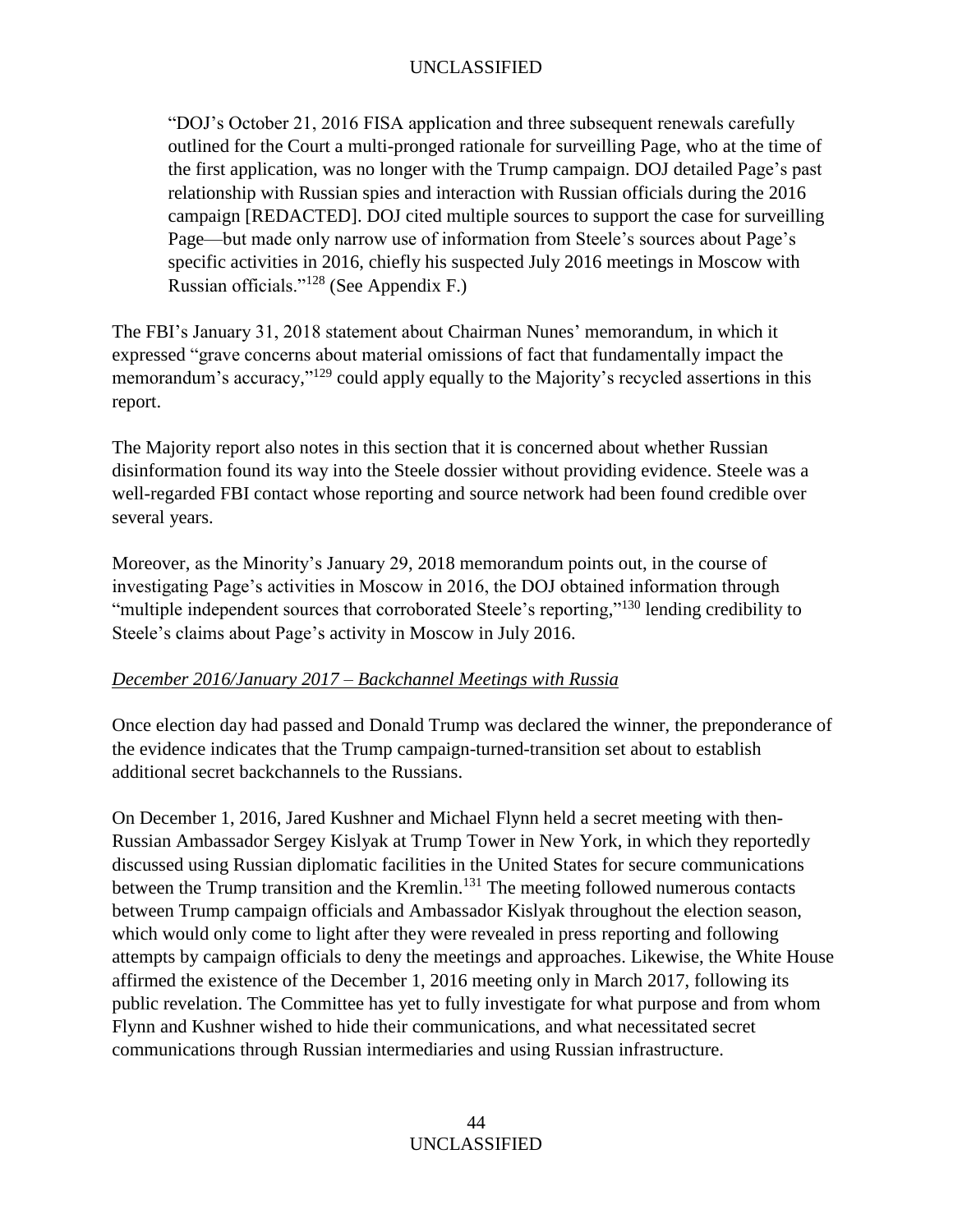> "DOJ's October 21, 2016 FISA application and three subsequent renewals carefully outlined for the Court a multi-pronged rationale for surveilling Page, who at the time of the first application, was no longer with the Trump campaign. DOJ detailed Page's past relationship with Russian spies and interaction with Russian officials during the 2016 campaign [REDACTED]. DOJ cited multiple sources to support the case for surveilling Page—but made only narrow use of information from Steele's sources about Page's specific activities in 2016, chiefly his suspected July 2016 meetings in Moscow with Russian officials."[128] (See Appendix F.)

The FBI's January 31, 2018 statement about Chairman Nunes' memorandum, in which it expressed "grave concerns about material omissions of fact that fundamentally impact the memorandum's accuracy,"[129] could apply equally to the Majority's recycled assertions in this report.

The Majority report also notes in this section that it is concerned about whether Russian disinformation found its way into the Steele dossier without providing evidence. Steele was a well-regarded FBI contact whose reporting and source network had been found credible over several years.

Moreover, as the Minority's January 29, 2018 memorandum points out, in the course of investigating Page's activities in Moscow in 2016, the DOJ obtained information through "multiple independent sources that corroborated Steele's reporting,"[130] lending credibility to Steele's claims about Page's activity in Moscow in July 2016.

*December 2016/January 2017 – Backchannel Meetings with Russia*

Once election day had passed and Donald Trump was declared the winner, the preponderance of the evidence indicates that the Trump campaign-turned-transition set about to establish additional secret backchannels to the Russians.

On December 1, 2016, Jared Kushner and Michael Flynn held a secret meeting with then-Russian Ambassador Sergey Kislyak at Trump Tower in New York, in which they reportedly discussed using Russian diplomatic facilities in the United States for secure communications between the Trump transition and the Kremlin.[131] The meeting followed numerous contacts between Trump campaign officials and Ambassador Kislyak throughout the election season, which would only come to light after they were revealed in press reporting and following attempts by campaign officials to deny the meetings and approaches. Likewise, the White House affirmed the existence of the December 1, 2016 meeting only in March 2017, following its public revelation. The Committee has yet to fully investigate for what purpose and from whom Flynn and Kushner wished to hide their communications, and what necessitated secret communications through Russian intermediaries and using Russian infrastructure.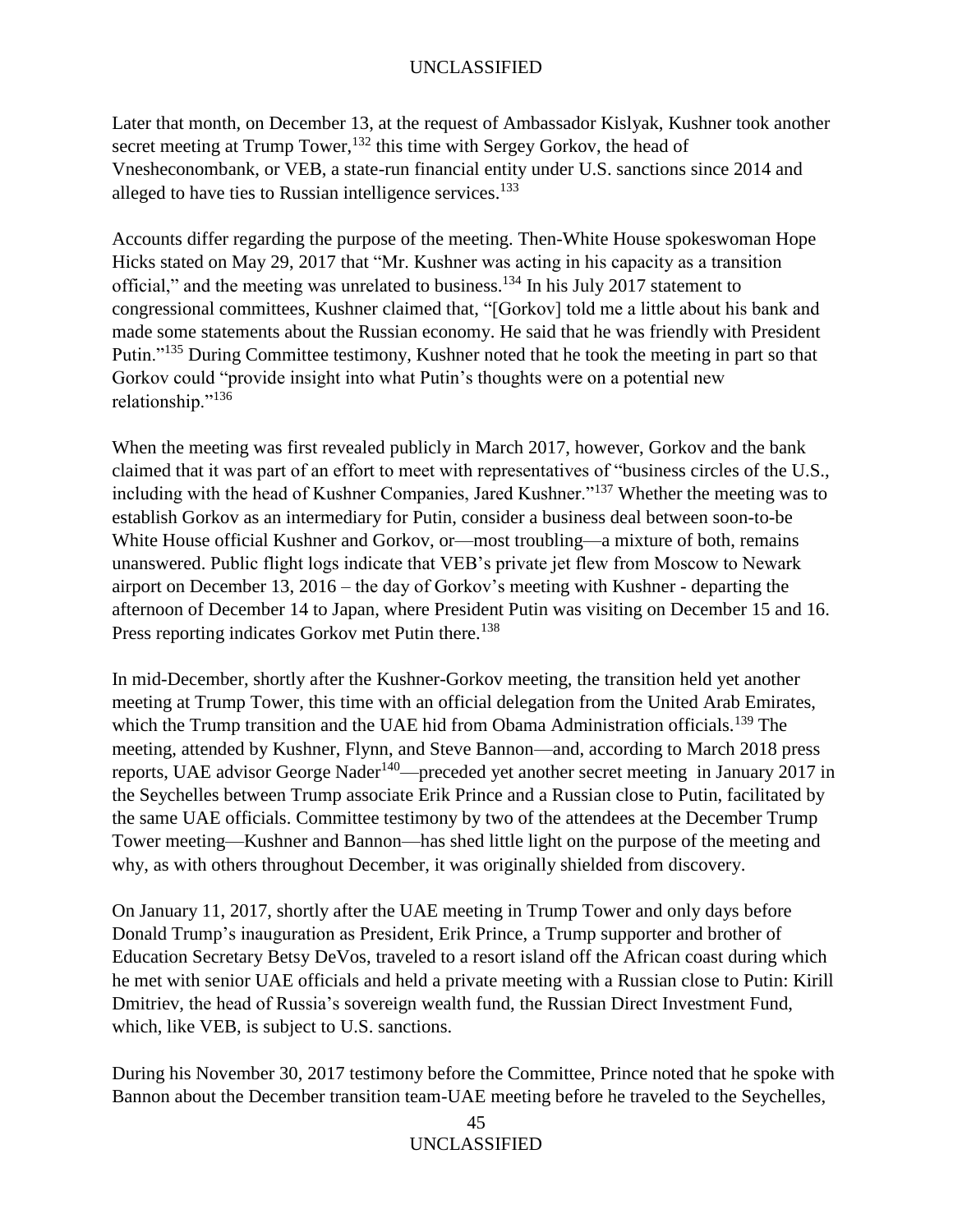Later that month, on December 13, at the request of Ambassador Kislyak, Kushner took another secret meeting at Trump Tower,[132] this time with Sergey Gorkov, the head of Vnesheconombank, or VEB, a state-run financial entity under U.S. sanctions since 2014 and alleged to have ties to Russian intelligence services.[133]

Accounts differ regarding the purpose of the meeting. Then-White House spokeswoman Hope Hicks stated on May 29, 2017 that "Mr. Kushner was acting in his capacity as a transition official," and the meeting was unrelated to business.[134] In his July 2017 statement to congressional committees, Kushner claimed that, "[Gorkov] told me a little about his bank and made some statements about the Russian economy. He said that he was friendly with President Putin."[135] During Committee testimony, Kushner noted that he took the meeting in part so that Gorkov could "provide insight into what Putin's thoughts were on a potential new relationship."[136]

When the meeting was first revealed publicly in March 2017, however, Gorkov and the bank claimed that it was part of an effort to meet with representatives of "business circles of the U.S., including with the head of Kushner Companies, Jared Kushner."[137] Whether the meeting was to establish Gorkov as an intermediary for Putin, consider a business deal between soon-to-be White House official Kushner and Gorkov, or—most troubling—a mixture of both, remains unanswered. Public flight logs indicate that VEB's private jet flew from Moscow to Newark airport on December 13, 2016 – the day of Gorkov's meeting with Kushner - departing the afternoon of December 14 to Japan, where President Putin was visiting on December 15 and 16. Press reporting indicates Gorkov met Putin there.[138]

In mid-December, shortly after the Kushner-Gorkov meeting, the transition held yet another meeting at Trump Tower, this time with an official delegation from the United Arab Emirates, which the Trump transition and the UAE hid from Obama Administration officials.[139] The meeting, attended by Kushner, Flynn, and Steve Bannon—and, according to March 2018 press reports, UAE advisor George Nader[140]—preceded yet another secret meeting in January 2017 in the Seychelles between Trump associate Erik Prince and a Russian close to Putin, facilitated by the same UAE officials. Committee testimony by two of the attendees at the December Trump Tower meeting—Kushner and Bannon—has shed little light on the purpose of the meeting and why, as with others throughout December, it was originally shielded from discovery.

On January 11, 2017, shortly after the UAE meeting in Trump Tower and only days before Donald Trump's inauguration as President, Erik Prince, a Trump supporter and brother of Education Secretary Betsy DeVos, traveled to a resort island off the African coast during which he met with senior UAE officials and held a private meeting with a Russian close to Putin: Kirill Dmitriev, the head of Russia's sovereign wealth fund, the Russian Direct Investment Fund, which, like VEB, is subject to U.S. sanctions.

During his November 30, 2017 testimony before the Committee, Prince noted that he spoke with Bannon about the December transition team-UAE meeting before he traveled to the Seychelles,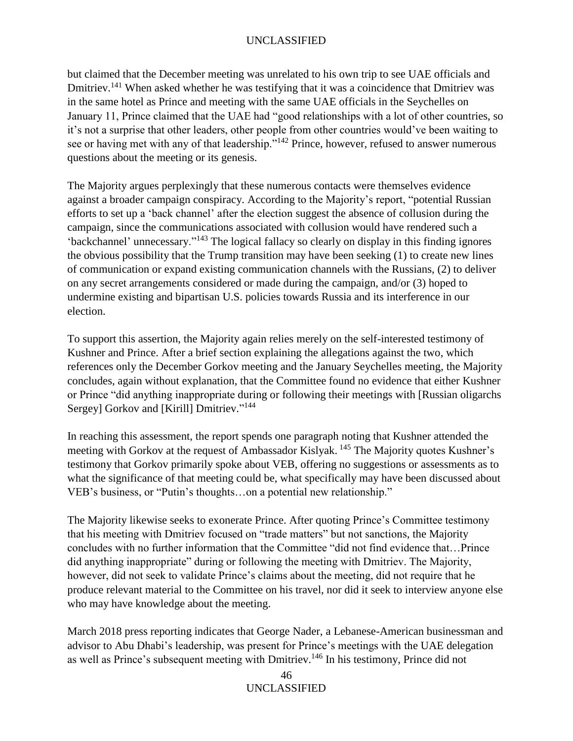but claimed that the December meeting was unrelated to his own trip to see UAE officials and Dmitriev.[141] When asked whether he was testifying that it was a coincidence that Dmitriev was in the same hotel as Prince and meeting with the same UAE officials in the Seychelles on January 11, Prince claimed that the UAE had "good relationships with a lot of other countries, so it's not a surprise that other leaders, other people from other countries would've been waiting to see or having met with any of that leadership."[142] Prince, however, refused to answer numerous questions about the meeting or its genesis.

The Majority argues perplexingly that these numerous contacts were themselves evidence against a broader campaign conspiracy. According to the Majority's report, "potential Russian efforts to set up a 'back channel' after the election suggest the absence of collusion during the campaign, since the communications associated with collusion would have rendered such a 'backchannel' unnecessary."[143] The logical fallacy so clearly on display in this finding ignores the obvious possibility that the Trump transition may have been seeking (1) to create new lines of communication or expand existing communication channels with the Russians, (2) to deliver on any secret arrangements considered or made during the campaign, and/or (3) hoped to undermine existing and bipartisan U.S. policies towards Russia and its interference in our election.

To support this assertion, the Majority again relies merely on the self-interested testimony of Kushner and Prince. After a brief section explaining the allegations against the two, which references only the December Gorkov meeting and the January Seychelles meeting, the Majority concludes, again without explanation, that the Committee found no evidence that either Kushner or Prince "did anything inappropriate during or following their meetings with [Russian oligarchs Sergey] Gorkov and [Kirill] Dmitriev."[144]

In reaching this assessment, the report spends one paragraph noting that Kushner attended the meeting with Gorkov at the request of Ambassador Kislyak.[145] The Majority quotes Kushner's testimony that Gorkov primarily spoke about VEB, offering no suggestions or assessments as to what the significance of that meeting could be, what specifically may have been discussed about VEB's business, or "Putin's thoughts…on a potential new relationship."

The Majority likewise seeks to exonerate Prince. After quoting Prince's Committee testimony that his meeting with Dmitriev focused on "trade matters" but not sanctions, the Majority concludes with no further information that the Committee "did not find evidence that…Prince did anything inappropriate" during or following the meeting with Dmitriev. The Majority, however, did not seek to validate Prince's claims about the meeting, did not require that he produce relevant material to the Committee on his travel, nor did it seek to interview anyone else who may have knowledge about the meeting.

March 2018 press reporting indicates that George Nader, a Lebanese-American businessman and advisor to Abu Dhabi's leadership, was present for Prince's meetings with the UAE delegation as well as Prince's subsequent meeting with Dmitriev.[146] In his testimony, Prince did not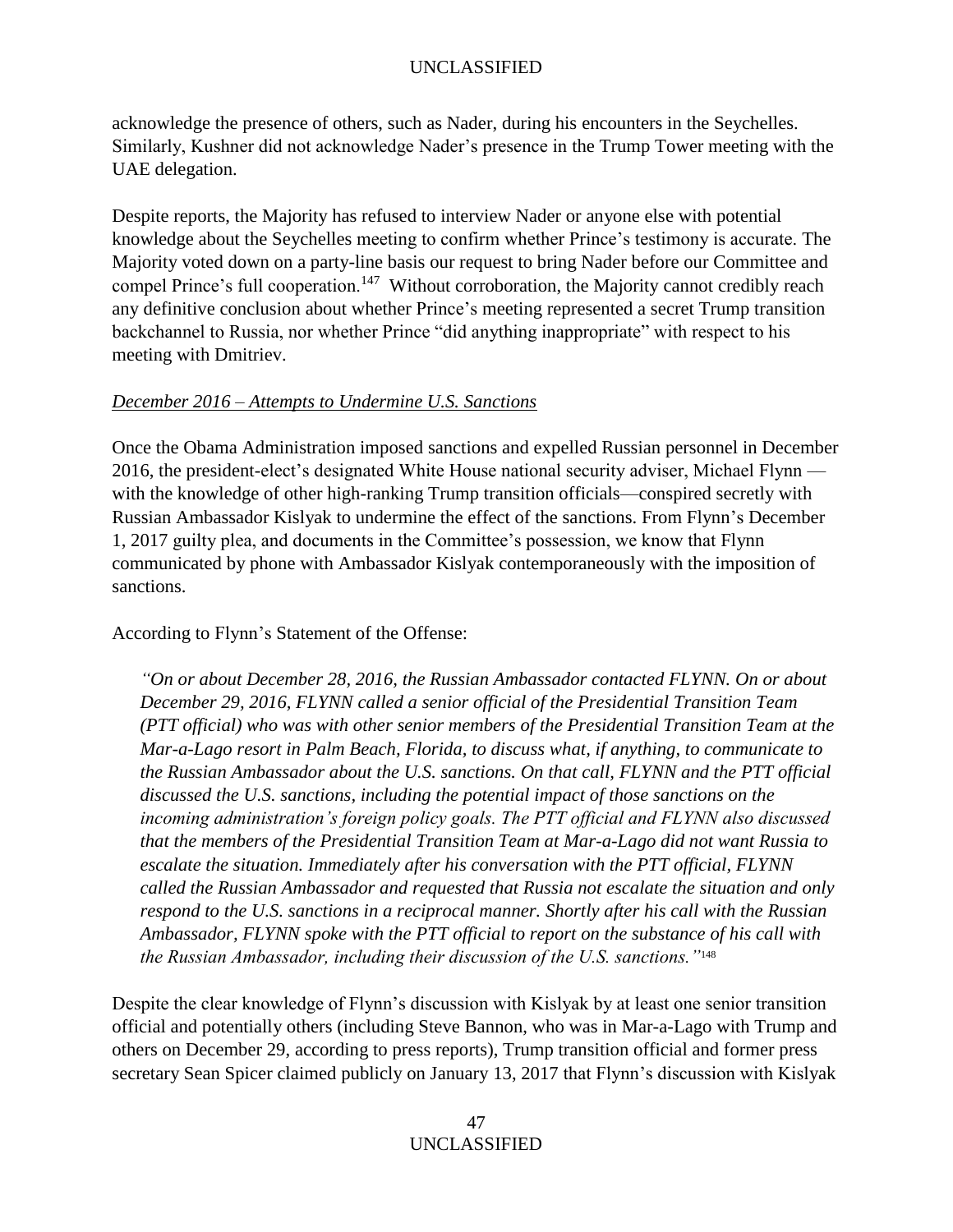acknowledge the presence of others, such as Nader, during his encounters in the Seychelles. Similarly, Kushner did not acknowledge Nader's presence in the Trump Tower meeting with the UAE delegation.

Despite reports, the Majority has refused to interview Nader or anyone else with potential knowledge about the Seychelles meeting to confirm whether Prince's testimony is accurate. The Majority voted down on a party-line basis our request to bring Nader before our Committee and compel Prince's full cooperation.[147] Without corroboration, the Majority cannot credibly reach any definitive conclusion about whether Prince's meeting represented a secret Trump transition backchannel to Russia, nor whether Prince "did anything inappropriate" with respect to his meeting with Dmitriev.

*December 2016 – Attempts to Undermine U.S. Sanctions*

Once the Obama Administration imposed sanctions and expelled Russian personnel in December 2016, the president-elect's designated White House national security adviser, Michael Flynn — with the knowledge of other high-ranking Trump transition officials—conspired secretly with Russian Ambassador Kislyak to undermine the effect of the sanctions. From Flynn's December 1, 2017 guilty plea, and documents in the Committee's possession, we know that Flynn communicated by phone with Ambassador Kislyak contemporaneously with the imposition of sanctions.

According to Flynn's Statement of the Offense:

> *"On or about December 28, 2016, the Russian Ambassador contacted FLYNN. On or about December 29, 2016, FLYNN called a senior official of the Presidential Transition Team (PTT official) who was with other senior members of the Presidential Transition Team at the Mar-a-Lago resort in Palm Beach, Florida, to discuss what, if anything, to communicate to the Russian Ambassador about the U.S. sanctions. On that call, FLYNN and the PTT official discussed the U.S. sanctions, including the potential impact of those sanctions on the incoming administration's foreign policy goals. The PTT official and FLYNN also discussed that the members of the Presidential Transition Team at Mar-a-Lago did not want Russia to escalate the situation. Immediately after his conversation with the PTT official, FLYNN called the Russian Ambassador and requested that Russia not escalate the situation and only respond to the U.S. sanctions in a reciprocal manner. Shortly after his call with the Russian Ambassador, FLYNN spoke with the PTT official to report on the substance of his call with the Russian Ambassador, including their discussion of the U.S. sanctions."*[148]

Despite the clear knowledge of Flynn's discussion with Kislyak by at least one senior transition official and potentially others (including Steve Bannon, who was in Mar-a-Lago with Trump and others on December 29, according to press reports), Trump transition official and former press secretary Sean Spicer claimed publicly on January 13, 2017 that Flynn's discussion with Kislyak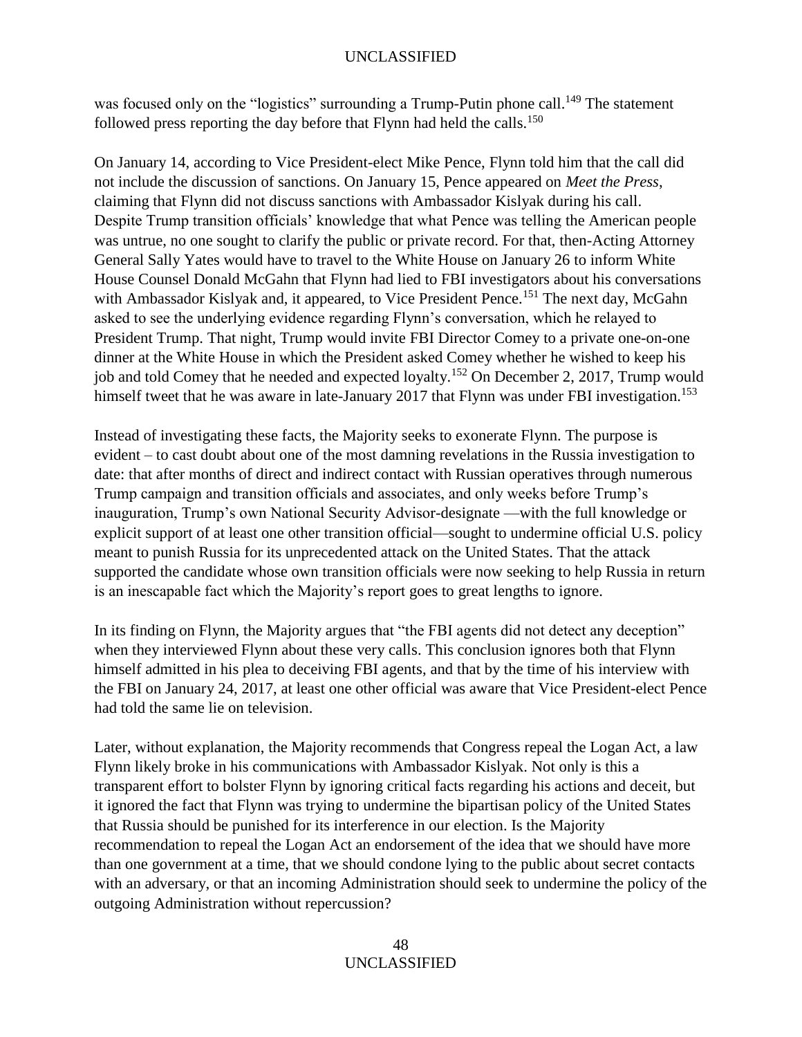was focused only on the "logistics" surrounding a Trump-Putin phone call.[149] The statement followed press reporting the day before that Flynn had held the calls.[150]

On January 14, according to Vice President-elect Mike Pence, Flynn told him that the call did not include the discussion of sanctions. On January 15, Pence appeared on *Meet the Press*, claiming that Flynn did not discuss sanctions with Ambassador Kislyak during his call. Despite Trump transition officials' knowledge that what Pence was telling the American people was untrue, no one sought to clarify the public or private record. For that, then-Acting Attorney General Sally Yates would have to travel to the White House on January 26 to inform White House Counsel Donald McGahn that Flynn had lied to FBI investigators about his conversations with Ambassador Kislyak and, it appeared, to Vice President Pence.[151] The next day, McGahn asked to see the underlying evidence regarding Flynn's conversation, which he relayed to President Trump. That night, Trump would invite FBI Director Comey to a private one-on-one dinner at the White House in which the President asked Comey whether he wished to keep his job and told Comey that he needed and expected loyalty.[152] On December 2, 2017, Trump would himself tweet that he was aware in late-January 2017 that Flynn was under FBI investigation.[153]

Instead of investigating these facts, the Majority seeks to exonerate Flynn. The purpose is evident – to cast doubt about one of the most damning revelations in the Russia investigation to date: that after months of direct and indirect contact with Russian operatives through numerous Trump campaign and transition officials and associates, and only weeks before Trump's inauguration, Trump's own National Security Advisor-designate —with the full knowledge or explicit support of at least one other transition official—sought to undermine official U.S. policy meant to punish Russia for its unprecedented attack on the United States. That the attack supported the candidate whose own transition officials were now seeking to help Russia in return is an inescapable fact which the Majority's report goes to great lengths to ignore.

In its finding on Flynn, the Majority argues that "the FBI agents did not detect any deception" when they interviewed Flynn about these very calls. This conclusion ignores both that Flynn himself admitted in his plea to deceiving FBI agents, and that by the time of his interview with the FBI on January 24, 2017, at least one other official was aware that Vice President-elect Pence had told the same lie on television.

Later, without explanation, the Majority recommends that Congress repeal the Logan Act, a law Flynn likely broke in his communications with Ambassador Kislyak. Not only is this a transparent effort to bolster Flynn by ignoring critical facts regarding his actions and deceit, but it ignored the fact that Flynn was trying to undermine the bipartisan policy of the United States that Russia should be punished for its interference in our election. Is the Majority recommendation to repeal the Logan Act an endorsement of the idea that we should have more than one government at a time, that we should condone lying to the public about secret contacts with an adversary, or that an incoming Administration should seek to undermine the policy of the outgoing Administration without repercussion?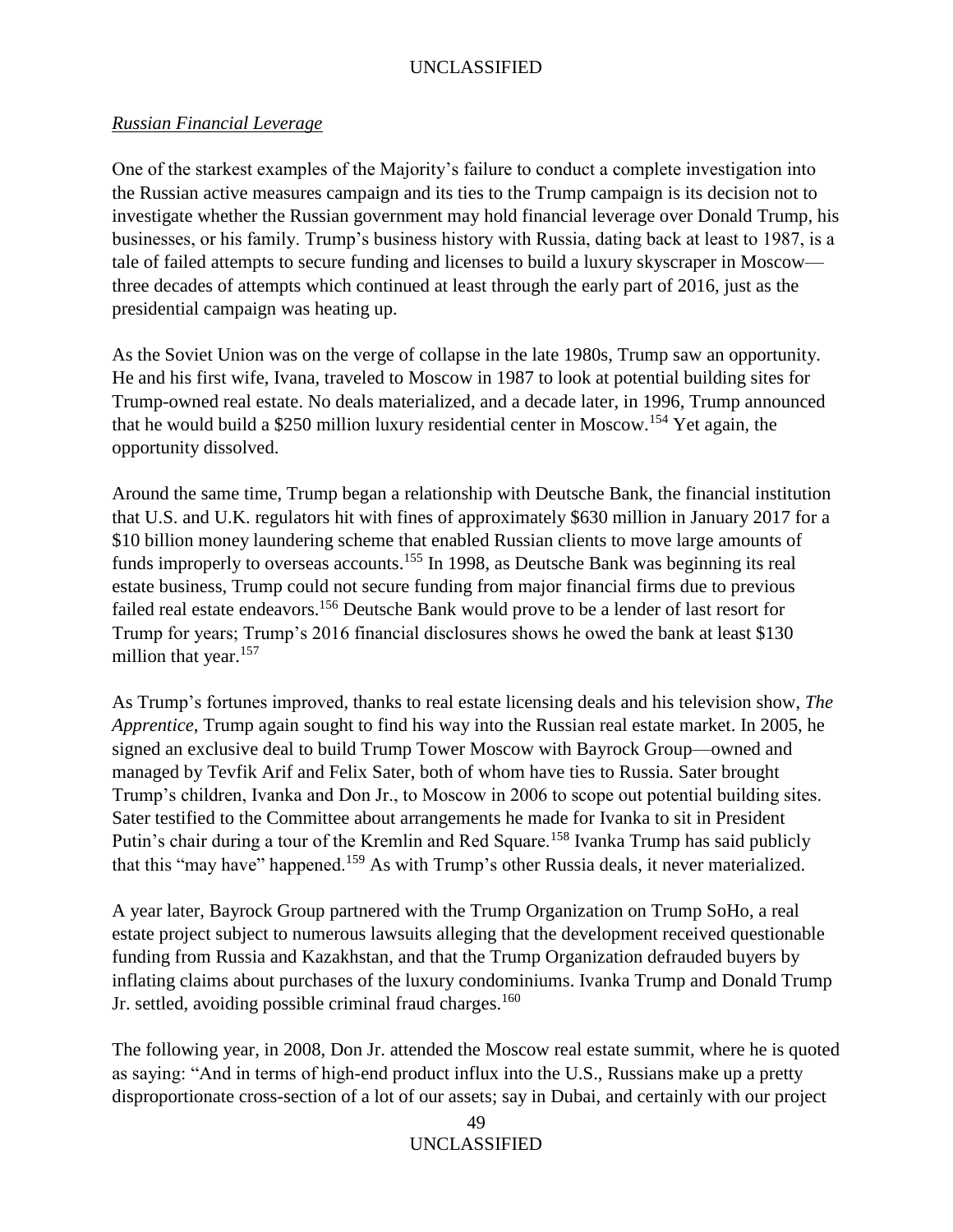*Russian Financial Leverage*

One of the starkest examples of the Majority's failure to conduct a complete investigation into the Russian active measures campaign and its ties to the Trump campaign is its decision not to investigate whether the Russian government may hold financial leverage over Donald Trump, his businesses, or his family. Trump's business history with Russia, dating back at least to 1987, is a tale of failed attempts to secure funding and licenses to build a luxury skyscraper in Moscow—three decades of attempts which continued at least through the early part of 2016, just as the presidential campaign was heating up.

As the Soviet Union was on the verge of collapse in the late 1980s, Trump saw an opportunity. He and his first wife, Ivana, traveled to Moscow in 1987 to look at potential building sites for Trump-owned real estate. No deals materialized, and a decade later, in 1996, Trump announced that he would build a $250 million luxury residential center in Moscow.[154] Yet again, the opportunity dissolved.

Around the same time, Trump began a relationship with Deutsche Bank, the financial institution that U.S. and U.K. regulators hit with fines of approximately $630 million in January 2017 for a $10 billion money laundering scheme that enabled Russian clients to move large amounts of funds improperly to overseas accounts.[155] In 1998, as Deutsche Bank was beginning its real estate business, Trump could not secure funding from major financial firms due to previous failed real estate endeavors.[156] Deutsche Bank would prove to be a lender of last resort for Trump for years; Trump's 2016 financial disclosures shows he owed the bank at least $130 million that year.[157]

As Trump's fortunes improved, thanks to real estate licensing deals and his television show, *The Apprentice*, Trump again sought to find his way into the Russian real estate market. In 2005, he signed an exclusive deal to build Trump Tower Moscow with Bayrock Group—owned and managed by Tevfik Arif and Felix Sater, both of whom have ties to Russia. Sater brought Trump's children, Ivanka and Don Jr., to Moscow in 2006 to scope out potential building sites. Sater testified to the Committee about arrangements he made for Ivanka to sit in President Putin's chair during a tour of the Kremlin and Red Square.[158] Ivanka Trump has said publicly that this "may have" happened.[159] As with Trump's other Russia deals, it never materialized.

A year later, Bayrock Group partnered with the Trump Organization on Trump SoHo, a real estate project subject to numerous lawsuits alleging that the development received questionable funding from Russia and Kazakhstan, and that the Trump Organization defrauded buyers by inflating claims about purchases of the luxury condominiums. Ivanka Trump and Donald Trump Jr. settled, avoiding possible criminal fraud charges.[160]

The following year, in 2008, Don Jr. attended the Moscow real estate summit, where he is quoted as saying: "And in terms of high-end product influx into the U.S., Russians make up a pretty disproportionate cross-section of a lot of our assets; say in Dubai, and certainly with our project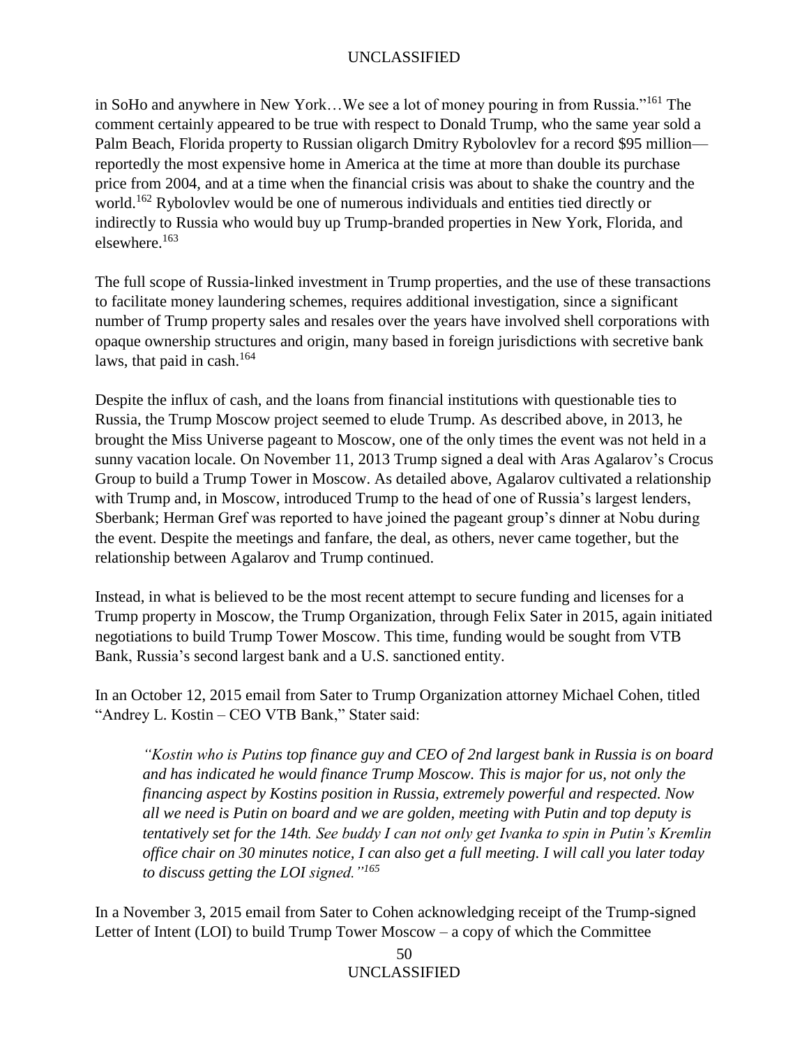in SoHo and anywhere in New York…We see a lot of money pouring in from Russia."[161] The comment certainly appeared to be true with respect to Donald Trump, who the same year sold a Palm Beach, Florida property to Russian oligarch Dmitry Rybolovlev for a record $95 million—reportedly the most expensive home in America at the time at more than double its purchase price from 2004, and at a time when the financial crisis was about to shake the country and the world.[162] Rybolovlev would be one of numerous individuals and entities tied directly or indirectly to Russia who would buy up Trump-branded properties in New York, Florida, and elsewhere.[163]

The full scope of Russia-linked investment in Trump properties, and the use of these transactions to facilitate money laundering schemes, requires additional investigation, since a significant number of Trump property sales and resales over the years have involved shell corporations with opaque ownership structures and origin, many based in foreign jurisdictions with secretive bank laws, that paid in cash.[164]

Despite the influx of cash, and the loans from financial institutions with questionable ties to Russia, the Trump Moscow project seemed to elude Trump. As described above, in 2013, he brought the Miss Universe pageant to Moscow, one of the only times the event was not held in a sunny vacation locale. On November 11, 2013 Trump signed a deal with Aras Agalarov's Crocus Group to build a Trump Tower in Moscow. As detailed above, Agalarov cultivated a relationship with Trump and, in Moscow, introduced Trump to the head of one of Russia's largest lenders, Sberbank; Herman Gref was reported to have joined the pageant group's dinner at Nobu during the event. Despite the meetings and fanfare, the deal, as others, never came together, but the relationship between Agalarov and Trump continued.

Instead, in what is believed to be the most recent attempt to secure funding and licenses for a Trump property in Moscow, the Trump Organization, through Felix Sater in 2015, again initiated negotiations to build Trump Tower Moscow. This time, funding would be sought from VTB Bank, Russia's second largest bank and a U.S. sanctioned entity.

In an October 12, 2015 email from Sater to Trump Organization attorney Michael Cohen, titled "Andrey L. Kostin – CEO VTB Bank," Stater said:

> *"Kostin who is Putins top finance guy and CEO of 2nd largest bank in Russia is on board and has indicated he would finance Trump Moscow. This is major for us, not only the financing aspect by Kostins position in Russia, extremely powerful and respected. Now all we need is Putin on board and we are golden, meeting with Putin and top deputy is tentatively set for the 14th. See buddy I can not only get Ivanka to spin in Putin's Kremlin office chair on 30 minutes notice, I can also get a full meeting. I will call you later today to discuss getting the LOI signed."*[165]

In a November 3, 2015 email from Sater to Cohen acknowledging receipt of the Trump-signed Letter of Intent (LOI) to build Trump Tower Moscow – a copy of which the Committee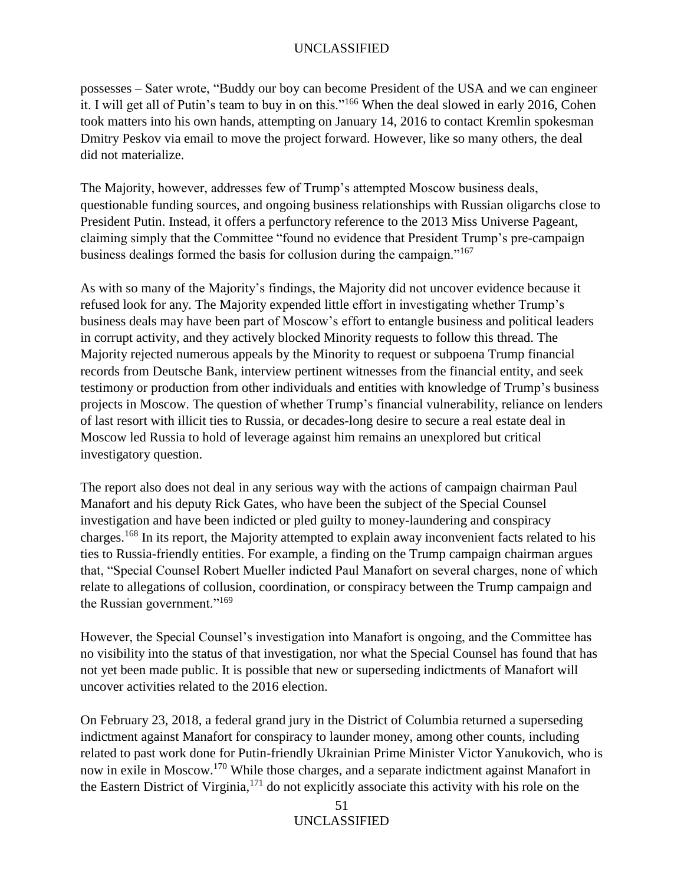possesses – Sater wrote, "Buddy our boy can become President of the USA and we can engineer it. I will get all of Putin's team to buy in on this."[166] When the deal slowed in early 2016, Cohen took matters into his own hands, attempting on January 14, 2016 to contact Kremlin spokesman Dmitry Peskov via email to move the project forward. However, like so many others, the deal did not materialize.

The Majority, however, addresses few of Trump's attempted Moscow business deals, questionable funding sources, and ongoing business relationships with Russian oligarchs close to President Putin. Instead, it offers a perfunctory reference to the 2013 Miss Universe Pageant, claiming simply that the Committee "found no evidence that President Trump's pre-campaign business dealings formed the basis for collusion during the campaign."[167]

As with so many of the Majority's findings, the Majority did not uncover evidence because it refused look for any. The Majority expended little effort in investigating whether Trump's business deals may have been part of Moscow's effort to entangle business and political leaders in corrupt activity, and they actively blocked Minority requests to follow this thread. The Majority rejected numerous appeals by the Minority to request or subpoena Trump financial records from Deutsche Bank, interview pertinent witnesses from the financial entity, and seek testimony or production from other individuals and entities with knowledge of Trump's business projects in Moscow. The question of whether Trump's financial vulnerability, reliance on lenders of last resort with illicit ties to Russia, or decades-long desire to secure a real estate deal in Moscow led Russia to hold of leverage against him remains an unexplored but critical investigatory question.

The report also does not deal in any serious way with the actions of campaign chairman Paul Manafort and his deputy Rick Gates, who have been the subject of the Special Counsel investigation and have been indicted or pled guilty to money-laundering and conspiracy charges.[168] In its report, the Majority attempted to explain away inconvenient facts related to his ties to Russia-friendly entities. For example, a finding on the Trump campaign chairman argues that, "Special Counsel Robert Mueller indicted Paul Manafort on several charges, none of which relate to allegations of collusion, coordination, or conspiracy between the Trump campaign and the Russian government."[169]

However, the Special Counsel's investigation into Manafort is ongoing, and the Committee has no visibility into the status of that investigation, nor what the Special Counsel has found that has not yet been made public. It is possible that new or superseding indictments of Manafort will uncover activities related to the 2016 election.

On February 23, 2018, a federal grand jury in the District of Columbia returned a superseding indictment against Manafort for conspiracy to launder money, among other counts, including related to past work done for Putin-friendly Ukrainian Prime Minister Victor Yanukovich, who is now in exile in Moscow.[170] While those charges, and a separate indictment against Manafort in the Eastern District of Virginia,[171] do not explicitly associate this activity with his role on the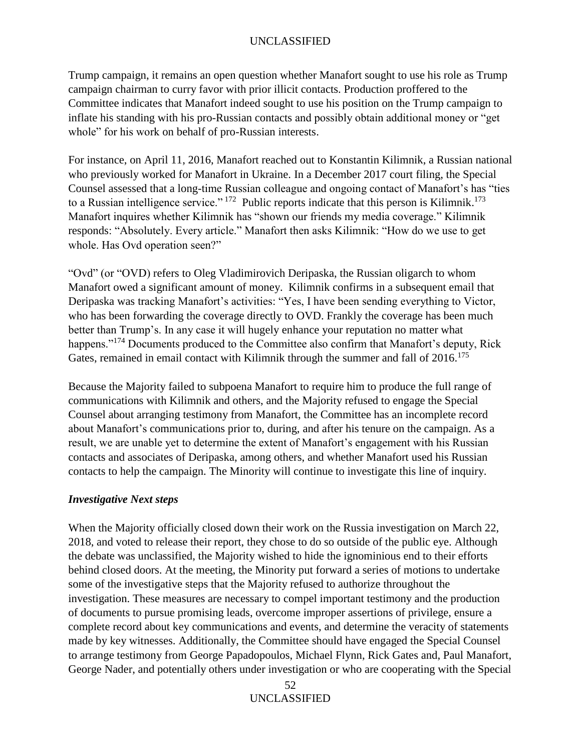Trump campaign, it remains an open question whether Manafort sought to use his role as Trump campaign chairman to curry favor with prior illicit contacts. Production proffered to the Committee indicates that Manafort indeed sought to use his position on the Trump campaign to inflate his standing with his pro-Russian contacts and possibly obtain additional money or "get whole" for his work on behalf of pro-Russian interests.

For instance, on April 11, 2016, Manafort reached out to Konstantin Kilimnik, a Russian national who previously worked for Manafort in Ukraine. In a December 2017 court filing, the Special Counsel assessed that a long-time Russian colleague and ongoing contact of Manafort's has "ties to a Russian intelligence service." [172] Public reports indicate that this person is Kilimnik.[173] Manafort inquires whether Kilimnik has "shown our friends my media coverage." Kilimnik responds: "Absolutely. Every article." Manafort then asks Kilimnik: "How do we use to get whole. Has Ovd operation seen?"

"Ovd" (or "OVD) refers to Oleg Vladimirovich Deripaska, the Russian oligarch to whom Manafort owed a significant amount of money. Kilimnik confirms in a subsequent email that Deripaska was tracking Manafort's activities: "Yes, I have been sending everything to Victor, who has been forwarding the coverage directly to OVD. Frankly the coverage has been much better than Trump's. In any case it will hugely enhance your reputation no matter what happens."[174] Documents produced to the Committee also confirm that Manafort's deputy, Rick Gates, remained in email contact with Kilimnik through the summer and fall of 2016.[175]

Because the Majority failed to subpoena Manafort to require him to produce the full range of communications with Kilimnik and others, and the Majority refused to engage the Special Counsel about arranging testimony from Manafort, the Committee has an incomplete record about Manafort's communications prior to, during, and after his tenure on the campaign. As a result, we are unable yet to determine the extent of Manafort's engagement with his Russian contacts and associates of Deripaska, among others, and whether Manafort used his Russian contacts to help the campaign. The Minority will continue to investigate this line of inquiry.

### *Investigative Next steps*

When the Majority officially closed down their work on the Russia investigation on March 22, 2018, and voted to release their report, they chose to do so outside of the public eye. Although the debate was unclassified, the Majority wished to hide the ignominious end to their efforts behind closed doors. At the meeting, the Minority put forward a series of motions to undertake some of the investigative steps that the Majority refused to authorize throughout the investigation. These measures are necessary to compel important testimony and the production of documents to pursue promising leads, overcome improper assertions of privilege, ensure a complete record about key communications and events, and determine the veracity of statements made by key witnesses. Additionally, the Committee should have engaged the Special Counsel to arrange testimony from George Papadopoulos, Michael Flynn, Rick Gates and, Paul Manafort, George Nader, and potentially others under investigation or who are cooperating with the Special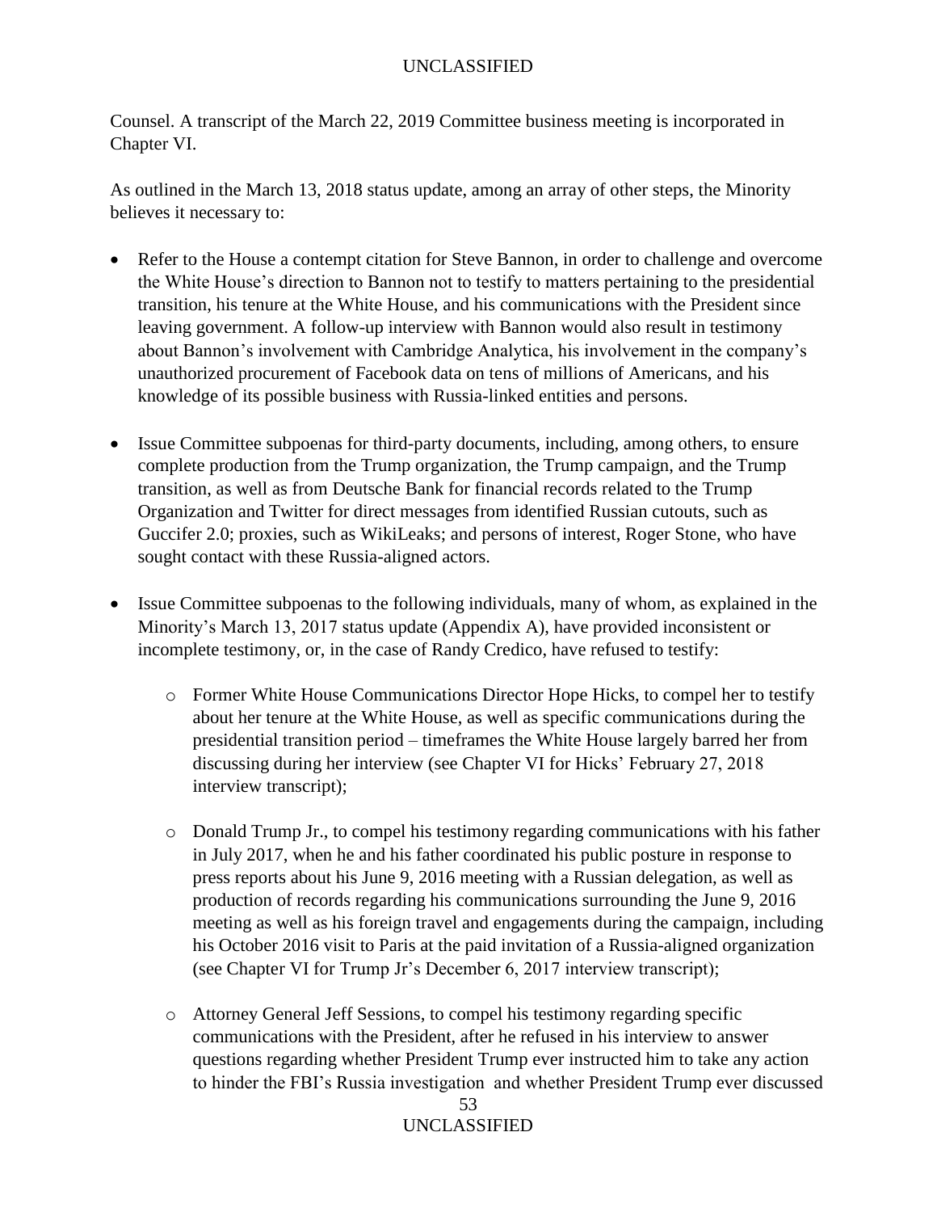Counsel. A transcript of the March 22, 2019 Committee business meeting is incorporated in Chapter VI.

As outlined in the March 13, 2018 status update, among an array of other steps, the Minority believes it necessary to:

- Refer to the House a contempt citation for Steve Bannon, in order to challenge and overcome the White House's direction to Bannon not to testify to matters pertaining to the presidential transition, his tenure at the White House, and his communications with the President since leaving government. A follow-up interview with Bannon would also result in testimony about Bannon's involvement with Cambridge Analytica, his involvement in the company's unauthorized procurement of Facebook data on tens of millions of Americans, and his knowledge of its possible business with Russia-linked entities and persons.

- Issue Committee subpoenas for third-party documents, including, among others, to ensure complete production from the Trump organization, the Trump campaign, and the Trump transition, as well as from Deutsche Bank for financial records related to the Trump Organization and Twitter for direct messages from identified Russian cutouts, such as Guccifer 2.0; proxies, such as WikiLeaks; and persons of interest, Roger Stone, who have sought contact with these Russia-aligned actors.

- Issue Committee subpoenas to the following individuals, many of whom, as explained in the Minority's March 13, 2017 status update (Appendix A), have provided inconsistent or incomplete testimony, or, in the case of Randy Credico, have refused to testify:

  - Former White House Communications Director Hope Hicks, to compel her to testify about her tenure at the White House, as well as specific communications during the presidential transition period – timeframes the White House largely barred her from discussing during her interview (see Chapter VI for Hicks' February 27, 2018 interview transcript);

  - Donald Trump Jr., to compel his testimony regarding communications with his father in July 2017, when he and his father coordinated his public posture in response to press reports about his June 9, 2016 meeting with a Russian delegation, as well as production of records regarding his communications surrounding the June 9, 2016 meeting as well as his foreign travel and engagements during the campaign, including his October 2016 visit to Paris at the paid invitation of a Russia-aligned organization (see Chapter VI for Trump Jr's December 6, 2017 interview transcript);

  - Attorney General Jeff Sessions, to compel his testimony regarding specific communications with the President, after he refused in his interview to answer questions regarding whether President Trump ever instructed him to take any action to hinder the FBI's Russia investigation and whether President Trump ever discussed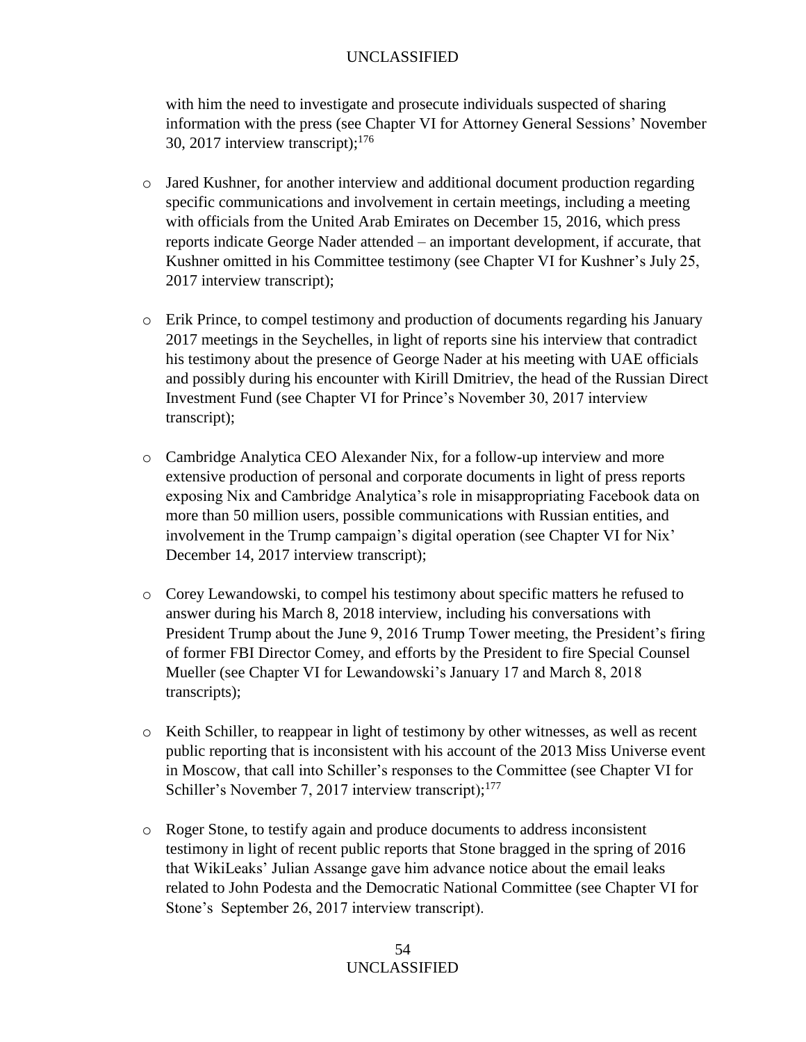with him the need to investigate and prosecute individuals suspected of sharing information with the press (see Chapter VI for Attorney General Sessions' November 30, 2017 interview transcript);[176]

- Jared Kushner, for another interview and additional document production regarding specific communications and involvement in certain meetings, including a meeting with officials from the United Arab Emirates on December 15, 2016, which press reports indicate George Nader attended – an important development, if accurate, that Kushner omitted in his Committee testimony (see Chapter VI for Kushner's July 25, 2017 interview transcript);

- Erik Prince, to compel testimony and production of documents regarding his January 2017 meetings in the Seychelles, in light of reports sine his interview that contradict his testimony about the presence of George Nader at his meeting with UAE officials and possibly during his encounter with Kirill Dmitriev, the head of the Russian Direct Investment Fund (see Chapter VI for Prince's November 30, 2017 interview transcript);

- Cambridge Analytica CEO Alexander Nix, for a follow-up interview and more extensive production of personal and corporate documents in light of press reports exposing Nix and Cambridge Analytica's role in misappropriating Facebook data on more than 50 million users, possible communications with Russian entities, and involvement in the Trump campaign's digital operation (see Chapter VI for Nix' December 14, 2017 interview transcript);

- Corey Lewandowski, to compel his testimony about specific matters he refused to answer during his March 8, 2018 interview, including his conversations with President Trump about the June 9, 2016 Trump Tower meeting, the President's firing of former FBI Director Comey, and efforts by the President to fire Special Counsel Mueller (see Chapter VI for Lewandowski's January 17 and March 8, 2018 transcripts);

- Keith Schiller, to reappear in light of testimony by other witnesses, as well as recent public reporting that is inconsistent with his account of the 2013 Miss Universe event in Moscow, that call into Schiller's responses to the Committee (see Chapter VI for Schiller's November 7, 2017 interview transcript);[177]

- Roger Stone, to testify again and produce documents to address inconsistent testimony in light of recent public reports that Stone bragged in the spring of 2016 that WikiLeaks' Julian Assange gave him advance notice about the email leaks related to John Podesta and the Democratic National Committee (see Chapter VI for Stone's September 26, 2017 interview transcript).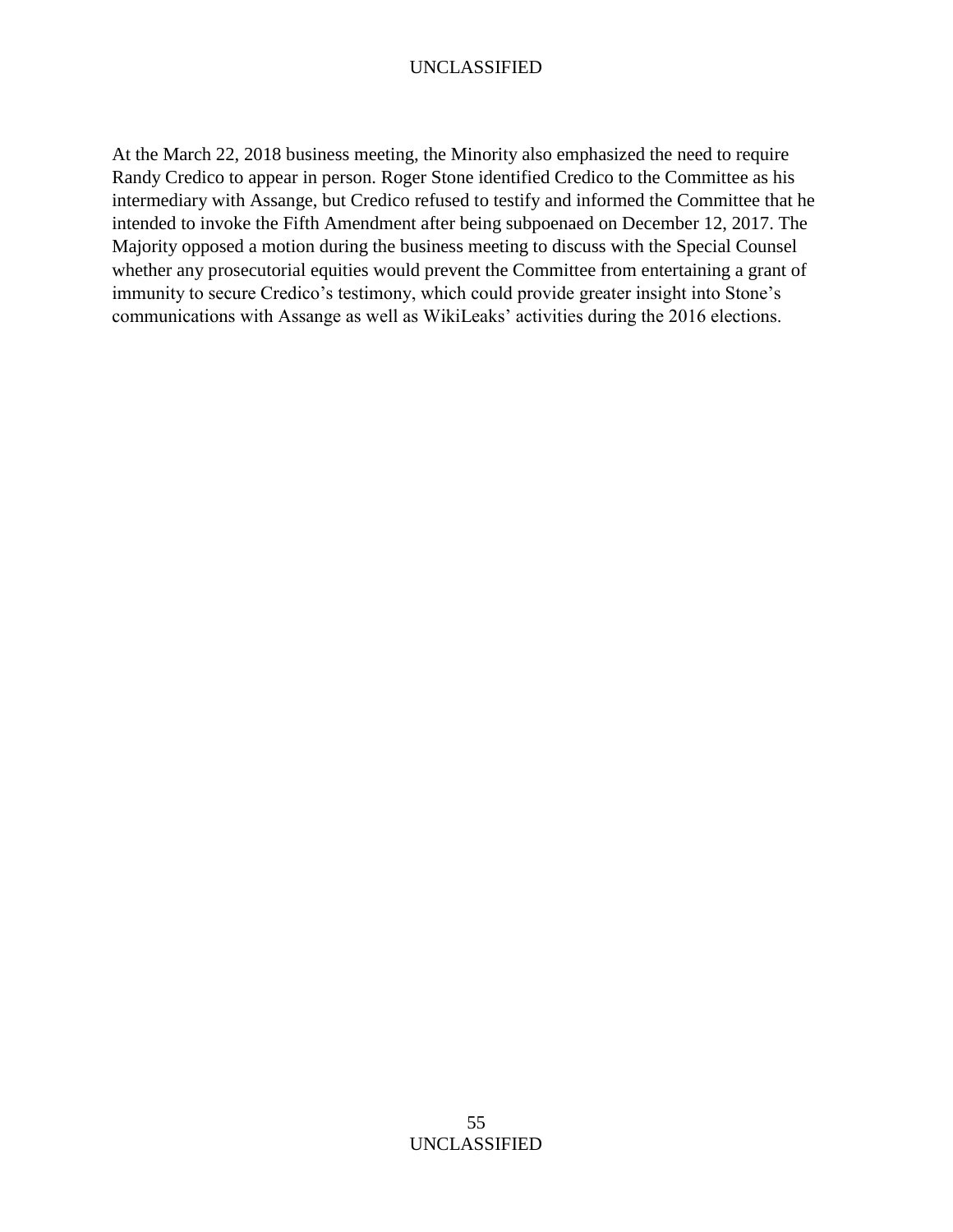At the March 22, 2018 business meeting, the Minority also emphasized the need to require Randy Credico to appear in person. Roger Stone identified Credico to the Committee as his intermediary with Assange, but Credico refused to testify and informed the Committee that he intended to invoke the Fifth Amendment after being subpoenaed on December 12, 2017. The Majority opposed a motion during the business meeting to discuss with the Special Counsel whether any prosecutorial equities would prevent the Committee from entertaining a grant of immunity to secure Credico's testimony, which could provide greater insight into Stone's communications with Assange as well as WikiLeaks' activities during the 2016 elections.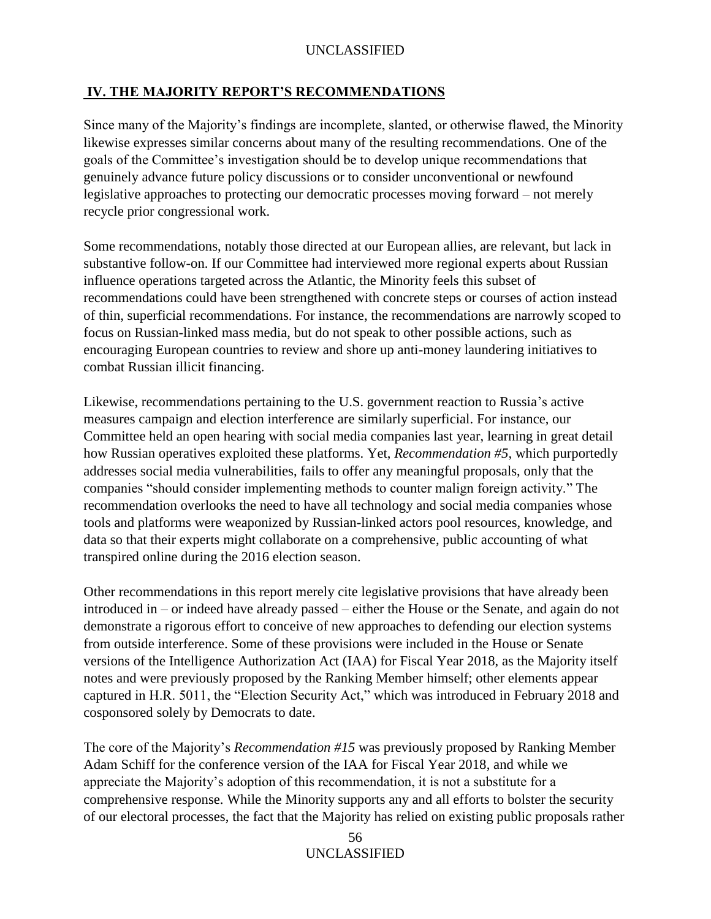## IV. THE MAJORITY REPORT'S RECOMMENDATIONS

Since many of the Majority's findings are incomplete, slanted, or otherwise flawed, the Minority likewise expresses similar concerns about many of the resulting recommendations. One of the goals of the Committee's investigation should be to develop unique recommendations that genuinely advance future policy discussions or to consider unconventional or newfound legislative approaches to protecting our democratic processes moving forward – not merely recycle prior congressional work.

Some recommendations, notably those directed at our European allies, are relevant, but lack in substantive follow-on. If our Committee had interviewed more regional experts about Russian influence operations targeted across the Atlantic, the Minority feels this subset of recommendations could have been strengthened with concrete steps or courses of action instead of thin, superficial recommendations. For instance, the recommendations are narrowly scoped to focus on Russian-linked mass media, but do not speak to other possible actions, such as encouraging European countries to review and shore up anti-money laundering initiatives to combat Russian illicit financing.

Likewise, recommendations pertaining to the U.S. government reaction to Russia's active measures campaign and election interference are similarly superficial. For instance, our Committee held an open hearing with social media companies last year, learning in great detail how Russian operatives exploited these platforms. Yet, *Recommendation #5*, which purportedly addresses social media vulnerabilities, fails to offer any meaningful proposals, only that the companies "should consider implementing methods to counter malign foreign activity." The recommendation overlooks the need to have all technology and social media companies whose tools and platforms were weaponized by Russian-linked actors pool resources, knowledge, and data so that their experts might collaborate on a comprehensive, public accounting of what transpired online during the 2016 election season.

Other recommendations in this report merely cite legislative provisions that have already been introduced in – or indeed have already passed – either the House or the Senate, and again do not demonstrate a rigorous effort to conceive of new approaches to defending our election systems from outside interference. Some of these provisions were included in the House or Senate versions of the Intelligence Authorization Act (IAA) for Fiscal Year 2018, as the Majority itself notes and were previously proposed by the Ranking Member himself; other elements appear captured in H.R. 5011, the "Election Security Act," which was introduced in February 2018 and cosponsored solely by Democrats to date.

The core of the Majority's *Recommendation #15* was previously proposed by Ranking Member Adam Schiff for the conference version of the IAA for Fiscal Year 2018, and while we appreciate the Majority's adoption of this recommendation, it is not a substitute for a comprehensive response. While the Minority supports any and all efforts to bolster the security of our electoral processes, the fact that the Majority has relied on existing public proposals rather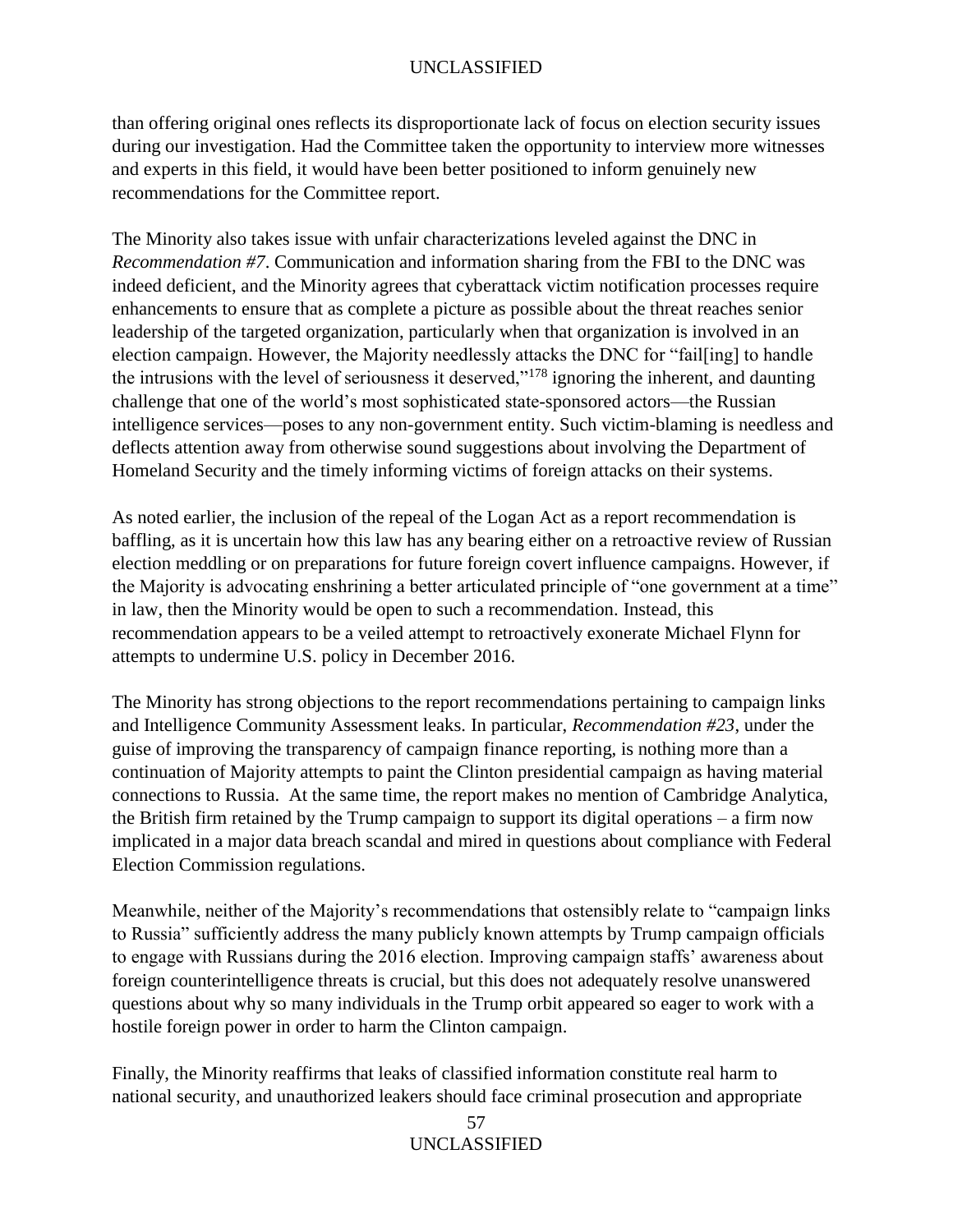than offering original ones reflects its disproportionate lack of focus on election security issues during our investigation. Had the Committee taken the opportunity to interview more witnesses and experts in this field, it would have been better positioned to inform genuinely new recommendations for the Committee report.

The Minority also takes issue with unfair characterizations leveled against the DNC in *Recommendation #7*. Communication and information sharing from the FBI to the DNC was indeed deficient, and the Minority agrees that cyberattack victim notification processes require enhancements to ensure that as complete a picture as possible about the threat reaches senior leadership of the targeted organization, particularly when that organization is involved in an election campaign. However, the Majority needlessly attacks the DNC for "fail[ing] to handle the intrusions with the level of seriousness it deserved,"[178] ignoring the inherent, and daunting challenge that one of the world's most sophisticated state-sponsored actors—the Russian intelligence services—poses to any non-government entity. Such victim-blaming is needless and deflects attention away from otherwise sound suggestions about involving the Department of Homeland Security and the timely informing victims of foreign attacks on their systems.

As noted earlier, the inclusion of the repeal of the Logan Act as a report recommendation is baffling, as it is uncertain how this law has any bearing either on a retroactive review of Russian election meddling or on preparations for future foreign covert influence campaigns. However, if the Majority is advocating enshrining a better articulated principle of "one government at a time" in law, then the Minority would be open to such a recommendation. Instead, this recommendation appears to be a veiled attempt to retroactively exonerate Michael Flynn for attempts to undermine U.S. policy in December 2016.

The Minority has strong objections to the report recommendations pertaining to campaign links and Intelligence Community Assessment leaks. In particular, *Recommendation #23*, under the guise of improving the transparency of campaign finance reporting, is nothing more than a continuation of Majority attempts to paint the Clinton presidential campaign as having material connections to Russia. At the same time, the report makes no mention of Cambridge Analytica, the British firm retained by the Trump campaign to support its digital operations – a firm now implicated in a major data breach scandal and mired in questions about compliance with Federal Election Commission regulations.

Meanwhile, neither of the Majority's recommendations that ostensibly relate to "campaign links to Russia" sufficiently address the many publicly known attempts by Trump campaign officials to engage with Russians during the 2016 election. Improving campaign staffs' awareness about foreign counterintelligence threats is crucial, but this does not adequately resolve unanswered questions about why so many individuals in the Trump orbit appeared so eager to work with a hostile foreign power in order to harm the Clinton campaign.

Finally, the Minority reaffirms that leaks of classified information constitute real harm to national security, and unauthorized leakers should face criminal prosecution and appropriate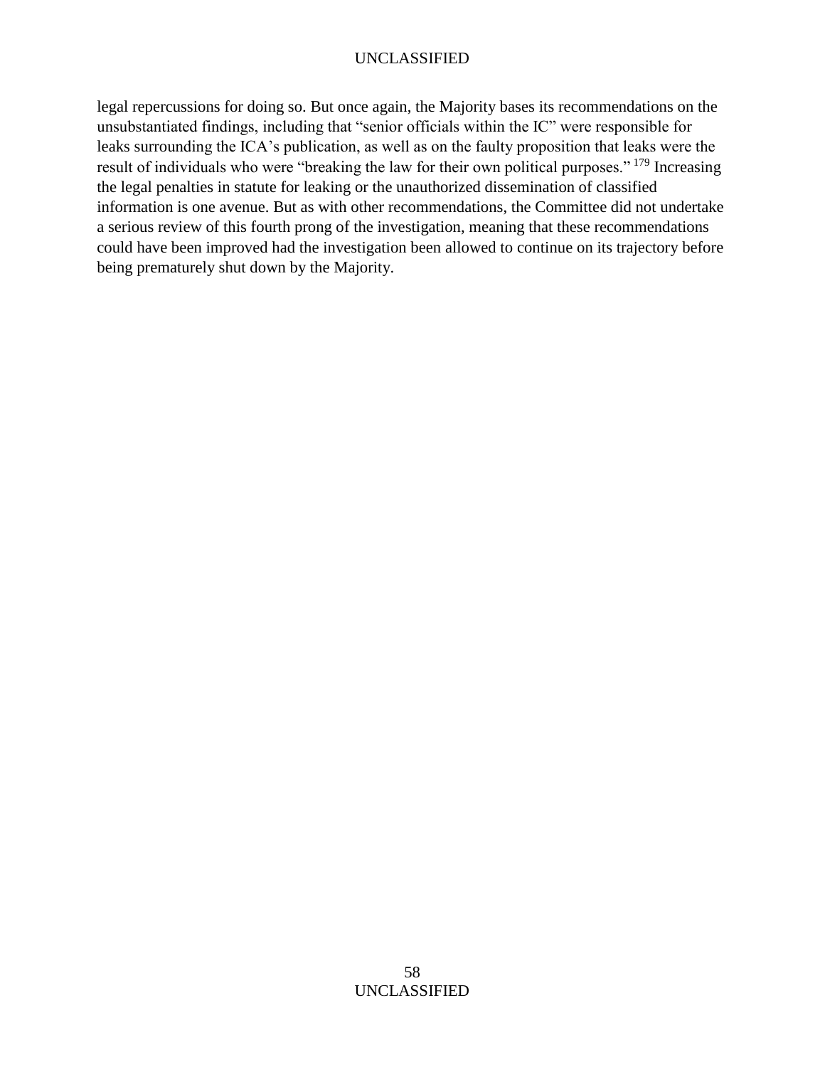legal repercussions for doing so. But once again, the Majority bases its recommendations on the unsubstantiated findings, including that "senior officials within the IC" were responsible for leaks surrounding the ICA's publication, as well as on the faulty proposition that leaks were the result of individuals who were "breaking the law for their own political purposes." [179] Increasing the legal penalties in statute for leaking or the unauthorized dissemination of classified information is one avenue. But as with other recommendations, the Committee did not undertake a serious review of this fourth prong of the investigation, meaning that these recommendations could have been improved had the investigation been allowed to continue on its trajectory before being prematurely shut down by the Majority.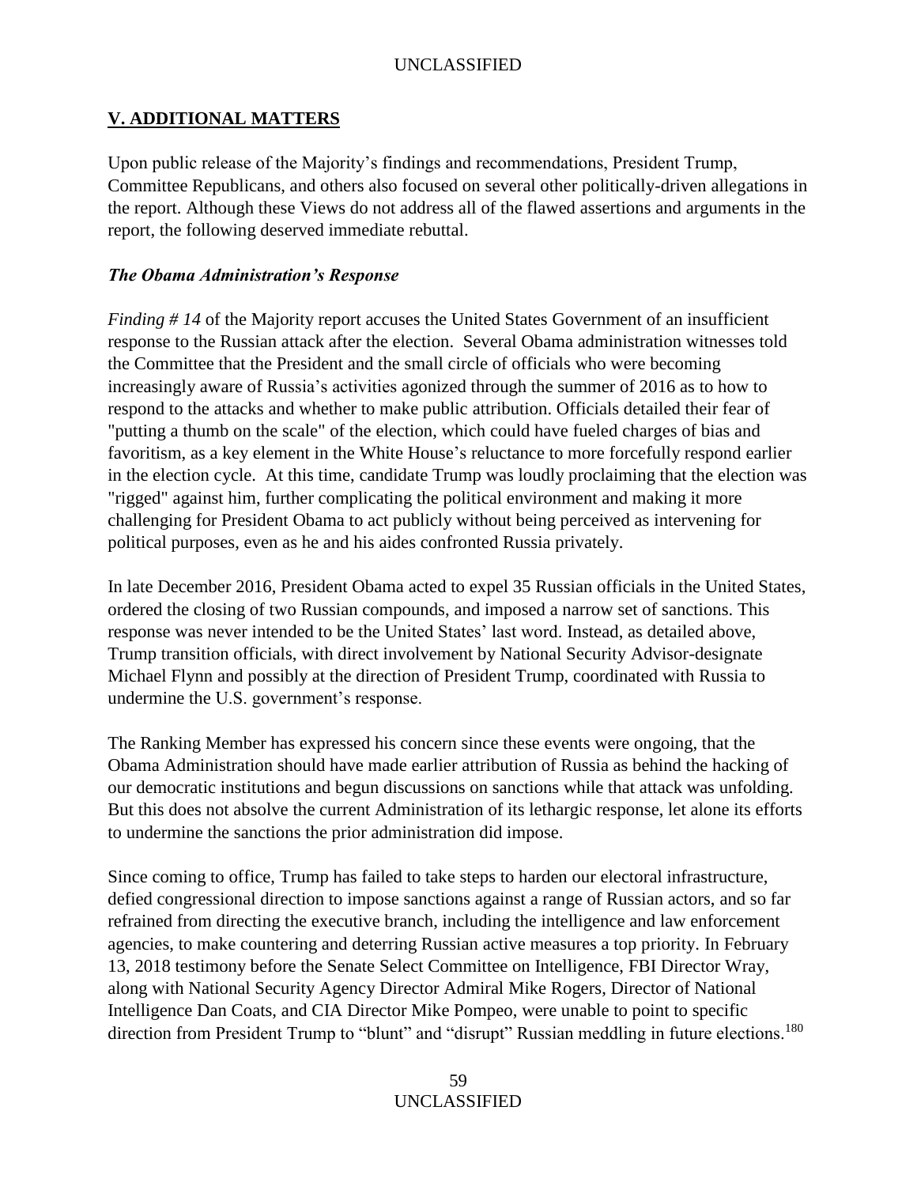## V. ADDITIONAL MATTERS

Upon public release of the Majority's findings and recommendations, President Trump, Committee Republicans, and others also focused on several other politically-driven allegations in the report. Although these Views do not address all of the flawed assertions and arguments in the report, the following deserved immediate rebuttal.

### *The Obama Administration's Response*

*Finding # 14* of the Majority report accuses the United States Government of an insufficient response to the Russian attack after the election. Several Obama administration witnesses told the Committee that the President and the small circle of officials who were becoming increasingly aware of Russia's activities agonized through the summer of 2016 as to how to respond to the attacks and whether to make public attribution. Officials detailed their fear of "putting a thumb on the scale" of the election, which could have fueled charges of bias and favoritism, as a key element in the White House's reluctance to more forcefully respond earlier in the election cycle. At this time, candidate Trump was loudly proclaiming that the election was "rigged" against him, further complicating the political environment and making it more challenging for President Obama to act publicly without being perceived as intervening for political purposes, even as he and his aides confronted Russia privately.

In late December 2016, President Obama acted to expel 35 Russian officials in the United States, ordered the closing of two Russian compounds, and imposed a narrow set of sanctions. This response was never intended to be the United States' last word. Instead, as detailed above, Trump transition officials, with direct involvement by National Security Advisor-designate Michael Flynn and possibly at the direction of President Trump, coordinated with Russia to undermine the U.S. government's response.

The Ranking Member has expressed his concern since these events were ongoing, that the Obama Administration should have made earlier attribution of Russia as behind the hacking of our democratic institutions and begun discussions on sanctions while that attack was unfolding. But this does not absolve the current Administration of its lethargic response, let alone its efforts to undermine the sanctions the prior administration did impose.

Since coming to office, Trump has failed to take steps to harden our electoral infrastructure, defied congressional direction to impose sanctions against a range of Russian actors, and so far refrained from directing the executive branch, including the intelligence and law enforcement agencies, to make countering and deterring Russian active measures a top priority. In February 13, 2018 testimony before the Senate Select Committee on Intelligence, FBI Director Wray, along with National Security Agency Director Admiral Mike Rogers, Director of National Intelligence Dan Coats, and CIA Director Mike Pompeo, were unable to point to specific direction from President Trump to "blunt" and "disrupt" Russian meddling in future elections.[180]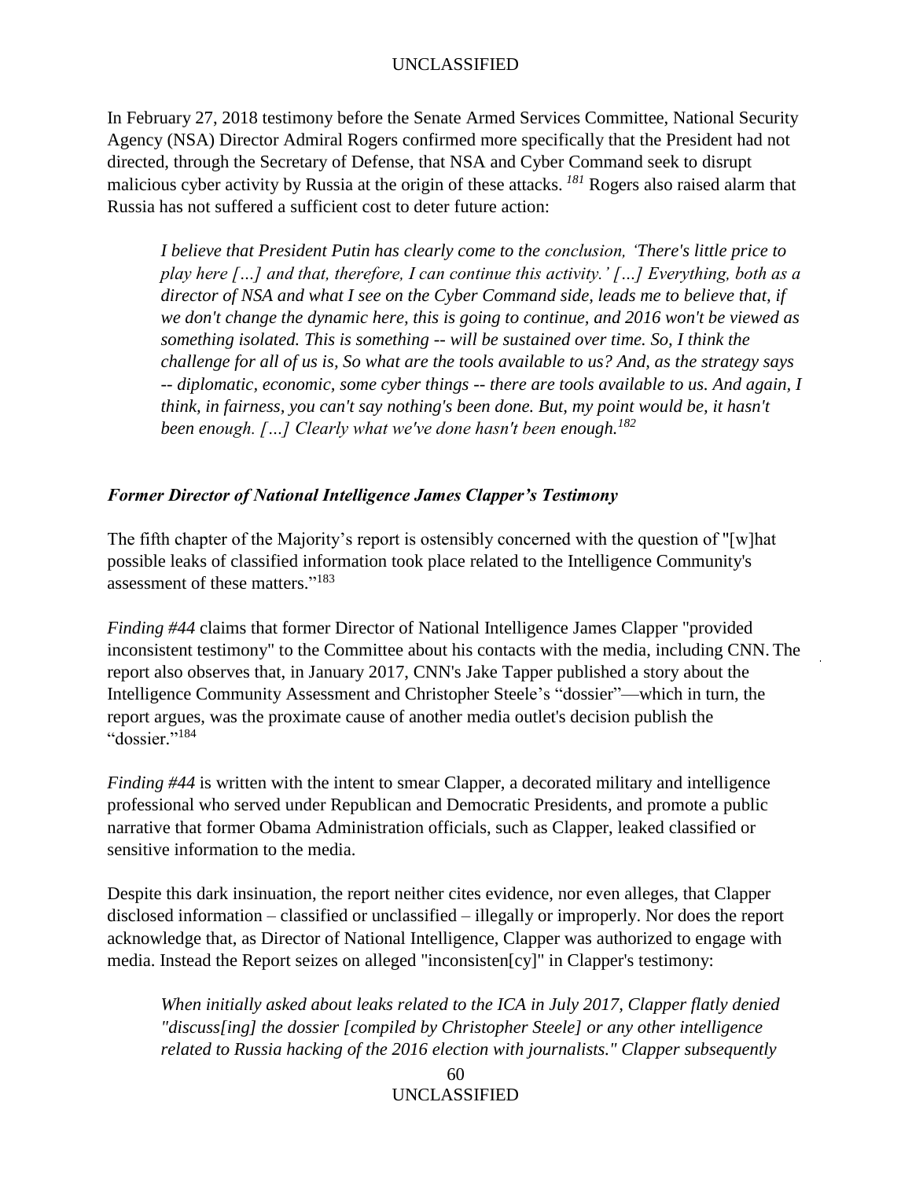In February 27, 2018 testimony before the Senate Armed Services Committee, National Security Agency (NSA) Director Admiral Rogers confirmed more specifically that the President had not directed, through the Secretary of Defense, that NSA and Cyber Command seek to disrupt malicious cyber activity by Russia at the origin of these attacks.[181] Rogers also raised alarm that Russia has not suffered a sufficient cost to deter future action:

> *I believe that President Putin has clearly come to the conclusion, 'There's little price to play here […] and that, therefore, I can continue this activity.' […] Everything, both as a director of NSA and what I see on the Cyber Command side, leads me to believe that, if we don't change the dynamic here, this is going to continue, and 2016 won't be viewed as something isolated. This is something -- will be sustained over time. So, I think the challenge for all of us is, So what are the tools available to us? And, as the strategy says -- diplomatic, economic, some cyber things -- there are tools available to us. And again, I think, in fairness, you can't say nothing's been done. But, my point would be, it hasn't been enough. […] Clearly what we've done hasn't been enough.*[182]

### *Former Director of National Intelligence James Clapper's Testimony*

The fifth chapter of the Majority's report is ostensibly concerned with the question of "[w]hat possible leaks of classified information took place related to the Intelligence Community's assessment of these matters."[183]

*Finding #44* claims that former Director of National Intelligence James Clapper "provided inconsistent testimony" to the Committee about his contacts with the media, including CNN. The report also observes that, in January 2017, CNN's Jake Tapper published a story about the Intelligence Community Assessment and Christopher Steele's "dossier"—which in turn, the report argues, was the proximate cause of another media outlet's decision publish the "dossier."[184]

*Finding #44* is written with the intent to smear Clapper, a decorated military and intelligence professional who served under Republican and Democratic Presidents, and promote a public narrative that former Obama Administration officials, such as Clapper, leaked classified or sensitive information to the media.

Despite this dark insinuation, the report neither cites evidence, nor even alleges, that Clapper disclosed information – classified or unclassified – illegally or improperly. Nor does the report acknowledge that, as Director of National Intelligence, Clapper was authorized to engage with media. Instead the Report seizes on alleged "inconsisten[cy]" in Clapper's testimony:

> *When initially asked about leaks related to the ICA in July 2017, Clapper flatly denied "discuss[ing] the dossier [compiled by Christopher Steele] or any other intelligence related to Russia hacking of the 2016 election with journalists." Clapper subsequently*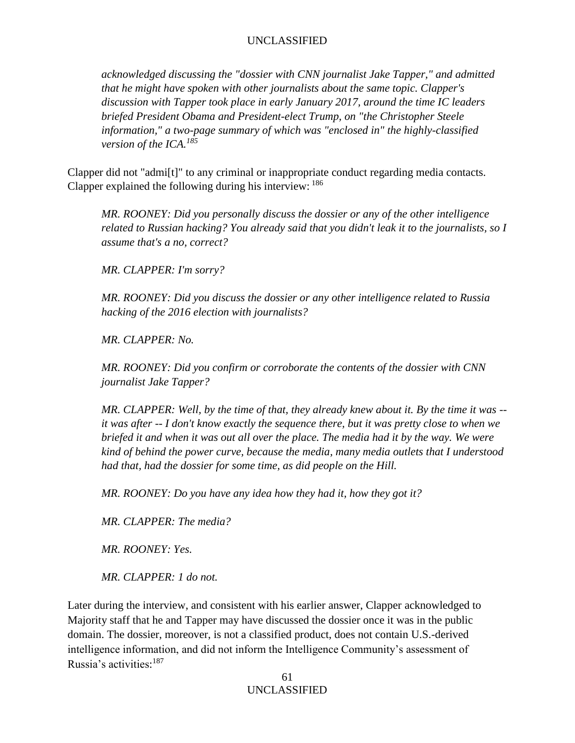*acknowledged discussing the "dossier with CNN journalist Jake Tapper," and admitted that he might have spoken with other journalists about the same topic. Clapper's discussion with Tapper took place in early January 2017, around the time IC leaders briefed President Obama and President-elect Trump, on "the Christopher Steele information," a two-page summary of which was "enclosed in" the highly-classified version of the ICA.*[185]

Clapper did not "admi[t]" to any criminal or inappropriate conduct regarding media contacts. Clapper explained the following during his interview: [186]

> *MR. ROONEY: Did you personally discuss the dossier or any of the other intelligence related to Russian hacking? You already said that you didn't leak it to the journalists, so I assume that's a no, correct?*
>
> *MR. CLAPPER: I'm sorry?*
>
> *MR. ROONEY: Did you discuss the dossier or any other intelligence related to Russia hacking of the 2016 election with journalists?*
>
> *MR. CLAPPER: No.*
>
> *MR. ROONEY: Did you confirm or corroborate the contents of the dossier with CNN journalist Jake Tapper?*
>
> *MR. CLAPPER: Well, by the time of that, they already knew about it. By the time it was -- it was after -- I don't know exactly the sequence there, but it was pretty close to when we briefed it and when it was out all over the place. The media had it by the way. We were kind of behind the power curve, because the media, many media outlets that I understood had that, had the dossier for some time, as did people on the Hill.*
>
> *MR. ROONEY: Do you have any idea how they had it, how they got it?*
>
> *MR. CLAPPER: The media?*
>
> *MR. ROONEY: Yes.*
>
> *MR. CLAPPER: 1 do not.*

Later during the interview, and consistent with his earlier answer, Clapper acknowledged to Majority staff that he and Tapper may have discussed the dossier once it was in the public domain. The dossier, moreover, is not a classified product, does not contain U.S.-derived intelligence information, and did not inform the Intelligence Community's assessment of Russia's activities:[187]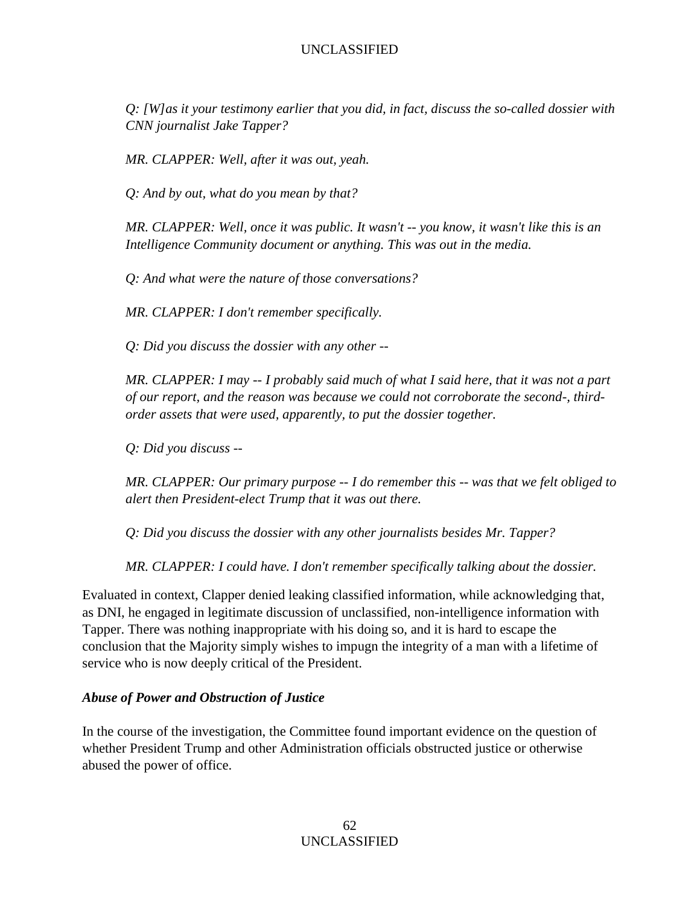*Q: [W]as it your testimony earlier that you did, in fact, discuss the so-called dossier with CNN journalist Jake Tapper?*

*MR. CLAPPER: Well, after it was out, yeah.*

*Q: And by out, what do you mean by that?*

*MR. CLAPPER: Well, once it was public. It wasn't -- you know, it wasn't like this is an Intelligence Community document or anything. This was out in the media.*

*Q: And what were the nature of those conversations?*

*MR. CLAPPER: I don't remember specifically.*

*Q: Did you discuss the dossier with any other --*

*MR. CLAPPER: I may -- I probably said much of what I said here, that it was not a part of our report, and the reason was because we could not corroborate the second-, third-order assets that were used, apparently, to put the dossier together.*

*Q: Did you discuss --*

*MR. CLAPPER: Our primary purpose -- I do remember this -- was that we felt obliged to alert then President-elect Trump that it was out there.*

*Q: Did you discuss the dossier with any other journalists besides Mr. Tapper?*

*MR. CLAPPER: I could have. I don't remember specifically talking about the dossier.*

Evaluated in context, Clapper denied leaking classified information, while acknowledging that, as DNI, he engaged in legitimate discussion of unclassified, non-intelligence information with Tapper. There was nothing inappropriate with his doing so, and it is hard to escape the conclusion that the Majority simply wishes to impugn the integrity of a man with a lifetime of service who is now deeply critical of the President.

***Abuse of Power and Obstruction of Justice***

In the course of the investigation, the Committee found important evidence on the question of whether President Trump and other Administration officials obstructed justice or otherwise abused the power of office.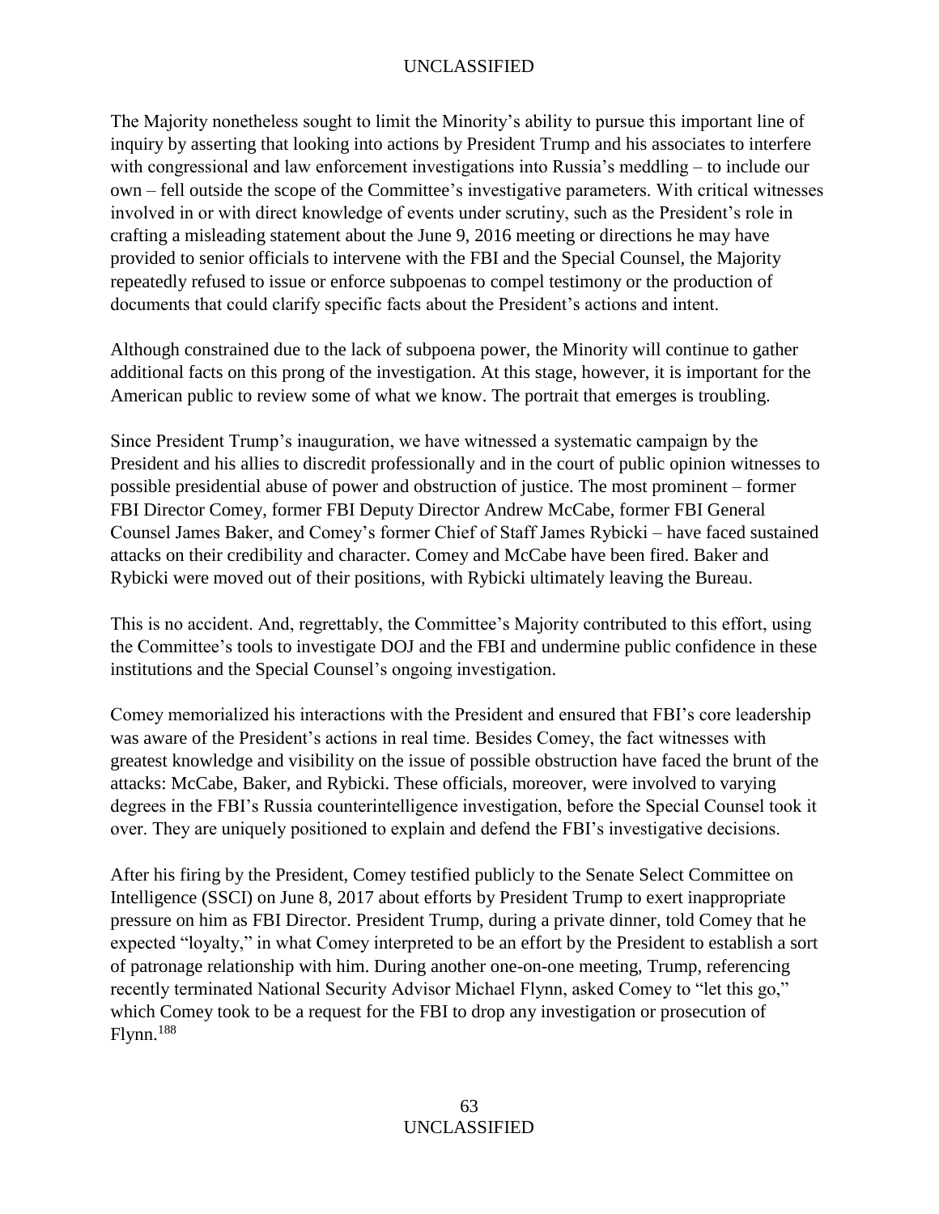The Majority nonetheless sought to limit the Minority's ability to pursue this important line of inquiry by asserting that looking into actions by President Trump and his associates to interfere with congressional and law enforcement investigations into Russia's meddling – to include our own – fell outside the scope of the Committee's investigative parameters. With critical witnesses involved in or with direct knowledge of events under scrutiny, such as the President's role in crafting a misleading statement about the June 9, 2016 meeting or directions he may have provided to senior officials to intervene with the FBI and the Special Counsel, the Majority repeatedly refused to issue or enforce subpoenas to compel testimony or the production of documents that could clarify specific facts about the President's actions and intent.

Although constrained due to the lack of subpoena power, the Minority will continue to gather additional facts on this prong of the investigation. At this stage, however, it is important for the American public to review some of what we know. The portrait that emerges is troubling.

Since President Trump's inauguration, we have witnessed a systematic campaign by the President and his allies to discredit professionally and in the court of public opinion witnesses to possible presidential abuse of power and obstruction of justice. The most prominent – former FBI Director Comey, former FBI Deputy Director Andrew McCabe, former FBI General Counsel James Baker, and Comey's former Chief of Staff James Rybicki – have faced sustained attacks on their credibility and character. Comey and McCabe have been fired. Baker and Rybicki were moved out of their positions, with Rybicki ultimately leaving the Bureau.

This is no accident. And, regrettably, the Committee's Majority contributed to this effort, using the Committee's tools to investigate DOJ and the FBI and undermine public confidence in these institutions and the Special Counsel's ongoing investigation.

Comey memorialized his interactions with the President and ensured that FBI's core leadership was aware of the President's actions in real time. Besides Comey, the fact witnesses with greatest knowledge and visibility on the issue of possible obstruction have faced the brunt of the attacks: McCabe, Baker, and Rybicki. These officials, moreover, were involved to varying degrees in the FBI's Russia counterintelligence investigation, before the Special Counsel took it over. They are uniquely positioned to explain and defend the FBI's investigative decisions.

After his firing by the President, Comey testified publicly to the Senate Select Committee on Intelligence (SSCI) on June 8, 2017 about efforts by President Trump to exert inappropriate pressure on him as FBI Director. President Trump, during a private dinner, told Comey that he expected "loyalty," in what Comey interpreted to be an effort by the President to establish a sort of patronage relationship with him. During another one-on-one meeting, Trump, referencing recently terminated National Security Advisor Michael Flynn, asked Comey to "let this go," which Comey took to be a request for the FBI to drop any investigation or prosecution of Flynn.[188]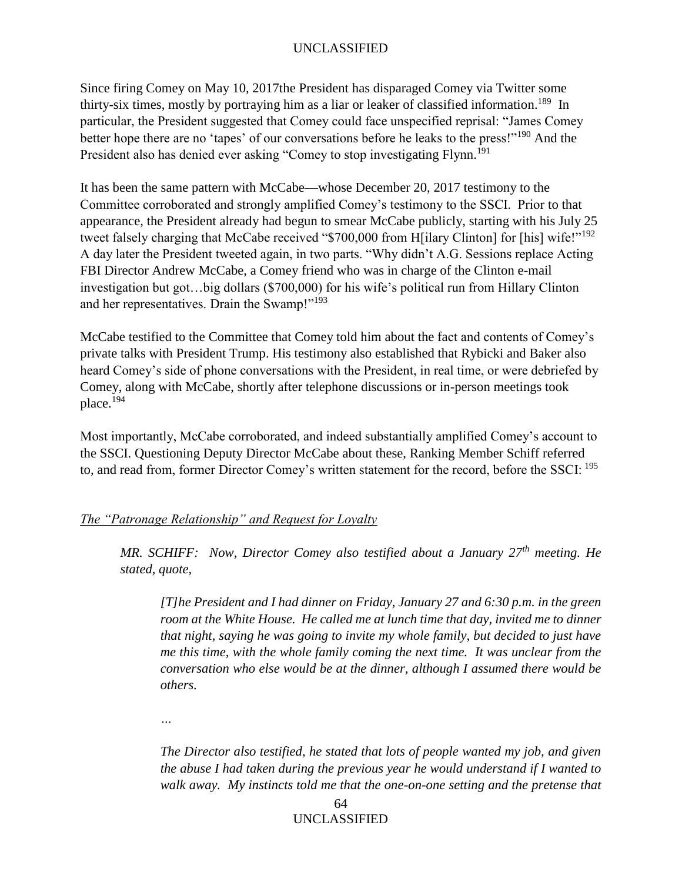Since firing Comey on May 10, 2017the President has disparaged Comey via Twitter some thirty-six times, mostly by portraying him as a liar or leaker of classified information.[189] In particular, the President suggested that Comey could face unspecified reprisal: "James Comey better hope there are no 'tapes' of our conversations before he leaks to the press!"[190] And the President also has denied ever asking "Comey to stop investigating Flynn.[191]

It has been the same pattern with McCabe—whose December 20, 2017 testimony to the Committee corroborated and strongly amplified Comey's testimony to the SSCI. Prior to that appearance, the President already had begun to smear McCabe publicly, starting with his July 25 tweet falsely charging that McCabe received "$700,000 from H[ilary Clinton] for [his] wife!"[192] A day later the President tweeted again, in two parts. "Why didn't A.G. Sessions replace Acting FBI Director Andrew McCabe, a Comey friend who was in charge of the Clinton e-mail investigation but got…big dollars ($700,000) for his wife's political run from Hillary Clinton and her representatives. Drain the Swamp!"[193]

McCabe testified to the Committee that Comey told him about the fact and contents of Comey's private talks with President Trump. His testimony also established that Rybicki and Baker also heard Comey's side of phone conversations with the President, in real time, or were debriefed by Comey, along with McCabe, shortly after telephone discussions or in-person meetings took place.[194]

Most importantly, McCabe corroborated, and indeed substantially amplified Comey's account to the SSCI. Questioning Deputy Director McCabe about these, Ranking Member Schiff referred to, and read from, former Director Comey's written statement for the record, before the SSCI: [195]

<u>*The "Patronage Relationship" and Request for Loyalty*</u>

> *MR. SCHIFF: Now, Director Comey also testified about a January 27th meeting. He stated, quote,*
>
> > *[T]he President and I had dinner on Friday, January 27 and 6:30 p.m. in the green room at the White House. He called me at lunch time that day, invited me to dinner that night, saying he was going to invite my whole family, but decided to just have me this time, with the whole family coming the next time. It was unclear from the conversation who else would be at the dinner, although I assumed there would be others.*
> >
> > *…*
> >
> > *The Director also testified, he stated that lots of people wanted my job, and given the abuse I had taken during the previous year he would understand if I wanted to walk away. My instincts told me that the one-on-one setting and the pretense that*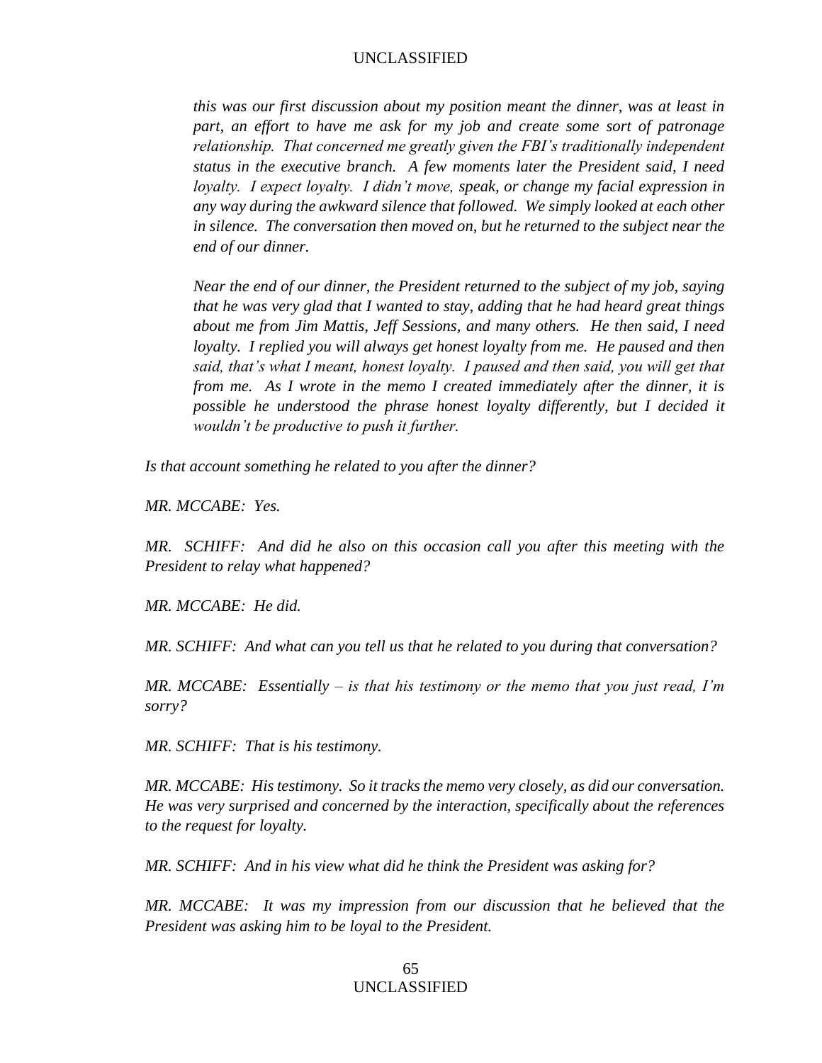> *this was our first discussion about my position meant the dinner, was at least in part, an effort to have me ask for my job and create some sort of patronage relationship. That concerned me greatly given the FBI's traditionally independent status in the executive branch. A few moments later the President said, I need loyalty. I expect loyalty. I didn't move, speak, or change my facial expression in any way during the awkward silence that followed. We simply looked at each other in silence. The conversation then moved on, but he returned to the subject near the end of our dinner.*
>
> *Near the end of our dinner, the President returned to the subject of my job, saying that he was very glad that I wanted to stay, adding that he had heard great things about me from Jim Mattis, Jeff Sessions, and many others. He then said, I need loyalty. I replied you will always get honest loyalty from me. He paused and then said, that's what I meant, honest loyalty. I paused and then said, you will get that from me. As I wrote in the memo I created immediately after the dinner, it is possible he understood the phrase honest loyalty differently, but I decided it wouldn't be productive to push it further.*

*Is that account something he related to you after the dinner?*

*MR. MCCABE: Yes.*

*MR. SCHIFF: And did he also on this occasion call you after this meeting with the President to relay what happened?*

*MR. MCCABE: He did.*

*MR. SCHIFF: And what can you tell us that he related to you during that conversation?*

*MR. MCCABE: Essentially – is that his testimony or the memo that you just read, I'm sorry?*

*MR. SCHIFF: That is his testimony.*

*MR. MCCABE: His testimony. So it tracks the memo very closely, as did our conversation. He was very surprised and concerned by the interaction, specifically about the references to the request for loyalty.*

*MR. SCHIFF: And in his view what did he think the President was asking for?*

*MR. MCCABE: It was my impression from our discussion that he believed that the President was asking him to be loyal to the President.*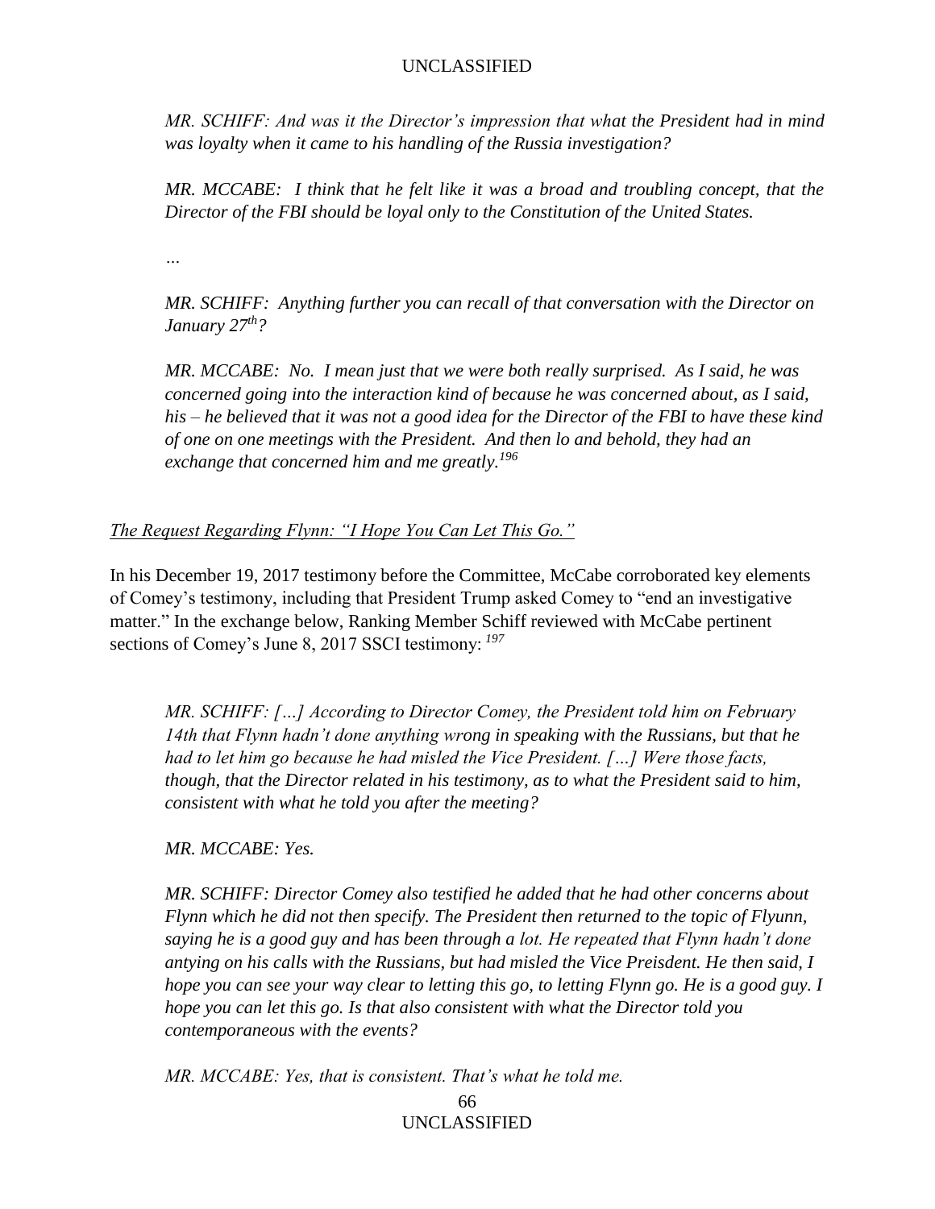*MR. SCHIFF: And was it the Director's impression that what the President had in mind was loyalty when it came to his handling of the Russia investigation?*

*MR. MCCABE: I think that he felt like it was a broad and troubling concept, that the Director of the FBI should be loyal only to the Constitution of the United States.*

*…*

*MR. SCHIFF: Anything further you can recall of that conversation with the Director on January 27th?*

*MR. MCCABE: No. I mean just that we were both really surprised. As I said, he was concerned going into the interaction kind of because he was concerned about, as I said, his – he believed that it was not a good idea for the Director of the FBI to have these kind of one on one meetings with the President. And then lo and behold, they had an exchange that concerned him and me greatly.*[196]

*The Request Regarding Flynn: "I Hope You Can Let This Go."*

In his December 19, 2017 testimony before the Committee, McCabe corroborated key elements of Comey's testimony, including that President Trump asked Comey to "end an investigative matter." In the exchange below, Ranking Member Schiff reviewed with McCabe pertinent sections of Comey's June 8, 2017 SSCI testimony:[197]

*MR. SCHIFF: […] According to Director Comey, the President told him on February 14th that Flynn hadn't done anything wrong in speaking with the Russians, but that he had to let him go because he had misled the Vice President. […] Were those facts, though, that the Director related in his testimony, as to what the President said to him, consistent with what he told you after the meeting?*

*MR. MCCABE: Yes.*

*MR. SCHIFF: Director Comey also testified he added that he had other concerns about Flynn which he did not then specify. The President then returned to the topic of Flyunn, saying he is a good guy and has been through a lot. He repeated that Flynn hadn't done antying on his calls with the Russians, but had misled the Vice Preisdent. He then said, I hope you can see your way clear to letting this go, to letting Flynn go. He is a good guy. I hope you can let this go. Is that also consistent with what the Director told you contemporaneous with the events?*

*MR. MCCABE: Yes, that is consistent. That's what he told me.*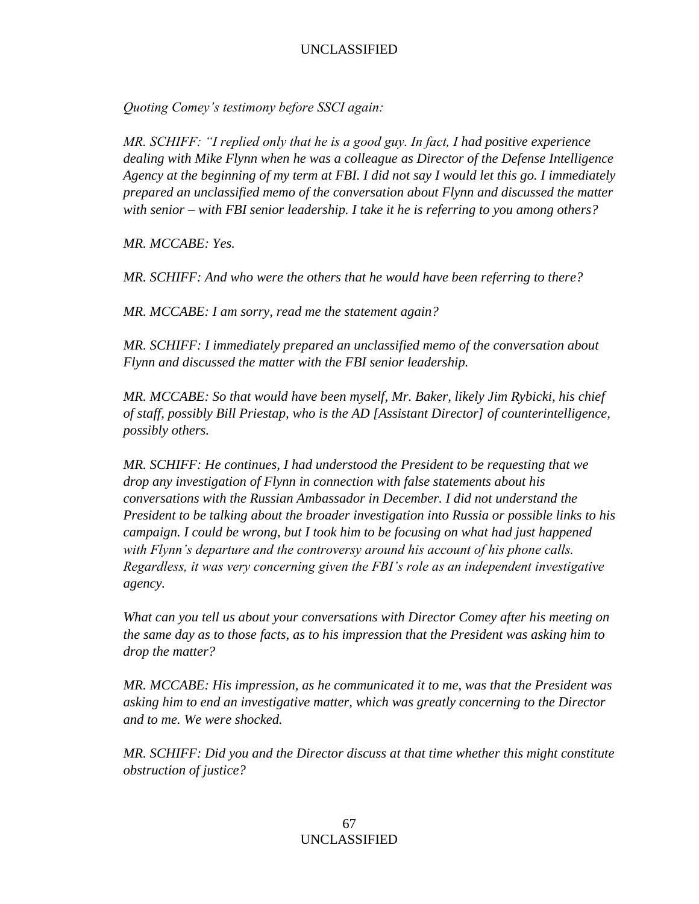*Quoting Comey's testimony before SSCI again:*

*MR. SCHIFF: "I replied only that he is a good guy. In fact, I had positive experience dealing with Mike Flynn when he was a colleague as Director of the Defense Intelligence Agency at the beginning of my term at FBI. I did not say I would let this go. I immediately prepared an unclassified memo of the conversation about Flynn and discussed the matter with senior – with FBI senior leadership. I take it he is referring to you among others?*

*MR. MCCABE: Yes.*

*MR. SCHIFF: And who were the others that he would have been referring to there?*

*MR. MCCABE: I am sorry, read me the statement again?*

*MR. SCHIFF: I immediately prepared an unclassified memo of the conversation about Flynn and discussed the matter with the FBI senior leadership.*

*MR. MCCABE: So that would have been myself, Mr. Baker, likely Jim Rybicki, his chief of staff, possibly Bill Priestap, who is the AD [Assistant Director] of counterintelligence, possibly others.*

*MR. SCHIFF: He continues, I had understood the President to be requesting that we drop any investigation of Flynn in connection with false statements about his conversations with the Russian Ambassador in December. I did not understand the President to be talking about the broader investigation into Russia or possible links to his campaign. I could be wrong, but I took him to be focusing on what had just happened with Flynn's departure and the controversy around his account of his phone calls. Regardless, it was very concerning given the FBI's role as an independent investigative agency.*

*What can you tell us about your conversations with Director Comey after his meeting on the same day as to those facts, as to his impression that the President was asking him to drop the matter?*

*MR. MCCABE: His impression, as he communicated it to me, was that the President was asking him to end an investigative matter, which was greatly concerning to the Director and to me. We were shocked.*

*MR. SCHIFF: Did you and the Director discuss at that time whether this might constitute obstruction of justice?*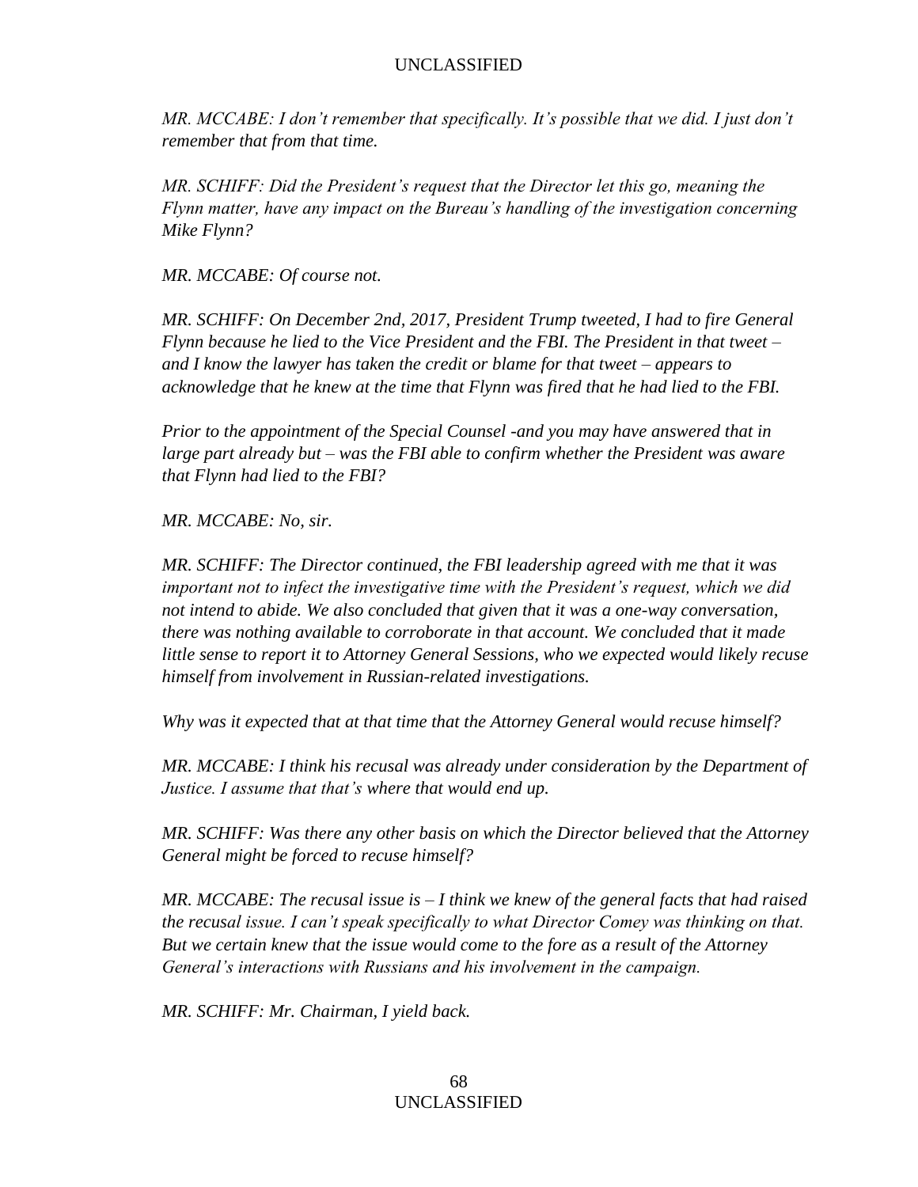*MR. MCCABE: I don't remember that specifically. It's possible that we did. I just don't remember that from that time.*

*MR. SCHIFF: Did the President's request that the Director let this go, meaning the Flynn matter, have any impact on the Bureau's handling of the investigation concerning Mike Flynn?*

*MR. MCCABE: Of course not.*

*MR. SCHIFF: On December 2nd, 2017, President Trump tweeted, I had to fire General Flynn because he lied to the Vice President and the FBI. The President in that tweet – and I know the lawyer has taken the credit or blame for that tweet – appears to acknowledge that he knew at the time that Flynn was fired that he had lied to the FBI.*

*Prior to the appointment of the Special Counsel -and you may have answered that in large part already but – was the FBI able to confirm whether the President was aware that Flynn had lied to the FBI?*

*MR. MCCABE: No, sir.*

*MR. SCHIFF: The Director continued, the FBI leadership agreed with me that it was important not to infect the investigative time with the President's request, which we did not intend to abide. We also concluded that given that it was a one-way conversation, there was nothing available to corroborate in that account. We concluded that it made little sense to report it to Attorney General Sessions, who we expected would likely recuse himself from involvement in Russian-related investigations.*

*Why was it expected that at that time that the Attorney General would recuse himself?*

*MR. MCCABE: I think his recusal was already under consideration by the Department of Justice. I assume that that's where that would end up.*

*MR. SCHIFF: Was there any other basis on which the Director believed that the Attorney General might be forced to recuse himself?*

*MR. MCCABE: The recusal issue is – I think we knew of the general facts that had raised the recusal issue. I can't speak specifically to what Director Comey was thinking on that. But we certain knew that the issue would come to the fore as a result of the Attorney General's interactions with Russians and his involvement in the campaign.*

*MR. SCHIFF: Mr. Chairman, I yield back.*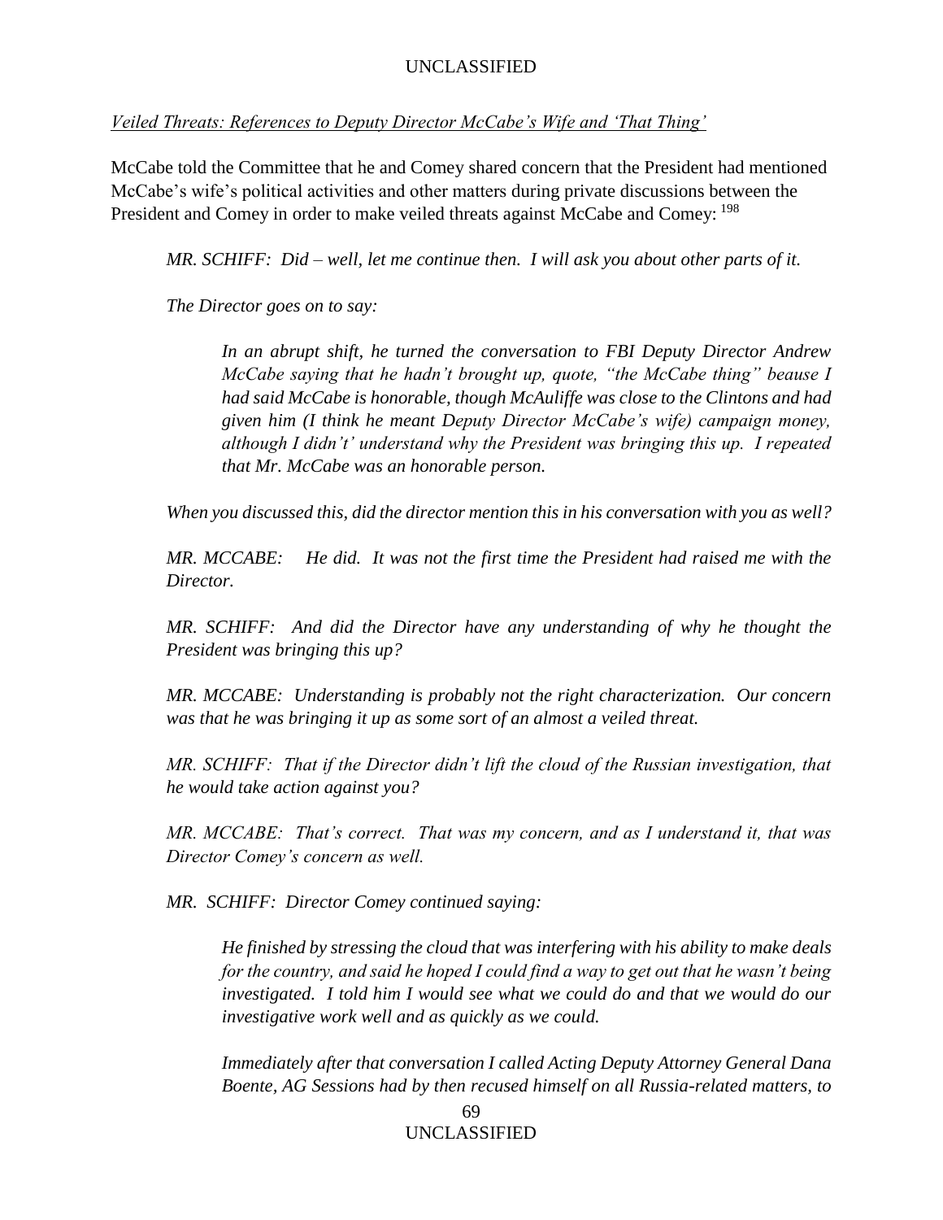*Veiled Threats: References to Deputy Director McCabe's Wife and 'That Thing'*

McCabe told the Committee that he and Comey shared concern that the President had mentioned McCabe's wife's political activities and other matters during private discussions between the President and Comey in order to make veiled threats against McCabe and Comey: [198]

> *MR. SCHIFF: Did – well, let me continue then. I will ask you about other parts of it.*
>
> *The Director goes on to say:*
>
> > *In an abrupt shift, he turned the conversation to FBI Deputy Director Andrew McCabe saying that he hadn't brought up, quote, "the McCabe thing" beause I had said McCabe is honorable, though McAuliffe was close to the Clintons and had given him (I think he meant Deputy Director McCabe's wife) campaign money, although I didn't' understand why the President was bringing this up. I repeated that Mr. McCabe was an honorable person.*
>
> *When you discussed this, did the director mention this in his conversation with you as well?*
>
> *MR. MCCABE: He did. It was not the first time the President had raised me with the Director.*
>
> *MR. SCHIFF: And did the Director have any understanding of why he thought the President was bringing this up?*
>
> *MR. MCCABE: Understanding is probably not the right characterization. Our concern was that he was bringing it up as some sort of an almost a veiled threat.*
>
> *MR. SCHIFF: That if the Director didn't lift the cloud of the Russian investigation, that he would take action against you?*
>
> *MR. MCCABE: That's correct. That was my concern, and as I understand it, that was Director Comey's concern as well.*
>
> *MR. SCHIFF: Director Comey continued saying:*
>
> > *He finished by stressing the cloud that was interfering with his ability to make deals for the country, and said he hoped I could find a way to get out that he wasn't being investigated. I told him I would see what we could do and that we would do our investigative work well and as quickly as we could.*
> >
> > *Immediately after that conversation I called Acting Deputy Attorney General Dana Boente, AG Sessions had by then recused himself on all Russia-related matters, to*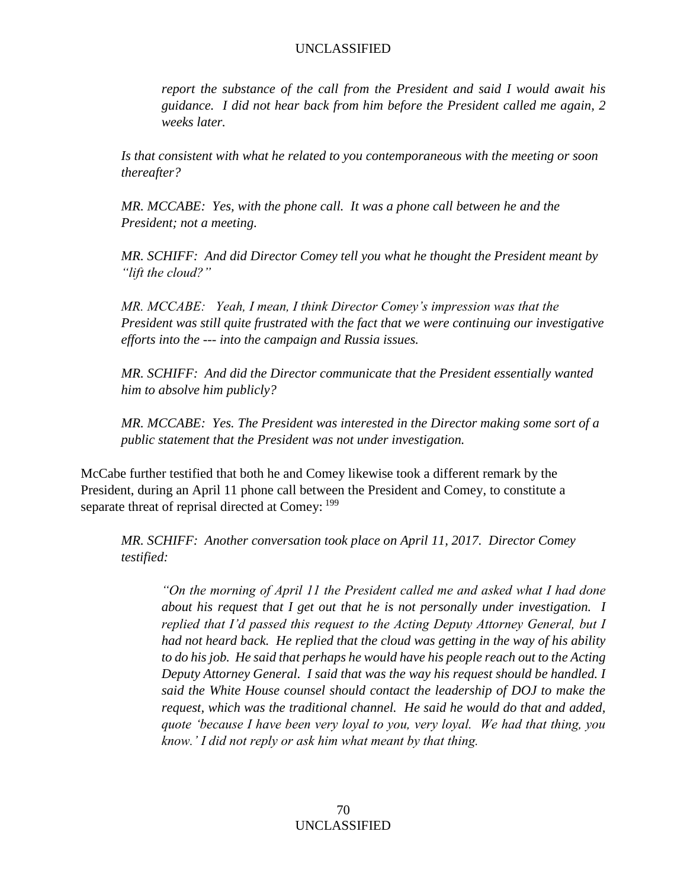> > *report the substance of the call from the President and said I would await his guidance. I did not hear back from him before the President called me again, 2 weeks later.*
>
> *Is that consistent with what he related to you contemporaneous with the meeting or soon thereafter?*
>
> *MR. MCCABE: Yes, with the phone call. It was a phone call between he and the President; not a meeting.*
>
> *MR. SCHIFF: And did Director Comey tell you what he thought the President meant by "lift the cloud?"*
>
> *MR. MCCABE: Yeah, I mean, I think Director Comey's impression was that the President was still quite frustrated with the fact that we were continuing our investigative efforts into the --- into the campaign and Russia issues.*
>
> *MR. SCHIFF: And did the Director communicate that the President essentially wanted him to absolve him publicly?*
>
> *MR. MCCABE: Yes. The President was interested in the Director making some sort of a public statement that the President was not under investigation.*

McCabe further testified that both he and Comey likewise took a different remark by the President, during an April 11 phone call between the President and Comey, to constitute a separate threat of reprisal directed at Comey: [199]

> *MR. SCHIFF: Another conversation took place on April 11, 2017. Director Comey testified:*
>
> > *"On the morning of April 11 the President called me and asked what I had done about his request that I get out that he is not personally under investigation. I replied that I'd passed this request to the Acting Deputy Attorney General, but I had not heard back. He replied that the cloud was getting in the way of his ability to do his job. He said that perhaps he would have his people reach out to the Acting Deputy Attorney General. I said that was the way his request should be handled. I said the White House counsel should contact the leadership of DOJ to make the request, which was the traditional channel. He said he would do that and added, quote 'because I have been very loyal to you, very loyal. We had that thing, you know.' I did not reply or ask him what meant by that thing.*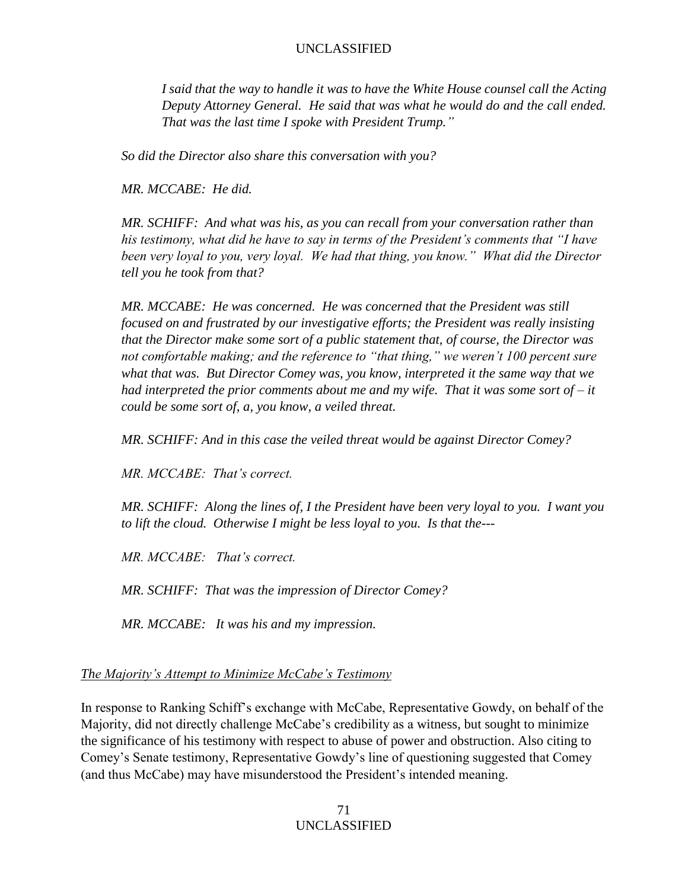*I said that the way to handle it was to have the White House counsel call the Acting Deputy Attorney General. He said that was what he would do and the call ended. That was the last time I spoke with President Trump."*

*So did the Director also share this conversation with you?*

*MR. MCCABE: He did.*

*MR. SCHIFF: And what was his, as you can recall from your conversation rather than his testimony, what did he have to say in terms of the President's comments that "I have been very loyal to you, very loyal. We had that thing, you know." What did the Director tell you he took from that?*

*MR. MCCABE: He was concerned. He was concerned that the President was still focused on and frustrated by our investigative efforts; the President was really insisting that the Director make some sort of a public statement that, of course, the Director was not comfortable making; and the reference to "that thing," we weren't 100 percent sure what that was. But Director Comey was, you know, interpreted it the same way that we had interpreted the prior comments about me and my wife. That it was some sort of – it could be some sort of, a, you know, a veiled threat.*

*MR. SCHIFF: And in this case the veiled threat would be against Director Comey?*

*MR. MCCABE: That's correct.*

*MR. SCHIFF: Along the lines of, I the President have been very loyal to you. I want you to lift the cloud. Otherwise I might be less loyal to you. Is that the---*

*MR. MCCABE: That's correct.*

*MR. SCHIFF: That was the impression of Director Comey?*

*MR. MCCABE: It was his and my impression.*

<u>*The Majority's Attempt to Minimize McCabe's Testimony*</u>

In response to Ranking Schiff's exchange with McCabe, Representative Gowdy, on behalf of the Majority, did not directly challenge McCabe's credibility as a witness, but sought to minimize the significance of his testimony with respect to abuse of power and obstruction. Also citing to Comey's Senate testimony, Representative Gowdy's line of questioning suggested that Comey (and thus McCabe) may have misunderstood the President's intended meaning.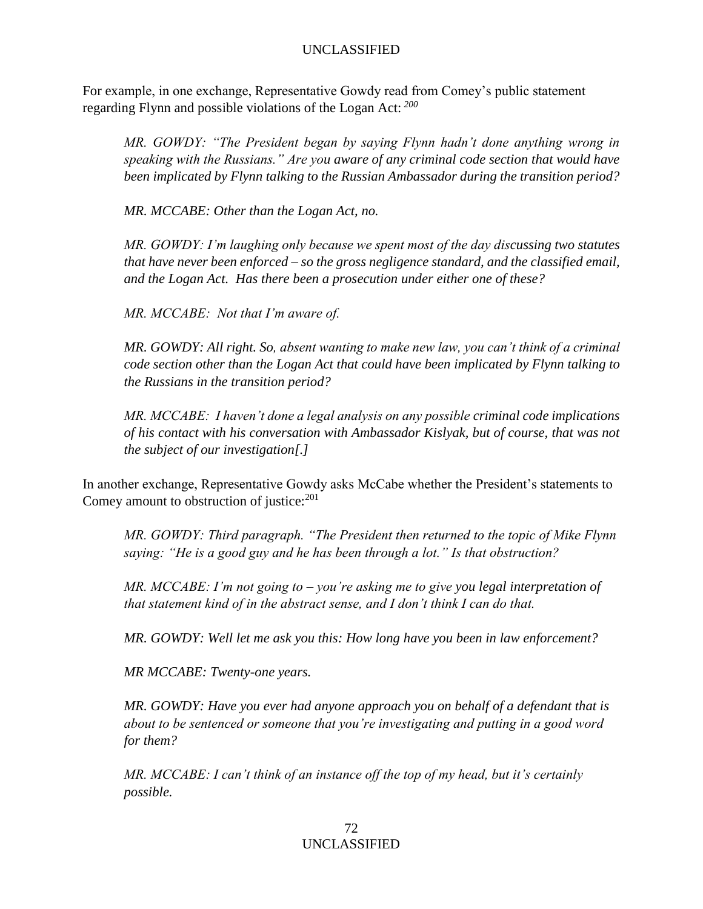For example, in one exchange, Representative Gowdy read from Comey's public statement regarding Flynn and possible violations of the Logan Act: [200]

> *MR. GOWDY: "The President began by saying Flynn hadn't done anything wrong in speaking with the Russians." Are you aware of any criminal code section that would have been implicated by Flynn talking to the Russian Ambassador during the transition period?*
>
> *MR. MCCABE: Other than the Logan Act, no.*
>
> *MR. GOWDY: I'm laughing only because we spent most of the day discussing two statutes that have never been enforced – so the gross negligence standard, and the classified email, and the Logan Act. Has there been a prosecution under either one of these?*
>
> *MR. MCCABE: Not that I'm aware of.*
>
> *MR. GOWDY: All right. So, absent wanting to make new law, you can't think of a criminal code section other than the Logan Act that could have been implicated by Flynn talking to the Russians in the transition period?*
>
> *MR. MCCABE: I haven't done a legal analysis on any possible criminal code implications of his contact with his conversation with Ambassador Kislyak, but of course, that was not the subject of our investigation[.]*

In another exchange, Representative Gowdy asks McCabe whether the President's statements to Comey amount to obstruction of justice: [201]

> *MR. GOWDY: Third paragraph. "The President then returned to the topic of Mike Flynn saying: "He is a good guy and he has been through a lot." Is that obstruction?*
>
> *MR. MCCABE: I'm not going to – you're asking me to give you legal interpretation of that statement kind of in the abstract sense, and I don't think I can do that.*
>
> *MR. GOWDY: Well let me ask you this: How long have you been in law enforcement?*
>
> *MR MCCABE: Twenty-one years.*
>
> *MR. GOWDY: Have you ever had anyone approach you on behalf of a defendant that is about to be sentenced or someone that you're investigating and putting in a good word for them?*
>
> *MR. MCCABE: I can't think of an instance off the top of my head, but it's certainly possible.*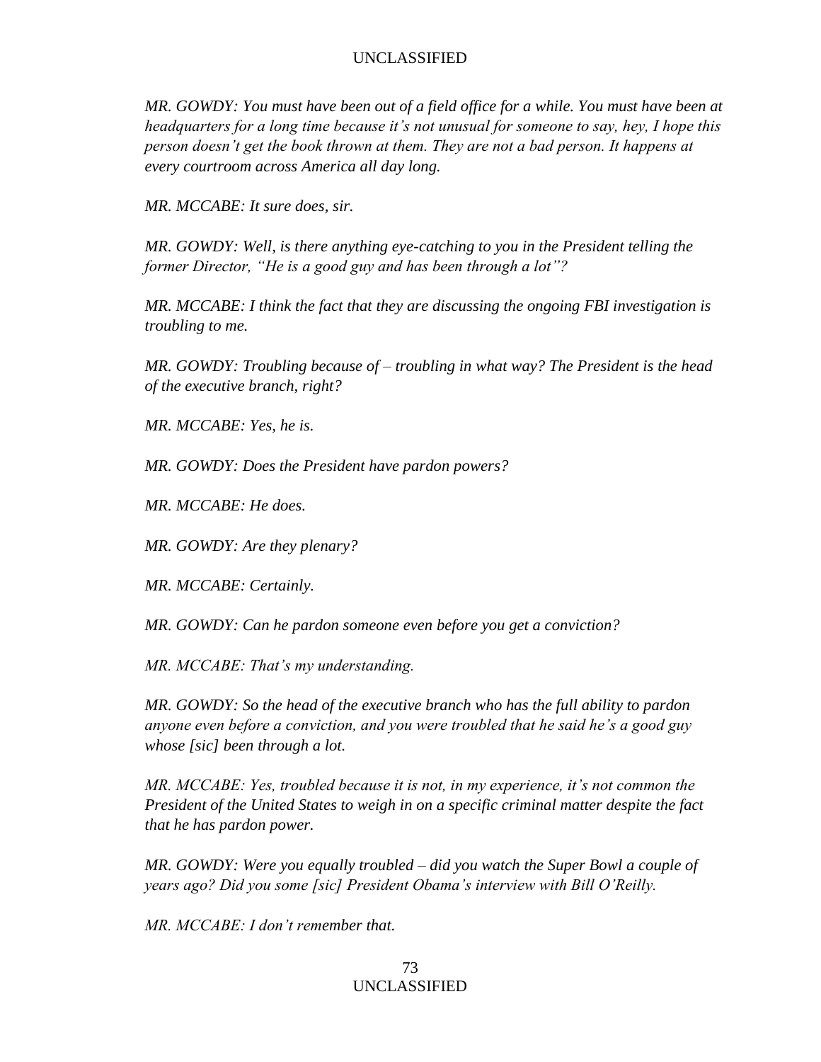*MR. GOWDY: You must have been out of a field office for a while. You must have been at headquarters for a long time because it's not unusual for someone to say, hey, I hope this person doesn't get the book thrown at them. They are not a bad person. It happens at every courtroom across America all day long.*

*MR. MCCABE: It sure does, sir.*

*MR. GOWDY: Well, is there anything eye-catching to you in the President telling the former Director, "He is a good guy and has been through a lot"?*

*MR. MCCABE: I think the fact that they are discussing the ongoing FBI investigation is troubling to me.*

*MR. GOWDY: Troubling because of – troubling in what way? The President is the head of the executive branch, right?*

*MR. MCCABE: Yes, he is.*

*MR. GOWDY: Does the President have pardon powers?*

*MR. MCCABE: He does.*

*MR. GOWDY: Are they plenary?*

*MR. MCCABE: Certainly.*

*MR. GOWDY: Can he pardon someone even before you get a conviction?*

*MR. MCCABE: That's my understanding.*

*MR. GOWDY: So the head of the executive branch who has the full ability to pardon anyone even before a conviction, and you were troubled that he said he's a good guy whose [sic] been through a lot.*

*MR. MCCABE: Yes, troubled because it is not, in my experience, it's not common the President of the United States to weigh in on a specific criminal matter despite the fact that he has pardon power.*

*MR. GOWDY: Were you equally troubled – did you watch the Super Bowl a couple of years ago? Did you some [sic] President Obama's interview with Bill O'Reilly.*

*MR. MCCABE: I don't remember that.*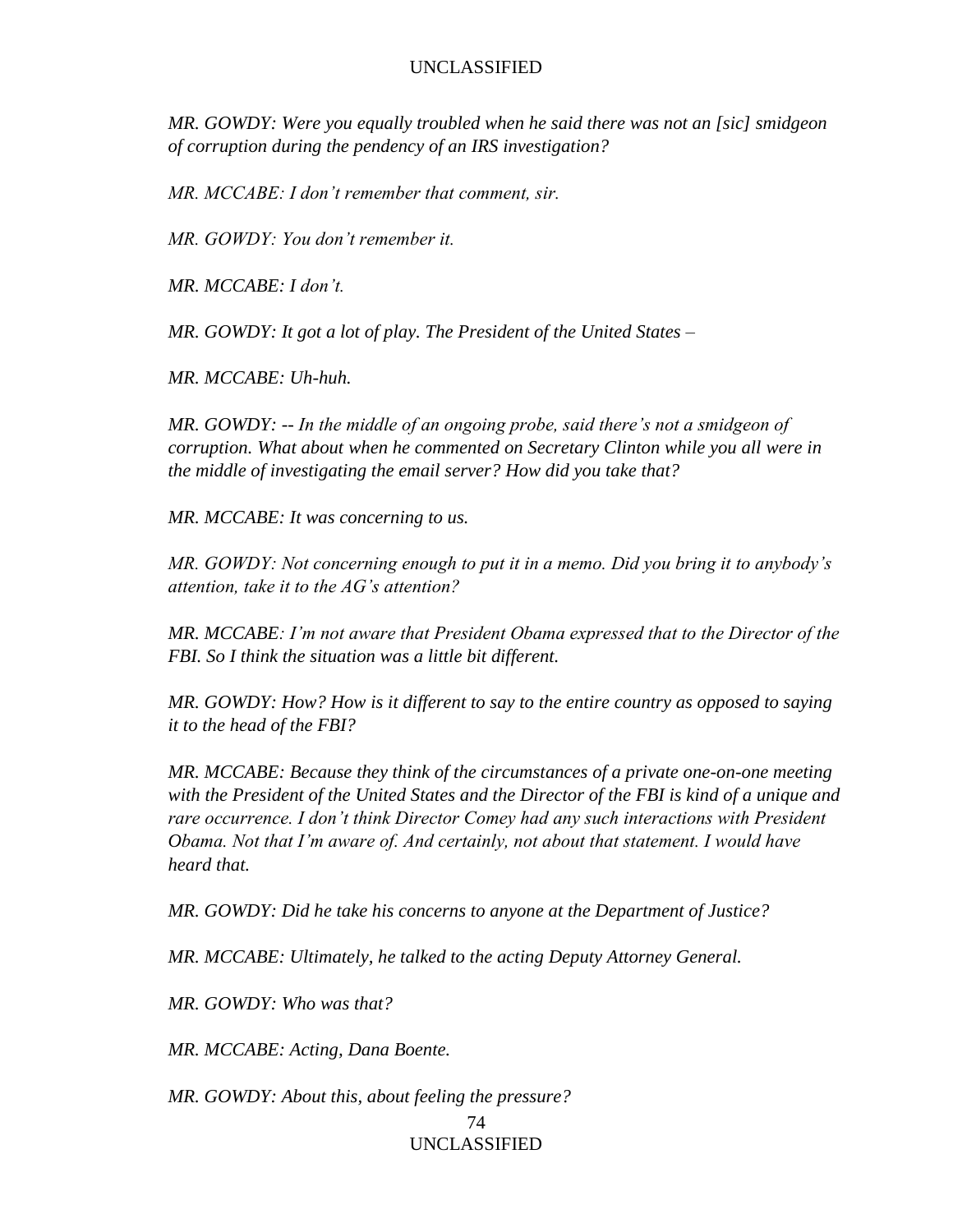*MR. GOWDY: Were you equally troubled when he said there was not an [sic] smidgeon of corruption during the pendency of an IRS investigation?*

*MR. MCCABE: I don't remember that comment, sir.*

*MR. GOWDY: You don't remember it.*

*MR. MCCABE: I don't.*

*MR. GOWDY: It got a lot of play. The President of the United States –*

*MR. MCCABE: Uh-huh.*

*MR. GOWDY: -- In the middle of an ongoing probe, said there's not a smidgeon of corruption. What about when he commented on Secretary Clinton while you all were in the middle of investigating the email server? How did you take that?*

*MR. MCCABE: It was concerning to us.*

*MR. GOWDY: Not concerning enough to put it in a memo. Did you bring it to anybody's attention, take it to the AG's attention?*

*MR. MCCABE: I'm not aware that President Obama expressed that to the Director of the FBI. So I think the situation was a little bit different.*

*MR. GOWDY: How? How is it different to say to the entire country as opposed to saying it to the head of the FBI?*

*MR. MCCABE: Because they think of the circumstances of a private one-on-one meeting with the President of the United States and the Director of the FBI is kind of a unique and rare occurrence. I don't think Director Comey had any such interactions with President Obama. Not that I'm aware of. And certainly, not about that statement. I would have heard that.*

*MR. GOWDY: Did he take his concerns to anyone at the Department of Justice?*

*MR. MCCABE: Ultimately, he talked to the acting Deputy Attorney General.*

*MR. GOWDY: Who was that?*

*MR. MCCABE: Acting, Dana Boente.*

*MR. GOWDY: About this, about feeling the pressure?*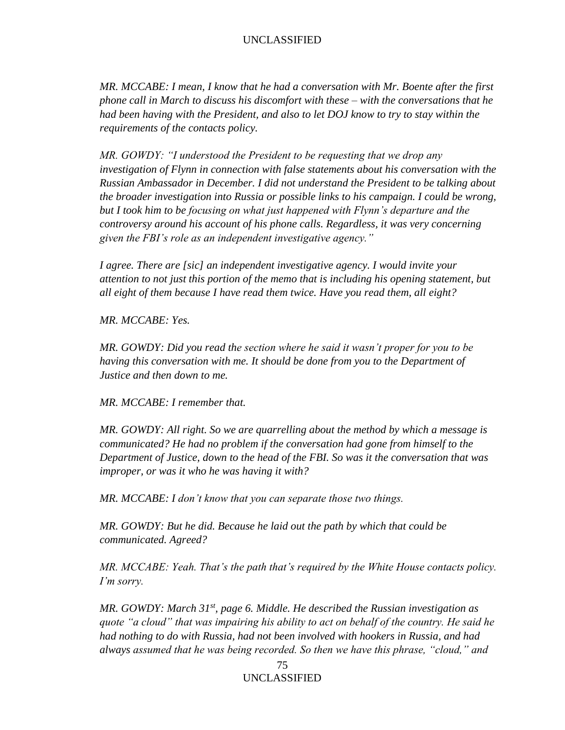*MR. MCCABE: I mean, I know that he had a conversation with Mr. Boente after the first phone call in March to discuss his discomfort with these – with the conversations that he had been having with the President, and also to let DOJ know to try to stay within the requirements of the contacts policy.*

*MR. GOWDY: "I understood the President to be requesting that we drop any investigation of Flynn in connection with false statements about his conversation with the Russian Ambassador in December. I did not understand the President to be talking about the broader investigation into Russia or possible links to his campaign. I could be wrong, but I took him to be focusing on what just happened with Flynn's departure and the controversy around his account of his phone calls. Regardless, it was very concerning given the FBI's role as an independent investigative agency."*

*I agree. There are [sic] an independent investigative agency. I would invite your attention to not just this portion of the memo that is including his opening statement, but all eight of them because I have read them twice. Have you read them, all eight?*

*MR. MCCABE: Yes.*

*MR. GOWDY: Did you read the section where he said it wasn't proper for you to be having this conversation with me. It should be done from you to the Department of Justice and then down to me.*

*MR. MCCABE: I remember that.*

*MR. GOWDY: All right. So we are quarrelling about the method by which a message is communicated? He had no problem if the conversation had gone from himself to the Department of Justice, down to the head of the FBI. So was it the conversation that was improper, or was it who he was having it with?*

*MR. MCCABE: I don't know that you can separate those two things.*

*MR. GOWDY: But he did. Because he laid out the path by which that could be communicated. Agreed?*

*MR. MCCABE: Yeah. That's the path that's required by the White House contacts policy. I'm sorry.*

*MR. GOWDY: March 31st, page 6. Middle. He described the Russian investigation as quote "a cloud" that was impairing his ability to act on behalf of the country. He said he had nothing to do with Russia, had not been involved with hookers in Russia, and had always assumed that he was being recorded. So then we have this phrase, "cloud," and*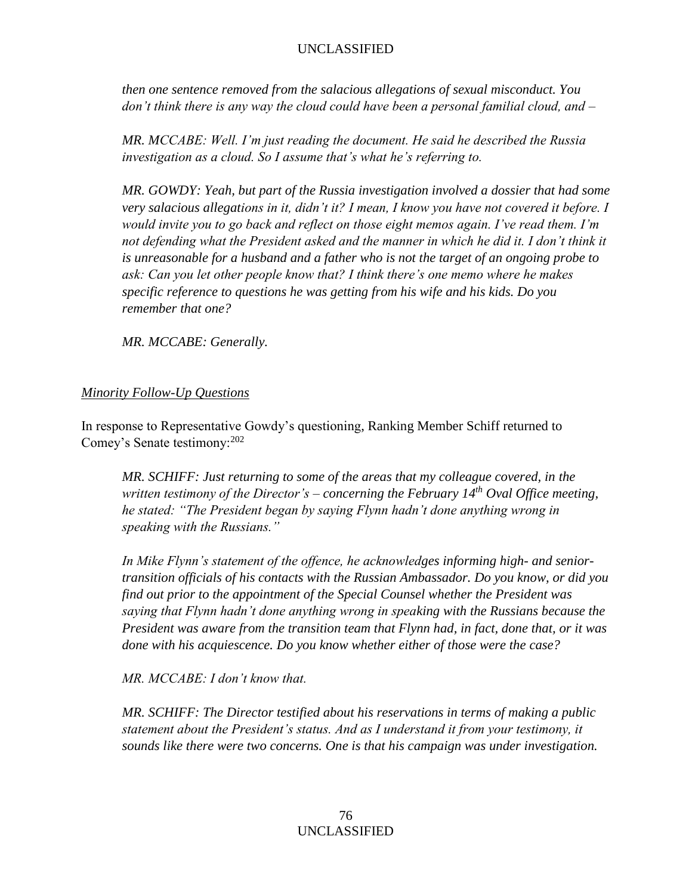*then one sentence removed from the salacious allegations of sexual misconduct. You don't think there is any way the cloud could have been a personal familial cloud, and –*

*MR. MCCABE: Well. I'm just reading the document. He said he described the Russia investigation as a cloud. So I assume that's what he's referring to.*

*MR. GOWDY: Yeah, but part of the Russia investigation involved a dossier that had some very salacious allegations in it, didn't it? I mean, I know you have not covered it before. I would invite you to go back and reflect on those eight memos again. I've read them. I'm not defending what the President asked and the manner in which he did it. I don't think it is unreasonable for a husband and a father who is not the target of an ongoing probe to ask: Can you let other people know that? I think there's one memo where he makes specific reference to questions he was getting from his wife and his kids. Do you remember that one?*

*MR. MCCABE: Generally.*

<u>*Minority Follow-Up Questions*</u>

In response to Representative Gowdy's questioning, Ranking Member Schiff returned to Comey's Senate testimony:[202]

*MR. SCHIFF: Just returning to some of the areas that my colleague covered, in the written testimony of the Director's – concerning the February 14th Oval Office meeting, he stated: "The President began by saying Flynn hadn't done anything wrong in speaking with the Russians."*

*In Mike Flynn's statement of the offence, he acknowledges informing high- and senior-transition officials of his contacts with the Russian Ambassador. Do you know, or did you find out prior to the appointment of the Special Counsel whether the President was saying that Flynn hadn't done anything wrong in speaking with the Russians because the President was aware from the transition team that Flynn had, in fact, done that, or it was done with his acquiescence. Do you know whether either of those were the case?*

*MR. MCCABE: I don't know that.*

*MR. SCHIFF: The Director testified about his reservations in terms of making a public statement about the President's status. And as I understand it from your testimony, it sounds like there were two concerns. One is that his campaign was under investigation.*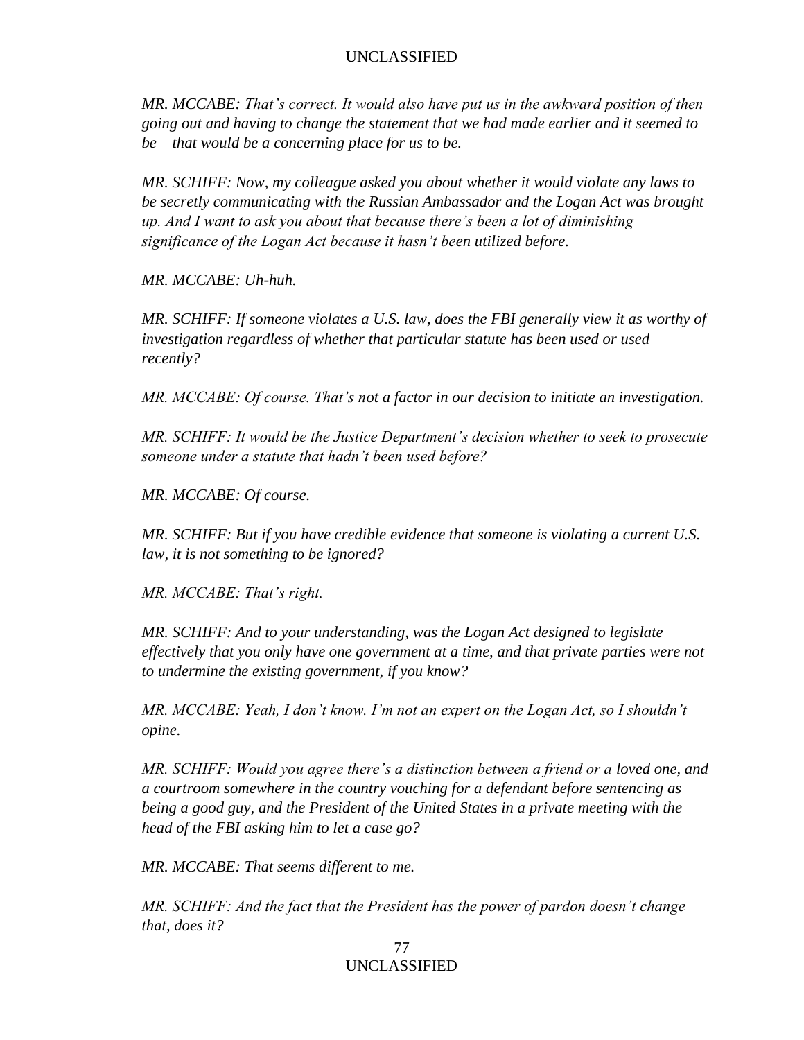*MR. MCCABE: That's correct. It would also have put us in the awkward position of then going out and having to change the statement that we had made earlier and it seemed to be – that would be a concerning place for us to be.*

*MR. SCHIFF: Now, my colleague asked you about whether it would violate any laws to be secretly communicating with the Russian Ambassador and the Logan Act was brought up. And I want to ask you about that because there's been a lot of diminishing significance of the Logan Act because it hasn't been utilized before.*

*MR. MCCABE: Uh-huh.*

*MR. SCHIFF: If someone violates a U.S. law, does the FBI generally view it as worthy of investigation regardless of whether that particular statute has been used or used recently?*

*MR. MCCABE: Of course. That's not a factor in our decision to initiate an investigation.*

*MR. SCHIFF: It would be the Justice Department's decision whether to seek to prosecute someone under a statute that hadn't been used before?*

*MR. MCCABE: Of course.*

*MR. SCHIFF: But if you have credible evidence that someone is violating a current U.S. law, it is not something to be ignored?*

*MR. MCCABE: That's right.*

*MR. SCHIFF: And to your understanding, was the Logan Act designed to legislate effectively that you only have one government at a time, and that private parties were not to undermine the existing government, if you know?*

*MR. MCCABE: Yeah, I don't know. I'm not an expert on the Logan Act, so I shouldn't opine.*

*MR. SCHIFF: Would you agree there's a distinction between a friend or a loved one, and a courtroom somewhere in the country vouching for a defendant before sentencing as being a good guy, and the President of the United States in a private meeting with the head of the FBI asking him to let a case go?*

*MR. MCCABE: That seems different to me.*

*MR. SCHIFF: And the fact that the President has the power of pardon doesn't change that, does it?*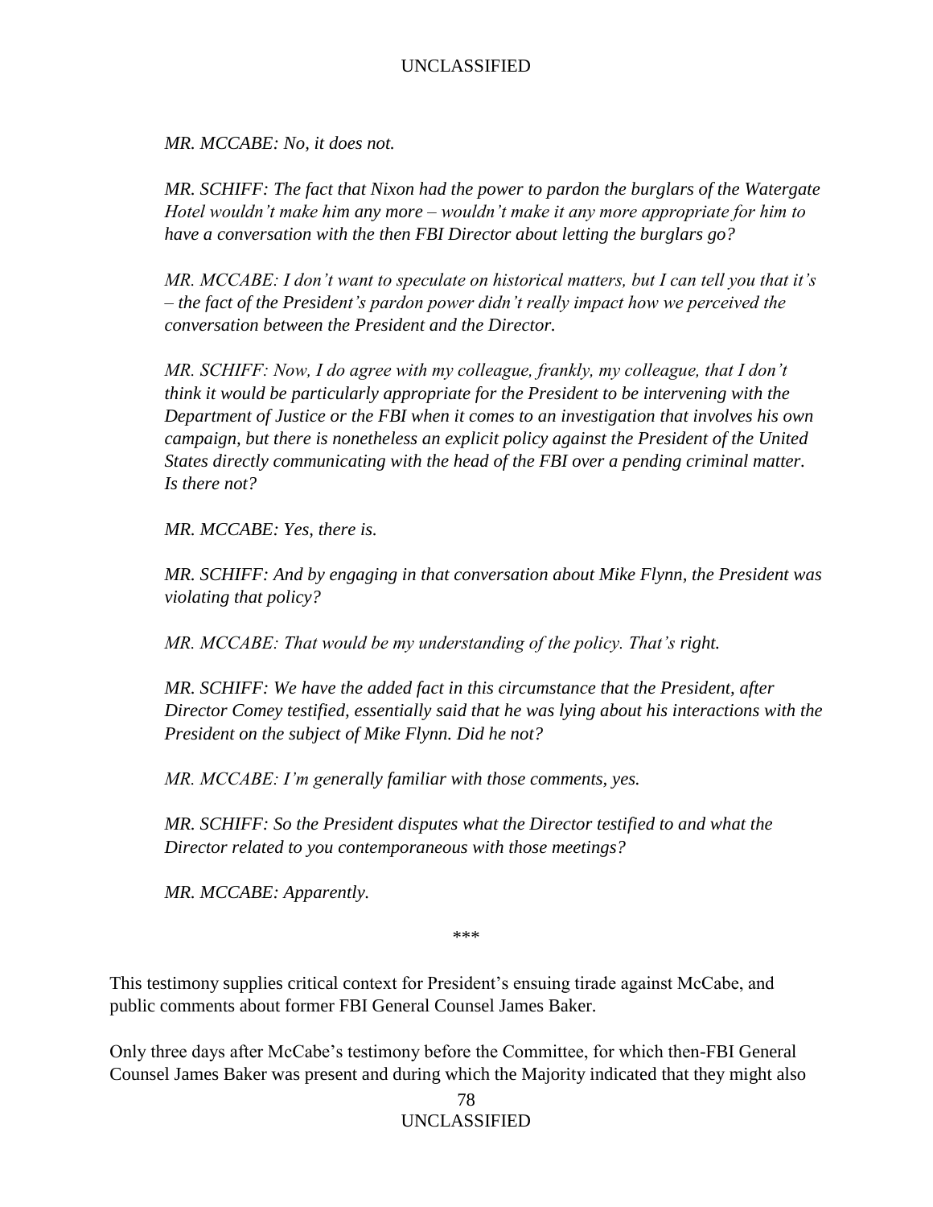*MR. MCCABE: No, it does not.*

*MR. SCHIFF: The fact that Nixon had the power to pardon the burglars of the Watergate Hotel wouldn't make him any more – wouldn't make it any more appropriate for him to have a conversation with the then FBI Director about letting the burglars go?*

*MR. MCCABE: I don't want to speculate on historical matters, but I can tell you that it's – the fact of the President's pardon power didn't really impact how we perceived the conversation between the President and the Director.*

*MR. SCHIFF: Now, I do agree with my colleague, frankly, my colleague, that I don't think it would be particularly appropriate for the President to be intervening with the Department of Justice or the FBI when it comes to an investigation that involves his own campaign, but there is nonetheless an explicit policy against the President of the United States directly communicating with the head of the FBI over a pending criminal matter. Is there not?*

*MR. MCCABE: Yes, there is.*

*MR. SCHIFF: And by engaging in that conversation about Mike Flynn, the President was violating that policy?*

*MR. MCCABE: That would be my understanding of the policy. That's right.*

*MR. SCHIFF: We have the added fact in this circumstance that the President, after Director Comey testified, essentially said that he was lying about his interactions with the President on the subject of Mike Flynn. Did he not?*

*MR. MCCABE: I'm generally familiar with those comments, yes.*

*MR. SCHIFF: So the President disputes what the Director testified to and what the Director related to you contemporaneous with those meetings?*

*MR. MCCABE: Apparently.*

\*\*\*

This testimony supplies critical context for President's ensuing tirade against McCabe, and public comments about former FBI General Counsel James Baker.

Only three days after McCabe's testimony before the Committee, for which then-FBI General Counsel James Baker was present and during which the Majority indicated that they might also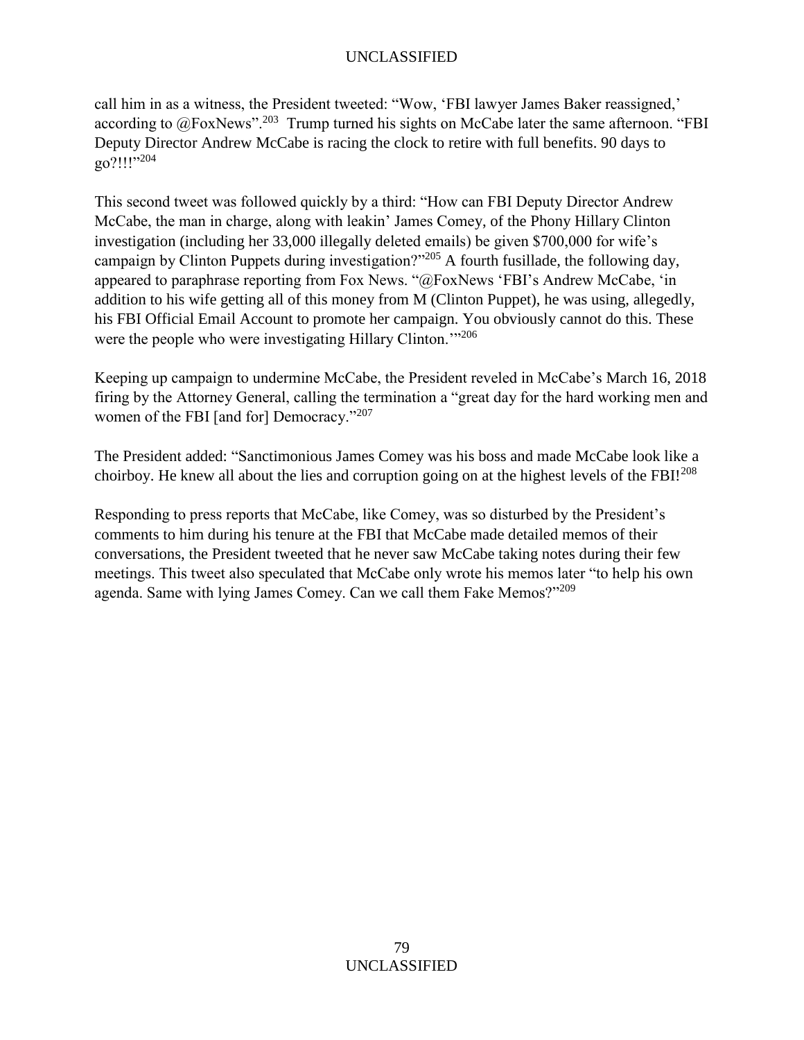call him in as a witness, the President tweeted: "Wow, 'FBI lawyer James Baker reassigned,' according to @FoxNews".[203] Trump turned his sights on McCabe later the same afternoon. "FBI Deputy Director Andrew McCabe is racing the clock to retire with full benefits. 90 days to go?!!!"[204]

This second tweet was followed quickly by a third: "How can FBI Deputy Director Andrew McCabe, the man in charge, along with leakin' James Comey, of the Phony Hillary Clinton investigation (including her 33,000 illegally deleted emails) be given $700,000 for wife's campaign by Clinton Puppets during investigation?"[205] A fourth fusillade, the following day, appeared to paraphrase reporting from Fox News. "@FoxNews 'FBI's Andrew McCabe, 'in addition to his wife getting all of this money from M (Clinton Puppet), he was using, allegedly, his FBI Official Email Account to promote her campaign. You obviously cannot do this. These were the people who were investigating Hillary Clinton.'"[206]

Keeping up campaign to undermine McCabe, the President reveled in McCabe's March 16, 2018 firing by the Attorney General, calling the termination a "great day for the hard working men and women of the FBI [and for] Democracy."[207]

The President added: "Sanctimonious James Comey was his boss and made McCabe look like a choirboy. He knew all about the lies and corruption going on at the highest levels of the FBI![208]

Responding to press reports that McCabe, like Comey, was so disturbed by the President's comments to him during his tenure at the FBI that McCabe made detailed memos of their conversations, the President tweeted that he never saw McCabe taking notes during their few meetings. This tweet also speculated that McCabe only wrote his memos later "to help his own agenda. Same with lying James Comey. Can we call them Fake Memos?"[209]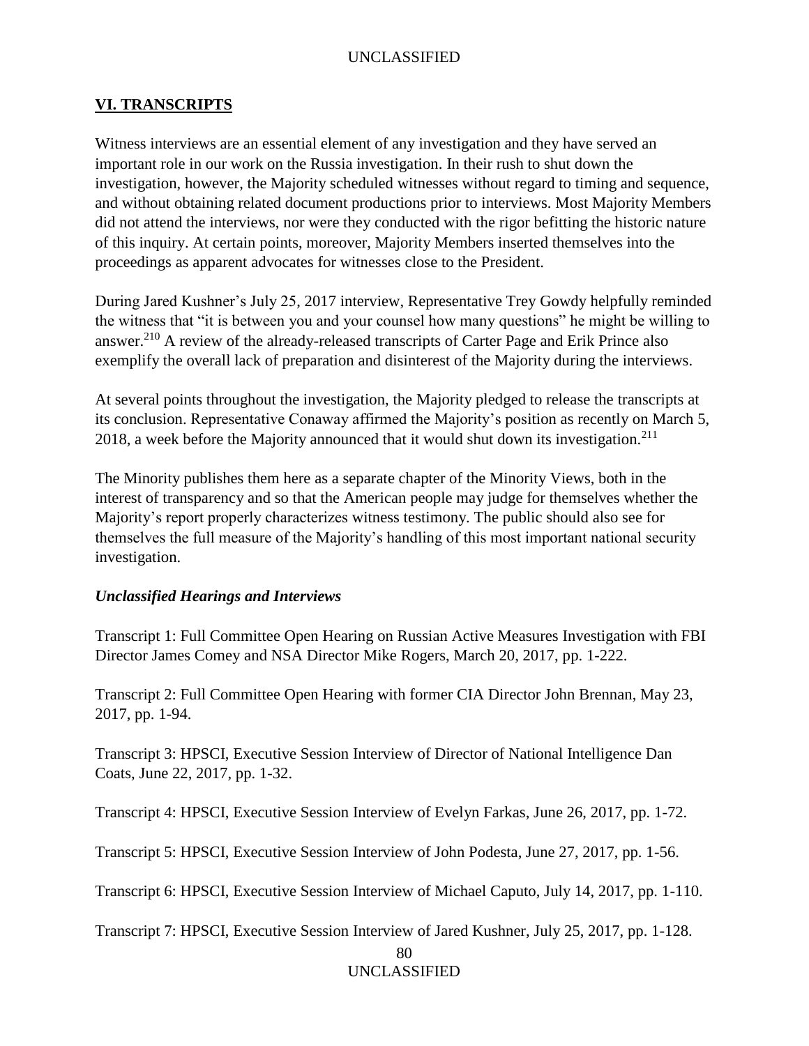## VI. TRANSCRIPTS

Witness interviews are an essential element of any investigation and they have served an important role in our work on the Russia investigation. In their rush to shut down the investigation, however, the Majority scheduled witnesses without regard to timing and sequence, and without obtaining related document productions prior to interviews. Most Majority Members did not attend the interviews, nor were they conducted with the rigor befitting the historic nature of this inquiry. At certain points, moreover, Majority Members inserted themselves into the proceedings as apparent advocates for witnesses close to the President.

During Jared Kushner's July 25, 2017 interview, Representative Trey Gowdy helpfully reminded the witness that "it is between you and your counsel how many questions" he might be willing to answer.[210] A review of the already-released transcripts of Carter Page and Erik Prince also exemplify the overall lack of preparation and disinterest of the Majority during the interviews.

At several points throughout the investigation, the Majority pledged to release the transcripts at its conclusion. Representative Conaway affirmed the Majority's position as recently on March 5, 2018, a week before the Majority announced that it would shut down its investigation.[211]

The Minority publishes them here as a separate chapter of the Minority Views, both in the interest of transparency and so that the American people may judge for themselves whether the Majority's report properly characterizes witness testimony. The public should also see for themselves the full measure of the Majority's handling of this most important national security investigation.

### *Unclassified Hearings and Interviews*

Transcript 1: Full Committee Open Hearing on Russian Active Measures Investigation with FBI Director James Comey and NSA Director Mike Rogers, March 20, 2017, pp. 1-222.

Transcript 2: Full Committee Open Hearing with former CIA Director John Brennan, May 23, 2017, pp. 1-94.

Transcript 3: HPSCI, Executive Session Interview of Director of National Intelligence Dan Coats, June 22, 2017, pp. 1-32.

Transcript 4: HPSCI, Executive Session Interview of Evelyn Farkas, June 26, 2017, pp. 1-72.

Transcript 5: HPSCI, Executive Session Interview of John Podesta, June 27, 2017, pp. 1-56.

Transcript 6: HPSCI, Executive Session Interview of Michael Caputo, July 14, 2017, pp. 1-110.

Transcript 7: HPSCI, Executive Session Interview of Jared Kushner, July 25, 2017, pp. 1-128.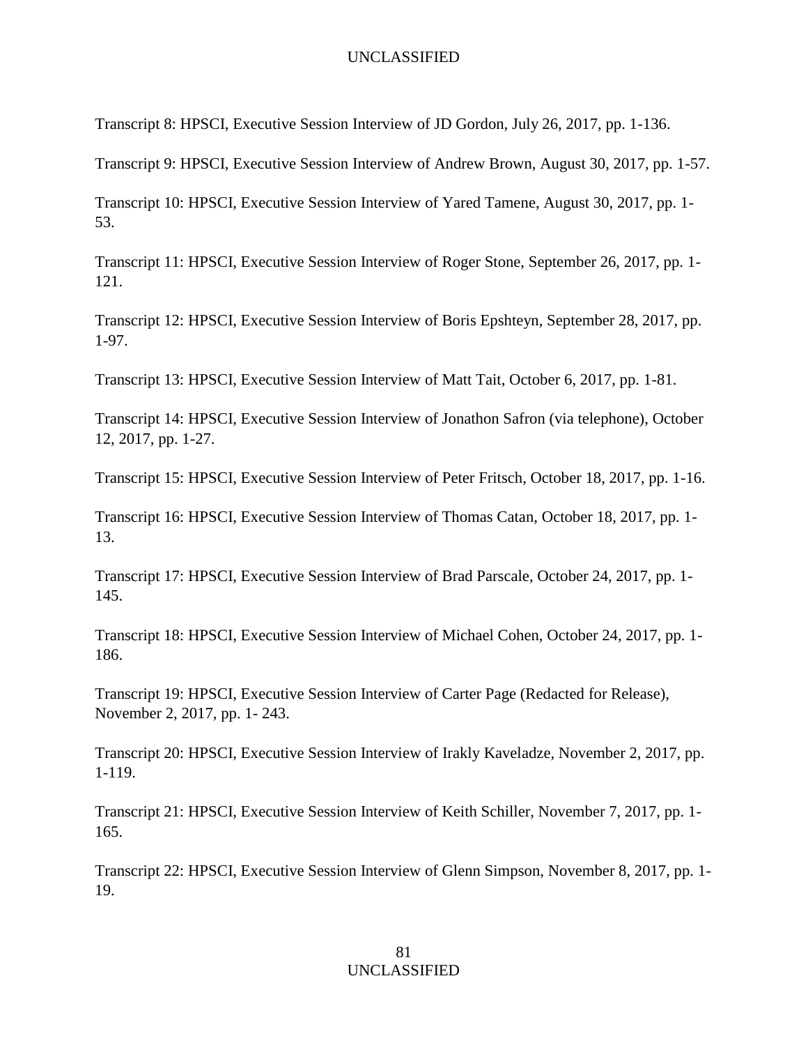Transcript 8: HPSCI, Executive Session Interview of JD Gordon, July 26, 2017, pp. 1-136.

Transcript 9: HPSCI, Executive Session Interview of Andrew Brown, August 30, 2017, pp. 1-57.

Transcript 10: HPSCI, Executive Session Interview of Yared Tamene, August 30, 2017, pp. 1-53.

Transcript 11: HPSCI, Executive Session Interview of Roger Stone, September 26, 2017, pp. 1-121.

Transcript 12: HPSCI, Executive Session Interview of Boris Epshteyn, September 28, 2017, pp. 1-97.

Transcript 13: HPSCI, Executive Session Interview of Matt Tait, October 6, 2017, pp. 1-81.

Transcript 14: HPSCI, Executive Session Interview of Jonathon Safron (via telephone), October 12, 2017, pp. 1-27.

Transcript 15: HPSCI, Executive Session Interview of Peter Fritsch, October 18, 2017, pp. 1-16.

Transcript 16: HPSCI, Executive Session Interview of Thomas Catan, October 18, 2017, pp. 1-13.

Transcript 17: HPSCI, Executive Session Interview of Brad Parscale, October 24, 2017, pp. 1-145.

Transcript 18: HPSCI, Executive Session Interview of Michael Cohen, October 24, 2017, pp. 1-186.

Transcript 19: HPSCI, Executive Session Interview of Carter Page (Redacted for Release), November 2, 2017, pp. 1- 243.

Transcript 20: HPSCI, Executive Session Interview of Irakly Kaveladze, November 2, 2017, pp. 1-119.

Transcript 21: HPSCI, Executive Session Interview of Keith Schiller, November 7, 2017, pp. 1-165.

Transcript 22: HPSCI, Executive Session Interview of Glenn Simpson, November 8, 2017, pp. 1-19.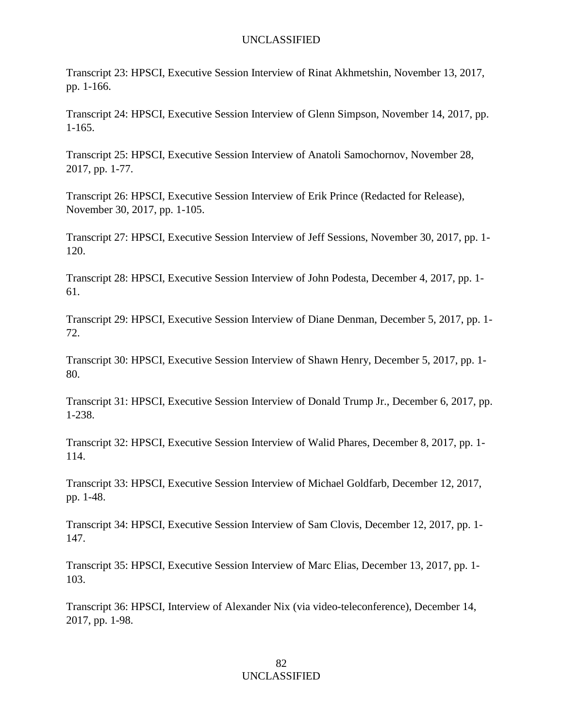Transcript 23: HPSCI, Executive Session Interview of Rinat Akhmetshin, November 13, 2017, pp. 1-166.

Transcript 24: HPSCI, Executive Session Interview of Glenn Simpson, November 14, 2017, pp. 1-165.

Transcript 25: HPSCI, Executive Session Interview of Anatoli Samochornov, November 28, 2017, pp. 1-77.

Transcript 26: HPSCI, Executive Session Interview of Erik Prince (Redacted for Release), November 30, 2017, pp. 1-105.

Transcript 27: HPSCI, Executive Session Interview of Jeff Sessions, November 30, 2017, pp. 1-120.

Transcript 28: HPSCI, Executive Session Interview of John Podesta, December 4, 2017, pp. 1-61.

Transcript 29: HPSCI, Executive Session Interview of Diane Denman, December 5, 2017, pp. 1-72.

Transcript 30: HPSCI, Executive Session Interview of Shawn Henry, December 5, 2017, pp. 1-80.

Transcript 31: HPSCI, Executive Session Interview of Donald Trump Jr., December 6, 2017, pp. 1-238.

Transcript 32: HPSCI, Executive Session Interview of Walid Phares, December 8, 2017, pp. 1-114.

Transcript 33: HPSCI, Executive Session Interview of Michael Goldfarb, December 12, 2017, pp. 1-48.

Transcript 34: HPSCI, Executive Session Interview of Sam Clovis, December 12, 2017, pp. 1-147.

Transcript 35: HPSCI, Executive Session Interview of Marc Elias, December 13, 2017, pp. 1-103.

Transcript 36: HPSCI, Interview of Alexander Nix (via video-teleconference), December 14, 2017, pp. 1-98.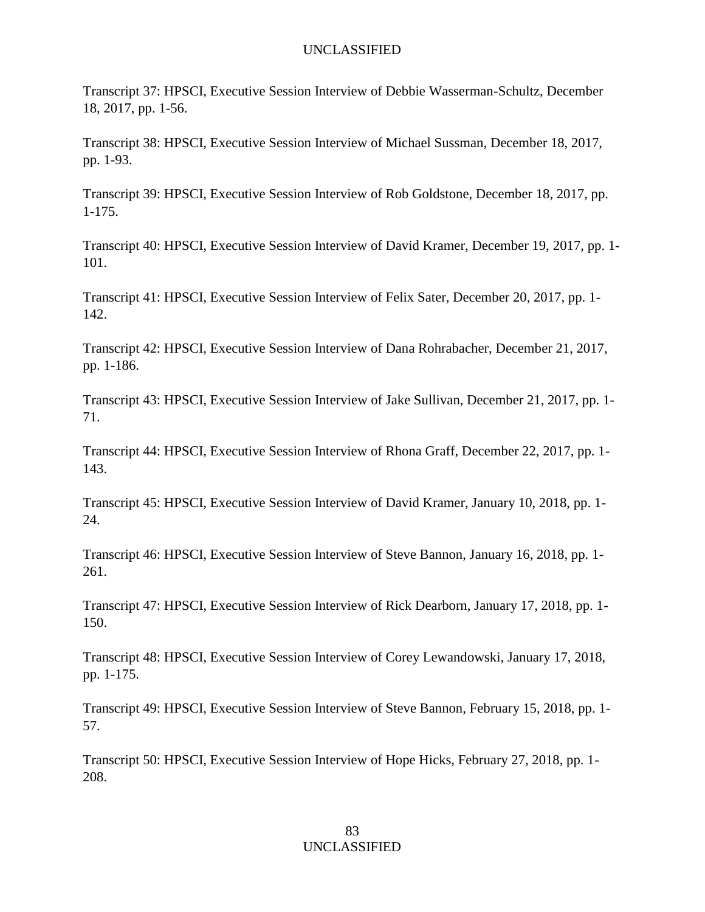Transcript 37: HPSCI, Executive Session Interview of Debbie Wasserman-Schultz, December 18, 2017, pp. 1-56.

Transcript 38: HPSCI, Executive Session Interview of Michael Sussman, December 18, 2017, pp. 1-93.

Transcript 39: HPSCI, Executive Session Interview of Rob Goldstone, December 18, 2017, pp. 1-175.

Transcript 40: HPSCI, Executive Session Interview of David Kramer, December 19, 2017, pp. 1-101.

Transcript 41: HPSCI, Executive Session Interview of Felix Sater, December 20, 2017, pp. 1-142.

Transcript 42: HPSCI, Executive Session Interview of Dana Rohrabacher, December 21, 2017, pp. 1-186.

Transcript 43: HPSCI, Executive Session Interview of Jake Sullivan, December 21, 2017, pp. 1-71.

Transcript 44: HPSCI, Executive Session Interview of Rhona Graff, December 22, 2017, pp. 1-143.

Transcript 45: HPSCI, Executive Session Interview of David Kramer, January 10, 2018, pp. 1-24.

Transcript 46: HPSCI, Executive Session Interview of Steve Bannon, January 16, 2018, pp. 1-261.

Transcript 47: HPSCI, Executive Session Interview of Rick Dearborn, January 17, 2018, pp. 1-150.

Transcript 48: HPSCI, Executive Session Interview of Corey Lewandowski, January 17, 2018, pp. 1-175.

Transcript 49: HPSCI, Executive Session Interview of Steve Bannon, February 15, 2018, pp. 1-57.

Transcript 50: HPSCI, Executive Session Interview of Hope Hicks, February 27, 2018, pp. 1-208.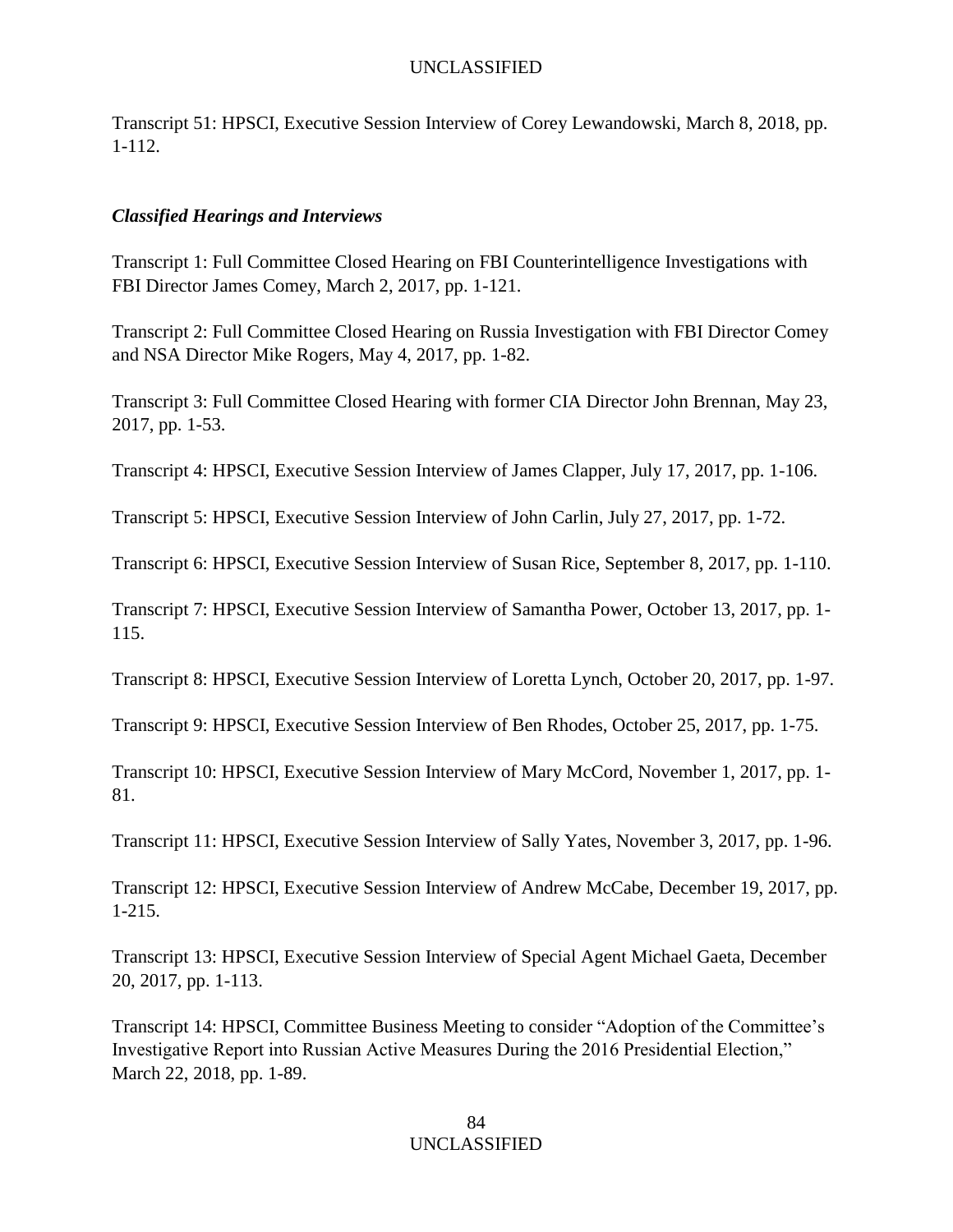Transcript 51: HPSCI, Executive Session Interview of Corey Lewandowski, March 8, 2018, pp. 1-112.

### *Classified Hearings and Interviews*

Transcript 1: Full Committee Closed Hearing on FBI Counterintelligence Investigations with FBI Director James Comey, March 2, 2017, pp. 1-121.

Transcript 2: Full Committee Closed Hearing on Russia Investigation with FBI Director Comey and NSA Director Mike Rogers, May 4, 2017, pp. 1-82.

Transcript 3: Full Committee Closed Hearing with former CIA Director John Brennan, May 23, 2017, pp. 1-53.

Transcript 4: HPSCI, Executive Session Interview of James Clapper, July 17, 2017, pp. 1-106.

Transcript 5: HPSCI, Executive Session Interview of John Carlin, July 27, 2017, pp. 1-72.

Transcript 6: HPSCI, Executive Session Interview of Susan Rice, September 8, 2017, pp. 1-110.

Transcript 7: HPSCI, Executive Session Interview of Samantha Power, October 13, 2017, pp. 1-115.

Transcript 8: HPSCI, Executive Session Interview of Loretta Lynch, October 20, 2017, pp. 1-97.

Transcript 9: HPSCI, Executive Session Interview of Ben Rhodes, October 25, 2017, pp. 1-75.

Transcript 10: HPSCI, Executive Session Interview of Mary McCord, November 1, 2017, pp. 1-81.

Transcript 11: HPSCI, Executive Session Interview of Sally Yates, November 3, 2017, pp. 1-96.

Transcript 12: HPSCI, Executive Session Interview of Andrew McCabe, December 19, 2017, pp. 1-215.

Transcript 13: HPSCI, Executive Session Interview of Special Agent Michael Gaeta, December 20, 2017, pp. 1-113.

Transcript 14: HPSCI, Committee Business Meeting to consider "Adoption of the Committee's Investigative Report into Russian Active Measures During the 2016 Presidential Election," March 22, 2018, pp. 1-89.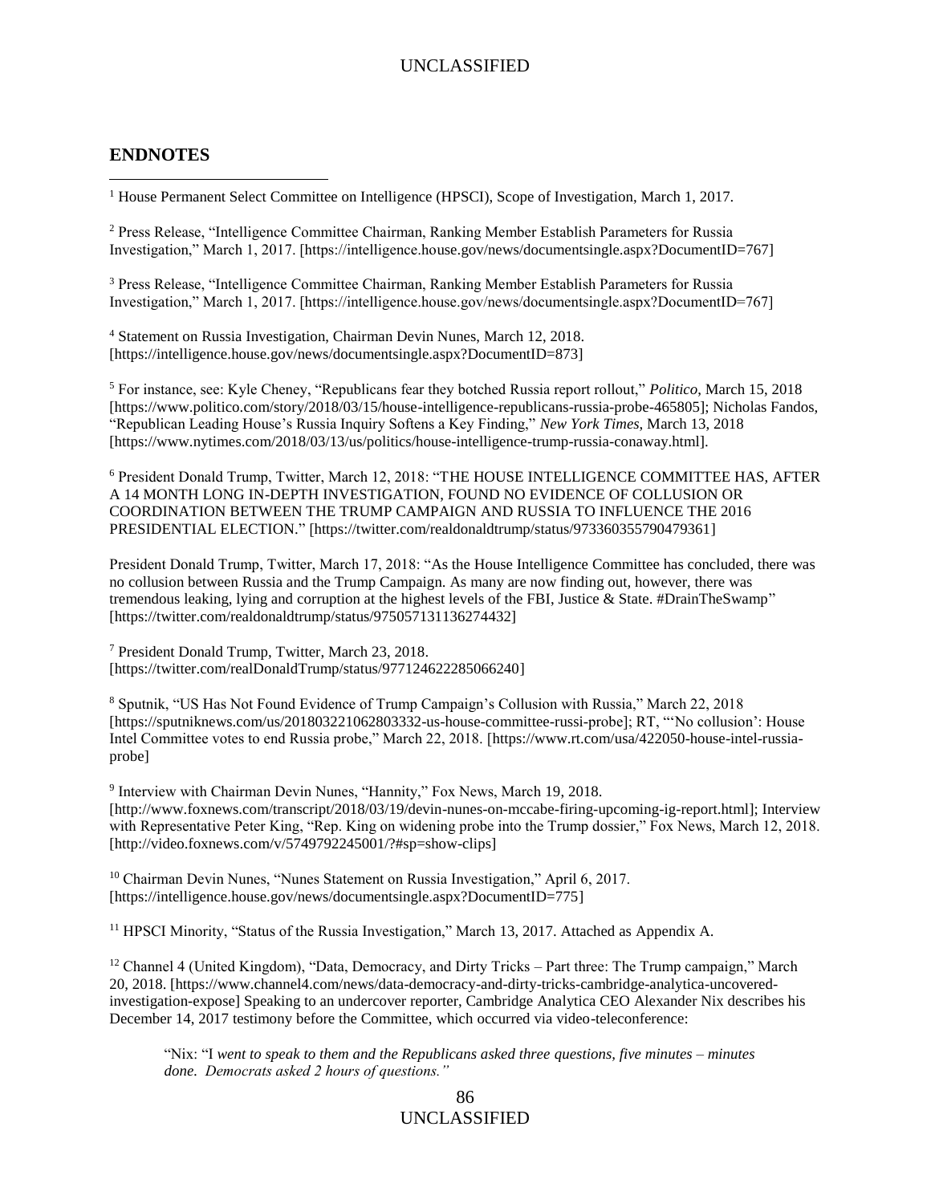## ENDNOTES

[1] House Permanent Select Committee on Intelligence (HPSCI), Scope of Investigation, March 1, 2017.

[2] Press Release, "Intelligence Committee Chairman, Ranking Member Establish Parameters for Russia Investigation," March 1, 2017. [https://intelligence.house.gov/news/documentsingle.aspx?DocumentID=767]

[3] Press Release, "Intelligence Committee Chairman, Ranking Member Establish Parameters for Russia Investigation," March 1, 2017. [https://intelligence.house.gov/news/documentsingle.aspx?DocumentID=767]

[4] Statement on Russia Investigation, Chairman Devin Nunes, March 12, 2018. [https://intelligence.house.gov/news/documentsingle.aspx?DocumentID=873]

[5] For instance, see: Kyle Cheney, "Republicans fear they botched Russia report rollout," *Politico*, March 15, 2018 [https://www.politico.com/story/2018/03/15/house-intelligence-republicans-russia-probe-465805]; Nicholas Fandos, "Republican Leading House's Russia Inquiry Softens a Key Finding," *New York Times*, March 13, 2018 [https://www.nytimes.com/2018/03/13/us/politics/house-intelligence-trump-russia-conaway.html].

[6] President Donald Trump, Twitter, March 12, 2018: "THE HOUSE INTELLIGENCE COMMITTEE HAS, AFTER A 14 MONTH LONG IN-DEPTH INVESTIGATION, FOUND NO EVIDENCE OF COLLUSION OR COORDINATION BETWEEN THE TRUMP CAMPAIGN AND RUSSIA TO INFLUENCE THE 2016 PRESIDENTIAL ELECTION." [https://twitter.com/realdonaldtrump/status/973360355790479361]

President Donald Trump, Twitter, March 17, 2018: "As the House Intelligence Committee has concluded, there was no collusion between Russia and the Trump Campaign. As many are now finding out, however, there was tremendous leaking, lying and corruption at the highest levels of the FBI, Justice & State. #DrainTheSwamp" [https://twitter.com/realdonaldtrump/status/975057131136274432]

[7] President Donald Trump, Twitter, March 23, 2018. [https://twitter.com/realDonaldTrump/status/977124622285066240]

[8] Sputnik, "US Has Not Found Evidence of Trump Campaign's Collusion with Russia," March 22, 2018 [https://sputniknews.com/us/201803221062803332-us-house-committee-russi-probe]; RT, "'No collusion': House Intel Committee votes to end Russia probe," March 22, 2018. [https://www.rt.com/usa/422050-house-intel-russia-probe]

[9] Interview with Chairman Devin Nunes, "Hannity," Fox News, March 19, 2018. [http://www.foxnews.com/transcript/2018/03/19/devin-nunes-on-mccabe-firing-upcoming-ig-report.html]; Interview with Representative Peter King, "Rep. King on widening probe into the Trump dossier," Fox News, March 12, 2018. [http://video.foxnews.com/v/5749792245001/?#sp=show-clips]

[10] Chairman Devin Nunes, "Nunes Statement on Russia Investigation," April 6, 2017. [https://intelligence.house.gov/news/documentsingle.aspx?DocumentID=775]

[11] HPSCI Minority, "Status of the Russia Investigation," March 13, 2017. Attached as Appendix A.

[12] Channel 4 (United Kingdom), "Data, Democracy, and Dirty Tricks – Part three: The Trump campaign," March 20, 2018. [https://www.channel4.com/news/data-democracy-and-dirty-tricks-cambridge-analytica-uncovered-investigation-expose] Speaking to an undercover reporter, Cambridge Analytica CEO Alexander Nix describes his December 14, 2017 testimony before the Committee, which occurred via video-teleconference:

> "Nix: "I *went to speak to them and the Republicans asked three questions, five minutes – minutes done. Democrats asked 2 hours of questions."*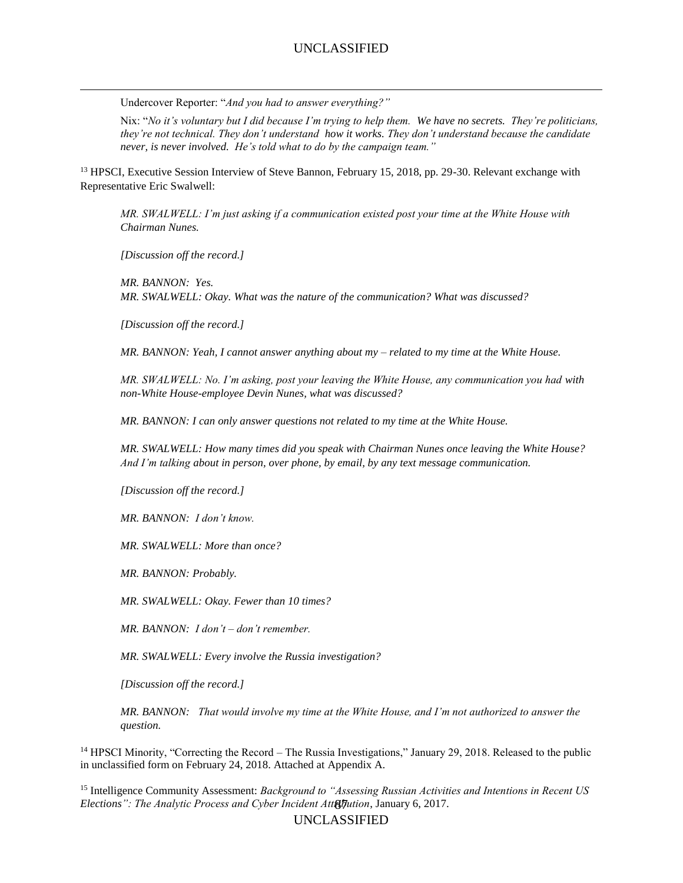Undercover Reporter: "*And you had to answer everything?"*

Nix: "*No it's voluntary but I did because I'm trying to help them. We have no secrets. They're politicians, they're not technical. They don't understand how it works. They don't understand because the candidate never, is never involved. He's told what to do by the campaign team."*

[13] HPSCI, Executive Session Interview of Steve Bannon, February 15, 2018, pp. 29-30. Relevant exchange with Representative Eric Swalwell:

*MR. SWALWELL: I'm just asking if a communication existed post your time at the White House with Chairman Nunes.*

*[Discussion off the record.]*

*MR. BANNON: Yes.*
*MR. SWALWELL: Okay. What was the nature of the communication? What was discussed?*

*[Discussion off the record.]*

*MR. BANNON: Yeah, I cannot answer anything about my – related to my time at the White House.*

*MR. SWALWELL: No. I'm asking, post your leaving the White House, any communication you had with non-White House-employee Devin Nunes, what was discussed?*

*MR. BANNON: I can only answer questions not related to my time at the White House.*

*MR. SWALWELL: How many times did you speak with Chairman Nunes once leaving the White House? And I'm talking about in person, over phone, by email, by any text message communication.*

*[Discussion off the record.]*

*MR. BANNON: I don't know.*

*MR. SWALWELL: More than once?*

*MR. BANNON: Probably.*

*MR. SWALWELL: Okay. Fewer than 10 times?*

*MR. BANNON: I don't – don't remember.*

*MR. SWALWELL: Every involve the Russia investigation?*

*[Discussion off the record.]*

*MR. BANNON: That would involve my time at the White House, and I'm not authorized to answer the question.*

[14] HPSCI Minority, "Correcting the Record – The Russia Investigations," January 29, 2018. Released to the public in unclassified form on February 24, 2018. Attached at Appendix A.

[15] Intelligence Community Assessment: *Background to "Assessing Russian Activities and Intentions in Recent US Elections": The Analytic Process and Cyber Incident Attribution*, January 6, 2017.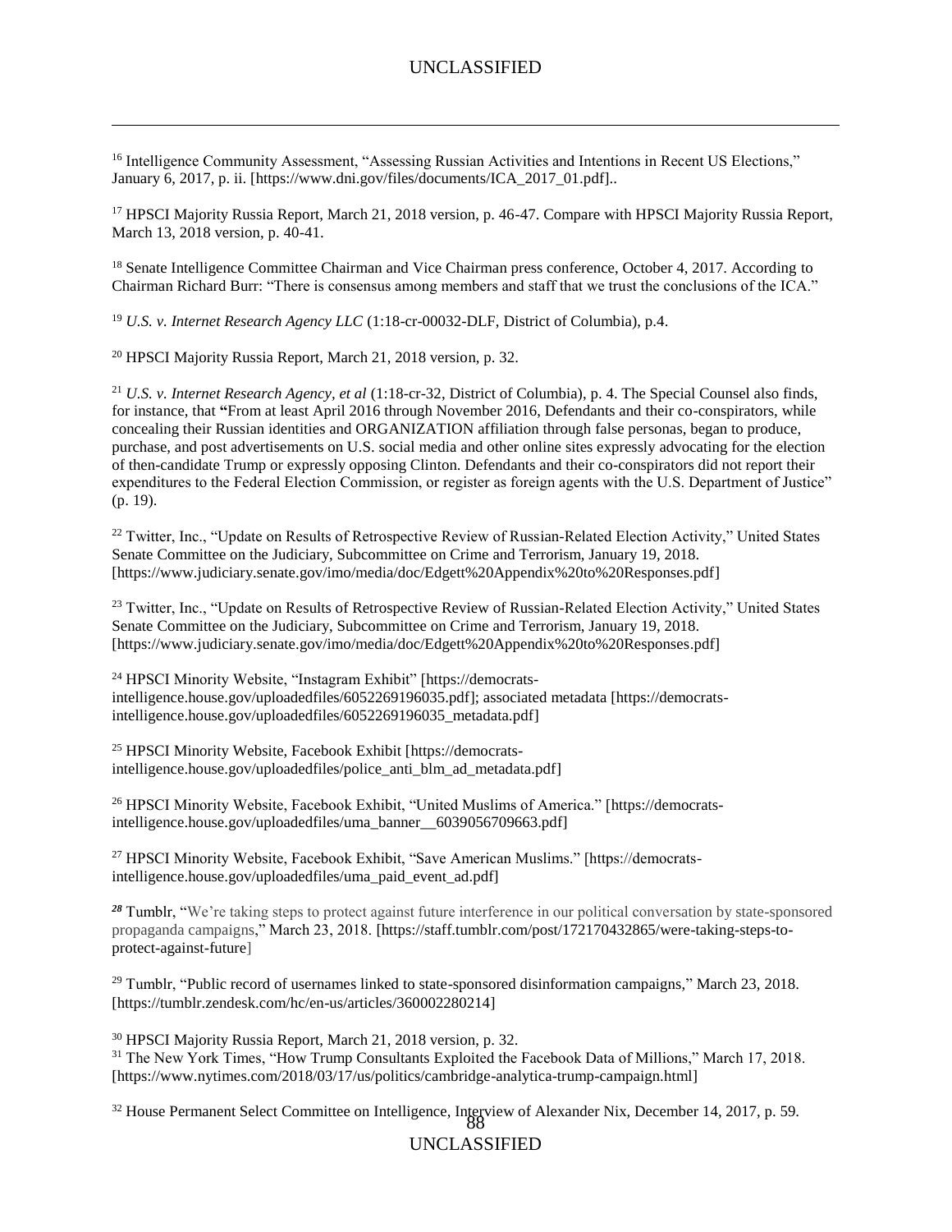[16] Intelligence Community Assessment, "Assessing Russian Activities and Intentions in Recent US Elections," January 6, 2017, p. ii. [https://www.dni.gov/files/documents/ICA_2017_01.pdf]..

[17] HPSCI Majority Russia Report, March 21, 2018 version, p. 46-47. Compare with HPSCI Majority Russia Report, March 13, 2018 version, p. 40-41.

[18] Senate Intelligence Committee Chairman and Vice Chairman press conference, October 4, 2017. According to Chairman Richard Burr: "There is consensus among members and staff that we trust the conclusions of the ICA."

[19] *U.S. v. Internet Research Agency LLC* (1:18-cr-00032-DLF, District of Columbia), p.4.

[20] HPSCI Majority Russia Report, March 21, 2018 version, p. 32.

[21] *U.S. v. Internet Research Agency, et al* (1:18-cr-32, District of Columbia), p. 4. The Special Counsel also finds, for instance, that **"**From at least April 2016 through November 2016, Defendants and their co-conspirators, while concealing their Russian identities and ORGANIZATION affiliation through false personas, began to produce, purchase, and post advertisements on U.S. social media and other online sites expressly advocating for the election of then-candidate Trump or expressly opposing Clinton. Defendants and their co-conspirators did not report their expenditures to the Federal Election Commission, or register as foreign agents with the U.S. Department of Justice" (p. 19).

[22] Twitter, Inc., "Update on Results of Retrospective Review of Russian-Related Election Activity," United States Senate Committee on the Judiciary, Subcommittee on Crime and Terrorism, January 19, 2018. [https://www.judiciary.senate.gov/imo/media/doc/Edgett%20Appendix%20to%20Responses.pdf]

[23] Twitter, Inc., "Update on Results of Retrospective Review of Russian-Related Election Activity," United States Senate Committee on the Judiciary, Subcommittee on Crime and Terrorism, January 19, 2018. [https://www.judiciary.senate.gov/imo/media/doc/Edgett%20Appendix%20to%20Responses.pdf]

[24] HPSCI Minority Website, "Instagram Exhibit" [https://democrats-intelligence.house.gov/uploadedfiles/6052269196035.pdf]; associated metadata [https://democrats-intelligence.house.gov/uploadedfiles/6052269196035_metadata.pdf]

[25] HPSCI Minority Website, Facebook Exhibit [https://democrats-intelligence.house.gov/uploadedfiles/police_anti_blm_ad_metadata.pdf]

[26] HPSCI Minority Website, Facebook Exhibit, "United Muslims of America." [https://democrats-intelligence.house.gov/uploadedfiles/uma_banner__6039056709663.pdf]

[27] HPSCI Minority Website, Facebook Exhibit, "Save American Muslims." [https://democrats-intelligence.house.gov/uploadedfiles/uma_paid_event_ad.pdf]

[28] Tumblr, "We're taking steps to protect against future interference in our political conversation by state-sponsored propaganda campaigns," March 23, 2018. [https://staff.tumblr.com/post/172170432865/were-taking-steps-to-protect-against-future]

[29] Tumblr, "Public record of usernames linked to state-sponsored disinformation campaigns," March 23, 2018. [https://tumblr.zendesk.com/hc/en-us/articles/360002280214]

[30] HPSCI Majority Russia Report, March 21, 2018 version, p. 32.

[31] The New York Times, "How Trump Consultants Exploited the Facebook Data of Millions," March 17, 2018. [https://www.nytimes.com/2018/03/17/us/politics/cambridge-analytica-trump-campaign.html]

[32] House Permanent Select Committee on Intelligence, Interview of Alexander Nix, December 14, 2017, p. 59.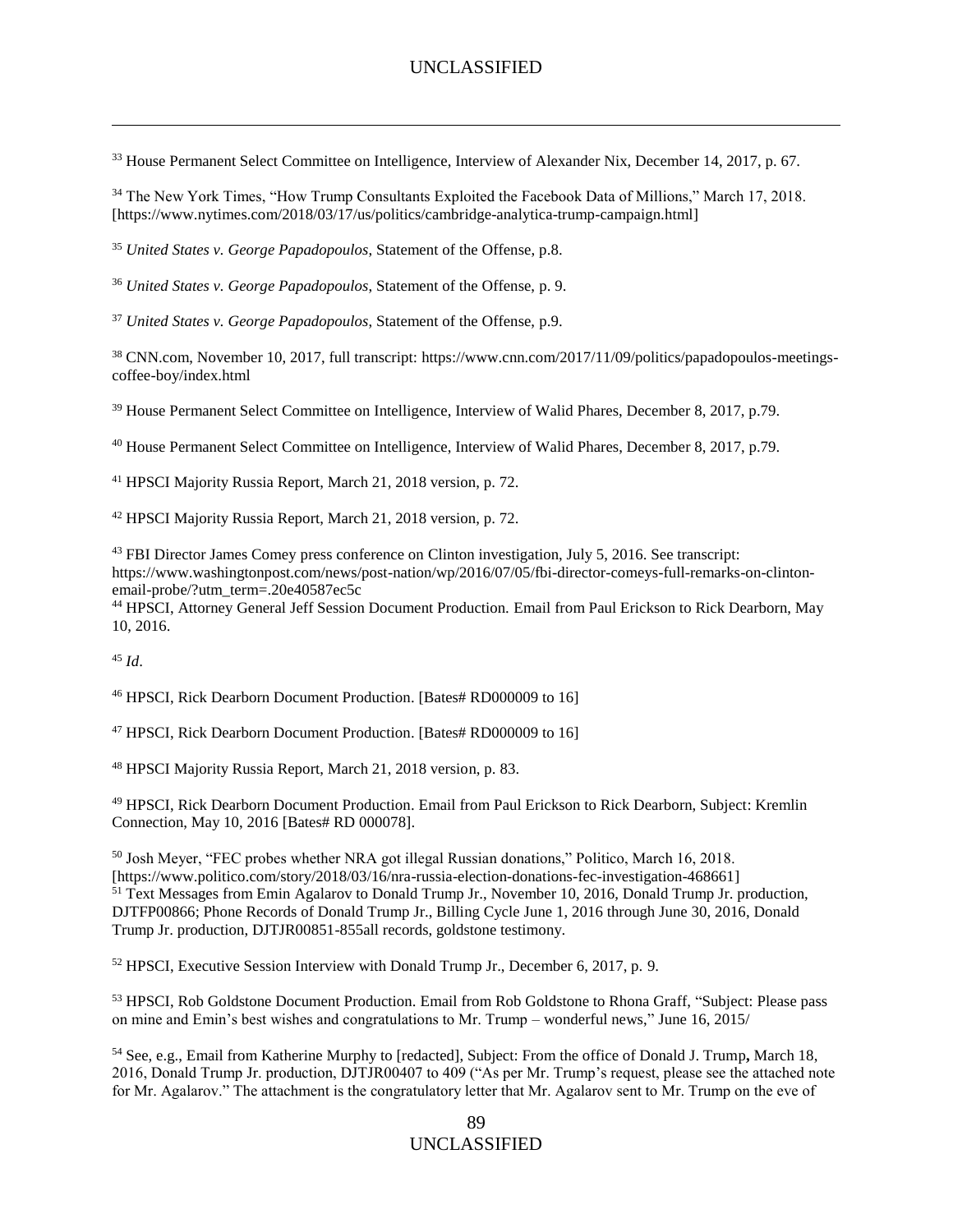[33] House Permanent Select Committee on Intelligence, Interview of Alexander Nix, December 14, 2017, p. 67.

[34] The New York Times, "How Trump Consultants Exploited the Facebook Data of Millions," March 17, 2018. [https://www.nytimes.com/2018/03/17/us/politics/cambridge-analytica-trump-campaign.html]

[35] *United States v. George Papadopoulos*, Statement of the Offense, p.8.

[36] *United States v. George Papadopoulos*, Statement of the Offense, p. 9.

[37] *United States v. George Papadopoulos*, Statement of the Offense, p.9.

[38] CNN.com, November 10, 2017, full transcript: https://www.cnn.com/2017/11/09/politics/papadopoulos-meetings-coffee-boy/index.html

[39] House Permanent Select Committee on Intelligence, Interview of Walid Phares, December 8, 2017, p.79.

[40] House Permanent Select Committee on Intelligence, Interview of Walid Phares, December 8, 2017, p.79.

[41] HPSCI Majority Russia Report, March 21, 2018 version, p. 72.

[42] HPSCI Majority Russia Report, March 21, 2018 version, p. 72.

[43] FBI Director James Comey press conference on Clinton investigation, July 5, 2016. See transcript: https://www.washingtonpost.com/news/post-nation/wp/2016/07/05/fbi-director-comeys-full-remarks-on-clinton-email-probe/?utm_term=.20e40587ec5c

[44] HPSCI, Attorney General Jeff Session Document Production. Email from Paul Erickson to Rick Dearborn, May 10, 2016.

[45] *Id*.

[46] HPSCI, Rick Dearborn Document Production. [Bates# RD000009 to 16]

[47] HPSCI, Rick Dearborn Document Production. [Bates# RD000009 to 16]

[48] HPSCI Majority Russia Report, March 21, 2018 version, p. 83.

[49] HPSCI, Rick Dearborn Document Production. Email from Paul Erickson to Rick Dearborn, Subject: Kremlin Connection, May 10, 2016 [Bates# RD 000078].

[50] Josh Meyer, "FEC probes whether NRA got illegal Russian donations," Politico, March 16, 2018. [https://www.politico.com/story/2018/03/16/nra-russia-election-donations-fec-investigation-468661]

[51] Text Messages from Emin Agalarov to Donald Trump Jr., November 10, 2016, Donald Trump Jr. production, DJTFP00866; Phone Records of Donald Trump Jr., Billing Cycle June 1, 2016 through June 30, 2016, Donald Trump Jr. production, DJTJR00851-855all records, goldstone testimony.

[52] HPSCI, Executive Session Interview with Donald Trump Jr., December 6, 2017, p. 9.

[53] HPSCI, Rob Goldstone Document Production. Email from Rob Goldstone to Rhona Graff, "Subject: Please pass on mine and Emin's best wishes and congratulations to Mr. Trump – wonderful news," June 16, 2015/

[54] See, e.g., Email from Katherine Murphy to [redacted], Subject: From the office of Donald J. Trump**,** March 18, 2016, Donald Trump Jr. production, DJTJR00407 to 409 ("As per Mr. Trump's request, please see the attached note for Mr. Agalarov." The attachment is the congratulatory letter that Mr. Agalarov sent to Mr. Trump on the eve of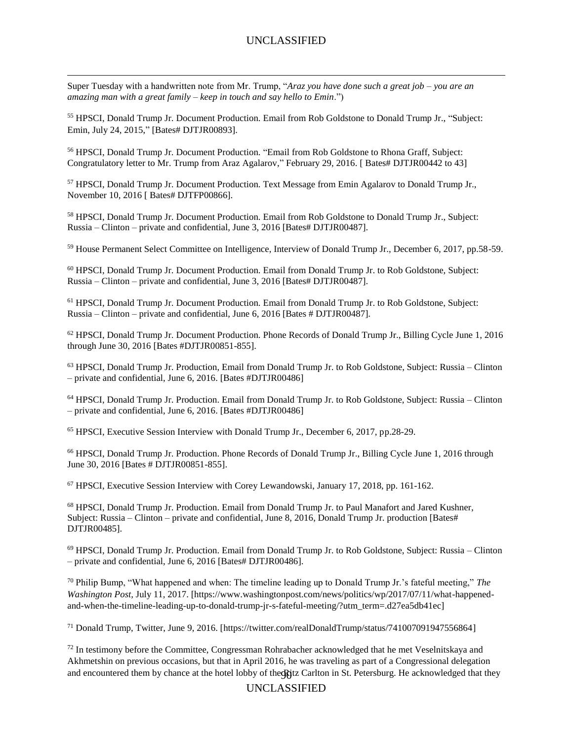Super Tuesday with a handwritten note from Mr. Trump, "*Araz you have done such a great job – you are an amazing man with a great family – keep in touch and say hello to Emin*.")

[55] HPSCI, Donald Trump Jr. Document Production. Email from Rob Goldstone to Donald Trump Jr., "Subject: Emin, July 24, 2015," [Bates# DJTJR00893].

[56] HPSCI, Donald Trump Jr. Document Production. "Email from Rob Goldstone to Rhona Graff, Subject: Congratulatory letter to Mr. Trump from Araz Agalarov," February 29, 2016. [ Bates# DJTJR00442 to 43]

[57] HPSCI, Donald Trump Jr. Document Production. Text Message from Emin Agalarov to Donald Trump Jr., November 10, 2016 [ Bates# DJTFP00866].

[58] HPSCI, Donald Trump Jr. Document Production. Email from Rob Goldstone to Donald Trump Jr., Subject: Russia – Clinton – private and confidential, June 3, 2016 [Bates# DJTJR00487].

[59] House Permanent Select Committee on Intelligence, Interview of Donald Trump Jr., December 6, 2017, pp.58-59.

[60] HPSCI, Donald Trump Jr. Document Production. Email from Donald Trump Jr. to Rob Goldstone, Subject: Russia – Clinton – private and confidential, June 3, 2016 [Bates# DJTJR00487].

[61] HPSCI, Donald Trump Jr. Document Production. Email from Donald Trump Jr. to Rob Goldstone, Subject: Russia – Clinton – private and confidential, June 6, 2016 [Bates # DJTJR00487].

[62] HPSCI, Donald Trump Jr. Document Production. Phone Records of Donald Trump Jr., Billing Cycle June 1, 2016 through June 30, 2016 [Bates #DJTJR00851-855].

[63] HPSCI, Donald Trump Jr. Production, Email from Donald Trump Jr. to Rob Goldstone, Subject: Russia – Clinton – private and confidential, June 6, 2016. [Bates #DJTJR00486]

[64] HPSCI, Donald Trump Jr. Production. Email from Donald Trump Jr. to Rob Goldstone, Subject: Russia – Clinton – private and confidential, June 6, 2016. [Bates #DJTJR00486]

[65] HPSCI, Executive Session Interview with Donald Trump Jr., December 6, 2017, pp.28-29.

[66] HPSCI, Donald Trump Jr. Production. Phone Records of Donald Trump Jr., Billing Cycle June 1, 2016 through June 30, 2016 [Bates # DJTJR00851-855].

[67] HPSCI, Executive Session Interview with Corey Lewandowski, January 17, 2018, pp. 161-162.

[68] HPSCI, Donald Trump Jr. Production. Email from Donald Trump Jr. to Paul Manafort and Jared Kushner, Subject: Russia – Clinton – private and confidential, June 8, 2016, Donald Trump Jr. production [Bates# DJTJR00485].

[69] HPSCI, Donald Trump Jr. Production. Email from Donald Trump Jr. to Rob Goldstone, Subject: Russia – Clinton – private and confidential, June 6, 2016 [Bates# DJTJR00486].

[70] Philip Bump, "What happened and when: The timeline leading up to Donald Trump Jr.'s fateful meeting," *The Washington Post*, July 11, 2017. [https://www.washingtonpost.com/news/politics/wp/2017/07/11/what-happened-and-when-the-timeline-leading-up-to-donald-trump-jr-s-fateful-meeting/?utm_term=.d27ea5db41ec]

[71] Donald Trump, Twitter, June 9, 2016. [https://twitter.com/realDonaldTrump/status/741007091947556864]

[72] In testimony before the Committee, Congressman Rohrabacher acknowledged that he met Veselnitskaya and Akhmetshin on previous occasions, but that in April 2016, he was traveling as part of a Congressional delegation and encountered them by chance at the hotel lobby of the Ritz Carlton in St. Petersburg. He acknowledged that they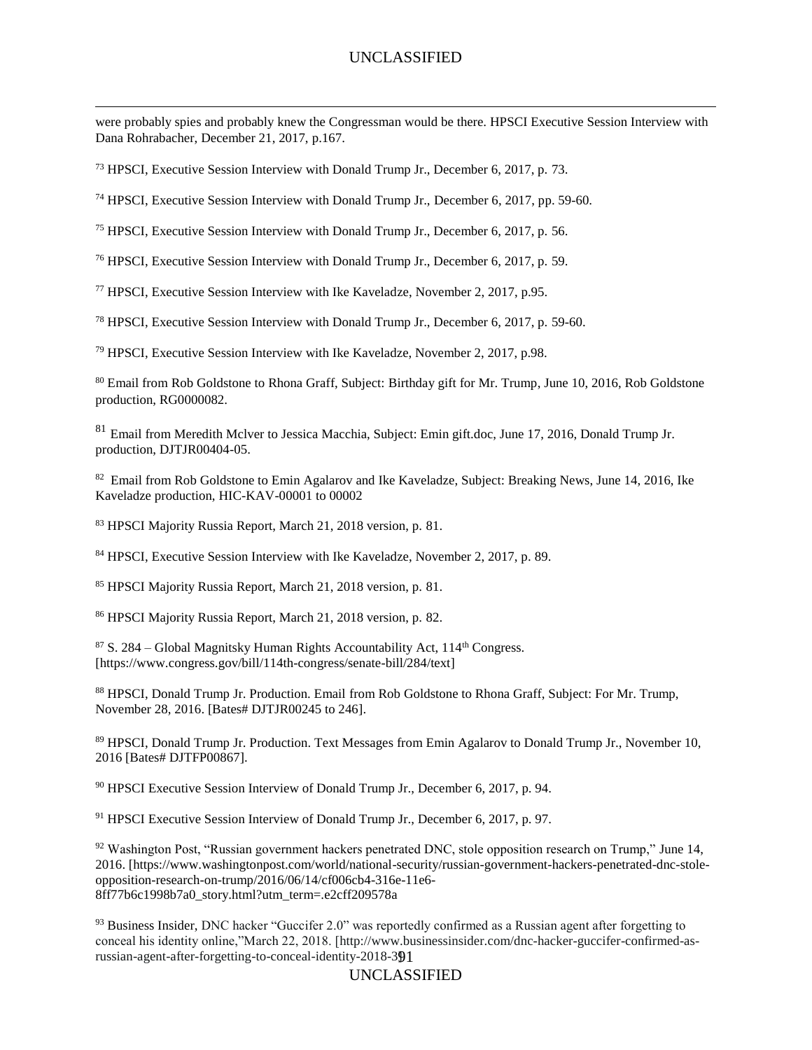were probably spies and probably knew the Congressman would be there. HPSCI Executive Session Interview with Dana Rohrabacher, December 21, 2017, p.167.

[73] HPSCI, Executive Session Interview with Donald Trump Jr., December 6, 2017, p. 73.

[74] HPSCI, Executive Session Interview with Donald Trump Jr., December 6, 2017, pp. 59-60.

[75] HPSCI, Executive Session Interview with Donald Trump Jr., December 6, 2017, p. 56.

[76] HPSCI, Executive Session Interview with Donald Trump Jr., December 6, 2017, p. 59.

[77] HPSCI, Executive Session Interview with Ike Kaveladze, November 2, 2017, p.95.

[78] HPSCI, Executive Session Interview with Donald Trump Jr., December 6, 2017, p. 59-60.

[79] HPSCI, Executive Session Interview with Ike Kaveladze, November 2, 2017, p.98.

[80] Email from Rob Goldstone to Rhona Graff, Subject: Birthday gift for Mr. Trump, June 10, 2016, Rob Goldstone production, RG0000082.

[81] Email from Meredith Mclver to Jessica Macchia, Subject: Emin gift.doc, June 17, 2016, Donald Trump Jr. production, DJTJR00404-05.

[82] Email from Rob Goldstone to Emin Agalarov and Ike Kaveladze, Subject: Breaking News, June 14, 2016, Ike Kaveladze production, HIC-KAV-00001 to 00002

[83] HPSCI Majority Russia Report, March 21, 2018 version, p. 81.

[84] HPSCI, Executive Session Interview with Ike Kaveladze, November 2, 2017, p. 89.

[85] HPSCI Majority Russia Report, March 21, 2018 version, p. 81.

[86] HPSCI Majority Russia Report, March 21, 2018 version, p. 82.

[87] S. 284 – Global Magnitsky Human Rights Accountability Act, 114th Congress. [https://www.congress.gov/bill/114th-congress/senate-bill/284/text]

[88] HPSCI, Donald Trump Jr. Production. Email from Rob Goldstone to Rhona Graff, Subject: For Mr. Trump, November 28, 2016. [Bates# DJTJR00245 to 246].

[89] HPSCI, Donald Trump Jr. Production. Text Messages from Emin Agalarov to Donald Trump Jr., November 10, 2016 [Bates# DJTFP00867].

[90] HPSCI Executive Session Interview of Donald Trump Jr., December 6, 2017, p. 94.

[91] HPSCI Executive Session Interview of Donald Trump Jr., December 6, 2017, p. 97.

[92] Washington Post, "Russian government hackers penetrated DNC, stole opposition research on Trump," June 14, 2016. [https://www.washingtonpost.com/world/national-security/russian-government-hackers-penetrated-dnc-stole-opposition-research-on-trump/2016/06/14/cf006cb4-316e-11e6-8ff77b6c1998b7a0_story.html?utm_term=.e2cff209578a

[93] Business Insider, DNC hacker "Guccifer 2.0" was reportedly confirmed as a Russian agent after forgetting to conceal his identity online,"March 22, 2018. [http://www.businessinsider.com/dnc-hacker-guccifer-confirmed-as-russian-agent-after-forgetting-to-conceal-identity-2018-3]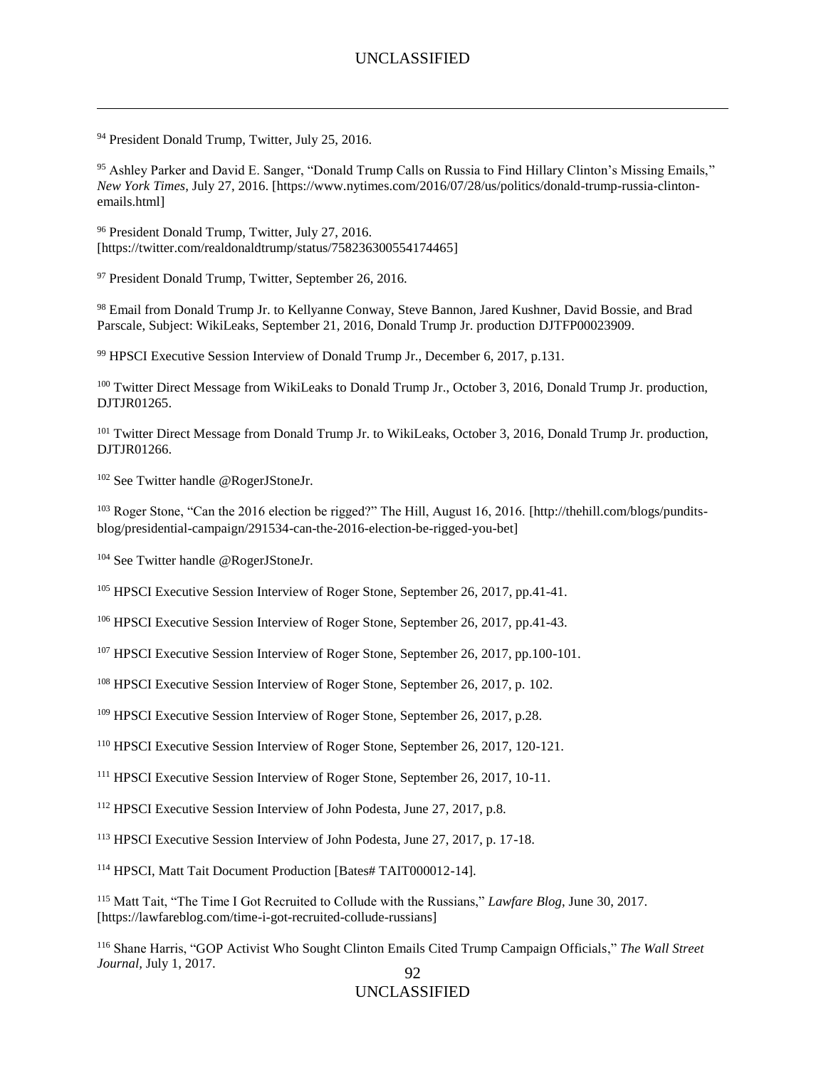94 President Donald Trump, Twitter, July 25, 2016.

95 Ashley Parker and David E. Sanger, "Donald Trump Calls on Russia to Find Hillary Clinton's Missing Emails," *New York Times*, July 27, 2016. [https://www.nytimes.com/2016/07/28/us/politics/donald-trump-russia-clinton-emails.html]

96 President Donald Trump, Twitter, July 27, 2016. [https://twitter.com/realdonaldtrump/status/758236300554174465]

97 President Donald Trump, Twitter, September 26, 2016.

98 Email from Donald Trump Jr. to Kellyanne Conway, Steve Bannon, Jared Kushner, David Bossie, and Brad Parscale, Subject: WikiLeaks, September 21, 2016, Donald Trump Jr. production DJTFP00023909.

99 HPSCI Executive Session Interview of Donald Trump Jr., December 6, 2017, p.131.

100 Twitter Direct Message from WikiLeaks to Donald Trump Jr., October 3, 2016, Donald Trump Jr. production, DJTJR01265.

101 Twitter Direct Message from Donald Trump Jr. to WikiLeaks, October 3, 2016, Donald Trump Jr. production, DJTJR01266.

102 See Twitter handle @RogerJStoneJr.

103 Roger Stone, "Can the 2016 election be rigged?" The Hill, August 16, 2016. [http://thehill.com/blogs/pundits-blog/presidential-campaign/291534-can-the-2016-election-be-rigged-you-bet]

104 See Twitter handle @RogerJStoneJr.

105 HPSCI Executive Session Interview of Roger Stone, September 26, 2017, pp.41-41.

106 HPSCI Executive Session Interview of Roger Stone, September 26, 2017, pp.41-43.

107 HPSCI Executive Session Interview of Roger Stone, September 26, 2017, pp.100-101.

108 HPSCI Executive Session Interview of Roger Stone, September 26, 2017, p. 102.

109 HPSCI Executive Session Interview of Roger Stone, September 26, 2017, p.28.

110 HPSCI Executive Session Interview of Roger Stone, September 26, 2017, 120-121.

111 HPSCI Executive Session Interview of Roger Stone, September 26, 2017, 10-11.

112 HPSCI Executive Session Interview of John Podesta, June 27, 2017, p.8.

113 HPSCI Executive Session Interview of John Podesta, June 27, 2017, p. 17-18.

114 HPSCI, Matt Tait Document Production [Bates# TAIT000012-14].

115 Matt Tait, "The Time I Got Recruited to Collude with the Russians," *Lawfare Blog*, June 30, 2017. [https://lawfareblog.com/time-i-got-recruited-collude-russians]

116 Shane Harris, "GOP Activist Who Sought Clinton Emails Cited Trump Campaign Officials," *The Wall Street Journal*, July 1, 2017.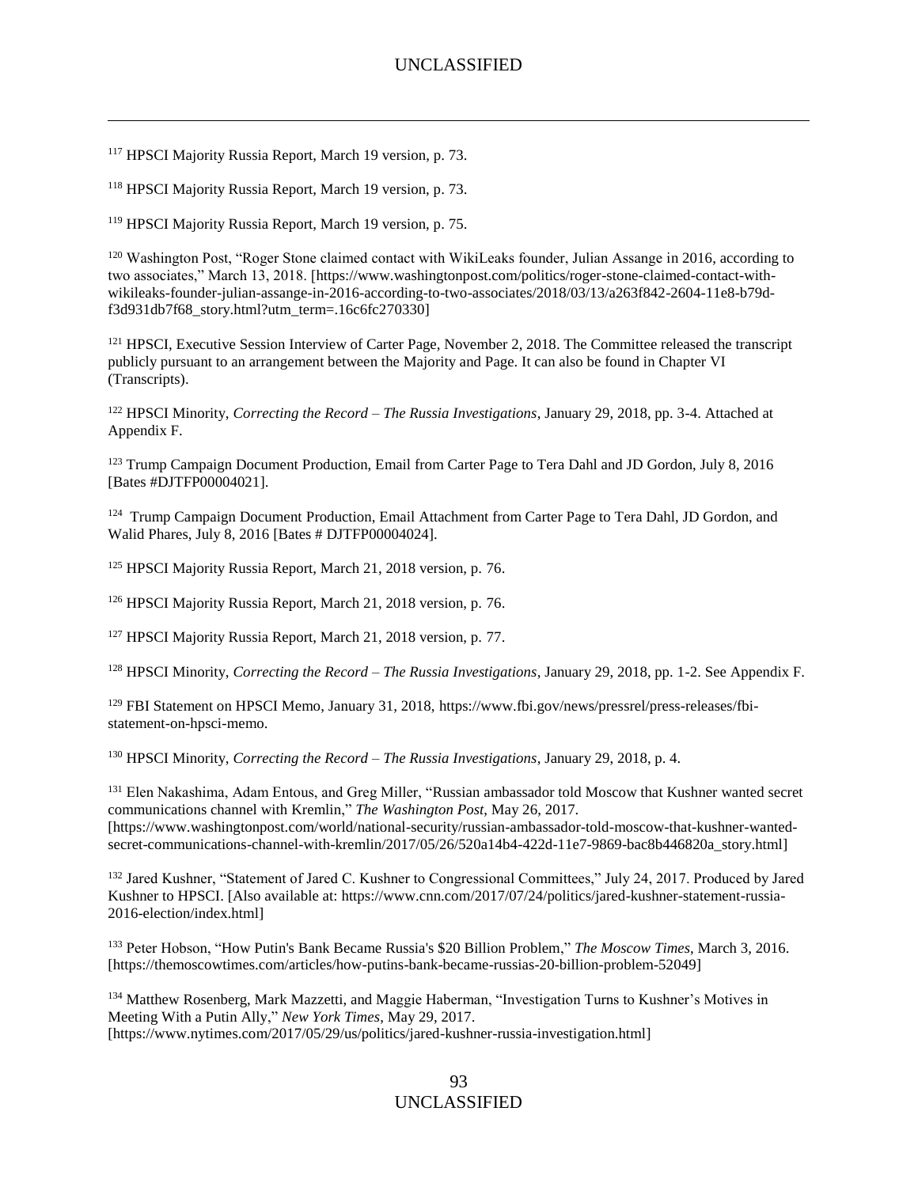[117] HPSCI Majority Russia Report, March 19 version, p. 73.

[118] HPSCI Majority Russia Report, March 19 version, p. 73.

[119] HPSCI Majority Russia Report, March 19 version, p. 75.

[120] Washington Post, "Roger Stone claimed contact with WikiLeaks founder, Julian Assange in 2016, according to two associates," March 13, 2018. [https://www.washingtonpost.com/politics/roger-stone-claimed-contact-with-wikileaks-founder-julian-assange-in-2016-according-to-two-associates/2018/03/13/a263f842-2604-11e8-b79d-f3d931db7f68_story.html?utm_term=.16c6fc270330]

[121] HPSCI, Executive Session Interview of Carter Page, November 2, 2018. The Committee released the transcript publicly pursuant to an arrangement between the Majority and Page. It can also be found in Chapter VI (Transcripts).

[122] HPSCI Minority, *Correcting the Record – The Russia Investigations*, January 29, 2018, pp. 3-4. Attached at Appendix F.

[123] Trump Campaign Document Production, Email from Carter Page to Tera Dahl and JD Gordon, July 8, 2016 [Bates #DJTFP00004021].

[124] Trump Campaign Document Production, Email Attachment from Carter Page to Tera Dahl, JD Gordon, and Walid Phares, July 8, 2016 [Bates # DJTFP00004024].

[125] HPSCI Majority Russia Report, March 21, 2018 version, p. 76.

[126] HPSCI Majority Russia Report, March 21, 2018 version, p. 76.

[127] HPSCI Majority Russia Report, March 21, 2018 version, p. 77.

[128] HPSCI Minority, *Correcting the Record – The Russia Investigations*, January 29, 2018, pp. 1-2. See Appendix F.

[129] FBI Statement on HPSCI Memo, January 31, 2018, https://www.fbi.gov/news/pressrel/press-releases/fbi-statement-on-hpsci-memo.

[130] HPSCI Minority, *Correcting the Record – The Russia Investigations*, January 29, 2018, p. 4.

[131] Elen Nakashima, Adam Entous, and Greg Miller, "Russian ambassador told Moscow that Kushner wanted secret communications channel with Kremlin," *The Washington Post*, May 26, 2017. [https://www.washingtonpost.com/world/national-security/russian-ambassador-told-moscow-that-kushner-wanted-secret-communications-channel-with-kremlin/2017/05/26/520a14b4-422d-11e7-9869-bac8b446820a_story.html]

[132] Jared Kushner, "Statement of Jared C. Kushner to Congressional Committees," July 24, 2017. Produced by Jared Kushner to HPSCI. [Also available at: https://www.cnn.com/2017/07/24/politics/jared-kushner-statement-russia-2016-election/index.html]

[133] Peter Hobson, "How Putin's Bank Became Russia's $20 Billion Problem," *The Moscow Times*, March 3, 2016. [https://themoscowtimes.com/articles/how-putins-bank-became-russias-20-billion-problem-52049]

[134] Matthew Rosenberg, Mark Mazzetti, and Maggie Haberman, "Investigation Turns to Kushner's Motives in Meeting With a Putin Ally," *New York Times*, May 29, 2017. [https://www.nytimes.com/2017/05/29/us/politics/jared-kushner-russia-investigation.html]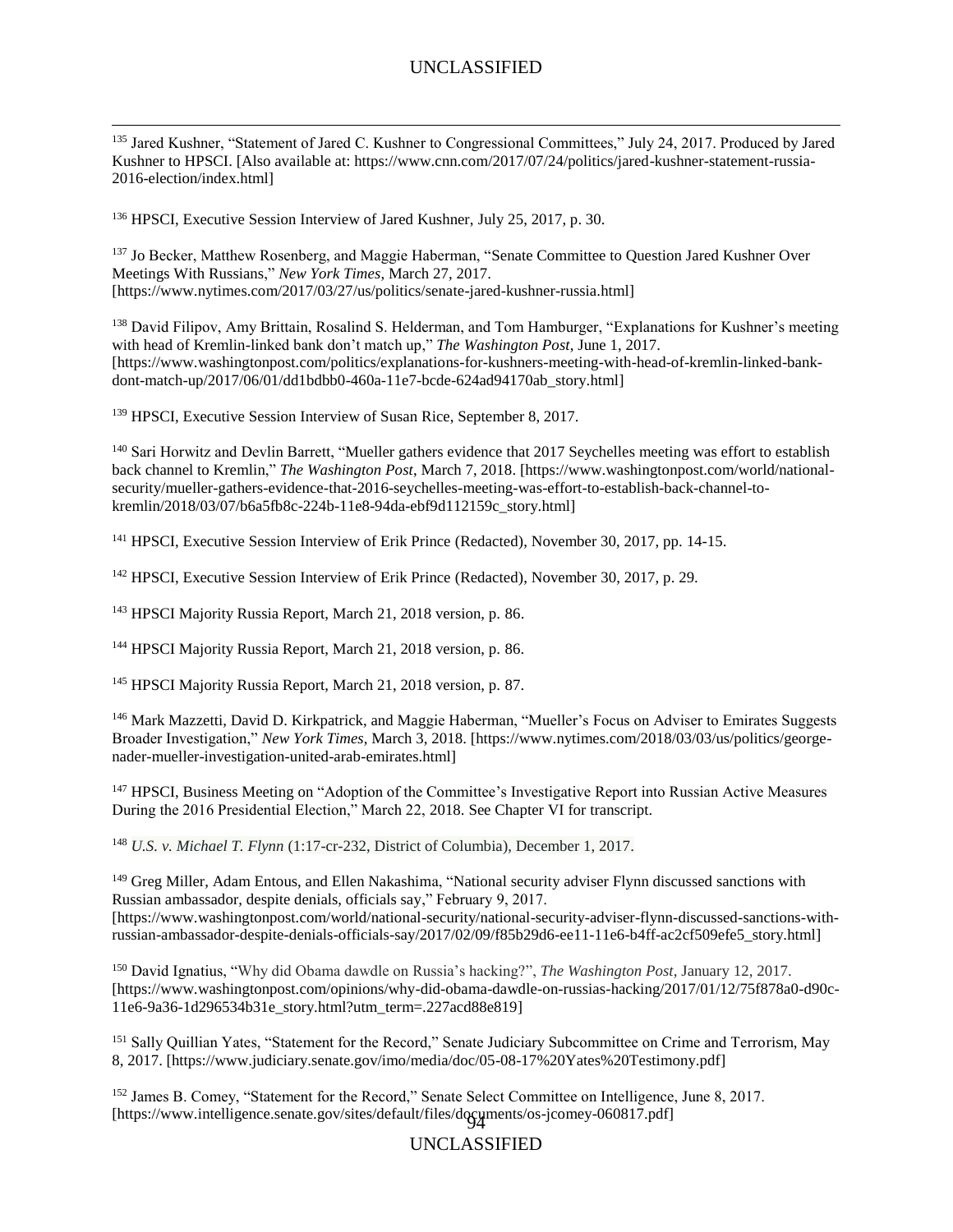[135] Jared Kushner, "Statement of Jared C. Kushner to Congressional Committees," July 24, 2017. Produced by Jared Kushner to HPSCI. [Also available at: https://www.cnn.com/2017/07/24/politics/jared-kushner-statement-russia-2016-election/index.html]

[136] HPSCI, Executive Session Interview of Jared Kushner, July 25, 2017, p. 30.

[137] Jo Becker, Matthew Rosenberg, and Maggie Haberman, "Senate Committee to Question Jared Kushner Over Meetings With Russians," *New York Times*, March 27, 2017. [https://www.nytimes.com/2017/03/27/us/politics/senate-jared-kushner-russia.html]

[138] David Filipov, Amy Brittain, Rosalind S. Helderman, and Tom Hamburger, "Explanations for Kushner's meeting with head of Kremlin-linked bank don't match up," *The Washington Post*, June 1, 2017. [https://www.washingtonpost.com/politics/explanations-for-kushners-meeting-with-head-of-kremlin-linked-bank-dont-match-up/2017/06/01/dd1bdbb0-460a-11e7-bcde-624ad94170ab_story.html]

[139] HPSCI, Executive Session Interview of Susan Rice, September 8, 2017.

[140] Sari Horwitz and Devlin Barrett, "Mueller gathers evidence that 2017 Seychelles meeting was effort to establish back channel to Kremlin," *The Washington Post*, March 7, 2018. [https://www.washingtonpost.com/world/national-security/mueller-gathers-evidence-that-2016-seychelles-meeting-was-effort-to-establish-back-channel-to-kremlin/2018/03/07/b6a5fb8c-224b-11e8-94da-ebf9d112159c_story.html]

[141] HPSCI, Executive Session Interview of Erik Prince (Redacted), November 30, 2017, pp. 14-15.

[142] HPSCI, Executive Session Interview of Erik Prince (Redacted), November 30, 2017, p. 29.

[143] HPSCI Majority Russia Report, March 21, 2018 version, p. 86.

[144] HPSCI Majority Russia Report, March 21, 2018 version, p. 86.

[145] HPSCI Majority Russia Report, March 21, 2018 version, p. 87.

[146] Mark Mazzetti, David D. Kirkpatrick, and Maggie Haberman, "Mueller's Focus on Adviser to Emirates Suggests Broader Investigation," *New York Times*, March 3, 2018. [https://www.nytimes.com/2018/03/03/us/politics/george-nader-mueller-investigation-united-arab-emirates.html]

[147] HPSCI, Business Meeting on "Adoption of the Committee's Investigative Report into Russian Active Measures During the 2016 Presidential Election," March 22, 2018. See Chapter VI for transcript.

[148] *U.S. v. Michael T. Flynn* (1:17-cr-232, District of Columbia), December 1, 2017.

[149] Greg Miller, Adam Entous, and Ellen Nakashima, "National security adviser Flynn discussed sanctions with Russian ambassador, despite denials, officials say," February 9, 2017. [https://www.washingtonpost.com/world/national-security/national-security-adviser-flynn-discussed-sanctions-with-russian-ambassador-despite-denials-officials-say/2017/02/09/f85b29d6-ee11-11e6-b4ff-ac2cf509efe5_story.html]

[150] David Ignatius, "Why did Obama dawdle on Russia's hacking?", *The Washington Post*, January 12, 2017. [https://www.washingtonpost.com/opinions/why-did-obama-dawdle-on-russias-hacking/2017/01/12/75f878a0-d90c-11e6-9a36-1d296534b31e_story.html?utm_term=.227acd88e819]

[151] Sally Quillian Yates, "Statement for the Record," Senate Judiciary Subcommittee on Crime and Terrorism, May 8, 2017. [https://www.judiciary.senate.gov/imo/media/doc/05-08-17%20Yates%20Testimony.pdf]

[152] James B. Comey, "Statement for the Record," Senate Select Committee on Intelligence, June 8, 2017. [https://www.intelligence.senate.gov/sites/default/files/documents/os-jcomey-060817.pdf]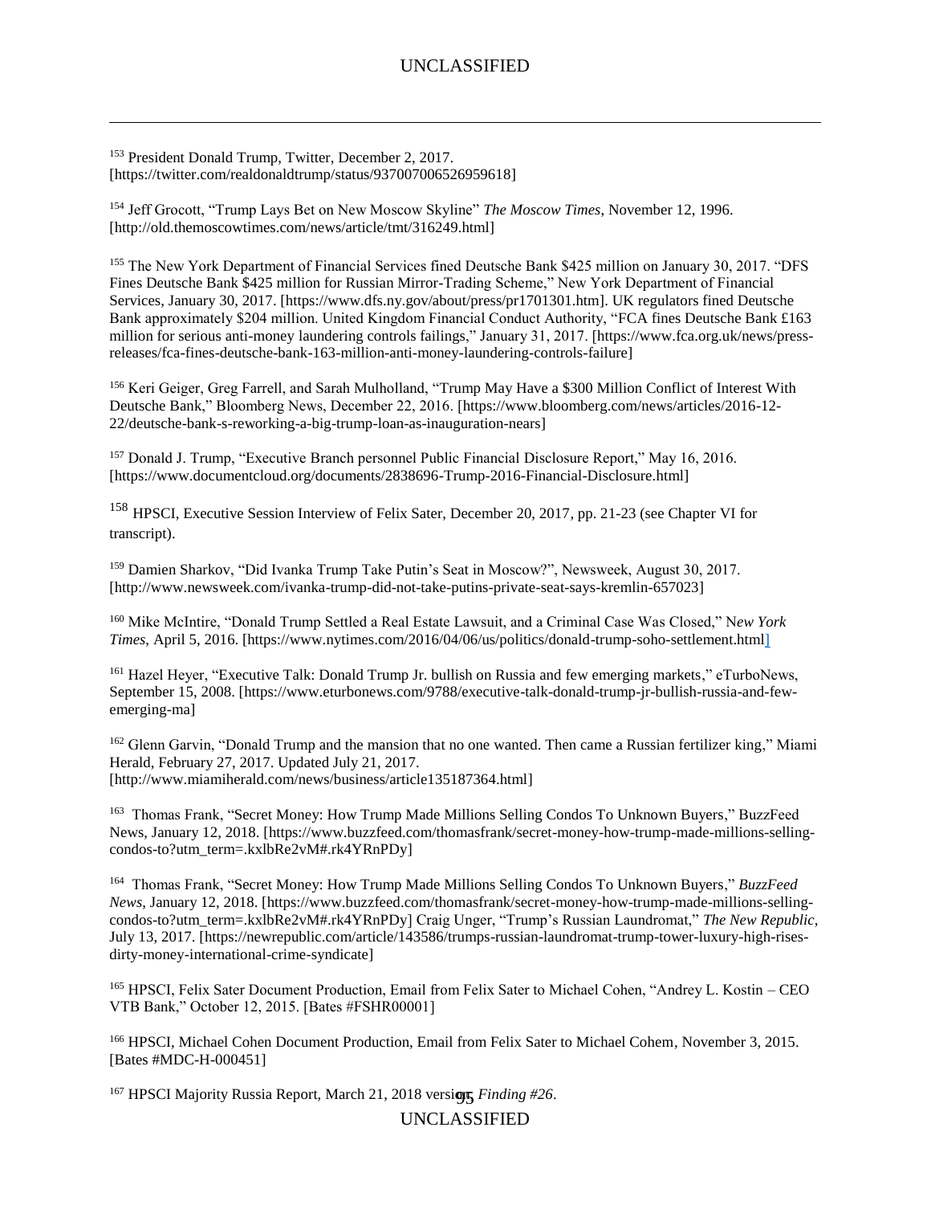[153] President Donald Trump, Twitter, December 2, 2017. [https://twitter.com/realdonaldtrump/status/937007006526959618]

[154] Jeff Grocott, "Trump Lays Bet on New Moscow Skyline" *The Moscow Times*, November 12, 1996. [http://old.themoscowtimes.com/news/article/tmt/316249.html]

[155] The New York Department of Financial Services fined Deutsche Bank $425 million on January 30, 2017. "DFS Fines Deutsche Bank $425 million for Russian Mirror-Trading Scheme," New York Department of Financial Services, January 30, 2017. [https://www.dfs.ny.gov/about/press/pr1701301.htm]. UK regulators fined Deutsche Bank approximately $204 million. United Kingdom Financial Conduct Authority, "FCA fines Deutsche Bank £163 million for serious anti-money laundering controls failings," January 31, 2017. [https://www.fca.org.uk/news/press-releases/fca-fines-deutsche-bank-163-million-anti-money-laundering-controls-failure]

[156] Keri Geiger, Greg Farrell, and Sarah Mulholland, "Trump May Have a $300 Million Conflict of Interest With Deutsche Bank," Bloomberg News, December 22, 2016. [https://www.bloomberg.com/news/articles/2016-12-22/deutsche-bank-s-reworking-a-big-trump-loan-as-inauguration-nears]

[157] Donald J. Trump, "Executive Branch personnel Public Financial Disclosure Report," May 16, 2016. [https://www.documentcloud.org/documents/2838696-Trump-2016-Financial-Disclosure.html]

[158] HPSCI, Executive Session Interview of Felix Sater, December 20, 2017, pp. 21-23 (see Chapter VI for transcript).

[159] Damien Sharkov, "Did Ivanka Trump Take Putin's Seat in Moscow?", Newsweek, August 30, 2017. [http://www.newsweek.com/ivanka-trump-did-not-take-putins-private-seat-says-kremlin-657023]

[160] Mike McIntire, "Donald Trump Settled a Real Estate Lawsuit, and a Criminal Case Was Closed," N*ew York Times*, April 5, 2016. [https://www.nytimes.com/2016/04/06/us/politics/donald-trump-soho-settlement.html]

[161] Hazel Heyer, "Executive Talk: Donald Trump Jr. bullish on Russia and few emerging markets," eTurboNews, September 15, 2008. [https://www.eturbonews.com/9788/executive-talk-donald-trump-jr-bullish-russia-and-few-emerging-ma]

[162] Glenn Garvin, "Donald Trump and the mansion that no one wanted. Then came a Russian fertilizer king," Miami Herald, February 27, 2017. Updated July 21, 2017. [http://www.miamiherald.com/news/business/article135187364.html]

[163] Thomas Frank, "Secret Money: How Trump Made Millions Selling Condos To Unknown Buyers," BuzzFeed News, January 12, 2018. [https://www.buzzfeed.com/thomasfrank/secret-money-how-trump-made-millions-selling-condos-to?utm_term=.kxlbRe2vM#.rk4YRnPDy]

[164] Thomas Frank, "Secret Money: How Trump Made Millions Selling Condos To Unknown Buyers," *BuzzFeed News*, January 12, 2018. [https://www.buzzfeed.com/thomasfrank/secret-money-how-trump-made-millions-selling-condos-to?utm_term=.kxlbRe2vM#.rk4YRnPDy] Craig Unger, "Trump's Russian Laundromat," *The New Republic*, July 13, 2017. [https://newrepublic.com/article/143586/trumps-russian-laundromat-trump-tower-luxury-high-rises-dirty-money-international-crime-syndicate]

[165] HPSCI, Felix Sater Document Production, Email from Felix Sater to Michael Cohen, "Andrey L. Kostin – CEO VTB Bank," October 12, 2015. [Bates #FSHR00001]

[166] HPSCI, Michael Cohen Document Production, Email from Felix Sater to Michael Cohem, November 3, 2015. [Bates #MDC-H-000451]

[167] HPSCI Majority Russia Report, March 21, 2018 version, *Finding #26*.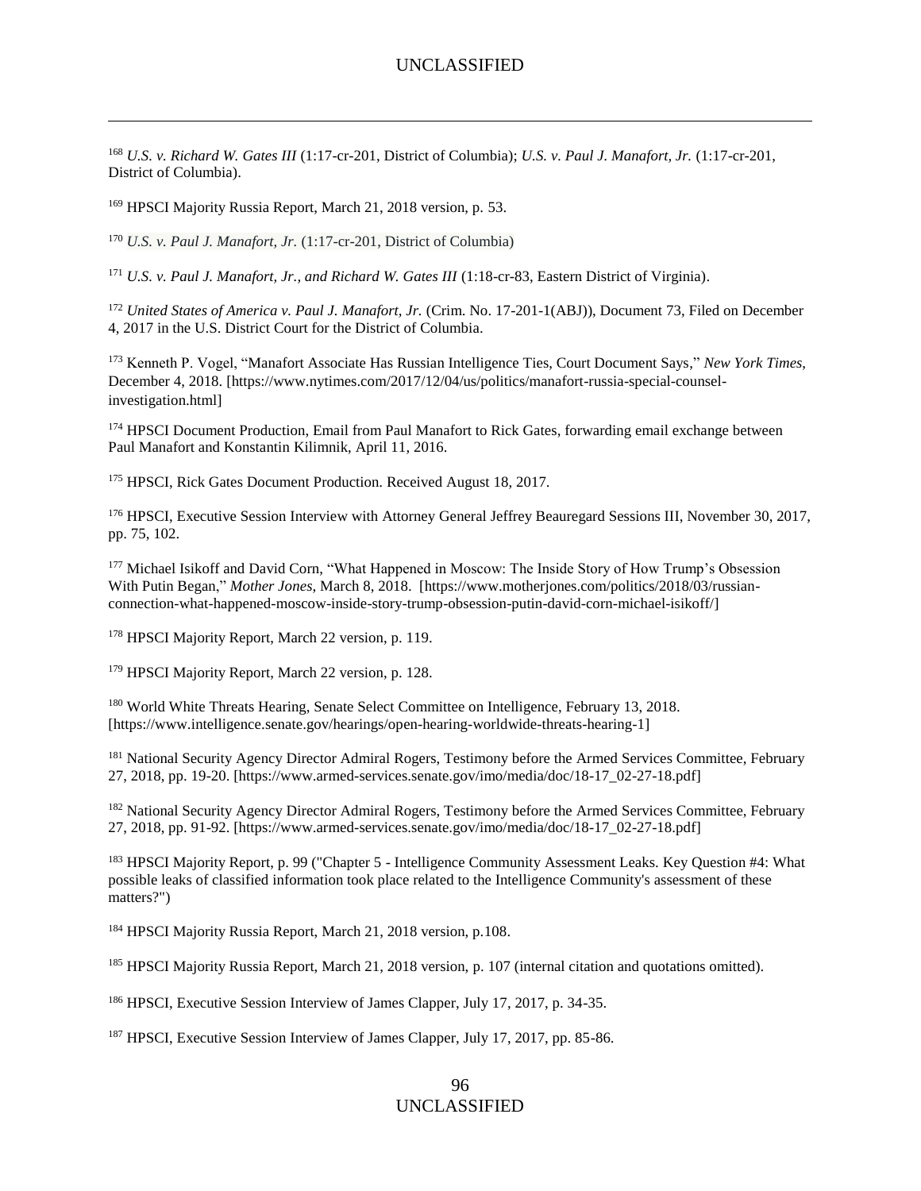[168] *U.S. v. Richard W. Gates III* (1:17-cr-201, District of Columbia); *U.S. v. Paul J. Manafort, Jr.* (1:17-cr-201, District of Columbia).

[169] HPSCI Majority Russia Report, March 21, 2018 version, p. 53.

[170] *U.S. v. Paul J. Manafort, Jr.* (1:17-cr-201, District of Columbia)

[171] *U.S. v. Paul J. Manafort, Jr., and Richard W. Gates III* (1:18-cr-83, Eastern District of Virginia).

[172] *United States of America v. Paul J. Manafort, Jr.* (Crim. No. 17-201-1(ABJ)), Document 73, Filed on December 4, 2017 in the U.S. District Court for the District of Columbia.

[173] Kenneth P. Vogel, "Manafort Associate Has Russian Intelligence Ties, Court Document Says," *New York Times*, December 4, 2018. [https://www.nytimes.com/2017/12/04/us/politics/manafort-russia-special-counsel-investigation.html]

[174] HPSCI Document Production, Email from Paul Manafort to Rick Gates, forwarding email exchange between Paul Manafort and Konstantin Kilimnik, April 11, 2016.

[175] HPSCI, Rick Gates Document Production. Received August 18, 2017.

[176] HPSCI, Executive Session Interview with Attorney General Jeffrey Beauregard Sessions III, November 30, 2017, pp. 75, 102.

[177] Michael Isikoff and David Corn, "What Happened in Moscow: The Inside Story of How Trump's Obsession With Putin Began," *Mother Jones*, March 8, 2018. [https://www.motherjones.com/politics/2018/03/russian-connection-what-happened-moscow-inside-story-trump-obsession-putin-david-corn-michael-isikoff/]

[178] HPSCI Majority Report, March 22 version, p. 119.

[179] HPSCI Majority Report, March 22 version, p. 128.

[180] World White Threats Hearing, Senate Select Committee on Intelligence, February 13, 2018. [https://www.intelligence.senate.gov/hearings/open-hearing-worldwide-threats-hearing-1]

[181] National Security Agency Director Admiral Rogers, Testimony before the Armed Services Committee, February 27, 2018, pp. 19-20. [https://www.armed-services.senate.gov/imo/media/doc/18-17_02-27-18.pdf]

[182] National Security Agency Director Admiral Rogers, Testimony before the Armed Services Committee, February 27, 2018, pp. 91-92. [https://www.armed-services.senate.gov/imo/media/doc/18-17_02-27-18.pdf]

[183] HPSCI Majority Report, p. 99 ("Chapter 5 - Intelligence Community Assessment Leaks. Key Question #4: What possible leaks of classified information took place related to the Intelligence Community's assessment of these matters?")

[184] HPSCI Majority Russia Report, March 21, 2018 version, p.108.

[185] HPSCI Majority Russia Report, March 21, 2018 version, p. 107 (internal citation and quotations omitted).

[186] HPSCI, Executive Session Interview of James Clapper, July 17, 2017, p. 34-35.

[187] HPSCI, Executive Session Interview of James Clapper, July 17, 2017, pp. 85-86.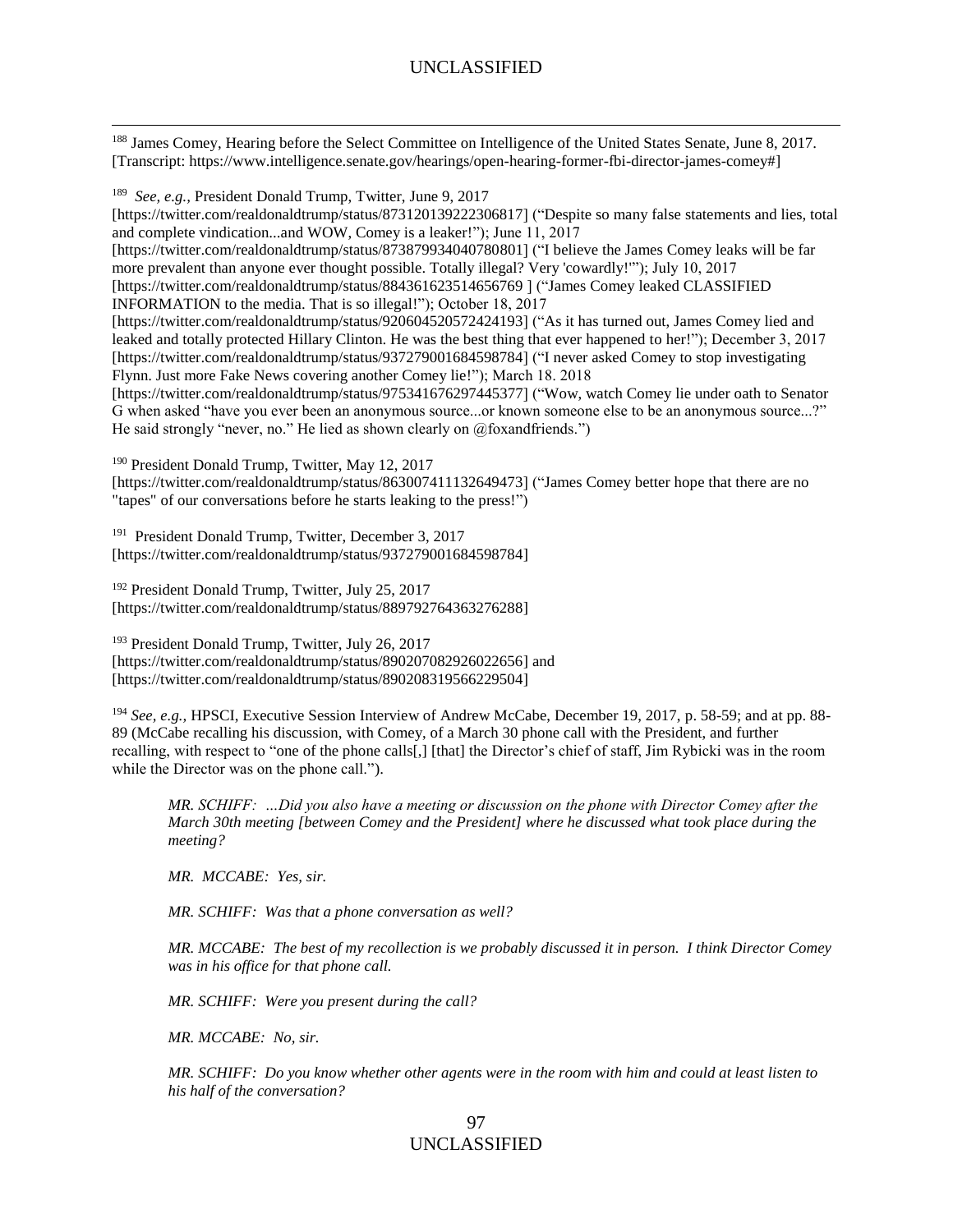[188] James Comey, Hearing before the Select Committee on Intelligence of the United States Senate, June 8, 2017. [Transcript: https://www.intelligence.senate.gov/hearings/open-hearing-former-fbi-director-james-comey#]

[189] *See, e.g.*, President Donald Trump, Twitter, June 9, 2017 [https://twitter.com/realdonaldtrump/status/873120139222306817] ("Despite so many false statements and lies, total and complete vindication...and WOW, Comey is a leaker!"); June 11, 2017 [https://twitter.com/realdonaldtrump/status/873879934040780801] ("I believe the James Comey leaks will be far more prevalent than anyone ever thought possible. Totally illegal? Very 'cowardly!'"); July 10, 2017 [https://twitter.com/realdonaldtrump/status/884361623514656769 ] ("James Comey leaked CLASSIFIED INFORMATION to the media. That is so illegal!"); October 18, 2017 [https://twitter.com/realdonaldtrump/status/920604520572424193] ("As it has turned out, James Comey lied and leaked and totally protected Hillary Clinton. He was the best thing that ever happened to her!"); December 3, 2017 [https://twitter.com/realdonaldtrump/status/937279001684598784] ("I never asked Comey to stop investigating Flynn. Just more Fake News covering another Comey lie!"); March 18. 2018 [https://twitter.com/realdonaldtrump/status/975341676297445377] ("Wow, watch Comey lie under oath to Senator G when asked "have you ever been an anonymous source...or known someone else to be an anonymous source...?" He said strongly "never, no." He lied as shown clearly on @foxandfriends.")

[190] President Donald Trump, Twitter, May 12, 2017 [https://twitter.com/realdonaldtrump/status/863007411132649473] ("James Comey better hope that there are no "tapes" of our conversations before he starts leaking to the press!")

[191] President Donald Trump, Twitter, December 3, 2017 [https://twitter.com/realdonaldtrump/status/937279001684598784]

[192] President Donald Trump, Twitter, July 25, 2017 [https://twitter.com/realdonaldtrump/status/889792764363276288]

[193] President Donald Trump, Twitter, July 26, 2017 [https://twitter.com/realdonaldtrump/status/890207082926022656] and [https://twitter.com/realdonaldtrump/status/890208319566229504]

[194] *See, e.g.*, HPSCI, Executive Session Interview of Andrew McCabe, December 19, 2017, p. 58-59; and at pp. 88-89 (McCabe recalling his discussion, with Comey, of a March 30 phone call with the President, and further recalling, with respect to "one of the phone calls[,] [that] the Director's chief of staff, Jim Rybicki was in the room while the Director was on the phone call.").

> *MR. SCHIFF: ...Did you also have a meeting or discussion on the phone with Director Comey after the March 30th meeting [between Comey and the President] where he discussed what took place during the meeting?*
>
> *MR. MCCABE: Yes, sir.*
>
> *MR. SCHIFF: Was that a phone conversation as well?*
>
> *MR. MCCABE: The best of my recollection is we probably discussed it in person. I think Director Comey was in his office for that phone call.*
>
> *MR. SCHIFF: Were you present during the call?*
>
> *MR. MCCABE: No, sir.*
>
> *MR. SCHIFF: Do you know whether other agents were in the room with him and could at least listen to his half of the conversation?*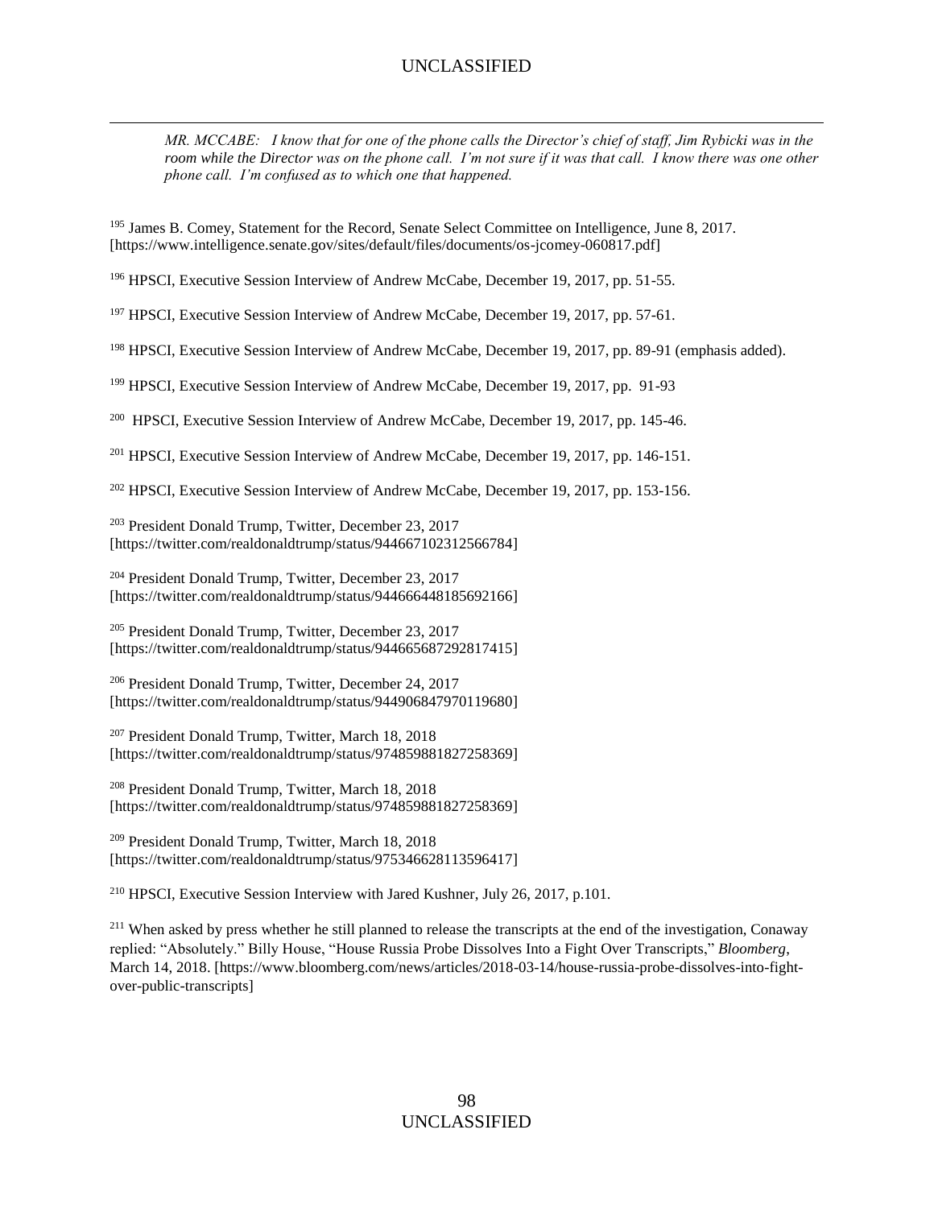*MR. MCCABE: I know that for one of the phone calls the Director's chief of staff, Jim Rybicki was in the room while the Director was on the phone call. I'm not sure if it was that call. I know there was one other phone call. I'm confused as to which one that happened.*

[195] James B. Comey, Statement for the Record, Senate Select Committee on Intelligence, June 8, 2017. [https://www.intelligence.senate.gov/sites/default/files/documents/os-jcomey-060817.pdf]

[196] HPSCI, Executive Session Interview of Andrew McCabe, December 19, 2017, pp. 51-55.

[197] HPSCI, Executive Session Interview of Andrew McCabe, December 19, 2017, pp. 57-61.

[198] HPSCI, Executive Session Interview of Andrew McCabe, December 19, 2017, pp. 89-91 (emphasis added).

[199] HPSCI, Executive Session Interview of Andrew McCabe, December 19, 2017, pp. 91-93

[200] HPSCI, Executive Session Interview of Andrew McCabe, December 19, 2017, pp. 145-46.

[201] HPSCI, Executive Session Interview of Andrew McCabe, December 19, 2017, pp. 146-151.

[202] HPSCI, Executive Session Interview of Andrew McCabe, December 19, 2017, pp. 153-156.

[203] President Donald Trump, Twitter, December 23, 2017 [https://twitter.com/realdonaldtrump/status/944667102312566784]

[204] President Donald Trump, Twitter, December 23, 2017 [https://twitter.com/realdonaldtrump/status/944666448185692166]

[205] President Donald Trump, Twitter, December 23, 2017 [https://twitter.com/realdonaldtrump/status/944665687292817415]

[206] President Donald Trump, Twitter, December 24, 2017 [https://twitter.com/realdonaldtrump/status/944906847970119680]

[207] President Donald Trump, Twitter, March 18, 2018 [https://twitter.com/realdonaldtrump/status/974859881827258369]

[208] President Donald Trump, Twitter, March 18, 2018 [https://twitter.com/realdonaldtrump/status/974859881827258369]

[209] President Donald Trump, Twitter, March 18, 2018 [https://twitter.com/realdonaldtrump/status/975346628113596417]

[210] HPSCI, Executive Session Interview with Jared Kushner, July 26, 2017, p.101.

[211] When asked by press whether he still planned to release the transcripts at the end of the investigation, Conaway replied: "Absolutely." Billy House, "House Russia Probe Dissolves Into a Fight Over Transcripts," *Bloomberg*, March 14, 2018. [https://www.bloomberg.com/news/articles/2018-03-14/house-russia-probe-dissolves-into-fight-over-public-transcripts]